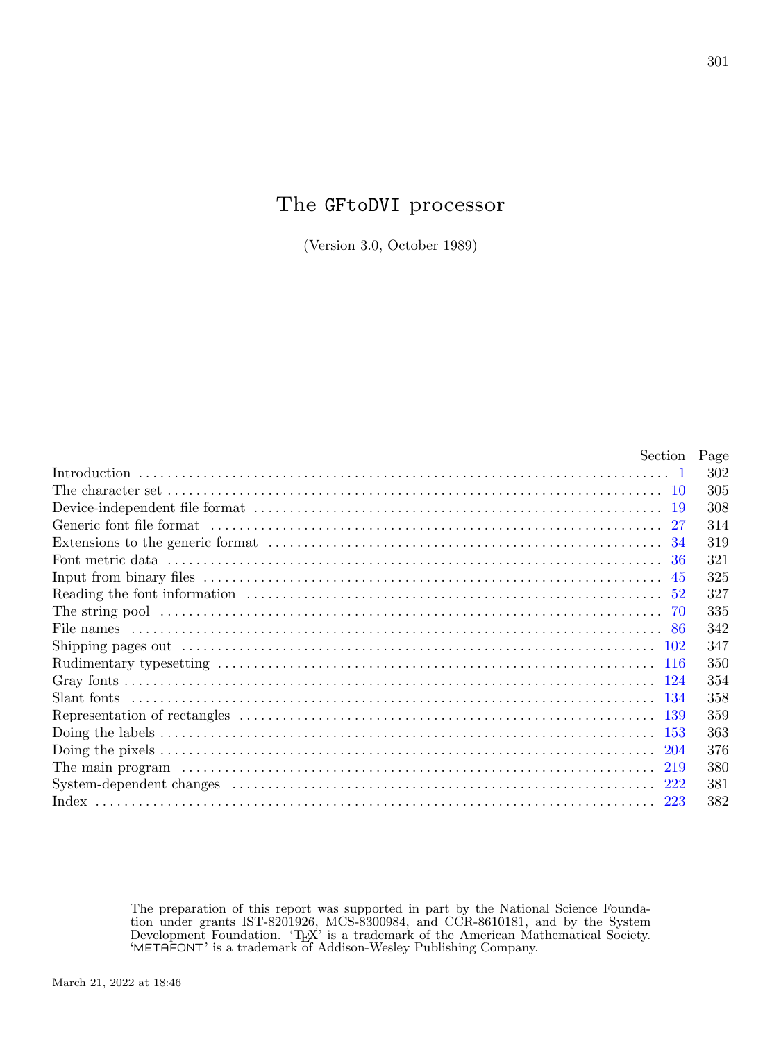# The GFtoDVI processor

(Version 3.0, October 1989)

| | Section | Page |
|---|---|---|
| Introduction | 1 | 302 |
| The character set | 10 | 305 |
| Device-independent file format | 19 | 308 |
| Generic font file format | 27 | 314 |
| Extensions to the generic format | 34 | 319 |
| Font metric data | 36 | 321 |
| Input from binary files | 45 | 325 |
| Reading the font information | 52 | 327 |
| The string pool | 70 | 335 |
| File names | 86 | 342 |
| Shipping pages out | 102 | 347 |
| Rudimentary typesetting | 116 | 350 |
| Gray fonts | 124 | 354 |
| Slant fonts | 134 | 358 |
| Representation of rectangles | 139 | 359 |
| Doing the labels | 153 | 363 |
| Doing the pixels | 204 | 376 |
| The main program | 219 | 380 |
| System-dependent changes | 222 | 381 |
| Index | 223 | 382 |

The preparation of this report was supported in part by the National Science Foundation under grants IST-8201926, MCS-8300984, and CCR-8610181, and by the System Development Foundation. 'TeX' is a trademark of the American Mathematical Society. 'METAFONT' is a trademark of Addison-Wesley Publishing Company.

March 21, 2022 at 18:46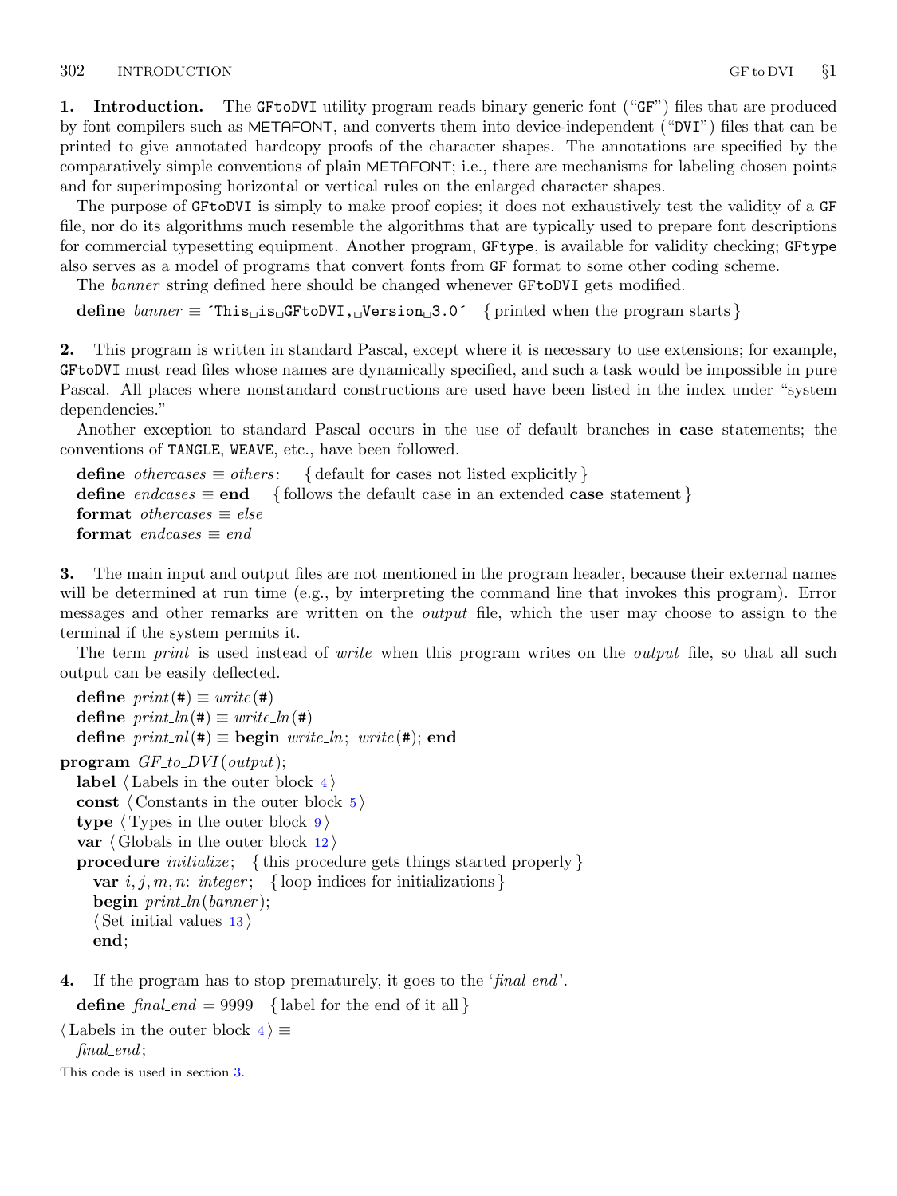**1. Introduction.** The GFtoDVI utility program reads binary generic font ("GF") files that are produced by font compilers such as METAFONT, and converts them into device-independent ("DVI") files that can be printed to give annotated hardcopy proofs of the character shapes. The annotations are specified by the comparatively simple conventions of plain METAFONT; i.e., there are mechanisms for labeling chosen points and for superimposing horizontal or vertical rules on the enlarged character shapes.

The purpose of GFtoDVI is simply to make proof copies; it does not exhaustively test the validity of a GF file, nor do its algorithms much resemble the algorithms that are typically used to prepare font descriptions for commercial typesetting equipment. Another program, GFtype, is available for validity checking; GFtype also serves as a model of programs that convert fonts from GF format to some other coding scheme.

The *banner* string defined here should be changed whenever GFtoDVI gets modified.

```
define banner ≡ ´This␣is␣GFtoDVI,␣Version␣3.0´ { printed when the program starts }
```

**2.** This program is written in standard Pascal, except where it is necessary to use extensions; for example, GFtoDVI must read files whose names are dynamically specified, and such a task would be impossible in pure Pascal. All places where nonstandard constructions are used have been listed in the index under "system dependencies."

Another exception to standard Pascal occurs in the use of default branches in **case** statements; the conventions of TANGLE, WEAVE, etc., have been followed.

```
define othercases ≡ others:   { default for cases not listed explicitly }
define endcases ≡ end   { follows the default case in an extended case statement }
format othercases ≡ else
format endcases ≡ end
```

**3.** The main input and output files are not mentioned in the program header, because their external names will be determined at run time (e.g., by interpreting the command line that invokes this program). Error messages and other remarks are written on the *output* file, which the user may choose to assign to the terminal if the system permits it.

The term *print* is used instead of *write* when this program writes on the *output* file, so that all such output can be easily deflected.

```
define print(#) ≡ write(#)
define print_ln(#) ≡ write_ln(#)
define print_nl(#) ≡ begin write_ln; write(#); end

program GF_to_DVI(output);
  label ⟨ Labels in the outer block 4 ⟩
  const ⟨ Constants in the outer block 5 ⟩
  type ⟨ Types in the outer block 9 ⟩
  var ⟨ Globals in the outer block 12 ⟩
  procedure initialize;   { this procedure gets things started properly }
    var i, j, m, n: integer;   { loop indices for initializations }
    begin print_ln(banner);
    ⟨ Set initial values 13 ⟩
    end;
```

**4.** If the program has to stop prematurely, it goes to the '*final_end*'.

```
define final_end = 9999   { label for the end of it all }

⟨ Labels in the outer block 4 ⟩ ≡
  final_end;
```

This code is used in section 3.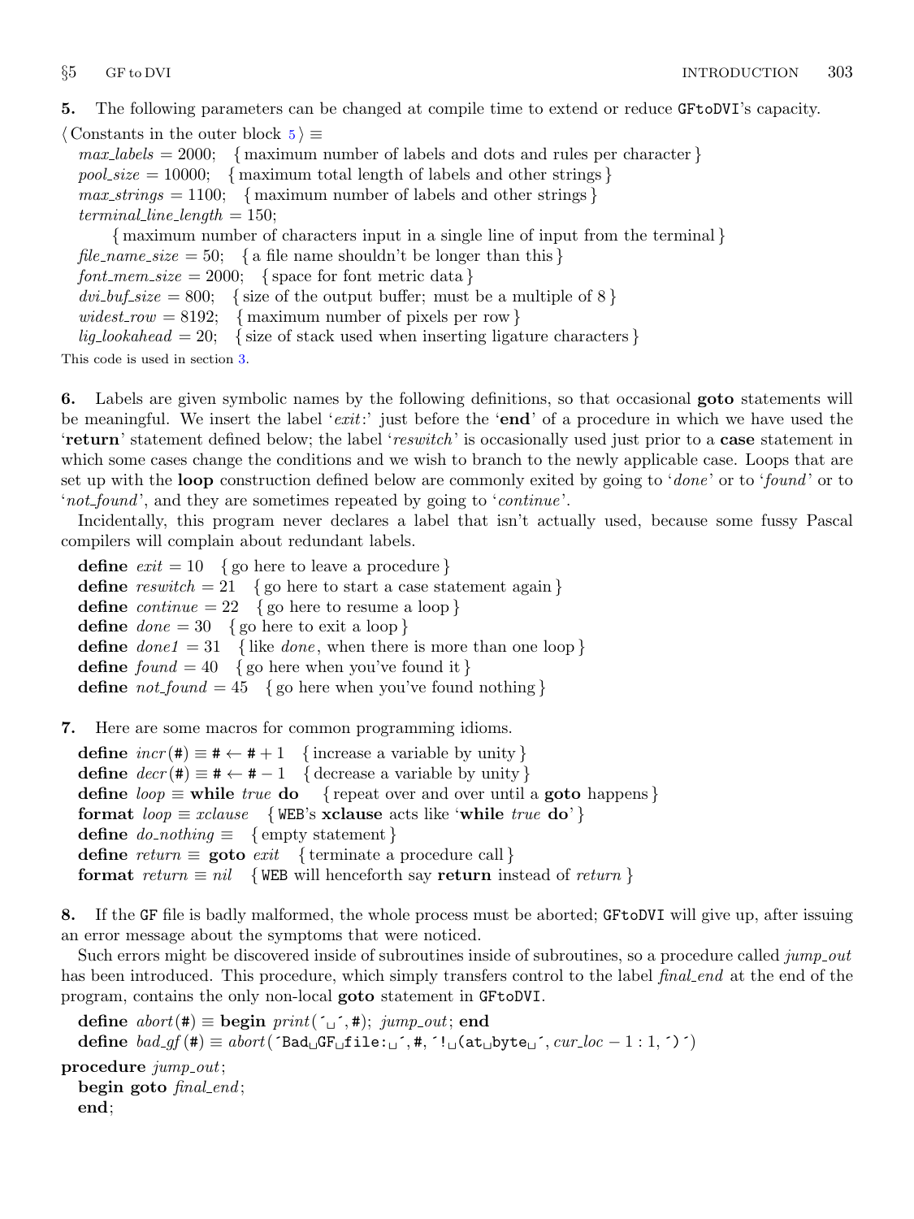**5.** The following parameters can be changed at compile time to extend or reduce GFtoDVI's capacity.

⟨ Constants in the outer block 5 ⟩ ≡
*max_labels* = 2000; { maximum number of labels and dots and rules per character }
*pool_size* = 10000; { maximum total length of labels and other strings }
*max_strings* = 1100; { maximum number of labels and other strings }
*terminal_line_length* = 150;
{ maximum number of characters input in a single line of input from the terminal }
*file_name_size* = 50; { a file name shouldn't be longer than this }
*font_mem_size* = 2000; { space for font metric data }
*dvi_buf_size* = 800; { size of the output buffer; must be a multiple of 8 }
*widest_row* = 8192; { maximum number of pixels per row }
*lig_lookahead* = 20; { size of stack used when inserting ligature characters }

This code is used in section 3.

**6.** Labels are given symbolic names by the following definitions, so that occasional **goto** statements will be meaningful. We insert the label '*exit*:' just before the '**end**' of a procedure in which we have used the '**return**' statement defined below; the label '*reswitch*' is occasionally used just prior to a **case** statement in which some cases change the conditions and we wish to branch to the newly applicable case. Loops that are set up with the **loop** construction defined below are commonly exited by going to '*done*' or to '*found*' or to '*not_found*', and they are sometimes repeated by going to '*continue*'.

Incidentally, this program never declares a label that isn't actually used, because some fussy Pascal compilers will complain about redundant labels.

**define** *exit* = 10 { go here to leave a procedure }
**define** *reswitch* = 21 { go here to start a case statement again }
**define** *continue* = 22 { go here to resume a loop }
**define** *done* = 30 { go here to exit a loop }
**define** *done1* = 31 { like *done*, when there is more than one loop }
**define** *found* = 40 { go here when you've found it }
**define** *not_found* = 45 { go here when you've found nothing }

**7.** Here are some macros for common programming idioms.

**define** *incr*(#) ≡ # ← # + 1 { increase a variable by unity }
**define** *decr*(#) ≡ # ← # − 1 { decrease a variable by unity }
**define** *loop* ≡ **while** *true* **do** { repeat over and over until a **goto** happens }
**format** *loop* ≡ *xclause* { WEB's **xclause** acts like '**while** *true* **do**' }
**define** *do_nothing* ≡ { empty statement }
**define** *return* ≡ **goto** *exit* { terminate a procedure call }
**format** *return* ≡ *nil* { WEB will henceforth say **return** instead of *return* }

**8.** If the GF file is badly malformed, the whole process must be aborted; GFtoDVI will give up, after issuing an error message about the symptoms that were noticed.

Such errors might be discovered inside of subroutines inside of subroutines, so a procedure called *jump_out* has been introduced. This procedure, which simply transfers control to the label *final_end* at the end of the program, contains the only non-local **goto** statement in GFtoDVI.

**define** *abort*(#) ≡ **begin** *print*(´␣´, #); *jump_out*; **end**
**define** *bad_gf*(#) ≡ *abort*(´Bad␣GF␣file:␣´, #, ´!␣(at␣byte␣´, *cur_loc* − 1 : 1, ´)´)

**procedure** *jump_out*;
**begin goto** *final_end*;
**end**;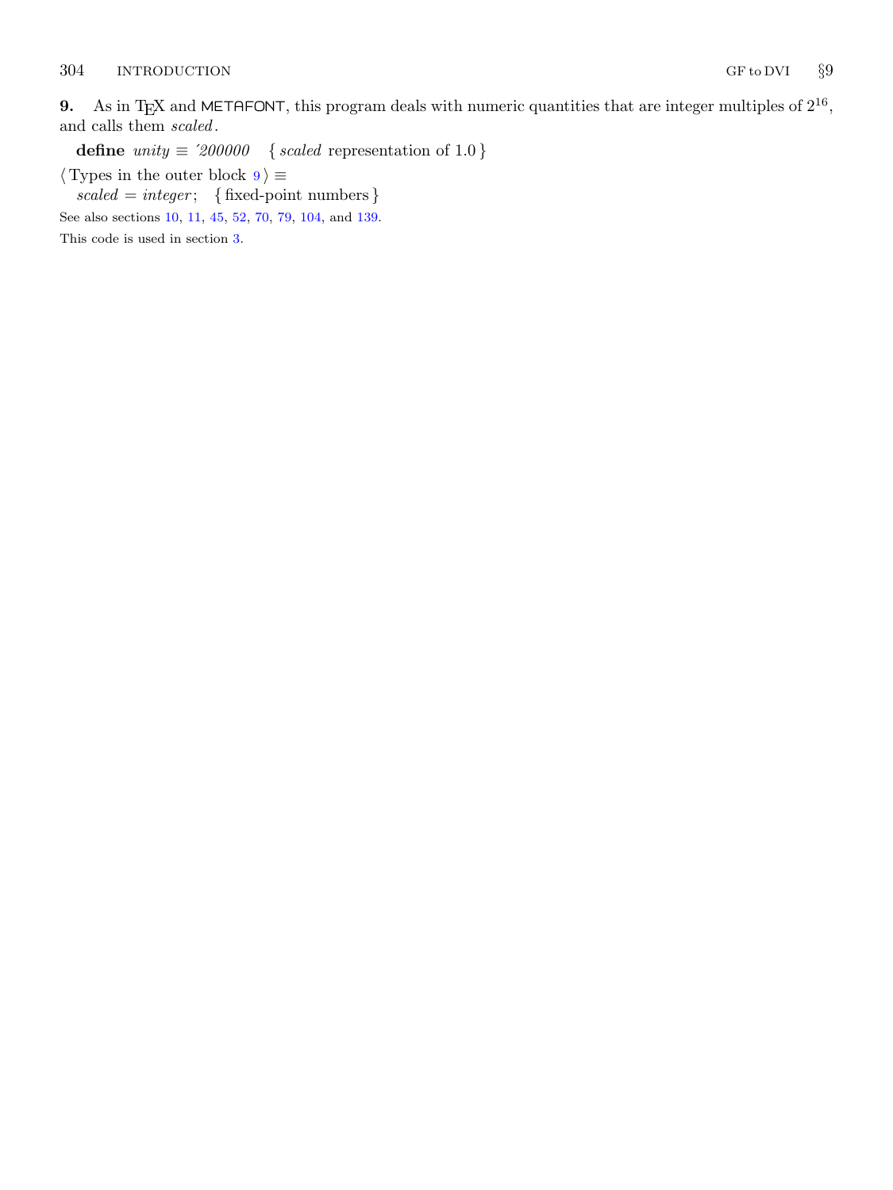**9.** As in TeX and METAFONT, this program deals with numeric quantities that are integer multiples of $2^{16}$, and calls them *scaled*.

**define** *unity* ≡ ´200000 { *scaled* representation of 1.0 }

⟨ Types in the outer block 9 ⟩ ≡
*scaled* = *integer*; { fixed-point numbers }

See also sections 10, 11, 45, 52, 70, 79, 104, and 139.

This code is used in section 3.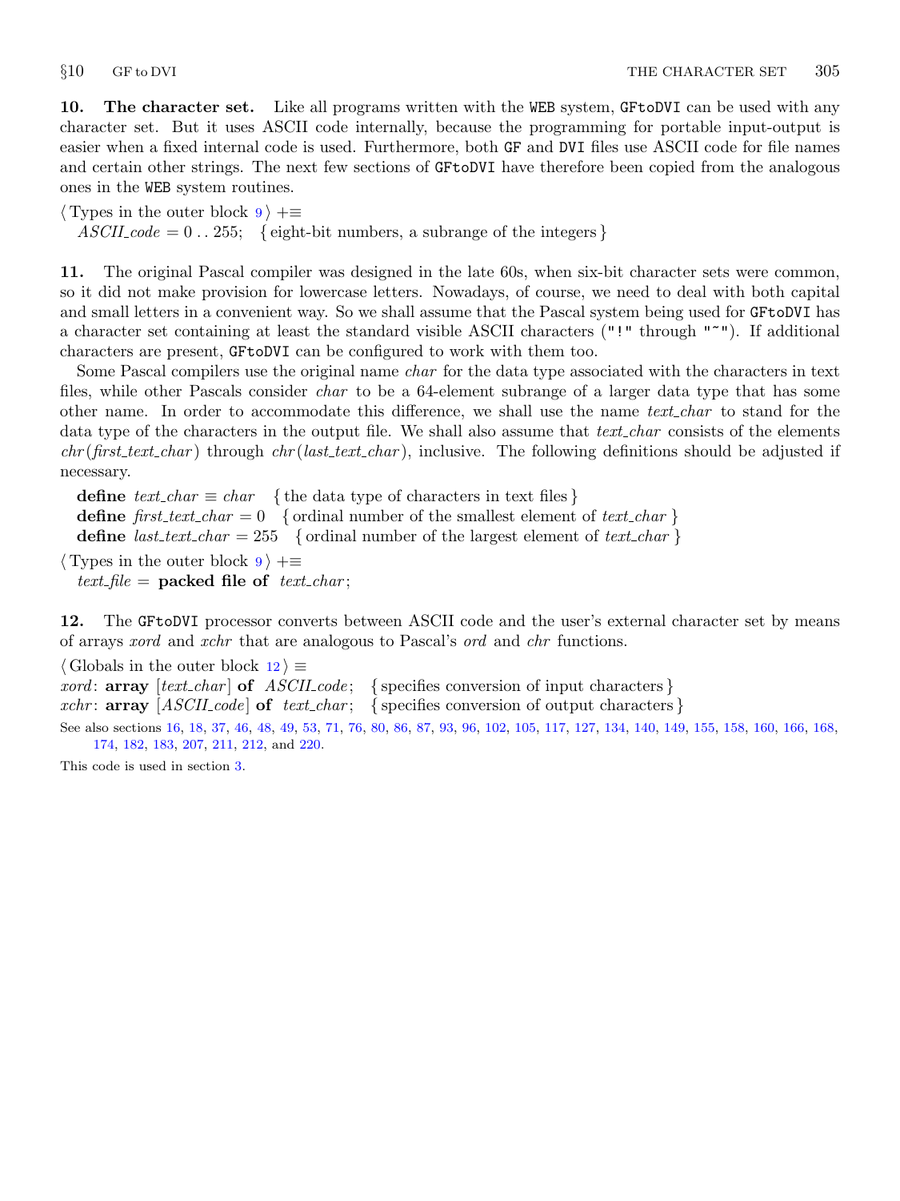**10. The character set.** Like all programs written with the WEB system, GFtoDVI can be used with any character set. But it uses ASCII code internally, because the programming for portable input-output is easier when a fixed internal code is used. Furthermore, both GF and DVI files use ASCII code for file names and certain other strings. The next few sections of GFtoDVI have therefore been copied from the analogous ones in the WEB system routines.

⟨ Types in the outer block 9 ⟩ +≡
  *ASCII_code* = 0 . . 255; { eight-bit numbers, a subrange of the integers }

**11.** The original Pascal compiler was designed in the late 60s, when six-bit character sets were common, so it did not make provision for lowercase letters. Nowadays, of course, we need to deal with both capital and small letters in a convenient way. So we shall assume that the Pascal system being used for GFtoDVI has a character set containing at least the standard visible ASCII characters ("!" through "~"). If additional characters are present, GFtoDVI can be configured to work with them too.

Some Pascal compilers use the original name *char* for the data type associated with the characters in text files, while other Pascals consider *char* to be a 64-element subrange of a larger data type that has some other name. In order to accommodate this difference, we shall use the name *text_char* to stand for the data type of the characters in the output file. We shall also assume that *text_char* consists of the elements *chr*(*first_text_char*) through *chr*(*last_text_char*), inclusive. The following definitions should be adjusted if necessary.

**define** *text_char* ≡ *char* { the data type of characters in text files }
**define** *first_text_char* = 0 { ordinal number of the smallest element of *text_char* }
**define** *last_text_char* = 255 { ordinal number of the largest element of *text_char* }

⟨ Types in the outer block 9 ⟩ +≡
  *text_file* = **packed file of** *text_char*;

**12.** The GFtoDVI processor converts between ASCII code and the user's external character set by means of arrays *xord* and *xchr* that are analogous to Pascal's *ord* and *chr* functions.

⟨ Globals in the outer block 12 ⟩ ≡
*xord*: **array** [*text_char*] **of** *ASCII_code*; { specifies conversion of input characters }
*xchr*: **array** [*ASCII_code*] **of** *text_char*; { specifies conversion of output characters }

See also sections 16, 18, 37, 46, 48, 49, 53, 71, 76, 80, 86, 87, 93, 96, 102, 105, 117, 127, 134, 140, 149, 155, 158, 160, 166, 168, 174, 182, 183, 207, 211, 212, and 220.

This code is used in section 3.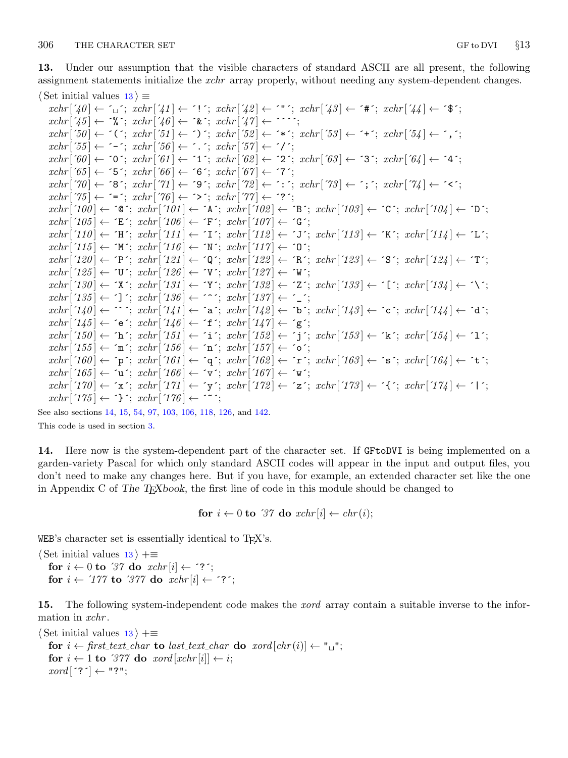**13.** Under our assumption that the visible characters of standard ASCII are all present, the following assignment statements initialize the *xchr* array properly, without needing any system-dependent changes.

⟨ Set initial values 13 ⟩ ≡

```
xchr['40] ← '␣'; xchr['41] ← '!'; xchr['42] ← '"'; xchr['43] ← '#'; xchr['44] ← '$';
xchr['45] ← '%'; xchr['46] ← '&'; xchr['47] ← '''';
xchr['50] ← '('; xchr['51] ← ')'; xchr['52] ← '*'; xchr['53] ← '+'; xchr['54] ← ',';
xchr['55] ← '-'; xchr['56] ← '.'; xchr['57] ← '/';
xchr['60] ← '0'; xchr['61] ← '1'; xchr['62] ← '2'; xchr['63] ← '3'; xchr['64] ← '4';
xchr['65] ← '5'; xchr['66] ← '6'; xchr['67] ← '7';
xchr['70] ← '8'; xchr['71] ← '9'; xchr['72] ← ':'; xchr['73] ← ';'; xchr['74] ← '<';
xchr['75] ← '='; xchr['76] ← '>'; xchr['77] ← '?';
xchr['100] ← '@'; xchr['101] ← 'A'; xchr['102] ← 'B'; xchr['103] ← 'C'; xchr['104] ← 'D';
xchr['105] ← 'E'; xchr['106] ← 'F'; xchr['107] ← 'G';
xchr['110] ← 'H'; xchr['111] ← 'I'; xchr['112] ← 'J'; xchr['113] ← 'K'; xchr['114] ← 'L';
xchr['115] ← 'M'; xchr['116] ← 'N'; xchr['117] ← 'O';
xchr['120] ← 'P'; xchr['121] ← 'Q'; xchr['122] ← 'R'; xchr['123] ← 'S'; xchr['124] ← 'T';
xchr['125] ← 'U'; xchr['126] ← 'V'; xchr['127] ← 'W';
xchr['130] ← 'X'; xchr['131] ← 'Y'; xchr['132] ← 'Z'; xchr['133] ← '['; xchr['134] ← '\';
xchr['135] ← ']'; xchr['136] ← '^'; xchr['137] ← '_';
xchr['140] ← '`'; xchr['141] ← 'a'; xchr['142] ← 'b'; xchr['143] ← 'c'; xchr['144] ← 'd';
xchr['145] ← 'e'; xchr['146] ← 'f'; xchr['147] ← 'g';
xchr['150] ← 'h'; xchr['151] ← 'i'; xchr['152] ← 'j'; xchr['153] ← 'k'; xchr['154] ← 'l';
xchr['155] ← 'm'; xchr['156] ← 'n'; xchr['157] ← 'o';
xchr['160] ← 'p'; xchr['161] ← 'q'; xchr['162] ← 'r'; xchr['163] ← 's'; xchr['164] ← 't';
xchr['165] ← 'u'; xchr['166] ← 'v'; xchr['167] ← 'w';
xchr['170] ← 'x'; xchr['171] ← 'y'; xchr['172] ← 'z'; xchr['173] ← '{'; xchr['174] ← '|';
xchr['175] ← '}'; xchr['176] ← '~';
```

See also sections 14, 15, 54, 97, 103, 106, 118, 126, and 142.

This code is used in section 3.

**14.** Here now is the system-dependent part of the character set. If GFtoDVI is being implemented on a garden-variety Pascal for which only standard ASCII codes will appear in the input and output files, you don't need to make any changes here. But if you have, for example, an extended character set like the one in Appendix C of *The TEXbook*, the first line of code in this module should be changed to

```
for i ← 0 to '37 do xchr[i] ← chr(i);
```

WEB's character set is essentially identical to TEX's.

⟨ Set initial values 13 ⟩ +≡

```
for i ← 0 to '37 do xchr[i] ← '?';
for i ← '177 to '377 do xchr[i] ← '?';
```

**15.** The following system-independent code makes the *xord* array contain a suitable inverse to the information in *xchr*.

⟨ Set initial values 13 ⟩ +≡

```
for i ← first_text_char to last_text_char do xord[chr(i)] ← "␣";
for i ← 1 to '377 do xord[xchr[i]] ← i;
xord['?'] ← "?";
```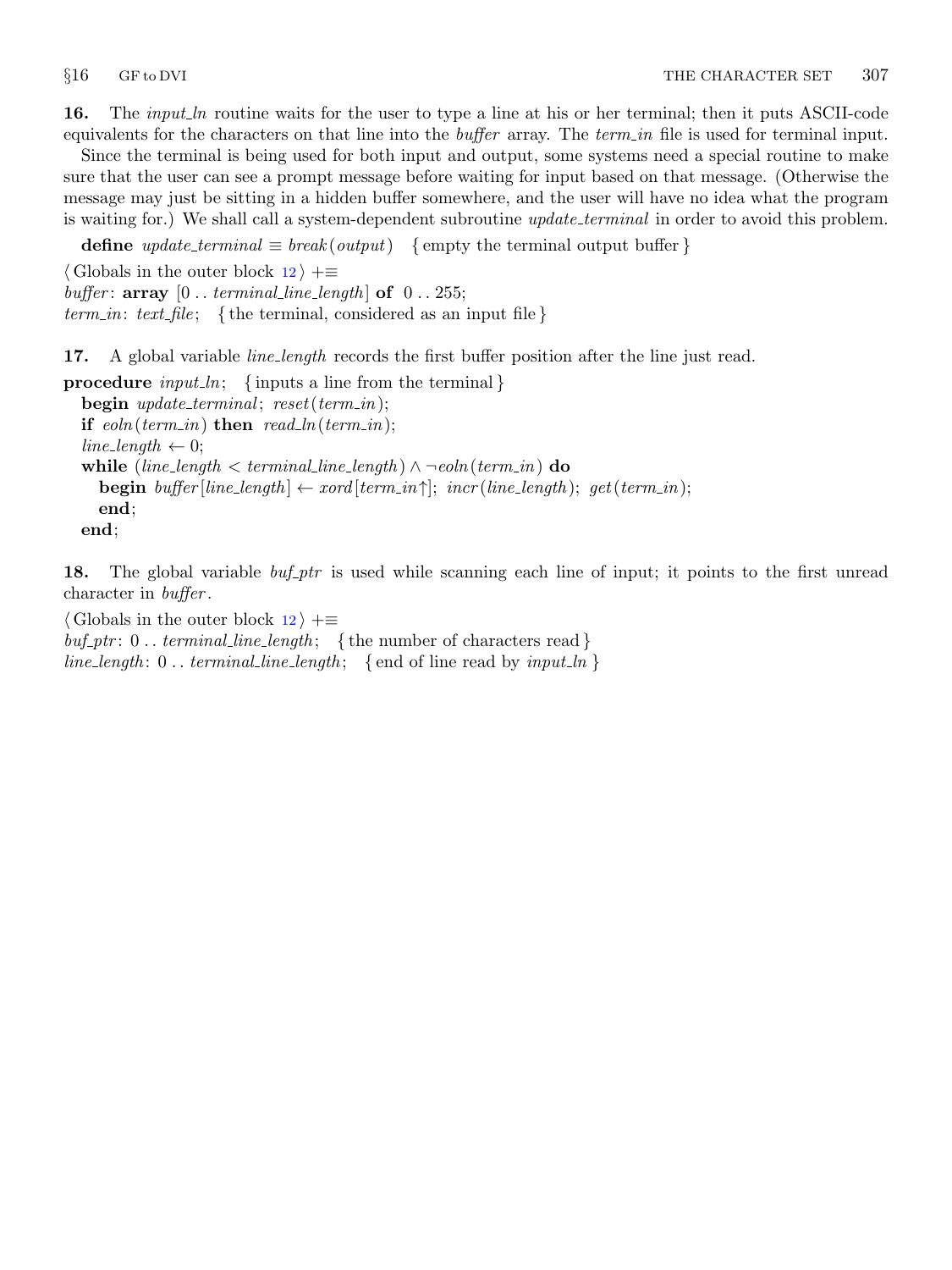**16.** The *input_ln* routine waits for the user to type a line at his or her terminal; then it puts ASCII-code equivalents for the characters on that line into the *buffer* array. The *term_in* file is used for terminal input.

Since the terminal is being used for both input and output, some systems need a special routine to make sure that the user can see a prompt message before waiting for input based on that message. (Otherwise the message may just be sitting in a hidden buffer somewhere, and the user will have no idea what the program is waiting for.) We shall call a system-dependent subroutine *update_terminal* in order to avoid this problem.

**define** *update_terminal* $\equiv$ *break*(*output*) { empty the terminal output buffer }

⟨ Globals in the outer block 12 ⟩ +≡
*buffer*: **array** [0 .. *terminal_line_length*] **of** 0 .. 255;
*term_in*: *text_file*; { the terminal, considered as an input file }

**17.** A global variable *line_length* records the first buffer position after the line just read.

**procedure** *input_ln*; { inputs a line from the terminal }
  **begin** *update_terminal*; *reset*(*term_in*);
  **if** *eoln*(*term_in*) **then** *read_ln*(*term_in*);
  *line_length* ← 0;
  **while** (*line_length* < *terminal_line_length*) ∧ ¬*eoln*(*term_in*) **do**
    **begin** *buffer*[*line_length*] ← *xord*[*term_in*↑]; *incr*(*line_length*); *get*(*term_in*);
    **end**;
  **end**;

**18.** The global variable *buf_ptr* is used while scanning each line of input; it points to the first unread character in *buffer*.

⟨ Globals in the outer block 12 ⟩ +≡
*buf_ptr*: 0 .. *terminal_line_length*; { the number of characters read }
*line_length*: 0 .. *terminal_line_length*; { end of line read by *input_ln* }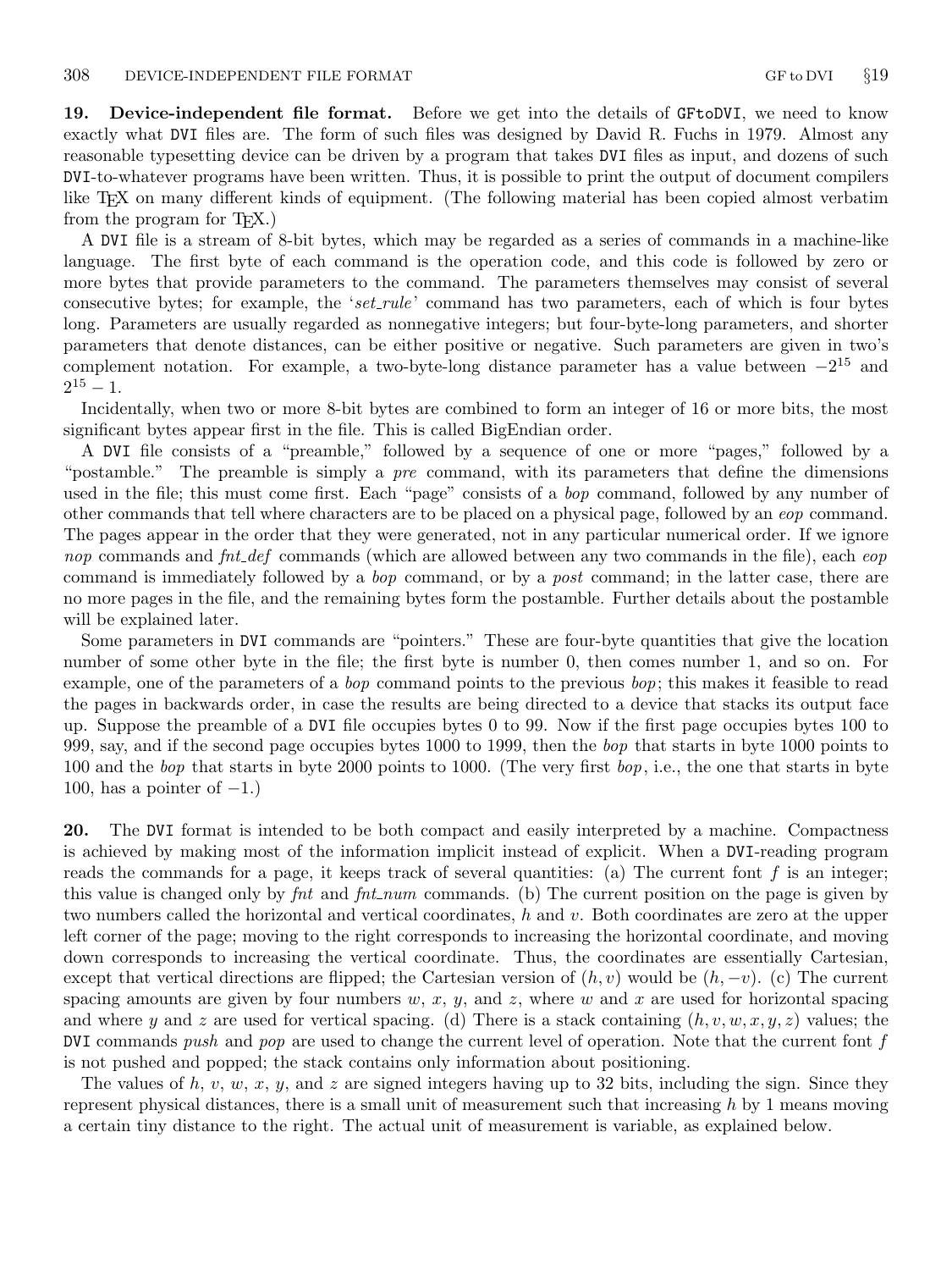**19. Device-independent file format.** Before we get into the details of GFtoDVI, we need to know exactly what DVI files are. The form of such files was designed by David R. Fuchs in 1979. Almost any reasonable typesetting device can be driven by a program that takes DVI files as input, and dozens of such DVI-to-whatever programs have been written. Thus, it is possible to print the output of document compilers like TEX on many different kinds of equipment. (The following material has been copied almost verbatim from the program for TEX.)

A DVI file is a stream of 8-bit bytes, which may be regarded as a series of commands in a machine-like language. The first byte of each command is the operation code, and this code is followed by zero or more bytes that provide parameters to the command. The parameters themselves may consist of several consecutive bytes; for example, the '*set_rule*' command has two parameters, each of which is four bytes long. Parameters are usually regarded as nonnegative integers; but four-byte-long parameters, and shorter parameters that denote distances, can be either positive or negative. Such parameters are given in two's complement notation. For example, a two-byte-long distance parameter has a value between $-2^{15}$ and $2^{15} - 1$.

Incidentally, when two or more 8-bit bytes are combined to form an integer of 16 or more bits, the most significant bytes appear first in the file. This is called BigEndian order.

A DVI file consists of a "preamble," followed by a sequence of one or more "pages," followed by a "postamble." The preamble is simply a *pre* command, with its parameters that define the dimensions used in the file; this must come first. Each "page" consists of a *bop* command, followed by any number of other commands that tell where characters are to be placed on a physical page, followed by an *eop* command. The pages appear in the order that they were generated, not in any particular numerical order. If we ignore *nop* commands and *fnt_def* commands (which are allowed between any two commands in the file), each *eop* command is immediately followed by a *bop* command, or by a *post* command; in the latter case, there are no more pages in the file, and the remaining bytes form the postamble. Further details about the postamble will be explained later.

Some parameters in DVI commands are "pointers." These are four-byte quantities that give the location number of some other byte in the file; the first byte is number 0, then comes number 1, and so on. For example, one of the parameters of a *bop* command points to the previous *bop*; this makes it feasible to read the pages in backwards order, in case the results are being directed to a device that stacks its output face up. Suppose the preamble of a DVI file occupies bytes 0 to 99. Now if the first page occupies bytes 100 to 999, say, and if the second page occupies bytes 1000 to 1999, then the *bop* that starts in byte 1000 points to 100 and the *bop* that starts in byte 2000 points to 1000. (The very first *bop*, i.e., the one that starts in byte 100, has a pointer of $-1$.)

**20.** The DVI format is intended to be both compact and easily interpreted by a machine. Compactness is achieved by making most of the information implicit instead of explicit. When a DVI-reading program reads the commands for a page, it keeps track of several quantities: (a) The current font $f$ is an integer; this value is changed only by *fnt* and *fnt_num* commands. (b) The current position on the page is given by two numbers called the horizontal and vertical coordinates, $h$ and $v$. Both coordinates are zero at the upper left corner of the page; moving to the right corresponds to increasing the horizontal coordinate, and moving down corresponds to increasing the vertical coordinate. Thus, the coordinates are essentially Cartesian, except that vertical directions are flipped; the Cartesian version of $(h, v)$ would be $(h, -v)$. (c) The current spacing amounts are given by four numbers $w$, $x$, $y$, and $z$, where $w$ and $x$ are used for horizontal spacing and where $y$ and $z$ are used for vertical spacing. (d) There is a stack containing $(h, v, w, x, y, z)$ values; the DVI commands *push* and *pop* are used to change the current level of operation. Note that the current font $f$ is not pushed and popped; the stack contains only information about positioning.

The values of $h$, $v$, $w$, $x$, $y$, and $z$ are signed integers having up to 32 bits, including the sign. Since they represent physical distances, there is a small unit of measurement such that increasing $h$ by 1 means moving a certain tiny distance to the right. The actual unit of measurement is variable, as explained below.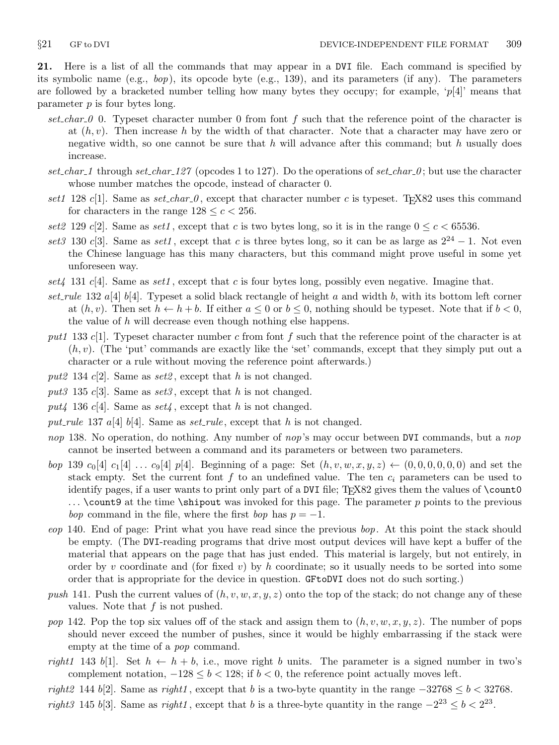**21.** Here is a list of all the commands that may appear in a DVI file. Each command is specified by its symbolic name (e.g., *bop*), its opcode byte (e.g., 139), and its parameters (if any). The parameters are followed by a bracketed number telling how many bytes they occupy; for example, '$p[4]$' means that parameter $p$ is four bytes long.

- *set_char_0* 0. Typeset character number 0 from font $f$ such that the reference point of the character is at $(h, v)$. Then increase $h$ by the width of that character. Note that a character may have zero or negative width, so one cannot be sure that $h$ will advance after this command; but $h$ usually does increase.
- *set_char_1* through *set_char_127* (opcodes 1 to 127). Do the operations of *set_char_0*; but use the character whose number matches the opcode, instead of character 0.
- *set1* 128 $c[1]$. Same as *set_char_0*, except that character number $c$ is typeset. TEX82 uses this command for characters in the range $128 \le c < 256$.
- *set2* 129 $c[2]$. Same as *set1*, except that $c$ is two bytes long, so it is in the range $0 \le c < 65536$.
- *set3* 130 $c[3]$. Same as *set1*, except that $c$ is three bytes long, so it can be as large as $2^{24} - 1$. Not even the Chinese language has this many characters, but this command might prove useful in some yet unforeseen way.
- *set4* 131 $c[4]$. Same as *set1*, except that $c$ is four bytes long, possibly even negative. Imagine that.
- *set_rule* 132 $a[4]$ $b[4]$. Typeset a solid black rectangle of height $a$ and width $b$, with its bottom left corner at $(h, v)$. Then set $h \leftarrow h + b$. If either $a \le 0$ or $b \le 0$, nothing should be typeset. Note that if $b < 0$, the value of $h$ will decrease even though nothing else happens.
- *put1* 133 $c[1]$. Typeset character number $c$ from font $f$ such that the reference point of the character is at $(h, v)$. (The 'put' commands are exactly like the 'set' commands, except that they simply put out a character or a rule without moving the reference point afterwards.)
- *put2* 134 $c[2]$. Same as *set2*, except that $h$ is not changed.
- *put3* 135 $c[3]$. Same as *set3*, except that $h$ is not changed.
- *put4* 136 $c[4]$. Same as *set4*, except that $h$ is not changed.
- *put_rule* 137 $a[4]$ $b[4]$. Same as *set_rule*, except that $h$ is not changed.
- *nop* 138. No operation, do nothing. Any number of *nop*'s may occur between DVI commands, but a *nop* cannot be inserted between a command and its parameters or between two parameters.
- *bop* 139 $c_0[4]$ $c_1[4]$ ... $c_9[4]$ $p[4]$. Beginning of a page: Set $(h, v, w, x, y, z) \leftarrow (0, 0, 0, 0, 0, 0)$ and set the stack empty. Set the current font $f$ to an undefined value. The ten $c_i$ parameters can be used to identify pages, if a user wants to print only part of a DVI file; TEX82 gives them the values of `\count0` ... `\count9` at the time `\shipout` was invoked for this page. The parameter $p$ points to the previous *bop* command in the file, where the first *bop* has $p = -1$.
- *eop* 140. End of page: Print what you have read since the previous *bop*. At this point the stack should be empty. (The DVI-reading programs that drive most output devices will have kept a buffer of the material that appears on the page that has just ended. This material is largely, but not entirely, in order by $v$ coordinate and (for fixed $v$) by $h$ coordinate; so it usually needs to be sorted into some order that is appropriate for the device in question. GFtoDVI does not do such sorting.)
- *push* 141. Push the current values of $(h, v, w, x, y, z)$ onto the top of the stack; do not change any of these values. Note that $f$ is not pushed.
- *pop* 142. Pop the top six values off of the stack and assign them to $(h, v, w, x, y, z)$. The number of pops should never exceed the number of pushes, since it would be highly embarrassing if the stack were empty at the time of a *pop* command.
- *right1* 143 $b[1]$. Set $h \leftarrow h + b$, i.e., move right $b$ units. The parameter is a signed number in two's complement notation, $-128 \le b < 128$; if $b < 0$, the reference point actually moves left.
- *right2* 144 $b[2]$. Same as *right1*, except that $b$ is a two-byte quantity in the range $-32768 \le b < 32768$.
- *right3* 145 $b[3]$. Same as *right1*, except that $b$ is a three-byte quantity in the range $-2^{23} \le b < 2^{23}$.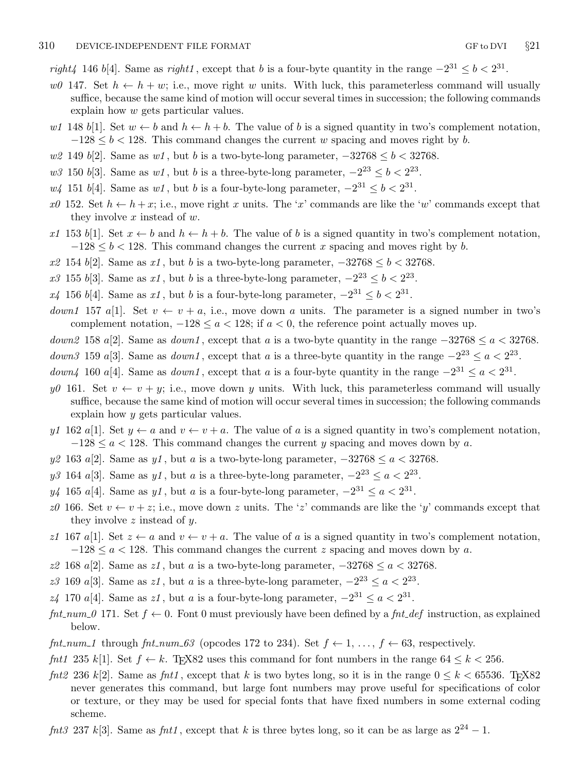*right4* 146 $b[4]$. Same as *right1*, except that $b$ is a four-byte quantity in the range $-2^{31} \le b < 2^{31}$.

*w0* 147. Set $h \leftarrow h + w$; i.e., move right $w$ units. With luck, this parameterless command will usually suffice, because the same kind of motion will occur several times in succession; the following commands explain how $w$ gets particular values.

*w1* 148 $b[1]$. Set $w \leftarrow b$ and $h \leftarrow h + b$. The value of $b$ is a signed quantity in two's complement notation, $-128 \le b < 128$. This command changes the current $w$ spacing and moves right by $b$.

*w2* 149 $b[2]$. Same as *w1*, but $b$ is a two-byte-long parameter, $-32768 \le b < 32768$.

*w3* 150 $b[3]$. Same as *w1*, but $b$ is a three-byte-long parameter, $-2^{23} \le b < 2^{23}$.

*w4* 151 $b[4]$. Same as *w1*, but $b$ is a four-byte-long parameter, $-2^{31} \le b < 2^{31}$.

*x0* 152. Set $h \leftarrow h + x$; i.e., move right $x$ units. The '$x$' commands are like the '$w$' commands except that they involve $x$ instead of $w$.

*x1* 153 $b[1]$. Set $x \leftarrow b$ and $h \leftarrow h + b$. The value of $b$ is a signed quantity in two's complement notation, $-128 \le b < 128$. This command changes the current $x$ spacing and moves right by $b$.

*x2* 154 $b[2]$. Same as *x1*, but $b$ is a two-byte-long parameter, $-32768 \le b < 32768$.

*x3* 155 $b[3]$. Same as *x1*, but $b$ is a three-byte-long parameter, $-2^{23} \le b < 2^{23}$.

*x4* 156 $b[4]$. Same as *x1*, but $b$ is a four-byte-long parameter, $-2^{31} \le b < 2^{31}$.

*down1* 157 $a[1]$. Set $v \leftarrow v + a$, i.e., move down $a$ units. The parameter is a signed number in two's complement notation, $-128 \le a < 128$; if $a < 0$, the reference point actually moves up.

*down2* 158 $a[2]$. Same as *down1*, except that $a$ is a two-byte quantity in the range $-32768 \le a < 32768$.

*down3* 159 $a[3]$. Same as *down1*, except that $a$ is a three-byte quantity in the range $-2^{23} \le a < 2^{23}$.

*down4* 160 $a[4]$. Same as *down1*, except that $a$ is a four-byte quantity in the range $-2^{31} \le a < 2^{31}$.

*y0* 161. Set $v \leftarrow v + y$; i.e., move down $y$ units. With luck, this parameterless command will usually suffice, because the same kind of motion will occur several times in succession; the following commands explain how $y$ gets particular values.

*y1* 162 $a[1]$. Set $y \leftarrow a$ and $v \leftarrow v + a$. The value of $a$ is a signed quantity in two's complement notation, $-128 \le a < 128$. This command changes the current $y$ spacing and moves down by $a$.

*y2* 163 $a[2]$. Same as *y1*, but $a$ is a two-byte-long parameter, $-32768 \le a < 32768$.

*y3* 164 $a[3]$. Same as *y1*, but $a$ is a three-byte-long parameter, $-2^{23} \le a < 2^{23}$.

*y4* 165 $a[4]$. Same as *y1*, but $a$ is a four-byte-long parameter, $-2^{31} \le a < 2^{31}$.

*z0* 166. Set $v \leftarrow v + z$; i.e., move down $z$ units. The '$z$' commands are like the '$y$' commands except that they involve $z$ instead of $y$.

*z1* 167 $a[1]$. Set $z \leftarrow a$ and $v \leftarrow v + a$. The value of $a$ is a signed quantity in two's complement notation, $-128 \le a < 128$. This command changes the current $z$ spacing and moves down by $a$.

*z2* 168 $a[2]$. Same as *z1*, but $a$ is a two-byte-long parameter, $-32768 \le a < 32768$.

*z3* 169 $a[3]$. Same as *z1*, but $a$ is a three-byte-long parameter, $-2^{23} \le a < 2^{23}$.

*z4* 170 $a[4]$. Same as *z1*, but $a$ is a four-byte-long parameter, $-2^{31} \le a < 2^{31}$.

*fnt_num_0* 171. Set $f \leftarrow 0$. Font 0 must previously have been defined by a *fnt_def* instruction, as explained below.

*fnt_num_1* through *fnt_num_63* (opcodes 172 to 234). Set $f \leftarrow 1, \ldots, f \leftarrow 63$, respectively.

*fnt1* 235 $k[1]$. Set $f \leftarrow k$. TEX82 uses this command for font numbers in the range $64 \le k < 256$.

*fnt2* 236 $k[2]$. Same as *fnt1*, except that $k$ is two bytes long, so it is in the range $0 \le k < 65536$. TEX82 never generates this command, but large font numbers may prove useful for specifications of color or texture, or they may be used for special fonts that have fixed numbers in some external coding scheme.

*fnt3* 237 $k[3]$. Same as *fnt1*, except that $k$ is three bytes long, so it can be as large as $2^{24} - 1$.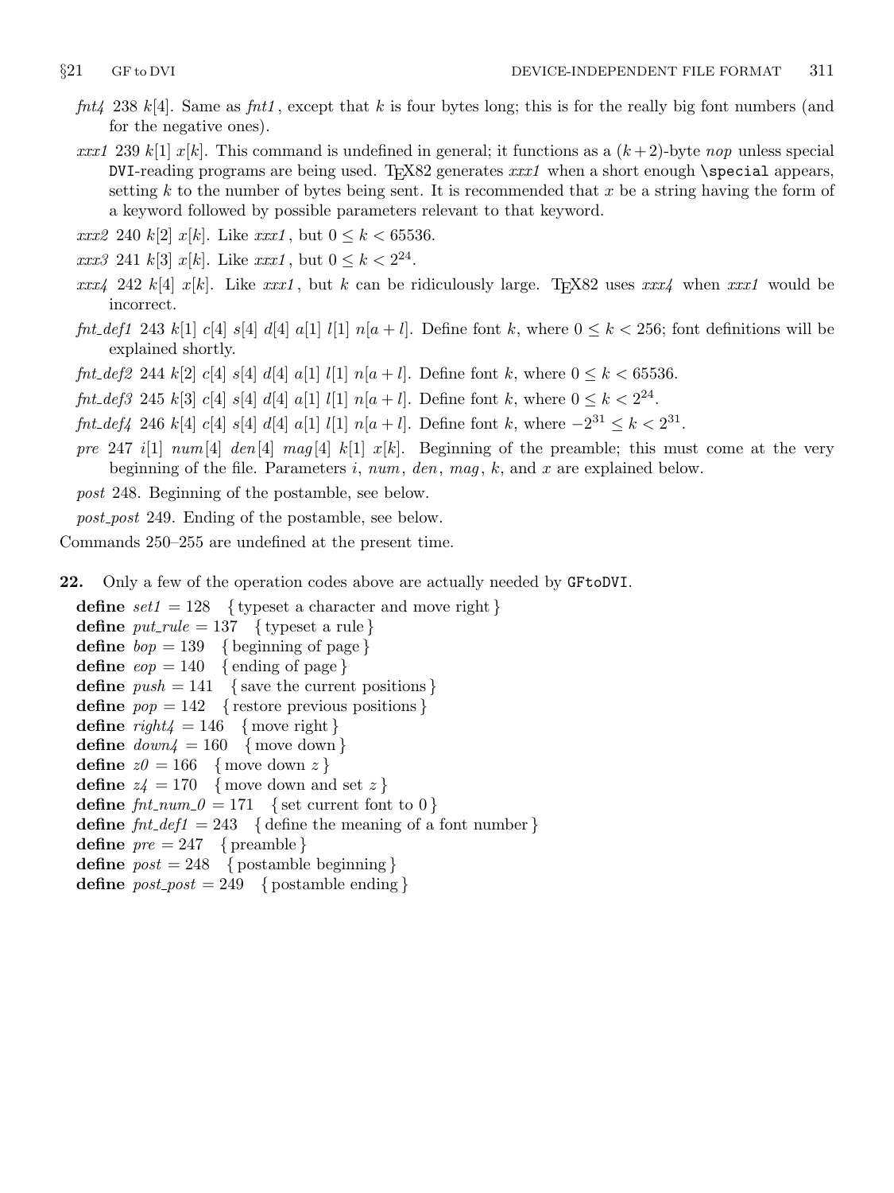*fnt4* 238 $k[4]$. Same as *fnt1*, except that $k$ is four bytes long; this is for the really big font numbers (and for the negative ones).

*xxx1* 239 $k[1]$ $x[k]$. This command is undefined in general; it functions as a $(k+2)$-byte *nop* unless special DVI-reading programs are being used. TEX82 generates *xxx1* when a short enough `\special` appears, setting $k$ to the number of bytes being sent. It is recommended that $x$ be a string having the form of a keyword followed by possible parameters relevant to that keyword.

*xxx2* 240 $k[2]$ $x[k]$. Like *xxx1*, but $0 \le k < 65536$.

*xxx3* 241 $k[3]$ $x[k]$. Like *xxx1*, but $0 \le k < 2^{24}$.

*xxx4* 242 $k[4]$ $x[k]$. Like *xxx1*, but $k$ can be ridiculously large. TEX82 uses *xxx4* when *xxx1* would be incorrect.

*fnt_def1* 243 $k[1]$ $c[4]$ $s[4]$ $d[4]$ $a[1]$ $l[1]$ $n[a+l]$. Define font $k$, where $0 \le k < 256$; font definitions will be explained shortly.

*fnt_def2* 244 $k[2]$ $c[4]$ $s[4]$ $d[4]$ $a[1]$ $l[1]$ $n[a+l]$. Define font $k$, where $0 \le k < 65536$.

*fnt_def3* 245 $k[3]$ $c[4]$ $s[4]$ $d[4]$ $a[1]$ $l[1]$ $n[a+l]$. Define font $k$, where $0 \le k < 2^{24}$.

*fnt_def4* 246 $k[4]$ $c[4]$ $s[4]$ $d[4]$ $a[1]$ $l[1]$ $n[a+l]$. Define font $k$, where $-2^{31} \le k < 2^{31}$.

*pre* 247 $i[1]$ $num[4]$ $den[4]$ $mag[4]$ $k[1]$ $x[k]$. Beginning of the preamble; this must come at the very beginning of the file. Parameters $i$, $num$, $den$, $mag$, $k$, and $x$ are explained below.

*post* 248. Beginning of the postamble, see below.

*post_post* 249. Ending of the postamble, see below.

Commands 250–255 are undefined at the present time.

**22.** Only a few of the operation codes above are actually needed by GFtoDVI.

**define** *set1* = 128 { typeset a character and move right }
**define** *put_rule* = 137 { typeset a rule }
**define** *bop* = 139 { beginning of page }
**define** *eop* = 140 { ending of page }
**define** *push* = 141 { save the current positions }
**define** *pop* = 142 { restore previous positions }
**define** *right4* = 146 { move right }
**define** *down4* = 160 { move down }
**define** *z0* = 166 { move down $z$ }
**define** *z4* = 170 { move down and set $z$ }
**define** *fnt_num_0* = 171 { set current font to 0 }
**define** *fnt_def1* = 243 { define the meaning of a font number }
**define** *pre* = 247 { preamble }
**define** *post* = 248 { postamble beginning }
**define** *post_post* = 249 { postamble ending }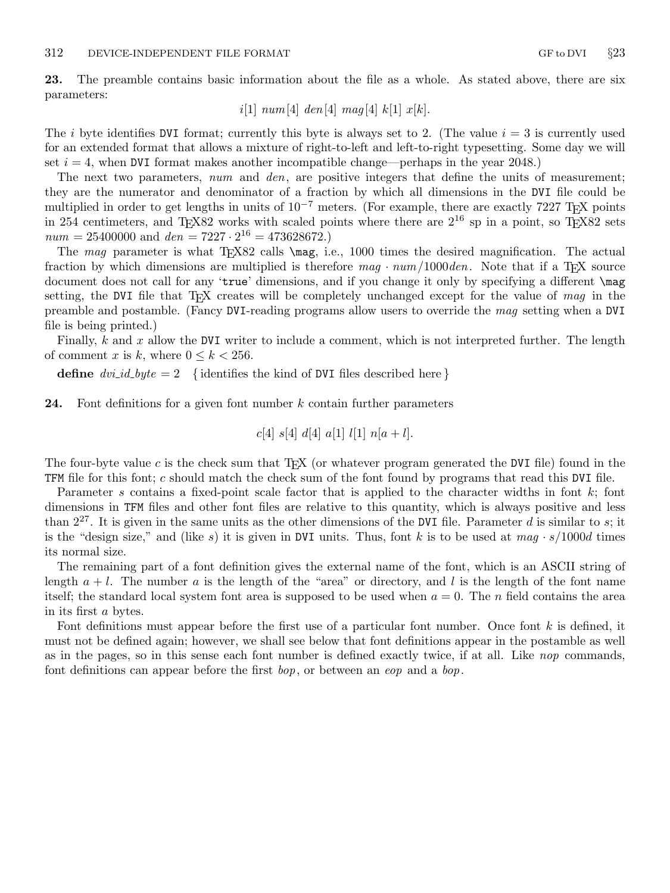**23.** The preamble contains basic information about the file as a whole. As stated above, there are six parameters:

$$i[1]\ num[4]\ den[4]\ mag[4]\ k[1]\ x[k].$$

The $i$ byte identifies DVI format; currently this byte is always set to 2. (The value $i = 3$ is currently used for an extended format that allows a mixture of right-to-left and left-to-right typesetting. Some day we will set $i = 4$, when DVI format makes another incompatible change—perhaps in the year 2048.)

The next two parameters, *num* and *den*, are positive integers that define the units of measurement; they are the numerator and denominator of a fraction by which all dimensions in the DVI file could be multiplied in order to get lengths in units of $10^{-7}$ meters. (For example, there are exactly 7227 TeX points in 254 centimeters, and TeX82 works with scaled points where there are $2^{16}$ sp in a point, so TeX82 sets $num = 25400000$ and $den = 7227 \cdot 2^{16} = 473628672$.)

The *mag* parameter is what TeX82 calls `\mag`, i.e., 1000 times the desired magnification. The actual fraction by which dimensions are multiplied is therefore $mag \cdot num/1000den$. Note that if a TeX source document does not call for any '`true`' dimensions, and if you change it only by specifying a different `\mag` setting, the DVI file that TeX creates will be completely unchanged except for the value of *mag* in the preamble and postamble. (Fancy DVI-reading programs allow users to override the *mag* setting when a DVI file is being printed.)

Finally, $k$ and $x$ allow the DVI writer to include a comment, which is not interpreted further. The length of comment $x$ is $k$, where $0 \le k < 256$.

**define** $dvi\_id\_byte = 2$ { identifies the kind of DVI files described here }

**24.** Font definitions for a given font number $k$ contain further parameters

$$c[4]\ s[4]\ d[4]\ a[1]\ l[1]\ n[a + l].$$

The four-byte value $c$ is the check sum that TeX (or whatever program generated the DVI file) found in the TFM file for this font; $c$ should match the check sum of the font found by programs that read this DVI file.

Parameter $s$ contains a fixed-point scale factor that is applied to the character widths in font $k$; font dimensions in TFM files and other font files are relative to this quantity, which is always positive and less than $2^{27}$. It is given in the same units as the other dimensions of the DVI file. Parameter $d$ is similar to $s$; it is the "design size," and (like $s$) it is given in DVI units. Thus, font $k$ is to be used at $mag \cdot s/1000d$ times its normal size.

The remaining part of a font definition gives the external name of the font, which is an ASCII string of length $a + l$. The number $a$ is the length of the "area" or directory, and $l$ is the length of the font name itself; the standard local system font area is supposed to be used when $a = 0$. The $n$ field contains the area in its first $a$ bytes.

Font definitions must appear before the first use of a particular font number. Once font $k$ is defined, it must not be defined again; however, we shall see below that font definitions appear in the postamble as well as in the pages, so in this sense each font number is defined exactly twice, if at all. Like *nop* commands, font definitions can appear before the first *bop*, or between an *eop* and a *bop*.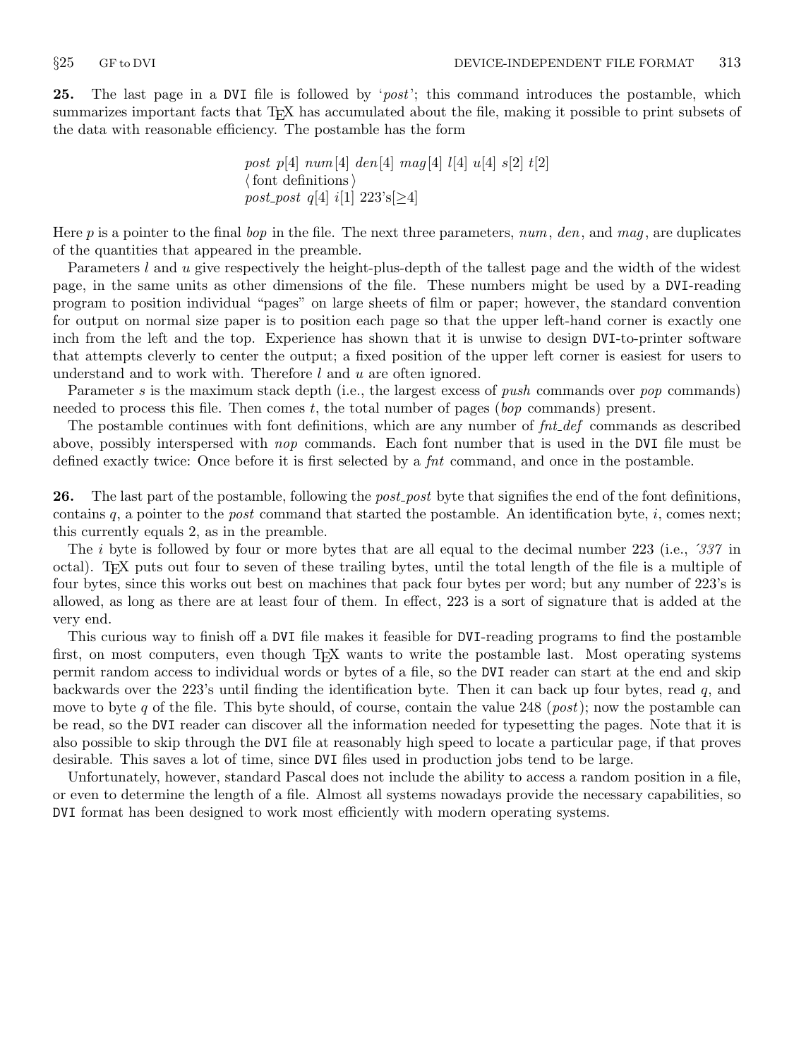**25.** The last page in a DVI file is followed by '*post*'; this command introduces the postamble, which summarizes important facts that TeX has accumulated about the file, making it possible to print subsets of the data with reasonable efficiency. The postamble has the form

> *post* $p[4]$ $num[4]$ $den[4]$ $mag[4]$ $l[4]$ $u[4]$ $s[2]$ $t[2]$
> ⟨ font definitions ⟩
> *post_post* $q[4]$ $i[1]$ 223's[$\geq 4$]

Here $p$ is a pointer to the final *bop* in the file. The next three parameters, *num*, *den*, and *mag*, are duplicates of the quantities that appeared in the preamble.

Parameters $l$ and $u$ give respectively the height-plus-depth of the tallest page and the width of the widest page, in the same units as other dimensions of the file. These numbers might be used by a DVI-reading program to position individual "pages" on large sheets of film or paper; however, the standard convention for output on normal size paper is to position each page so that the upper left-hand corner is exactly one inch from the left and the top. Experience has shown that it is unwise to design DVI-to-printer software that attempts cleverly to center the output; a fixed position of the upper left corner is easiest for users to understand and to work with. Therefore $l$ and $u$ are often ignored.

Parameter $s$ is the maximum stack depth (i.e., the largest excess of *push* commands over *pop* commands) needed to process this file. Then comes $t$, the total number of pages (*bop* commands) present.

The postamble continues with font definitions, which are any number of *fnt_def* commands as described above, possibly interspersed with *nop* commands. Each font number that is used in the DVI file must be defined exactly twice: Once before it is first selected by a *fnt* command, and once in the postamble.

**26.** The last part of the postamble, following the *post_post* byte that signifies the end of the font definitions, contains $q$, a pointer to the *post* command that started the postamble. An identification byte, $i$, comes next; this currently equals 2, as in the preamble.

The $i$ byte is followed by four or more bytes that are all equal to the decimal number 223 (i.e., ´*337* in octal). TeX puts out four to seven of these trailing bytes, until the total length of the file is a multiple of four bytes, since this works out best on machines that pack four bytes per word; but any number of 223's is allowed, as long as there are at least four of them. In effect, 223 is a sort of signature that is added at the very end.

This curious way to finish off a DVI file makes it feasible for DVI-reading programs to find the postamble first, on most computers, even though TeX wants to write the postamble last. Most operating systems permit random access to individual words or bytes of a file, so the DVI reader can start at the end and skip backwards over the 223's until finding the identification byte. Then it can back up four bytes, read $q$, and move to byte $q$ of the file. This byte should, of course, contain the value 248 (*post*); now the postamble can be read, so the DVI reader can discover all the information needed for typesetting the pages. Note that it is also possible to skip through the DVI file at reasonably high speed to locate a particular page, if that proves desirable. This saves a lot of time, since DVI files used in production jobs tend to be large.

Unfortunately, however, standard Pascal does not include the ability to access a random position in a file, or even to determine the length of a file. Almost all systems nowadays provide the necessary capabilities, so DVI format has been designed to work most efficiently with modern operating systems.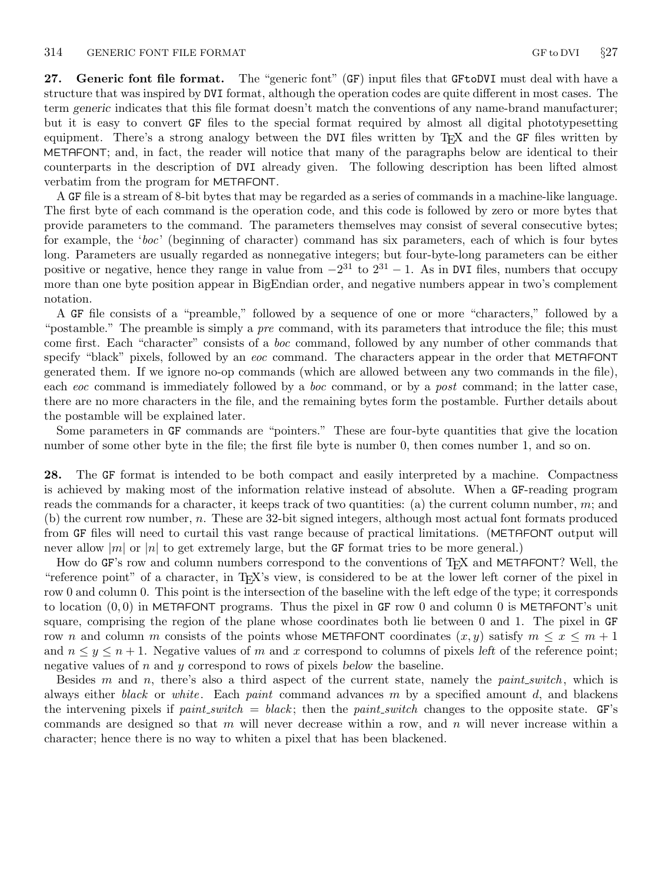**27. Generic font file format.** The "generic font" (GF) input files that GFtoDVI must deal with have a structure that was inspired by DVI format, although the operation codes are quite different in most cases. The term *generic* indicates that this file format doesn't match the conventions of any name-brand manufacturer; but it is easy to convert GF files to the special format required by almost all digital phototypesetting equipment. There's a strong analogy between the DVI files written by TeX and the GF files written by METAFONT; and, in fact, the reader will notice that many of the paragraphs below are identical to their counterparts in the description of DVI already given. The following description has been lifted almost verbatim from the program for METAFONT.

A GF file is a stream of 8-bit bytes that may be regarded as a series of commands in a machine-like language. The first byte of each command is the operation code, and this code is followed by zero or more bytes that provide parameters to the command. The parameters themselves may consist of several consecutive bytes; for example, the '*boc*' (beginning of character) command has six parameters, each of which is four bytes long. Parameters are usually regarded as nonnegative integers; but four-byte-long parameters can be either positive or negative, hence they range in value from $-2^{31}$ to $2^{31} - 1$. As in DVI files, numbers that occupy more than one byte position appear in BigEndian order, and negative numbers appear in two's complement notation.

A GF file consists of a "preamble," followed by a sequence of one or more "characters," followed by a "postamble." The preamble is simply a *pre* command, with its parameters that introduce the file; this must come first. Each "character" consists of a *boc* command, followed by any number of other commands that specify "black" pixels, followed by an *eoc* command. The characters appear in the order that METAFONT generated them. If we ignore no-op commands (which are allowed between any two commands in the file), each *eoc* command is immediately followed by a *boc* command, or by a *post* command; in the latter case, there are no more characters in the file, and the remaining bytes form the postamble. Further details about the postamble will be explained later.

Some parameters in GF commands are "pointers." These are four-byte quantities that give the location number of some other byte in the file; the first file byte is number 0, then comes number 1, and so on.

**28.** The GF format is intended to be both compact and easily interpreted by a machine. Compactness is achieved by making most of the information relative instead of absolute. When a GF-reading program reads the commands for a character, it keeps track of two quantities: (a) the current column number, $m$; and (b) the current row number, $n$. These are 32-bit signed integers, although most actual font formats produced from GF files will need to curtail this vast range because of practical limitations. (METAFONT output will never allow $|m|$ or $|n|$ to get extremely large, but the GF format tries to be more general.)

How do GF's row and column numbers correspond to the conventions of TeX and METAFONT? Well, the "reference point" of a character, in TeX's view, is considered to be at the lower left corner of the pixel in row 0 and column 0. This point is the intersection of the baseline with the left edge of the type; it corresponds to location $(0, 0)$ in METAFONT programs. Thus the pixel in GF row 0 and column 0 is METAFONT's unit square, comprising the region of the plane whose coordinates both lie between 0 and 1. The pixel in GF row $n$ and column $m$ consists of the points whose METAFONT coordinates $(x, y)$ satisfy $m \le x \le m + 1$ and $n \le y \le n + 1$. Negative values of $m$ and $x$ correspond to columns of pixels *left* of the reference point; negative values of $n$ and $y$ correspond to rows of pixels *below* the baseline.

Besides $m$ and $n$, there's also a third aspect of the current state, namely the *paint_switch*, which is always either *black* or *white*. Each *paint* command advances $m$ by a specified amount $d$, and blackens the intervening pixels if *paint_switch* = *black*; then the *paint_switch* changes to the opposite state. GF's commands are designed so that $m$ will never decrease within a row, and $n$ will never increase within a character; hence there is no way to whiten a pixel that has been blackened.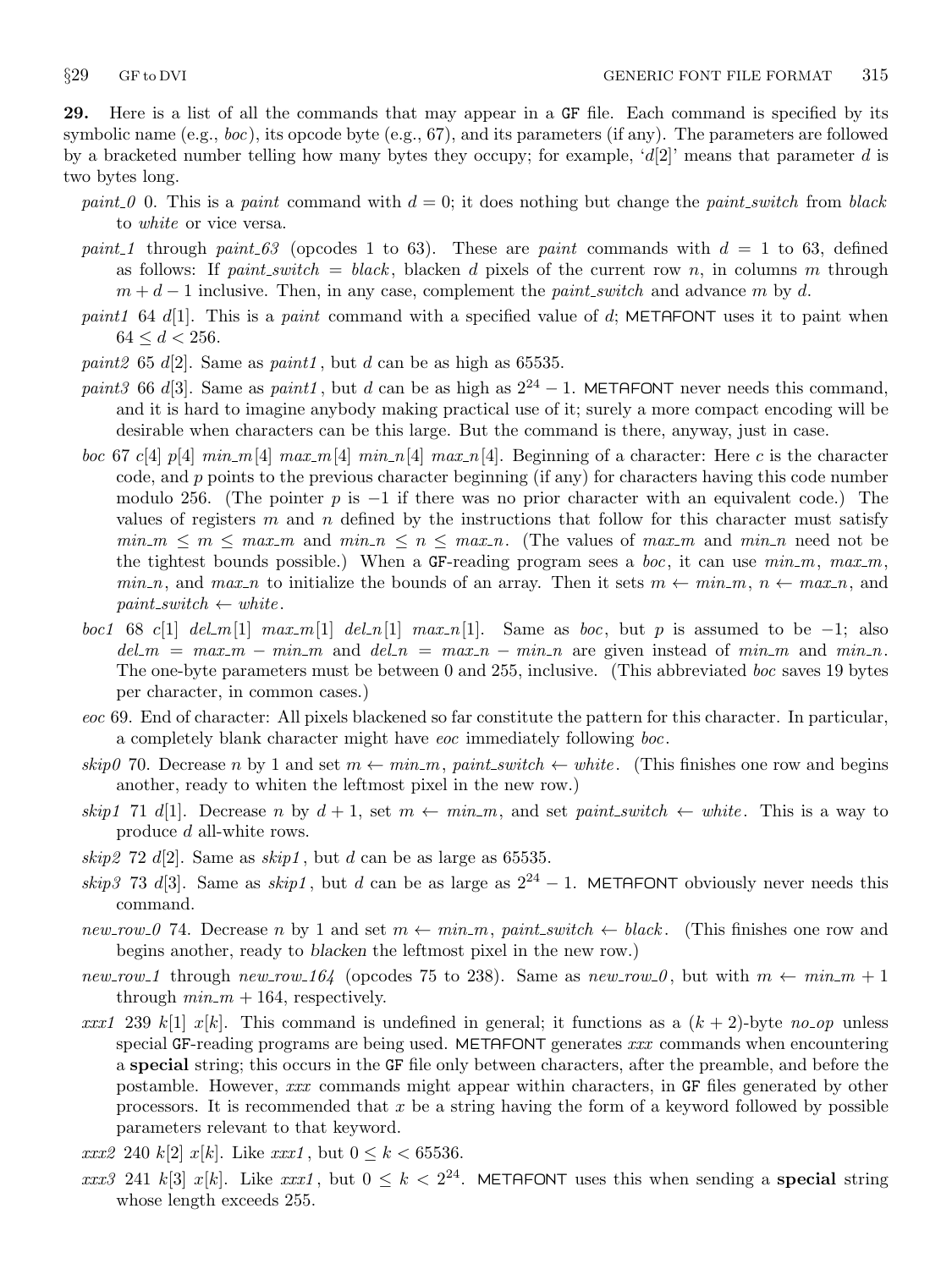**29.** Here is a list of all the commands that may appear in a GF file. Each command is specified by its symbolic name (e.g., *boc*), its opcode byte (e.g., 67), and its parameters (if any). The parameters are followed by a bracketed number telling how many bytes they occupy; for example, '$d[2]$' means that parameter $d$ is two bytes long.

- *paint_0* 0. This is a *paint* command with $d = 0$; it does nothing but change the *paint_switch* from *black* to *white* or vice versa.
- *paint_1* through *paint_63* (opcodes 1 to 63). These are *paint* commands with $d = 1$ to 63, defined as follows: If *paint_switch* = *black*, blacken $d$ pixels of the current row $n$, in columns $m$ through $m + d - 1$ inclusive. Then, in any case, complement the *paint_switch* and advance $m$ by $d$.
- *paint1* 64 $d[1]$. This is a *paint* command with a specified value of $d$; METAFONT uses it to paint when $64 \le d < 256$.
- *paint2* 65 $d[2]$. Same as *paint1*, but $d$ can be as high as 65535.
- *paint3* 66 $d[3]$. Same as *paint1*, but $d$ can be as high as $2^{24} - 1$. METAFONT never needs this command, and it is hard to imagine anybody making practical use of it; surely a more compact encoding will be desirable when characters can be this large. But the command is there, anyway, just in case.
- *boc* 67 $c[4]$ $p[4]$ $min\_m[4]$ $max\_m[4]$ $min\_n[4]$ $max\_n[4]$. Beginning of a character: Here $c$ is the character code, and $p$ points to the previous character beginning (if any) for characters having this code number modulo 256. (The pointer $p$ is $-1$ if there was no prior character with an equivalent code.) The values of registers $m$ and $n$ defined by the instructions that follow for this character must satisfy $min\_m \le m \le max\_m$ and $min\_n \le n \le max\_n$. (The values of $max\_m$ and $min\_n$ need not be the tightest bounds possible.) When a GF-reading program sees a *boc*, it can use $min\_m$, $max\_m$, $min\_n$, and $max\_n$ to initialize the bounds of an array. Then it sets $m \leftarrow min\_m$, $n \leftarrow max\_n$, and $paint\_switch \leftarrow white$.
- *boc1* 68 $c[1]$ $del\_m[1]$ $max\_m[1]$ $del\_n[1]$ $max\_n[1]$. Same as *boc*, but $p$ is assumed to be $-1$; also $del\_m = max\_m - min\_m$ and $del\_n = max\_n - min\_n$ are given instead of $min\_m$ and $min\_n$. The one-byte parameters must be between 0 and 255, inclusive. (This abbreviated *boc* saves 19 bytes per character, in common cases.)
- *eoc* 69. End of character: All pixels blackened so far constitute the pattern for this character. In particular, a completely blank character might have *eoc* immediately following *boc*.
- *skip0* 70. Decrease $n$ by 1 and set $m \leftarrow min\_m$, $paint\_switch \leftarrow white$. (This finishes one row and begins another, ready to whiten the leftmost pixel in the new row.)
- *skip1* 71 $d[1]$. Decrease $n$ by $d + 1$, set $m \leftarrow min\_m$, and set $paint\_switch \leftarrow white$. This is a way to produce $d$ all-white rows.
- *skip2* 72 $d[2]$. Same as *skip1*, but $d$ can be as large as 65535.
- *skip3* 73 $d[3]$. Same as *skip1*, but $d$ can be as large as $2^{24} - 1$. METAFONT obviously never needs this command.
- *new_row_0* 74. Decrease $n$ by 1 and set $m \leftarrow min\_m$, $paint\_switch \leftarrow black$. (This finishes one row and begins another, ready to *blacken* the leftmost pixel in the new row.)
- *new_row_1* through *new_row_164* (opcodes 75 to 238). Same as *new_row_0*, but with $m \leftarrow min\_m + 1$ through $min\_m + 164$, respectively.
- *xxx1* 239 $k[1]$ $x[k]$. This command is undefined in general; it functions as a $(k + 2)$-byte *no_op* unless special GF-reading programs are being used. METAFONT generates *xxx* commands when encountering a **special** string; this occurs in the GF file only between characters, after the preamble, and before the postamble. However, *xxx* commands might appear within characters, in GF files generated by other processors. It is recommended that $x$ be a string having the form of a keyword followed by possible parameters relevant to that keyword.
- *xxx2* 240 $k[2]$ $x[k]$. Like *xxx1*, but $0 \le k < 65536$.
- *xxx3* 241 $k[3]$ $x[k]$. Like *xxx1*, but $0 \le k < 2^{24}$. METAFONT uses this when sending a **special** string whose length exceeds 255.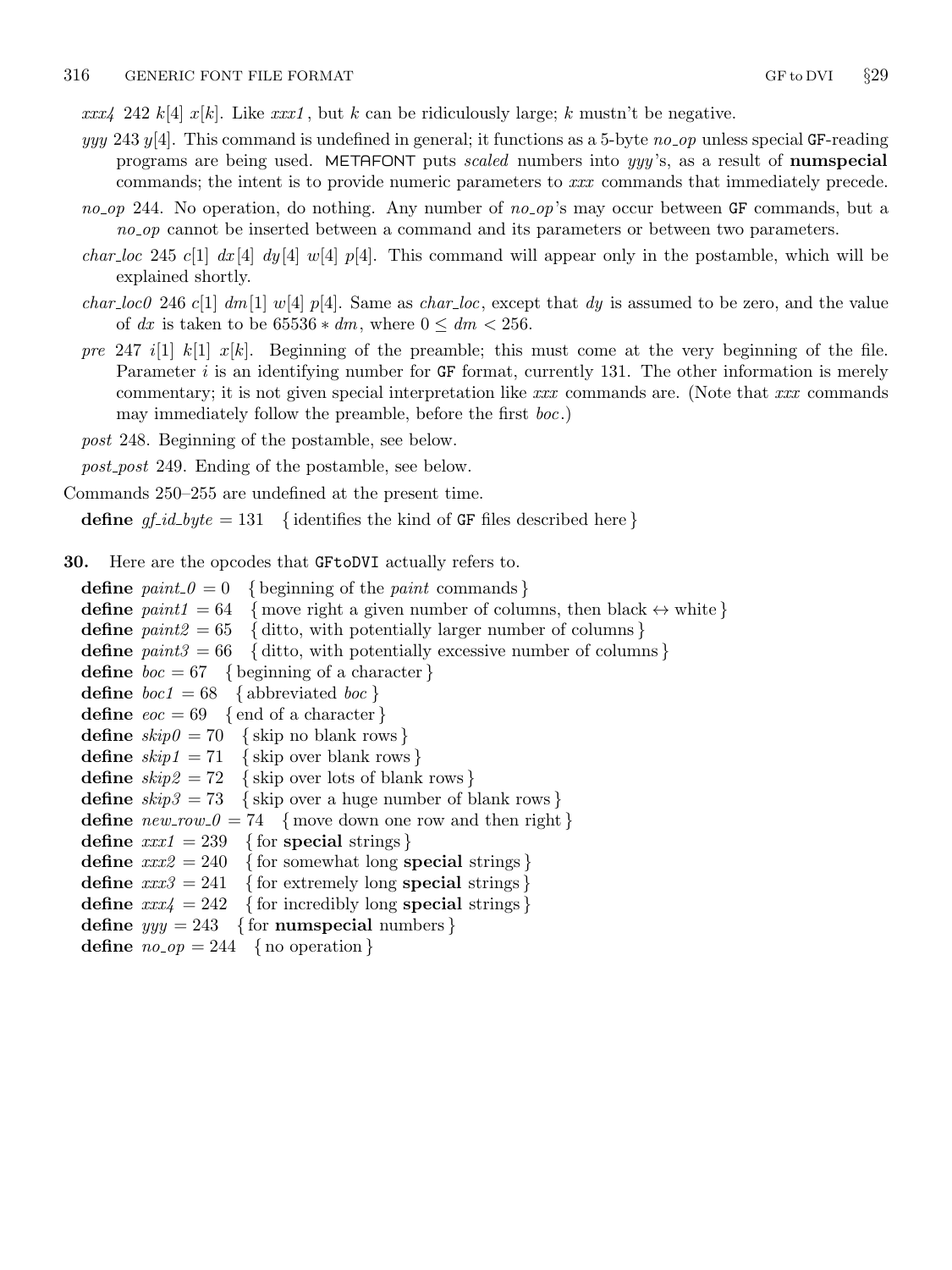*xxx4* 242 $k[4]$ $x[k]$. Like *xxx1*, but $k$ can be ridiculously large; $k$ mustn't be negative.

*yyy* 243 $y[4]$. This command is undefined in general; it functions as a 5-byte *no_op* unless special GF-reading programs are being used. METAFONT puts *scaled* numbers into *yyy*'s, as a result of **numspecial** commands; the intent is to provide numeric parameters to *xxx* commands that immediately precede.

*no_op* 244. No operation, do nothing. Any number of *no_op*'s may occur between GF commands, but a *no_op* cannot be inserted between a command and its parameters or between two parameters.

*char_loc* 245 $c[1]$ $dx[4]$ $dy[4]$ $w[4]$ $p[4]$. This command will appear only in the postamble, which will be explained shortly.

*char_loc0* 246 $c[1]$ $dm[1]$ $w[4]$ $p[4]$. Same as *char_loc*, except that $dy$ is assumed to be zero, and the value of $dx$ is taken to be $65536 * dm$, where $0 \le dm < 256$.

*pre* 247 $i[1]$ $k[1]$ $x[k]$. Beginning of the preamble; this must come at the very beginning of the file. Parameter $i$ is an identifying number for GF format, currently 131. The other information is merely commentary; it is not given special interpretation like *xxx* commands are. (Note that *xxx* commands may immediately follow the preamble, before the first *boc*.)

*post* 248. Beginning of the postamble, see below.

*post_post* 249. Ending of the postamble, see below.

Commands 250–255 are undefined at the present time.

**define** *gf_id_byte* = 131 { identifies the kind of GF files described here }

**30.** Here are the opcodes that GFtoDVI actually refers to.

**define** *paint_0* = 0 { beginning of the *paint* commands }
**define** *paint1* = 64 { move right a given number of columns, then black ↔ white }
**define** *paint2* = 65 { ditto, with potentially larger number of columns }
**define** *paint3* = 66 { ditto, with potentially excessive number of columns }
**define** *boc* = 67 { beginning of a character }
**define** *boc1* = 68 { abbreviated *boc* }
**define** *eoc* = 69 { end of a character }
**define** *skip0* = 70 { skip no blank rows }
**define** *skip1* = 71 { skip over blank rows }
**define** *skip2* = 72 { skip over lots of blank rows }
**define** *skip3* = 73 { skip over a huge number of blank rows }
**define** *new_row_0* = 74 { move down one row and then right }
**define** *xxx1* = 239 { for **special** strings }
**define** *xxx2* = 240 { for somewhat long **special** strings }
**define** *xxx3* = 241 { for extremely long **special** strings }
**define** *xxx4* = 242 { for incredibly long **special** strings }
**define** *yyy* = 243 { for **numspecial** numbers }
**define** *no_op* = 244 { no operation }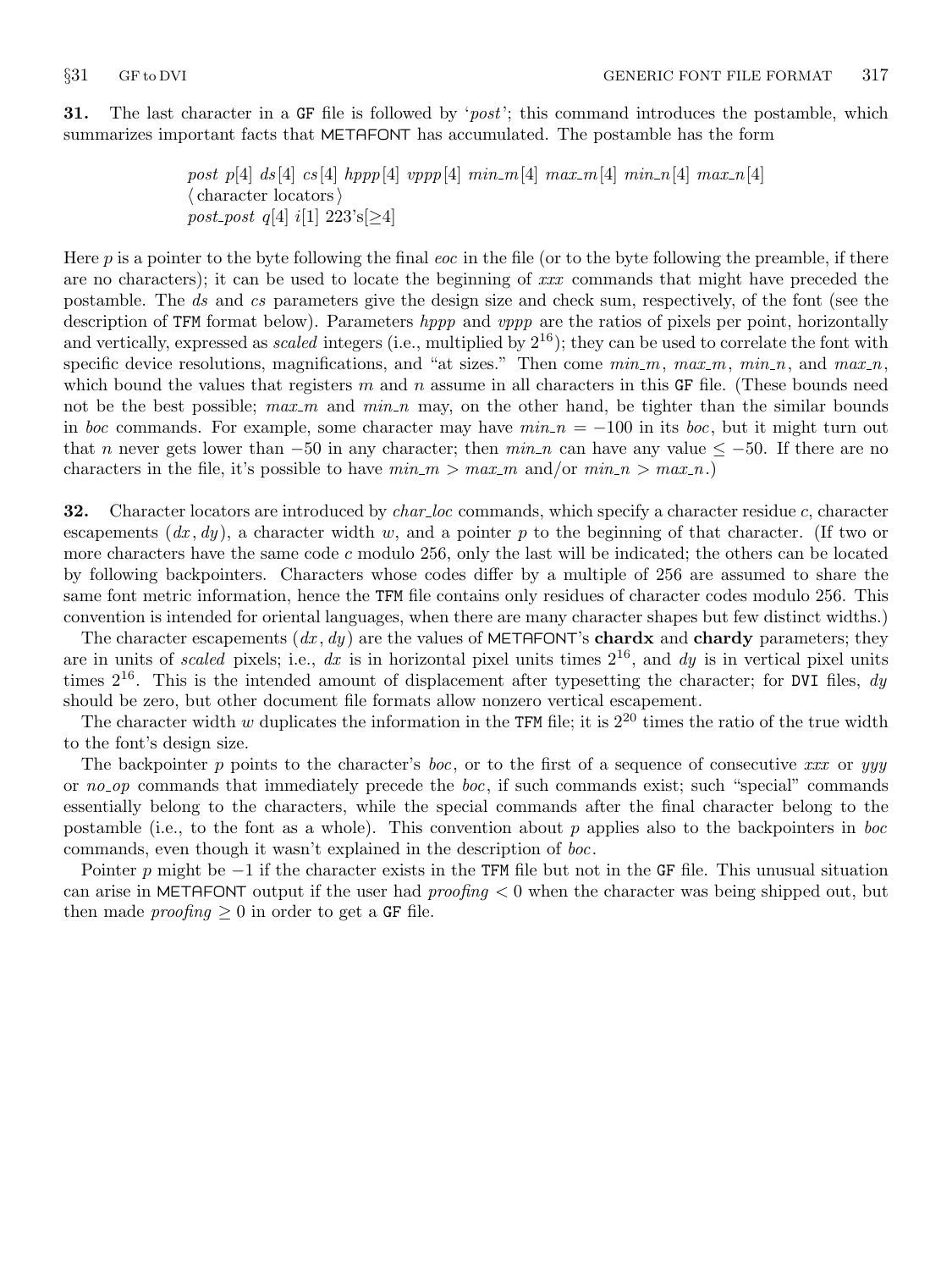**31.** The last character in a GF file is followed by '*post*'; this command introduces the postamble, which summarizes important facts that METAFONT has accumulated. The postamble has the form

> *post* $p[4]$ $ds[4]$ $cs[4]$ $hppp[4]$ $vppp[4]$ $min\_m[4]$ $max\_m[4]$ $min\_n[4]$ $max\_n[4]$
> ⟨ character locators ⟩
> *post_post* $q[4]$ $i[1]$ 223's[$\geq 4$]

Here $p$ is a pointer to the byte following the final *eoc* in the file (or to the byte following the preamble, if there are no characters); it can be used to locate the beginning of *xxx* commands that might have preceded the postamble. The *ds* and *cs* parameters give the design size and check sum, respectively, of the font (see the description of TFM format below). Parameters *hppp* and *vppp* are the ratios of pixels per point, horizontally and vertically, expressed as *scaled* integers (i.e., multiplied by $2^{16}$); they can be used to correlate the font with specific device resolutions, magnifications, and "at sizes." Then come *min_m*, *max_m*, *min_n*, and *max_n*, which bound the values that registers $m$ and $n$ assume in all characters in this GF file. (These bounds need not be the best possible; *max_m* and *min_n* may, on the other hand, be tighter than the similar bounds in *boc* commands. For example, some character may have $min\_n = -100$ in its *boc*, but it might turn out that $n$ never gets lower than $-50$ in any character; then *min_n* can have any value $\leq -50$. If there are no characters in the file, it's possible to have $min\_m > max\_m$ and/or $min\_n > max\_n$.)

**32.** Character locators are introduced by *char_loc* commands, which specify a character residue $c$, character escapements $(dx, dy)$, a character width $w$, and a pointer $p$ to the beginning of that character. (If two or more characters have the same code $c$ modulo 256, only the last will be indicated; the others can be located by following backpointers. Characters whose codes differ by a multiple of 256 are assumed to share the same font metric information, hence the TFM file contains only residues of character codes modulo 256. This convention is intended for oriental languages, when there are many character shapes but few distinct widths.)

The character escapements $(dx, dy)$ are the values of METAFONT's **chardx** and **chardy** parameters; they are in units of *scaled* pixels; i.e., $dx$ is in horizontal pixel units times $2^{16}$, and $dy$ is in vertical pixel units times $2^{16}$. This is the intended amount of displacement after typesetting the character; for DVI files, $dy$ should be zero, but other document file formats allow nonzero vertical escapement.

The character width $w$ duplicates the information in the TFM file; it is $2^{20}$ times the ratio of the true width to the font's design size.

The backpointer $p$ points to the character's *boc*, or to the first of a sequence of consecutive *xxx* or *yyy* or *no_op* commands that immediately precede the *boc*, if such commands exist; such "special" commands essentially belong to the characters, while the special commands after the final character belong to the postamble (i.e., to the font as a whole). This convention about $p$ applies also to the backpointers in *boc* commands, even though it wasn't explained in the description of *boc*.

Pointer $p$ might be $-1$ if the character exists in the TFM file but not in the GF file. This unusual situation can arise in METAFONT output if the user had $proofing < 0$ when the character was being shipped out, but then made $proofing \geq 0$ in order to get a GF file.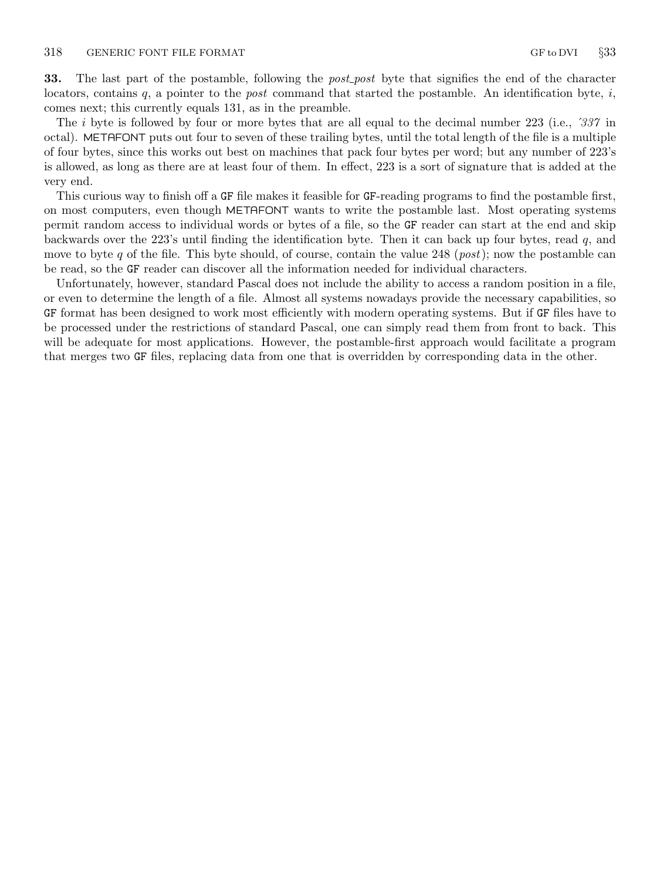**33.** The last part of the postamble, following the *post_post* byte that signifies the end of the character locators, contains $q$, a pointer to the *post* command that started the postamble. An identification byte, $i$, comes next; this currently equals 131, as in the preamble.

The $i$ byte is followed by four or more bytes that are all equal to the decimal number 223 (i.e., *´337* in octal). METAFONT puts out four to seven of these trailing bytes, until the total length of the file is a multiple of four bytes, since this works out best on machines that pack four bytes per word; but any number of 223's is allowed, as long as there are at least four of them. In effect, 223 is a sort of signature that is added at the very end.

This curious way to finish off a GF file makes it feasible for GF-reading programs to find the postamble first, on most computers, even though METAFONT wants to write the postamble last. Most operating systems permit random access to individual words or bytes of a file, so the GF reader can start at the end and skip backwards over the 223's until finding the identification byte. Then it can back up four bytes, read $q$, and move to byte $q$ of the file. This byte should, of course, contain the value 248 (*post*); now the postamble can be read, so the GF reader can discover all the information needed for individual characters.

Unfortunately, however, standard Pascal does not include the ability to access a random position in a file, or even to determine the length of a file. Almost all systems nowadays provide the necessary capabilities, so GF format has been designed to work most efficiently with modern operating systems. But if GF files have to be processed under the restrictions of standard Pascal, one can simply read them from front to back. This will be adequate for most applications. However, the postamble-first approach would facilitate a program that merges two GF files, replacing data from one that is overridden by corresponding data in the other.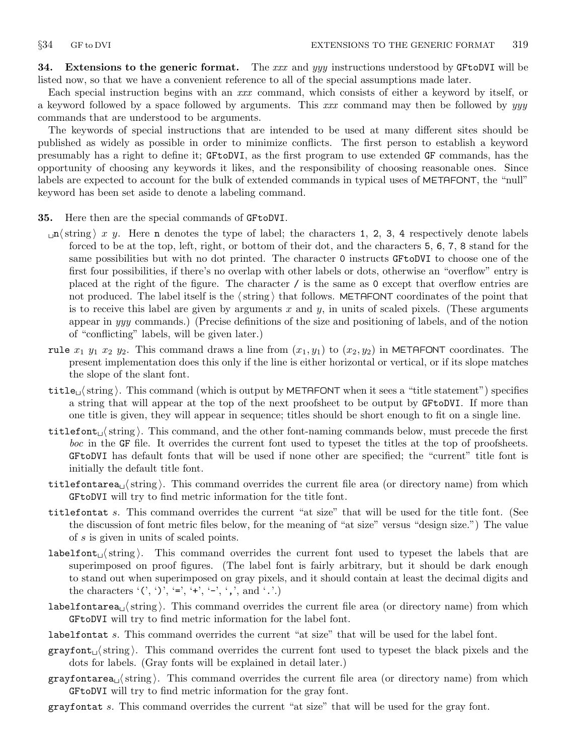**34. Extensions to the generic format.** The *xxx* and *yyy* instructions understood by `GFtoDVI` will be listed now, so that we have a convenient reference to all of the special assumptions made later.

Each special instruction begins with an *xxx* command, which consists of either a keyword by itself, or a keyword followed by a space followed by arguments. This *xxx* command may then be followed by *yyy* commands that are understood to be arguments.

The keywords of special instructions that are intended to be used at many different sites should be published as widely as possible in order to minimize conflicts. The first person to establish a keyword presumably has a right to define it; `GFtoDVI`, as the first program to use extended `GF` commands, has the opportunity of choosing any keywords it likes, and the responsibility of choosing reasonable ones. Since labels are expected to account for the bulk of extended commands in typical uses of METAFONT, the "null" keyword has been set aside to denote a labeling command.

**35.** Here then are the special commands of `GFtoDVI`.

␣`n`⟨string⟩ $x$ $y$. Here `n` denotes the type of label; the characters `1`, `2`, `3`, `4` respectively denote labels forced to be at the top, left, right, or bottom of their dot, and the characters `5`, `6`, `7`, `8` stand for the same possibilities but with no dot printed. The character `0` instructs `GFtoDVI` to choose one of the first four possibilities, if there's no overlap with other labels or dots, otherwise an "overflow" entry is placed at the right of the figure. The character `/` is the same as `0` except that overflow entries are not produced. The label itself is the ⟨string⟩ that follows. METAFONT coordinates of the point that is to receive this label are given by arguments $x$ and $y$, in units of scaled pixels. (These arguments appear in *yyy* commands.) (Precise definitions of the size and positioning of labels, and of the notion of "conflicting" labels, will be given later.)

`rule` $x_1$ $y_1$ $x_2$ $y_2$. This command draws a line from $(x_1, y_1)$ to $(x_2, y_2)$ in METAFONT coordinates. The present implementation does this only if the line is either horizontal or vertical, or if its slope matches the slope of the slant font.

`title`␣⟨string⟩. This command (which is output by METAFONT when it sees a "title statement") specifies a string that will appear at the top of the next proofsheet to be output by `GFtoDVI`. If more than one title is given, they will appear in sequence; titles should be short enough to fit on a single line.

`titlefont`␣⟨string⟩. This command, and the other font-naming commands below, must precede the first *boc* in the `GF` file. It overrides the current font used to typeset the titles at the top of proofsheets. `GFtoDVI` has default fonts that will be used if none other are specified; the "current" title font is initially the default title font.

`titlefontarea`␣⟨string⟩. This command overrides the current file area (or directory name) from which `GFtoDVI` will try to find metric information for the title font.

`titlefontat` $s$. This command overrides the current "at size" that will be used for the title font. (See the discussion of font metric files below, for the meaning of "at size" versus "design size.") The value of $s$ is given in units of scaled points.

`labelfont`␣⟨string⟩. This command overrides the current font used to typeset the labels that are superimposed on proof figures. (The label font is fairly arbitrary, but it should be dark enough to stand out when superimposed on gray pixels, and it should contain at least the decimal digits and the characters '`(`', '`)`', '`=`', '`+`', '`-`', '`,`', and '`.`'.)

`labelfontarea`␣⟨string⟩. This command overrides the current file area (or directory name) from which `GFtoDVI` will try to find metric information for the label font.

`labelfontat` $s$. This command overrides the current "at size" that will be used for the label font.

`grayfont`␣⟨string⟩. This command overrides the current font used to typeset the black pixels and the dots for labels. (Gray fonts will be explained in detail later.)

`grayfontarea`␣⟨string⟩. This command overrides the current file area (or directory name) from which `GFtoDVI` will try to find metric information for the gray font.

`grayfontat` $s$. This command overrides the current "at size" that will be used for the gray font.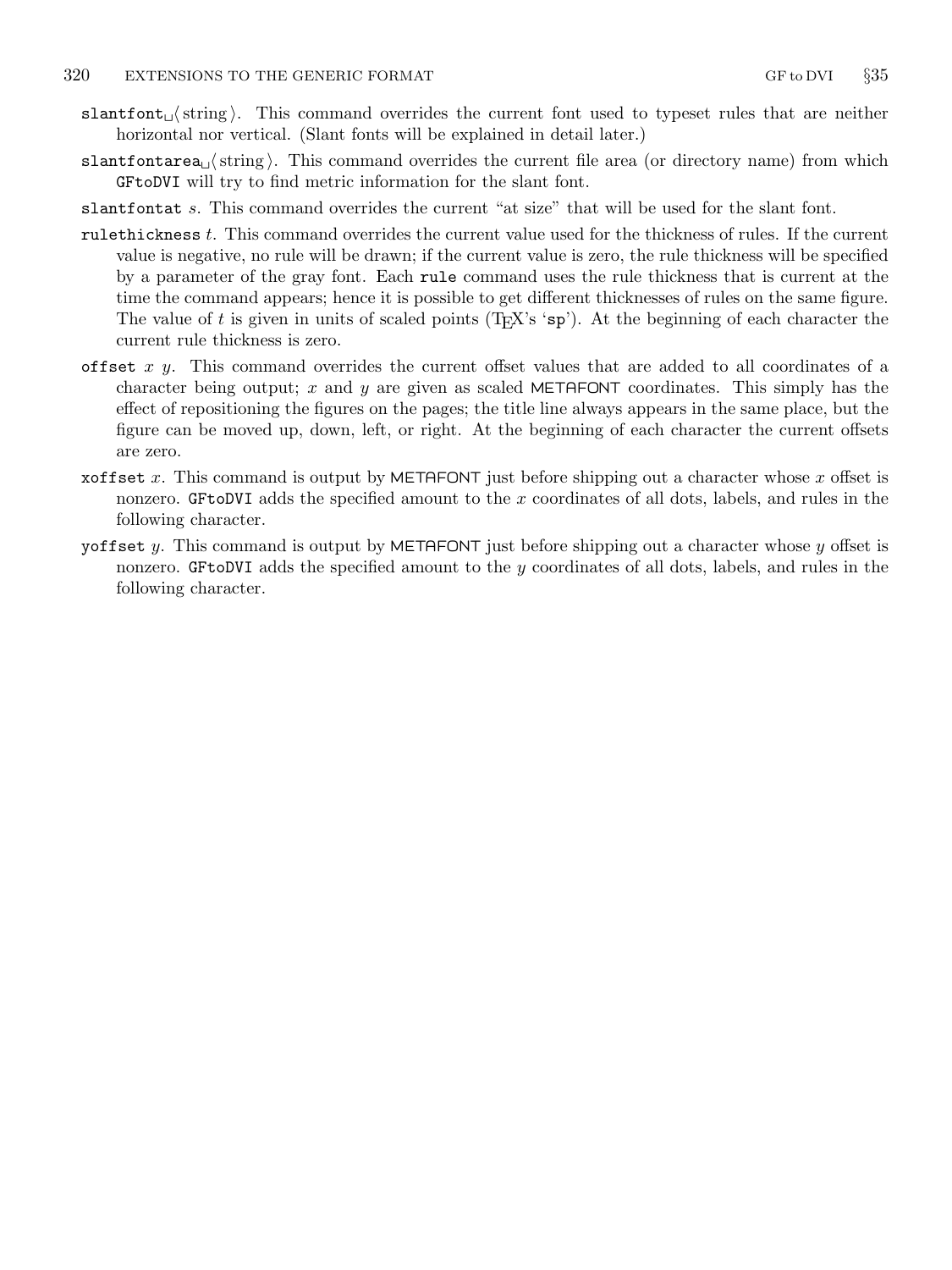`slantfont␣`⟨string⟩. This command overrides the current font used to typeset rules that are neither horizontal nor vertical. (Slant fonts will be explained in detail later.)

`slantfontarea␣`⟨string⟩. This command overrides the current file area (or directory name) from which `GFtoDVI` will try to find metric information for the slant font.

`slantfontat` *s*. This command overrides the current "at size" that will be used for the slant font.

`rulethickness` *t*. This command overrides the current value used for the thickness of rules. If the current value is negative, no rule will be drawn; if the current value is zero, the rule thickness will be specified by a parameter of the gray font. Each `rule` command uses the rule thickness that is current at the time the command appears; hence it is possible to get different thicknesses of rules on the same figure. The value of *t* is given in units of scaled points (TeX's '`sp`'). At the beginning of each character the current rule thickness is zero.

`offset` *x y*. This command overrides the current offset values that are added to all coordinates of a character being output; *x* and *y* are given as scaled METAFONT coordinates. This simply has the effect of repositioning the figures on the pages; the title line always appears in the same place, but the figure can be moved up, down, left, or right. At the beginning of each character the current offsets are zero.

`xoffset` *x*. This command is output by METAFONT just before shipping out a character whose *x* offset is nonzero. `GFtoDVI` adds the specified amount to the *x* coordinates of all dots, labels, and rules in the following character.

`yoffset` *y*. This command is output by METAFONT just before shipping out a character whose *y* offset is nonzero. `GFtoDVI` adds the specified amount to the *y* coordinates of all dots, labels, and rules in the following character.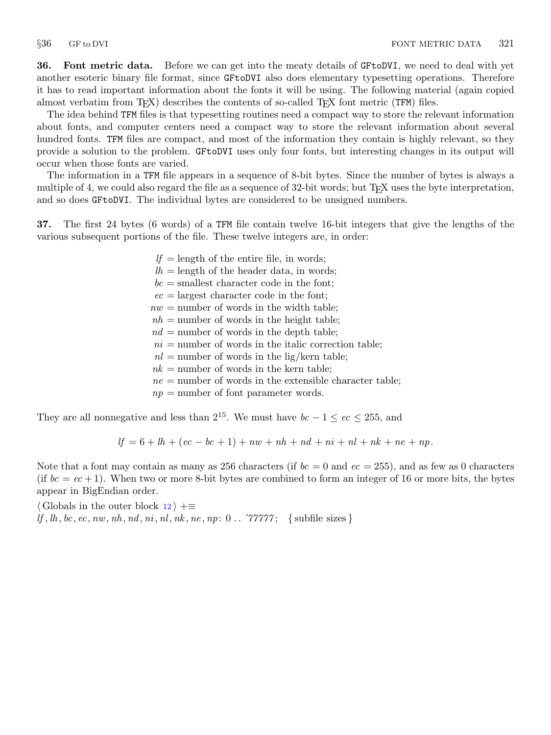**36. Font metric data.** Before we can get into the meaty details of GFtoDVI, we need to deal with yet another esoteric binary file format, since GFtoDVI also does elementary typesetting operations. Therefore it has to read important information about the fonts it will be using. The following material (again copied almost verbatim from TEX) describes the contents of so-called TEX font metric (TFM) files.

The idea behind TFM files is that typesetting routines need a compact way to store the relevant information about fonts, and computer centers need a compact way to store the relevant information about several hundred fonts. TFM files are compact, and most of the information they contain is highly relevant, so they provide a solution to the problem. GFtoDVI uses only four fonts, but interesting changes in its output will occur when those fonts are varied.

The information in a TFM file appears in a sequence of 8-bit bytes. Since the number of bytes is always a multiple of 4, we could also regard the file as a sequence of 32-bit words; but TEX uses the byte interpretation, and so does GFtoDVI. The individual bytes are considered to be unsigned numbers.

**37.** The first 24 bytes (6 words) of a TFM file contain twelve 16-bit integers that give the lengths of the various subsequent portions of the file. These twelve integers are, in order:

$lf$ = length of the entire file, in words;
$lh$ = length of the header data, in words;
$bc$ = smallest character code in the font;
$ec$ = largest character code in the font;
$nw$ = number of words in the width table;
$nh$ = number of words in the height table;
$nd$ = number of words in the depth table;
$ni$ = number of words in the italic correction table;
$nl$ = number of words in the lig/kern table;
$nk$ = number of words in the kern table;
$ne$ = number of words in the extensible character table;
$np$ = number of font parameter words.

They are all nonnegative and less than $2^{15}$. We must have $bc - 1 \le ec \le 255$, and

$$lf = 6 + lh + (ec - bc + 1) + nw + nh + nd + ni + nl + nk + ne + np.$$

Note that a font may contain as many as 256 characters (if $bc = 0$ and $ec = 255$), and as few as 0 characters (if $bc = ec + 1$). When two or more 8-bit bytes are combined to form an integer of 16 or more bits, the bytes appear in BigEndian order.

⟨ Globals in the outer block 12 ⟩ +≡
$lf, lh, bc, ec, nw, nh, nd, ni, nl, nk, ne, np$: 0 .. ˝77777; { subfile sizes }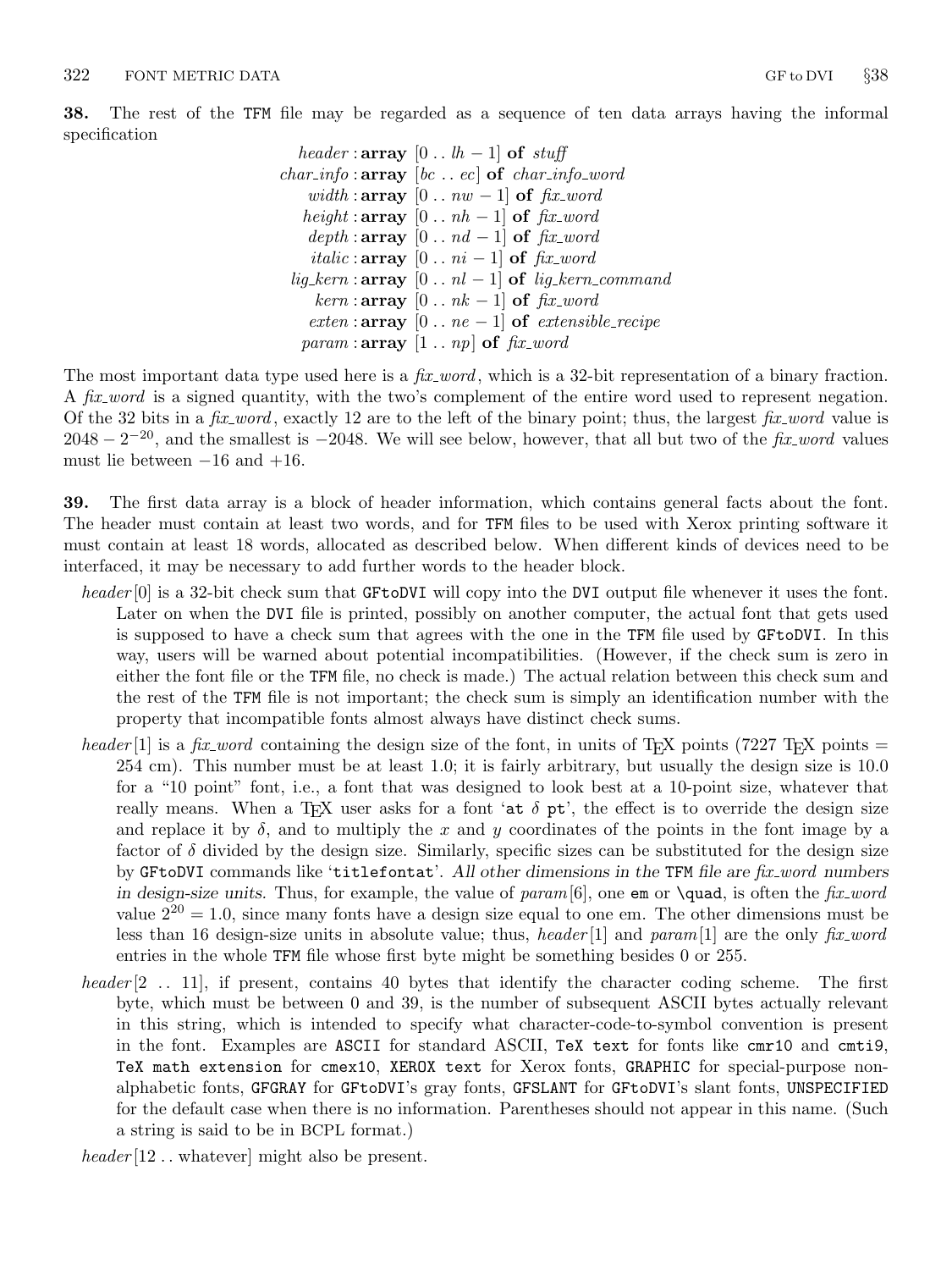**38.** The rest of the TFM file may be regarded as a sequence of ten data arrays having the informal specification

$$
\begin{aligned}
\mathit{header} &: \textbf{array}\ [0 \mathrel{..} \mathit{lh}-1]\ \textbf{of}\ \mathit{stuff}\\
\mathit{char\_info} &: \textbf{array}\ [\mathit{bc} \mathrel{..} \mathit{ec}]\ \textbf{of}\ \mathit{char\_info\_word}\\
\mathit{width} &: \textbf{array}\ [0 \mathrel{..} \mathit{nw}-1]\ \textbf{of}\ \mathit{fix\_word}\\
\mathit{height} &: \textbf{array}\ [0 \mathrel{..} \mathit{nh}-1]\ \textbf{of}\ \mathit{fix\_word}\\
\mathit{depth} &: \textbf{array}\ [0 \mathrel{..} \mathit{nd}-1]\ \textbf{of}\ \mathit{fix\_word}\\
\mathit{italic} &: \textbf{array}\ [0 \mathrel{..} \mathit{ni}-1]\ \textbf{of}\ \mathit{fix\_word}\\
\mathit{lig\_kern} &: \textbf{array}\ [0 \mathrel{..} \mathit{nl}-1]\ \textbf{of}\ \mathit{lig\_kern\_command}\\
\mathit{kern} &: \textbf{array}\ [0 \mathrel{..} \mathit{nk}-1]\ \textbf{of}\ \mathit{fix\_word}\\
\mathit{exten} &: \textbf{array}\ [0 \mathrel{..} \mathit{ne}-1]\ \textbf{of}\ \mathit{extensible\_recipe}\\
\mathit{param} &: \textbf{array}\ [1 \mathrel{..} \mathit{np}]\ \textbf{of}\ \mathit{fix\_word}
\end{aligned}
$$

The most important data type used here is a *fix_word*, which is a 32-bit representation of a binary fraction. A *fix_word* is a signed quantity, with the two's complement of the entire word used to represent negation. Of the 32 bits in a *fix_word*, exactly 12 are to the left of the binary point; thus, the largest *fix_word* value is $2048 - 2^{-20}$, and the smallest is $-2048$. We will see below, however, that all but two of the *fix_word* values must lie between $-16$ and $+16$.

**39.** The first data array is a block of header information, which contains general facts about the font. The header must contain at least two words, and for TFM files to be used with Xerox printing software it must contain at least 18 words, allocated as described below. When different kinds of devices need to be interfaced, it may be necessary to add further words to the header block.

*header*[0] is a 32-bit check sum that GFtoDVI will copy into the DVI output file whenever it uses the font. Later on when the DVI file is printed, possibly on another computer, the actual font that gets used is supposed to have a check sum that agrees with the one in the TFM file used by GFtoDVI. In this way, users will be warned about potential incompatibilities. (However, if the check sum is zero in either the font file or the TFM file, no check is made.) The actual relation between this check sum and the rest of the TFM file is not important; the check sum is simply an identification number with the property that incompatible fonts almost always have distinct check sums.

*header*[1] is a *fix_word* containing the design size of the font, in units of TeX points (7227 TeX points = 254 cm). This number must be at least 1.0; it is fairly arbitrary, but usually the design size is 10.0 for a "10 point" font, i.e., a font that was designed to look best at a 10-point size, whatever that really means. When a TeX user asks for a font '`at` $\delta$ `pt`', the effect is to override the design size and replace it by $\delta$, and to multiply the $x$ and $y$ coordinates of the points in the font image by a factor of $\delta$ divided by the design size. Similarly, specific sizes can be substituted for the design size by GFtoDVI commands like '`titlefontat`'. *All other dimensions in the* TFM *file are fix_word numbers in design-size units.* Thus, for example, the value of *param*[6], one `em` or `\quad`, is often the *fix_word* value $2^{20} = 1.0$, since many fonts have a design size equal to one em. The other dimensions must be less than 16 design-size units in absolute value; thus, *header*[1] and *param*[1] are the only *fix_word* entries in the whole TFM file whose first byte might be something besides 0 or 255.

*header*[2 .. 11], if present, contains 40 bytes that identify the character coding scheme. The first byte, which must be between 0 and 39, is the number of subsequent ASCII bytes actually relevant in this string, which is intended to specify what character-code-to-symbol convention is present in the font. Examples are `ASCII` for standard ASCII, `TeX text` for fonts like `cmr10` and `cmti9`, `TeX math extension` for `cmex10`, `XEROX text` for Xerox fonts, `GRAPHIC` for special-purpose non-alphabetic fonts, `GFGRAY` for GFtoDVI's gray fonts, `GFSLANT` for GFtoDVI's slant fonts, `UNSPECIFIED` for the default case when there is no information. Parentheses should not appear in this name. (Such a string is said to be in BCPL format.)

*header*[12 .. whatever] might also be present.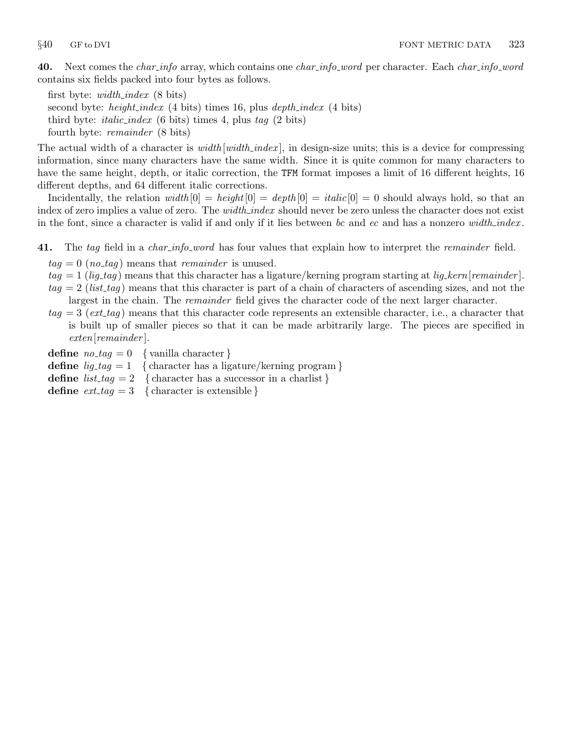**40.** Next comes the *char_info* array, which contains one *char_info_word* per character. Each *char_info_word* contains six fields packed into four bytes as follows.

first byte: *width_index* (8 bits)
second byte: *height_index* (4 bits) times 16, plus *depth_index* (4 bits)
third byte: *italic_index* (6 bits) times 4, plus *tag* (2 bits)
fourth byte: *remainder* (8 bits)

The actual width of a character is *width*[*width_index*], in design-size units; this is a device for compressing information, since many characters have the same width. Since it is quite common for many characters to have the same height, depth, or italic correction, the `TFM` format imposes a limit of 16 different heights, 16 different depths, and 64 different italic corrections.

Incidentally, the relation *width*[0] = *height*[0] = *depth*[0] = *italic*[0] = 0 should always hold, so that an index of zero implies a value of zero. The *width_index* should never be zero unless the character does not exist in the font, since a character is valid if and only if it lies between *bc* and *ec* and has a nonzero *width_index*.

**41.** The *tag* field in a *char_info_word* has four values that explain how to interpret the *remainder* field.

*tag* = 0 (*no_tag*) means that *remainder* is unused.
*tag* = 1 (*lig_tag*) means that this character has a ligature/kerning program starting at *lig_kern*[*remainder*].
*tag* = 2 (*list_tag*) means that this character is part of a chain of characters of ascending sizes, and not the largest in the chain. The *remainder* field gives the character code of the next larger character.
*tag* = 3 (*ext_tag*) means that this character code represents an extensible character, i.e., a character that is built up of smaller pieces so that it can be made arbitrarily large. The pieces are specified in *exten*[*remainder*].

**define** *no_tag* = 0 { vanilla character }
**define** *lig_tag* = 1 { character has a ligature/kerning program }
**define** *list_tag* = 2 { character has a successor in a charlist }
**define** *ext_tag* = 3 { character is extensible }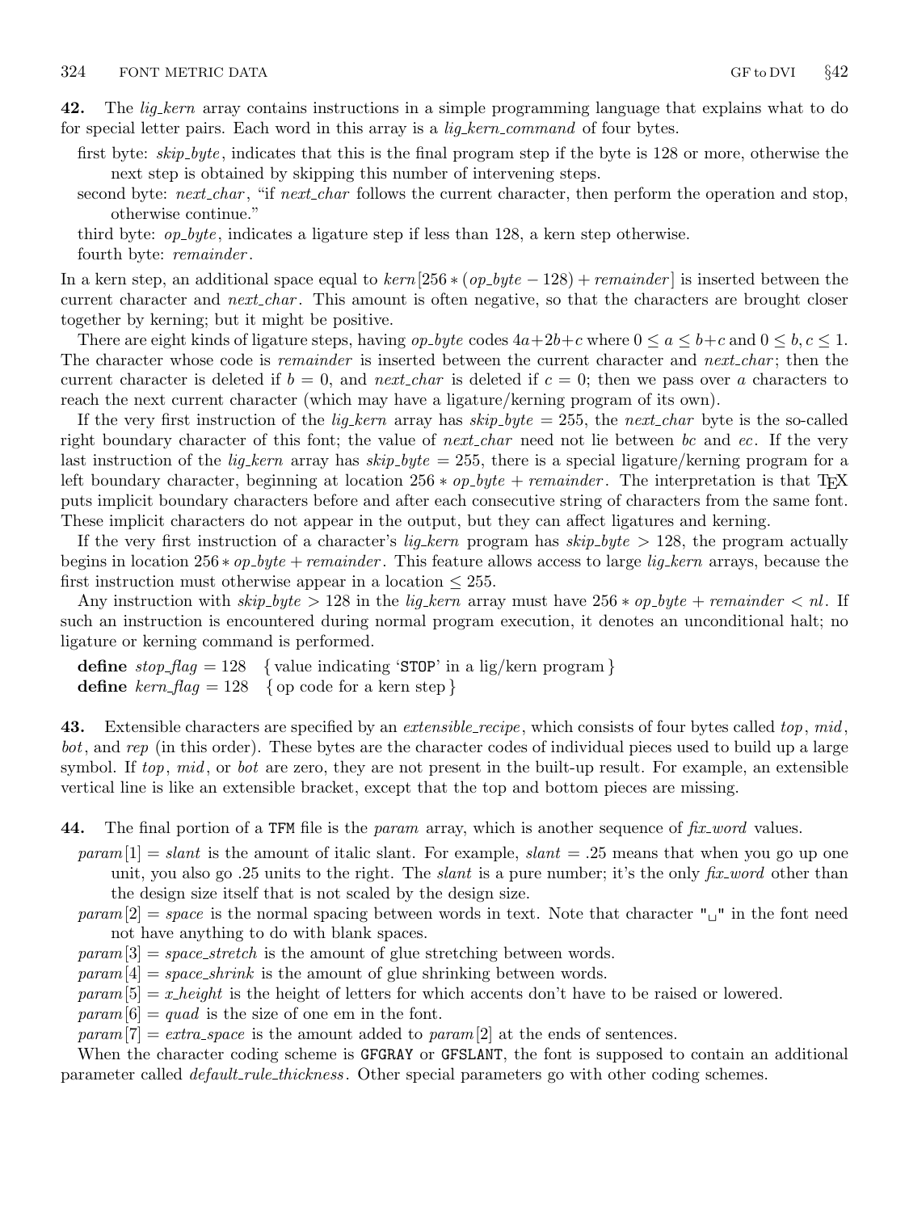**42.** The *lig_kern* array contains instructions in a simple programming language that explains what to do for special letter pairs. Each word in this array is a *lig_kern_command* of four bytes.

- first byte: *skip_byte*, indicates that this is the final program step if the byte is 128 or more, otherwise the next step is obtained by skipping this number of intervening steps.
- second byte: *next_char*, "if *next_char* follows the current character, then perform the operation and stop, otherwise continue."
- third byte: *op_byte*, indicates a ligature step if less than 128, a kern step otherwise.
- fourth byte: *remainder*.

In a kern step, an additional space equal to $kern[256 * (op\_byte - 128) + remainder]$ is inserted between the current character and *next_char*. This amount is often negative, so that the characters are brought closer together by kerning; but it might be positive.

There are eight kinds of ligature steps, having *op_byte* codes $4a+2b+c$ where $0 \le a \le b+c$ and $0 \le b, c \le 1$. The character whose code is *remainder* is inserted between the current character and *next_char*; then the current character is deleted if $b = 0$, and *next_char* is deleted if $c = 0$; then we pass over $a$ characters to reach the next current character (which may have a ligature/kerning program of its own).

If the very first instruction of the *lig_kern* array has $skip\_byte = 255$, the *next_char* byte is the so-called right boundary character of this font; the value of *next_char* need not lie between *bc* and *ec*. If the very last instruction of the *lig_kern* array has $skip\_byte = 255$, there is a special ligature/kerning program for a left boundary character, beginning at location $256 * op\_byte + remainder$. The interpretation is that TeX puts implicit boundary characters before and after each consecutive string of characters from the same font. These implicit characters do not appear in the output, but they can affect ligatures and kerning.

If the very first instruction of a character's *lig_kern* program has $skip\_byte > 128$, the program actually begins in location $256 * op\_byte + remainder$. This feature allows access to large *lig_kern* arrays, because the first instruction must otherwise appear in a location $\le 255$.

Any instruction with $skip\_byte > 128$ in the *lig_kern* array must have $256 * op\_byte + remainder < nl$. If such an instruction is encountered during normal program execution, it denotes an unconditional halt; no ligature or kerning command is performed.

**define** $stop\_flag = 128$ { value indicating '`STOP`' in a lig/kern program }
**define** $kern\_flag = 128$ { op code for a kern step }

**43.** Extensible characters are specified by an *extensible_recipe*, which consists of four bytes called *top*, *mid*, *bot*, and *rep* (in this order). These bytes are the character codes of individual pieces used to build up a large symbol. If *top*, *mid*, or *bot* are zero, they are not present in the built-up result. For example, an extensible vertical line is like an extensible bracket, except that the top and bottom pieces are missing.

**44.** The final portion of a `TFM` file is the *param* array, which is another sequence of *fix_word* values.

- $param[1] = slant$ is the amount of italic slant. For example, $slant = .25$ means that when you go up one unit, you also go .25 units to the right. The *slant* is a pure number; it's the only *fix_word* other than the design size itself that is not scaled by the design size.
- $param[2] = space$ is the normal spacing between words in text. Note that character "␣" in the font need not have anything to do with blank spaces.
- $param[3] = space\_stretch$ is the amount of glue stretching between words.
- $param[4] = space\_shrink$ is the amount of glue shrinking between words.
- $param[5] = x\_height$ is the height of letters for which accents don't have to be raised or lowered.
- $param[6] = quad$ is the size of one em in the font.
- $param[7] = extra\_space$ is the amount added to $param[2]$ at the ends of sentences.

When the character coding scheme is `GFGRAY` or `GFSLANT`, the font is supposed to contain an additional parameter called *default_rule_thickness*. Other special parameters go with other coding schemes.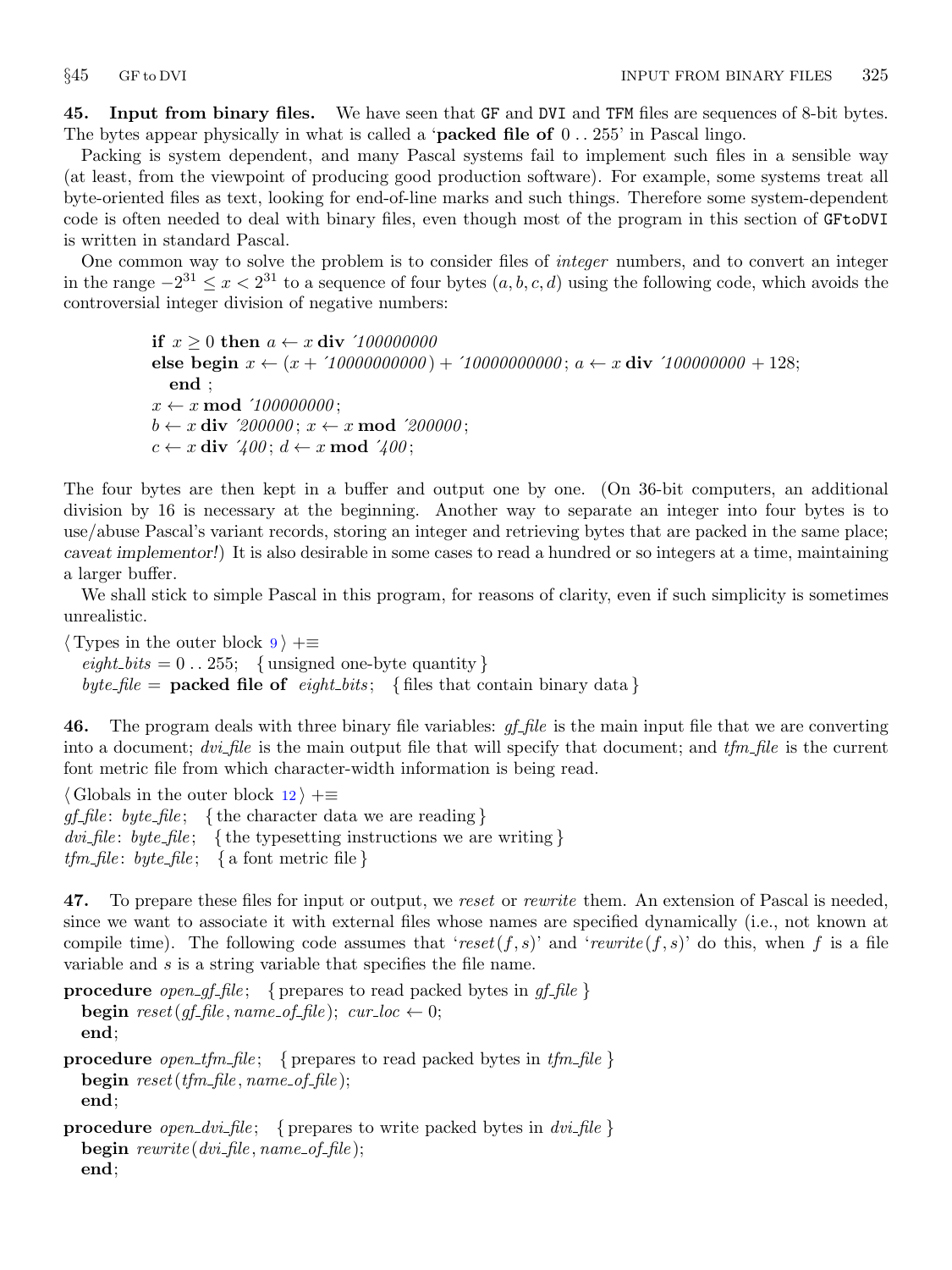**45. Input from binary files.** We have seen that GF and DVI and TFM files are sequences of 8-bit bytes. The bytes appear physically in what is called a '**packed file of** 0 . . 255' in Pascal lingo.

Packing is system dependent, and many Pascal systems fail to implement such files in a sensible way (at least, from the viewpoint of producing good production software). For example, some systems treat all byte-oriented files as text, looking for end-of-line marks and such things. Therefore some system-dependent code is often needed to deal with binary files, even though most of the program in this section of GFtoDVI is written in standard Pascal.

One common way to solve the problem is to consider files of *integer* numbers, and to convert an integer in the range $-2^{31} \le x < 2^{31}$ to a sequence of four bytes $(a, b, c, d)$ using the following code, which avoids the controversial integer division of negative numbers:

```
if x ≥ 0 then a ← x div '100000000
else begin x ← (x + '10000000000) + '10000000000; a ← x div '100000000 + 128;
  end ;
x ← x mod '100000000;
b ← x div '200000; x ← x mod '200000;
c ← x div '400; d ← x mod '400;
```

The four bytes are then kept in a buffer and output one by one. (On 36-bit computers, an additional division by 16 is necessary at the beginning. Another way to separate an integer into four bytes is to use/abuse Pascal's variant records, storing an integer and retrieving bytes that are packed in the same place; *caveat implementor!*) It is also desirable in some cases to read a hundred or so integers at a time, maintaining a larger buffer.

We shall stick to simple Pascal in this program, for reasons of clarity, even if such simplicity is sometimes unrealistic.

```
⟨Types in the outer block 9⟩ +≡
  eight_bits = 0 . . 255;  { unsigned one-byte quantity }
  byte_file = packed file of eight_bits;  { files that contain binary data }
```

**46.** The program deals with three binary file variables: *gf_file* is the main input file that we are converting into a document; *dvi_file* is the main output file that will specify that document; and *tfm_file* is the current font metric file from which character-width information is being read.

```
⟨Globals in the outer block 12⟩ +≡
gf_file: byte_file;  { the character data we are reading }
dvi_file: byte_file;  { the typesetting instructions we are writing }
tfm_file: byte_file;  { a font metric file }
```

**47.** To prepare these files for input or output, we *reset* or *rewrite* them. An extension of Pascal is needed, since we want to associate it with external files whose names are specified dynamically (i.e., not known at compile time). The following code assumes that '*reset*$(f, s)$' and '*rewrite*$(f, s)$' do this, when $f$ is a file variable and $s$ is a string variable that specifies the file name.

```
procedure open_gf_file;  { prepares to read packed bytes in gf_file }
  begin reset(gf_file, name_of_file); cur_loc ← 0;
  end;

procedure open_tfm_file;  { prepares to read packed bytes in tfm_file }
  begin reset(tfm_file, name_of_file);
  end;

procedure open_dvi_file;  { prepares to write packed bytes in dvi_file }
  begin rewrite(dvi_file, name_of_file);
  end;
```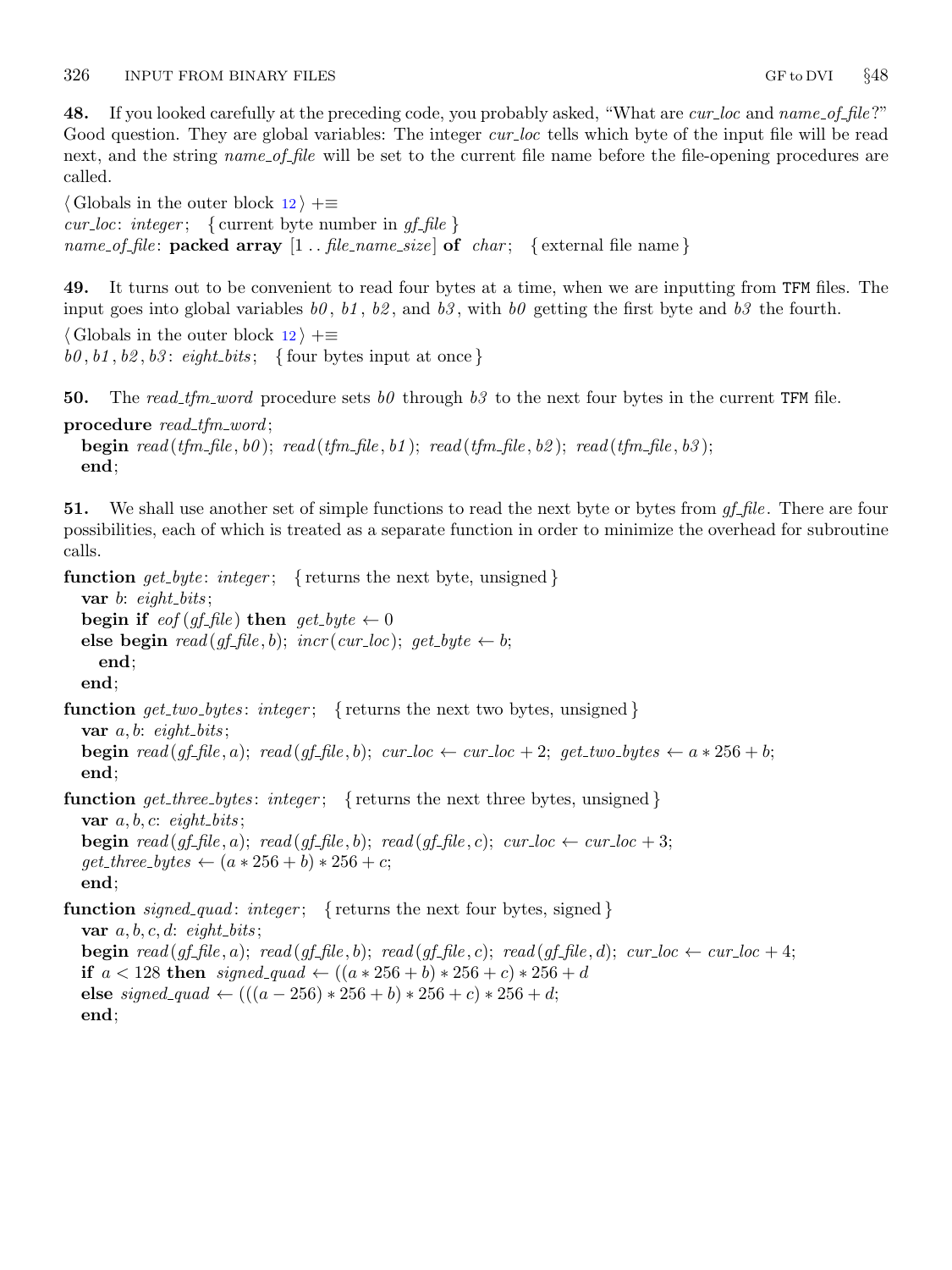**48.** If you looked carefully at the preceding code, you probably asked, "What are *cur_loc* and *name_of_file*?" Good question. They are global variables: The integer *cur_loc* tells which byte of the input file will be read next, and the string *name_of_file* will be set to the current file name before the file-opening procedures are called.

```
⟨ Globals in the outer block 12 ⟩ +≡
cur_loc: integer; { current byte number in gf_file }
name_of_file: packed array [1 .. file_name_size] of char; { external file name }
```

**49.** It turns out to be convenient to read four bytes at a time, when we are inputting from TFM files. The input goes into global variables *b0*, *b1*, *b2*, and *b3*, with *b0* getting the first byte and *b3* the fourth.

```
⟨ Globals in the outer block 12 ⟩ +≡
b0, b1, b2, b3: eight_bits; { four bytes input at once }
```

**50.** The *read_tfm_word* procedure sets *b0* through *b3* to the next four bytes in the current TFM file.

```
procedure read_tfm_word;
  begin read(tfm_file, b0); read(tfm_file, b1); read(tfm_file, b2); read(tfm_file, b3);
  end;
```

**51.** We shall use another set of simple functions to read the next byte or bytes from *gf_file*. There are four possibilities, each of which is treated as a separate function in order to minimize the overhead for subroutine calls.

```
function get_byte: integer; { returns the next byte, unsigned }
  var b: eight_bits;
  begin if eof(gf_file) then get_byte ← 0
  else begin read(gf_file, b); incr(cur_loc); get_byte ← b;
    end;
  end;

function get_two_bytes: integer; { returns the next two bytes, unsigned }
  var a, b: eight_bits;
  begin read(gf_file, a); read(gf_file, b); cur_loc ← cur_loc + 2; get_two_bytes ← a * 256 + b;
  end;

function get_three_bytes: integer; { returns the next three bytes, unsigned }
  var a, b, c: eight_bits;
  begin read(gf_file, a); read(gf_file, b); read(gf_file, c); cur_loc ← cur_loc + 3;
  get_three_bytes ← (a * 256 + b) * 256 + c;
  end;

function signed_quad: integer; { returns the next four bytes, signed }
  var a, b, c, d: eight_bits;
  begin read(gf_file, a); read(gf_file, b); read(gf_file, c); read(gf_file, d); cur_loc ← cur_loc + 4;
  if a < 128 then signed_quad ← ((a * 256 + b) * 256 + c) * 256 + d
  else signed_quad ← (((a − 256) * 256 + b) * 256 + c) * 256 + d;
  end;
```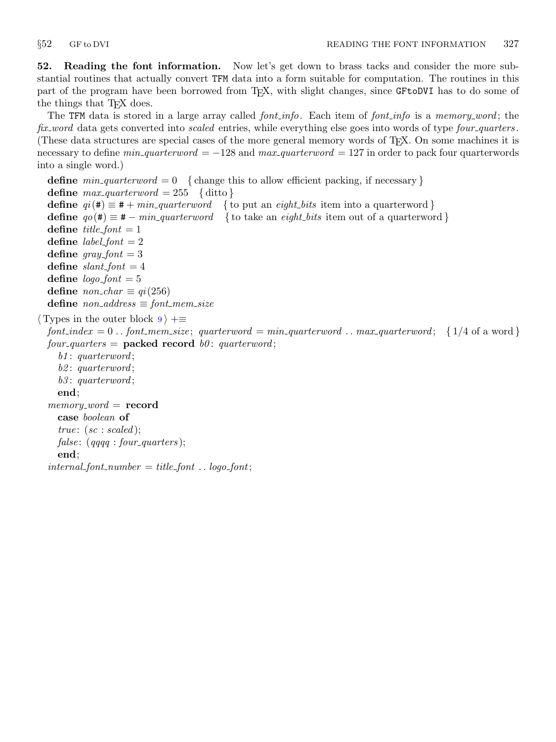**52. Reading the font information.** Now let's get down to brass tacks and consider the more substantial routines that actually convert TFM data into a form suitable for computation. The routines in this part of the program have been borrowed from TeX, with slight changes, since GFtoDVI has to do some of the things that TeX does.

The TFM data is stored in a large array called *font_info*. Each item of *font_info* is a *memory_word*; the *fix_word* data gets converted into *scaled* entries, while everything else goes into words of type *four_quarters*. (These data structures are special cases of the more general memory words of TeX. On some machines it is necessary to define *min_quarterword* = −128 and *max_quarterword* = 127 in order to pack four quarterwords into a single word.)

**define** *min_quarterword* = 0 { change this to allow efficient packing, if necessary }
**define** *max_quarterword* = 255 { ditto }
**define** *qi*(#) ≡ # + *min_quarterword* { to put an *eight_bits* item into a quarterword }
**define** *qo*(#) ≡ # − *min_quarterword* { to take an *eight_bits* item out of a quarterword }
**define** *title_font* = 1
**define** *label_font* = 2
**define** *gray_font* = 3
**define** *slant_font* = 4
**define** *logo_font* = 5
**define** *non_char* ≡ *qi*(256)
**define** *non_address* ≡ *font_mem_size*

⟨ Types in the outer block 9 ⟩ +≡
*font_index* = 0 .. *font_mem_size*; *quarterword* = *min_quarterword* .. *max_quarterword*; { 1/4 of a word }
*four_quarters* = **packed record** *b0*: *quarterword*;
*b1*: *quarterword*;
*b2*: *quarterword*;
*b3*: *quarterword*;
**end**;
*memory_word* = **record**
**case** *boolean* **of**
*true*: (*sc* : *scaled*);
*false*: (*qqqq* : *four_quarters*);
**end**;
*internal_font_number* = *title_font* .. *logo_font*;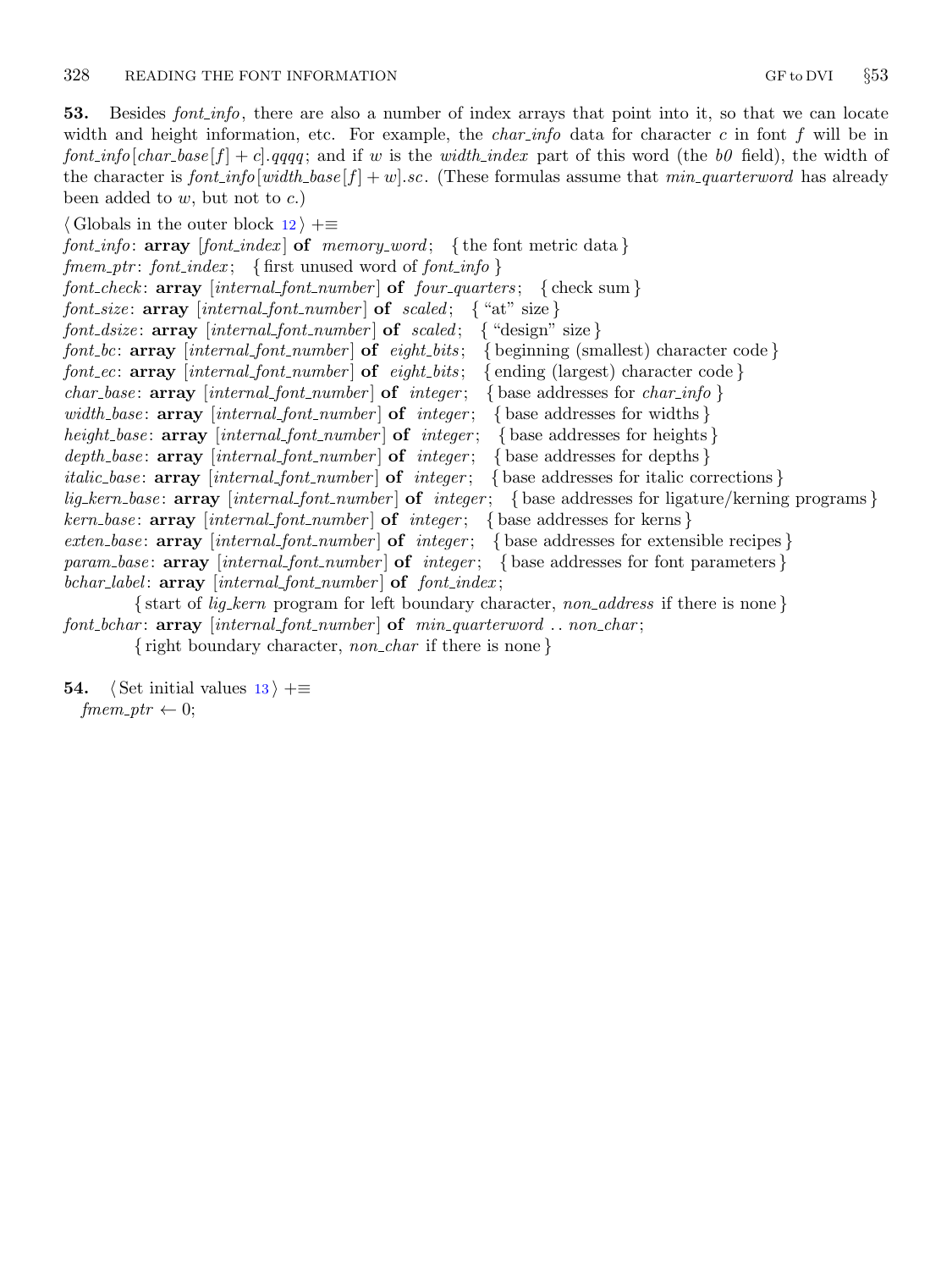**53.** Besides *font_info*, there are also a number of index arrays that point into it, so that we can locate width and height information, etc. For example, the *char_info* data for character $c$ in font $f$ will be in $font\_info[char\_base[f] + c].qqqq$; and if $w$ is the *width_index* part of this word (the *b0* field), the width of the character is $font\_info[width\_base[f] + w].sc$. (These formulas assume that *min_quarterword* has already been added to $w$, but not to $c$.)

⟨ Globals in the outer block 12 ⟩ +≡
*font_info*: **array** [*font_index*] **of** *memory_word*; { the font metric data }
*fmem_ptr*: *font_index*; { first unused word of *font_info* }
*font_check*: **array** [*internal_font_number*] **of** *four_quarters*; { check sum }
*font_size*: **array** [*internal_font_number*] **of** *scaled*; { "at" size }
*font_dsize*: **array** [*internal_font_number*] **of** *scaled*; { "design" size }
*font_bc*: **array** [*internal_font_number*] **of** *eight_bits*; { beginning (smallest) character code }
*font_ec*: **array** [*internal_font_number*] **of** *eight_bits*; { ending (largest) character code }
*char_base*: **array** [*internal_font_number*] **of** *integer*; { base addresses for *char_info* }
*width_base*: **array** [*internal_font_number*] **of** *integer*; { base addresses for widths }
*height_base*: **array** [*internal_font_number*] **of** *integer*; { base addresses for heights }
*depth_base*: **array** [*internal_font_number*] **of** *integer*; { base addresses for depths }
*italic_base*: **array** [*internal_font_number*] **of** *integer*; { base addresses for italic corrections }
*lig_kern_base*: **array** [*internal_font_number*] **of** *integer*; { base addresses for ligature/kerning programs }
*kern_base*: **array** [*internal_font_number*] **of** *integer*; { base addresses for kerns }
*exten_base*: **array** [*internal_font_number*] **of** *integer*; { base addresses for extensible recipes }
*param_base*: **array** [*internal_font_number*] **of** *integer*; { base addresses for font parameters }
*bchar_label*: **array** [*internal_font_number*] **of** *font_index*;
  { start of *lig_kern* program for left boundary character, *non_address* if there is none }
*font_bchar*: **array** [*internal_font_number*] **of** *min_quarterword* .. *non_char*;
  { right boundary character, *non_char* if there is none }

**54.** ⟨ Set initial values 13 ⟩ +≡
  $fmem\_ptr \leftarrow 0$;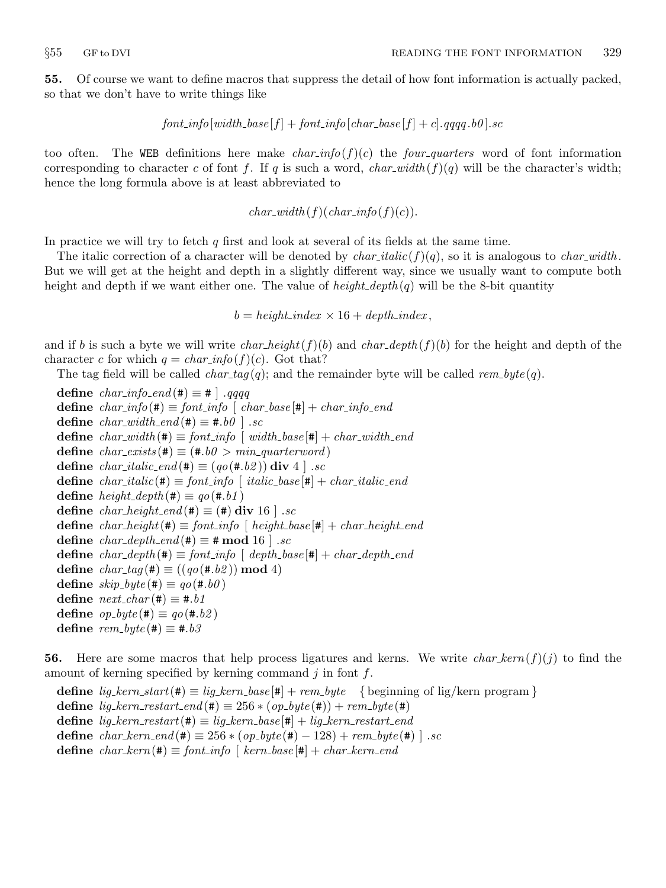**55.** Of course we want to define macros that suppress the detail of how font information is actually packed, so that we don't have to write things like

$$font\_info[width\_base[f] + font\_info[char\_base[f] + c].qqqq.b0].sc$$

too often. The WEB definitions here make $char\_info(f)(c)$ the *four_quarters* word of font information corresponding to character $c$ of font $f$. If $q$ is such a word, $char\_width(f)(q)$ will be the character's width; hence the long formula above is at least abbreviated to

$$char\_width(f)(char\_info(f)(c)).$$

In practice we will try to fetch $q$ first and look at several of its fields at the same time.

The italic correction of a character will be denoted by $char\_italic(f)(q)$, so it is analogous to *char_width*. But we will get at the height and depth in a slightly different way, since we usually want to compute both height and depth if we want either one. The value of $height\_depth(q)$ will be the 8-bit quantity

$$b = height\_index \times 16 + depth\_index,$$

and if $b$ is such a byte we will write $char\_height(f)(b)$ and $char\_depth(f)(b)$ for the height and depth of the character $c$ for which $q = char\_info(f)(c)$. Got that?

The tag field will be called $char\_tag(q)$; and the remainder byte will be called $rem\_byte(q)$.

**define** $char\_info\_end(\#) \equiv \#\ ].qqqq$
**define** $char\_info(\#) \equiv font\_info\ [\ char\_base[\#] + char\_info\_end$
**define** $char\_width\_end(\#) \equiv \#.b0\ ].sc$
**define** $char\_width(\#) \equiv font\_info\ [\ width\_base[\#] + char\_width\_end$
**define** $char\_exists(\#) \equiv (\#.b0 > min\_quarterword)$
**define** $char\_italic\_end(\#) \equiv (qo(\#.b2))\ \mathbf{div}\ 4\ ].sc$
**define** $char\_italic(\#) \equiv font\_info\ [\ italic\_base[\#] + char\_italic\_end$
**define** $height\_depth(\#) \equiv qo(\#.b1)$
**define** $char\_height\_end(\#) \equiv (\#)\ \mathbf{div}\ 16\ ].sc$
**define** $char\_height(\#) \equiv font\_info\ [\ height\_base[\#] + char\_height\_end$
**define** $char\_depth\_end(\#) \equiv \#\ \mathbf{mod}\ 16\ ].sc$
**define** $char\_depth(\#) \equiv font\_info\ [\ depth\_base[\#] + char\_depth\_end$
**define** $char\_tag(\#) \equiv ((qo(\#.b2))\ \mathbf{mod}\ 4)$
**define** $skip\_byte(\#) \equiv qo(\#.b0)$
**define** $next\_char(\#) \equiv \#.b1$
**define** $op\_byte(\#) \equiv qo(\#.b2)$
**define** $rem\_byte(\#) \equiv \#.b3$

**56.** Here are some macros that help process ligatures and kerns. We write $char\_kern(f)(j)$ to find the amount of kerning specified by kerning command $j$ in font $f$.

**define** $lig\_kern\_start(\#) \equiv lig\_kern\_base[\#] + rem\_byte$ { beginning of lig/kern program }
**define** $lig\_kern\_restart\_end(\#) \equiv 256 * (op\_byte(\#)) + rem\_byte(\#)$
**define** $lig\_kern\_restart(\#) \equiv lig\_kern\_base[\#] + lig\_kern\_restart\_end$
**define** $char\_kern\_end(\#) \equiv 256 * (op\_byte(\#) - 128) + rem\_byte(\#)\ ].sc$
**define** $char\_kern(\#) \equiv font\_info\ [\ kern\_base[\#] + char\_kern\_end$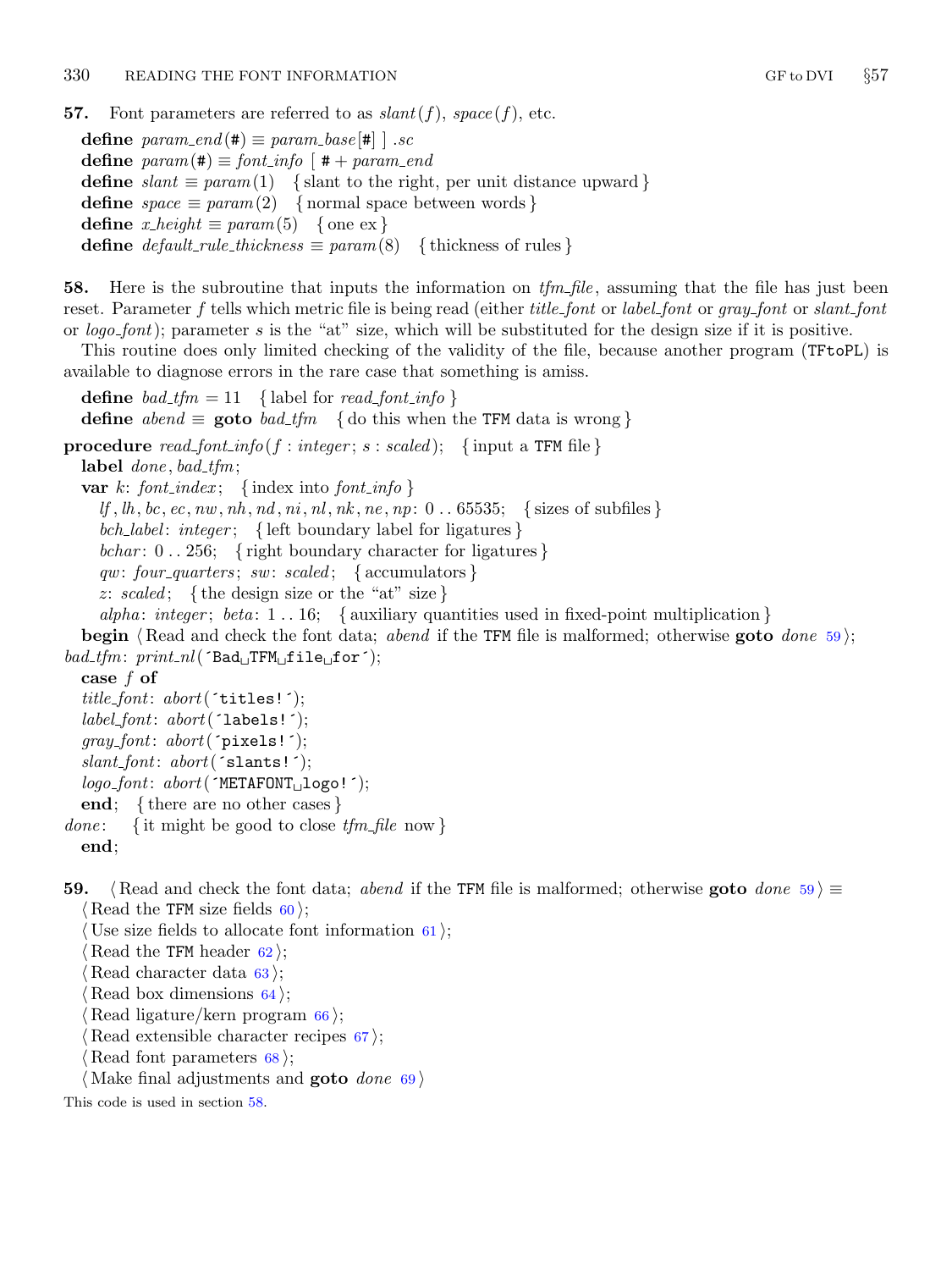**57.** Font parameters are referred to as *slant*(*f*), *space*(*f*), etc.

```
define param_end(#) ≡ param_base[#] ] .sc
define param(#) ≡ font_info [ # + param_end
define slant ≡ param(1)   { slant to the right, per unit distance upward }
define space ≡ param(2)   { normal space between words }
define x_height ≡ param(5)   { one ex }
define default_rule_thickness ≡ param(8)   { thickness of rules }
```

**58.** Here is the subroutine that inputs the information on *tfm_file*, assuming that the file has just been reset. Parameter *f* tells which metric file is being read (either *title_font* or *label_font* or *gray_font* or *slant_font* or *logo_font*); parameter *s* is the "at" size, which will be substituted for the design size if it is positive.

This routine does only limited checking of the validity of the file, because another program (TFtoPL) is available to diagnose errors in the rare case that something is amiss.

```
define bad_tfm = 11   { label for read_font_info }
define abend ≡ goto bad_tfm   { do this when the TFM data is wrong }

procedure read_font_info(f : integer; s : scaled);   { input a TFM file }
  label done, bad_tfm;
  var k: font_index;   { index into font_info }
    lf, lh, bc, ec, nw, nh, nd, ni, nl, nk, ne, np: 0 .. 65535;   { sizes of subfiles }
    bch_label: integer;   { left boundary label for ligatures }
    bchar: 0 .. 256;   { right boundary character for ligatures }
    qw: four_quarters; sw: scaled;   { accumulators }
    z: scaled;   { the design size or the "at" size }
    alpha: integer; beta: 1 .. 16;   { auxiliary quantities used in fixed-point multiplication }
  begin ⟨Read and check the font data; abend if the TFM file is malformed; otherwise goto done 59⟩;
bad_tfm: print_nl(´Bad␣TFM␣file␣for´);
  case f of
  title_font: abort(´titles!´);
  label_font: abort(´labels!´);
  gray_font: abort(´pixels!´);
  slant_font: abort(´slants!´);
  logo_font: abort(´METAFONT␣logo!´);
  end;   { there are no other cases }
done:   { it might be good to close tfm_file now }
  end;
```

**59.** ⟨Read and check the font data; *abend* if the TFM file is malformed; otherwise **goto** *done* 59⟩ ≡

```
⟨Read the TFM size fields 60⟩;
⟨Use size fields to allocate font information 61⟩;
⟨Read the TFM header 62⟩;
⟨Read character data 63⟩;
⟨Read box dimensions 64⟩;
⟨Read ligature/kern program 66⟩;
⟨Read extensible character recipes 67⟩;
⟨Read font parameters 68⟩;
⟨Make final adjustments and goto done 69⟩
```

This code is used in section 58.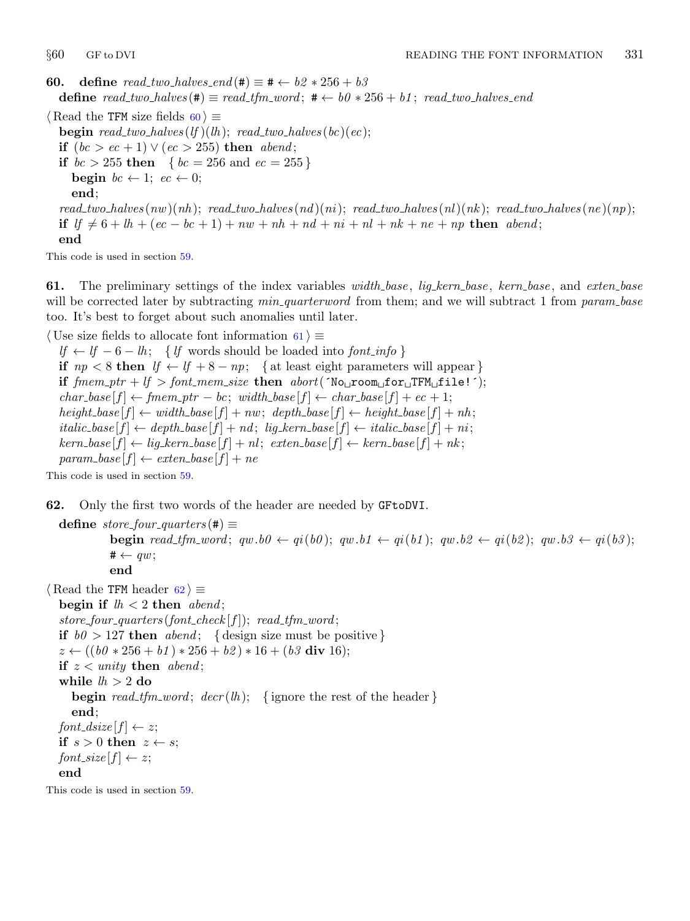**60.** **define** *read_two_halves_end*(#) ≡ # ← *b2* ∗ 256 + *b3*
**define** *read_two_halves*(#) ≡ *read_tfm_word*; # ← *b0* ∗ 256 + *b1*; *read_two_halves_end*

⟨ Read the TFM size fields 60 ⟩ ≡

```
begin read_two_halves(lf)(lh); read_two_halves(bc)(ec);
if (bc > ec + 1) ∨ (ec > 255) then abend;
if bc > 255 then   { bc = 256 and ec = 255 }
  begin bc ← 1; ec ← 0;
  end;
read_two_halves(nw)(nh); read_two_halves(nd)(ni); read_two_halves(nl)(nk); read_two_halves(ne)(np);
if lf ≠ 6 + lh + (ec − bc + 1) + nw + nh + nd + ni + nl + nk + ne + np then abend;
end
```

This code is used in section 59.

**61.** The preliminary settings of the index variables *width_base*, *lig_kern_base*, *kern_base*, and *exten_base* will be corrected later by subtracting *min_quarterword* from them; and we will subtract 1 from *param_base* too. It's best to forget about such anomalies until later.

⟨ Use size fields to allocate font information 61 ⟩ ≡

```
lf ← lf − 6 − lh;   { lf words should be loaded into font_info }
if np < 8 then lf ← lf + 8 − np;   { at least eight parameters will appear }
if fmem_ptr + lf > font_mem_size then abort(´No room for TFM file!´);
char_base[f] ← fmem_ptr − bc; width_base[f] ← char_base[f] + ec + 1;
height_base[f] ← width_base[f] + nw; depth_base[f] ← height_base[f] + nh;
italic_base[f] ← depth_base[f] + nd; lig_kern_base[f] ← italic_base[f] + ni;
kern_base[f] ← lig_kern_base[f] + nl; exten_base[f] ← kern_base[f] + nk;
param_base[f] ← exten_base[f] + ne
```

This code is used in section 59.

**62.** Only the first two words of the header are needed by GFtoDVI.

```
define store_four_quarters(#) ≡
    begin read_tfm_word; qw.b0 ← qi(b0); qw.b1 ← qi(b1); qw.b2 ← qi(b2); qw.b3 ← qi(b3);
    # ← qw;
    end
```

⟨ Read the TFM header 62 ⟩ ≡

```
begin if lh < 2 then abend;
store_four_quarters(font_check[f]); read_tfm_word;
if b0 > 127 then abend;   { design size must be positive }
z ← ((b0 ∗ 256 + b1) ∗ 256 + b2) ∗ 16 + (b3 div 16);
if z < unity then abend;
while lh > 2 do
  begin read_tfm_word; decr(lh);   { ignore the rest of the header }
  end;
font_dsize[f] ← z;
if s > 0 then z ← s;
font_size[f] ← z;
end
```

This code is used in section 59.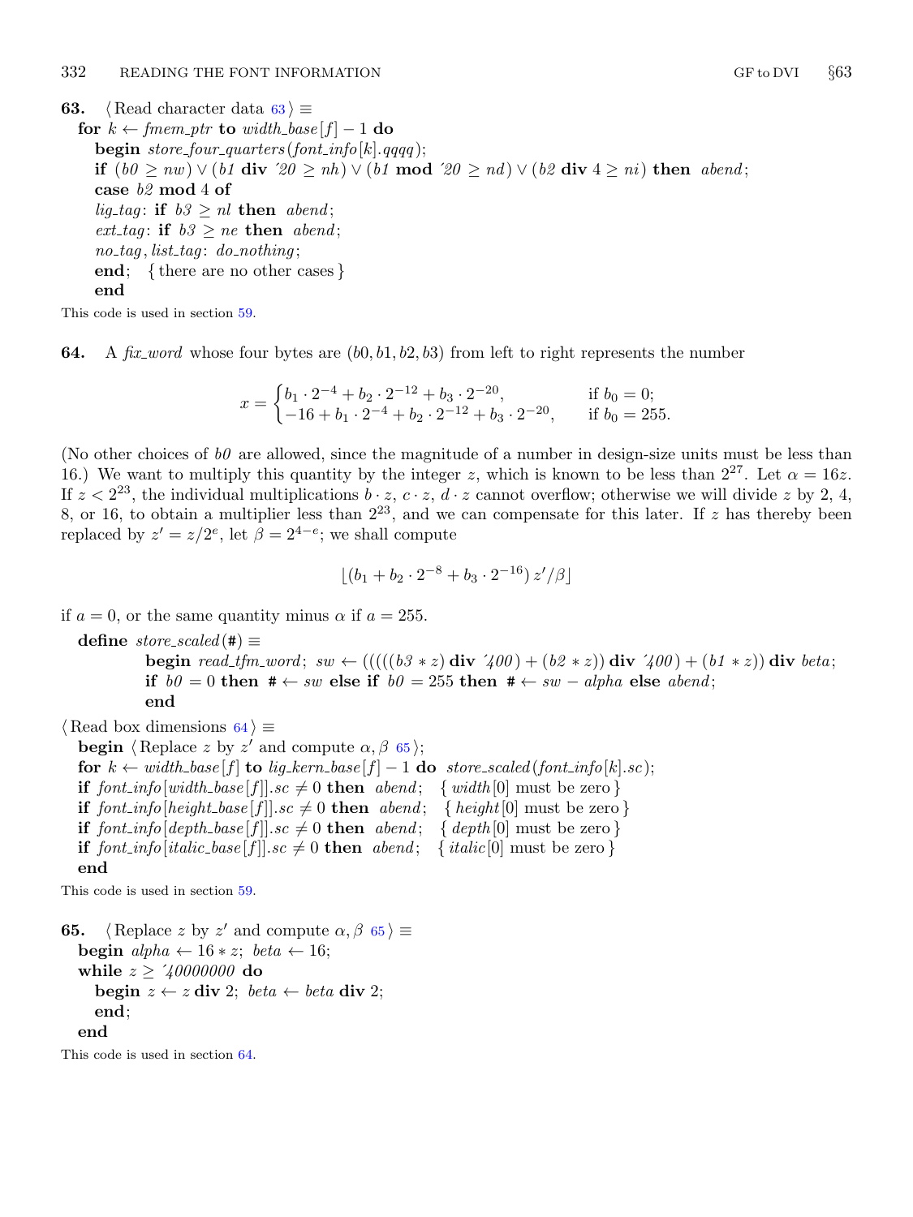**63.** ⟨ Read character data 63 ⟩ ≡

```
for k ← fmem_ptr to width_base[f] − 1 do
  begin store_four_quarters(font_info[k].qqqq);
  if (b0 ≥ nw) ∨ (b1 div ´20 ≥ nh) ∨ (b1 mod ´20 ≥ nd) ∨ (b2 div 4 ≥ ni) then abend;
  case b2 mod 4 of
  lig_tag: if b3 ≥ nl then abend;
  ext_tag: if b3 ≥ ne then abend;
  no_tag, list_tag: do_nothing;
  end; { there are no other cases }
  end
```

This code is used in section 59.

**64.** A *fix_word* whose four bytes are $(b0, b1, b2, b3)$ from left to right represents the number

$$x = \begin{cases} b_1 \cdot 2^{-4} + b_2 \cdot 2^{-12} + b_3 \cdot 2^{-20}, & \text{if } b_0 = 0; \\ -16 + b_1 \cdot 2^{-4} + b_2 \cdot 2^{-12} + b_3 \cdot 2^{-20}, & \text{if } b_0 = 255. \end{cases}$$

(No other choices of $b0$ are allowed, since the magnitude of a number in design-size units must be less than 16.) We want to multiply this quantity by the integer $z$, which is known to be less than $2^{27}$. Let $\alpha = 16z$. If $z < 2^{23}$, the individual multiplications $b \cdot z$, $c \cdot z$, $d \cdot z$ cannot overflow; otherwise we will divide $z$ by 2, 4, 8, or 16, to obtain a multiplier less than $2^{23}$, and we can compensate for this later. If $z$ has thereby been replaced by $z' = z/2^e$, let $\beta = 2^{4-e}$; we shall compute

$$\lfloor (b_1 + b_2 \cdot 2^{-8} + b_3 \cdot 2^{-16})\, z'/\beta \rfloor$$

if $a = 0$, or the same quantity minus $\alpha$ if $a = 255$.

```
define store_scaled(#) ≡
    begin read_tfm_word; sw ← (((((b3 * z) div ´400) + (b2 * z)) div ´400) + (b1 * z)) div beta;
    if b0 = 0 then # ← sw else if b0 = 255 then # ← sw − alpha else abend;
    end
```

⟨ Read box dimensions 64 ⟩ ≡

```
begin ⟨ Replace z by z′ and compute α, β 65 ⟩;
for k ← width_base[f] to lig_kern_base[f] − 1 do store_scaled(font_info[k].sc);
if font_info[width_base[f]].sc ≠ 0 then abend;   { width[0] must be zero }
if font_info[height_base[f]].sc ≠ 0 then abend;   { height[0] must be zero }
if font_info[depth_base[f]].sc ≠ 0 then abend;   { depth[0] must be zero }
if font_info[italic_base[f]].sc ≠ 0 then abend;   { italic[0] must be zero }
end
```

This code is used in section 59.

**65.** ⟨ Replace $z$ by $z'$ and compute $\alpha, \beta$ 65 ⟩ ≡

```
begin alpha ← 16 * z; beta ← 16;
while z ≥ ´40000000 do
  begin z ← z div 2; beta ← beta div 2;
  end;
end
```

This code is used in section 64.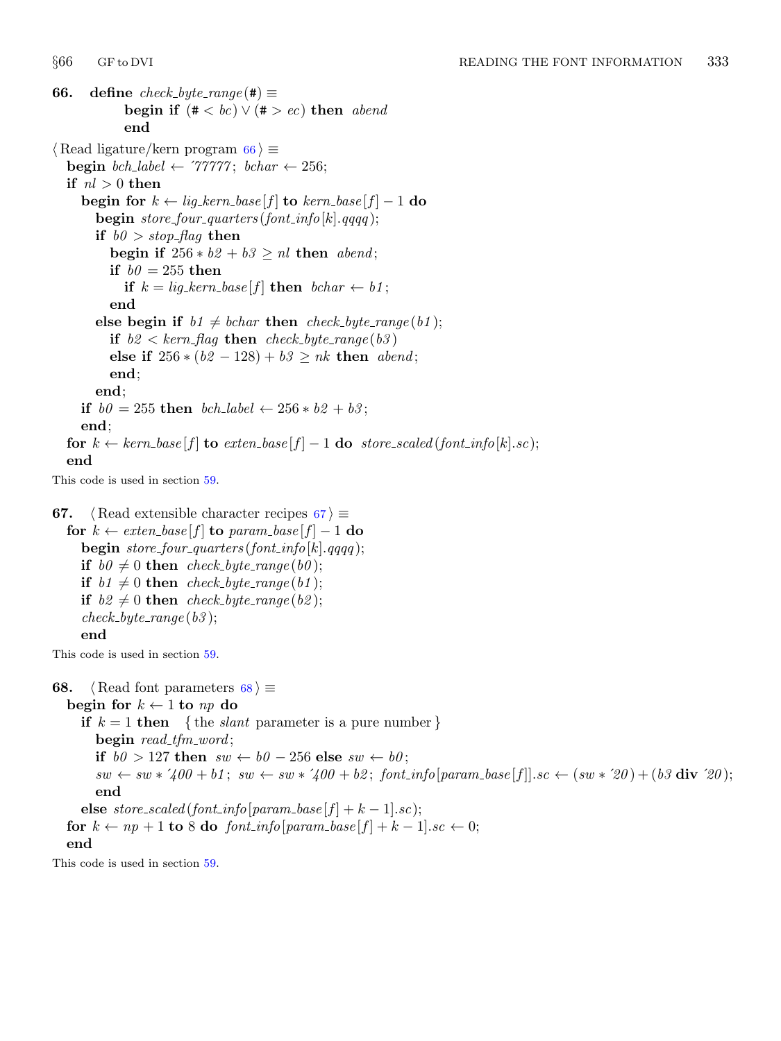**66.** **define** *check_byte_range*(#) ≡
**begin if** (# < *bc*) ∨ (# > *ec*) **then** *abend*
**end**

⟨ Read ligature/kern program 66 ⟩ ≡

```
begin bch_label ← ´77777; bchar ← 256;
if nl > 0 then
  begin for k ← lig_kern_base[f] to kern_base[f] − 1 do
    begin store_four_quarters(font_info[k].qqqq);
    if b0 > stop_flag then
      begin if 256 * b2 + b3 ≥ nl then abend;
      if b0 = 255 then
        if k = lig_kern_base[f] then bchar ← b1;
      end
    else begin if b1 ≠ bchar then check_byte_range(b1);
      if b2 < kern_flag then check_byte_range(b3)
      else if 256 * (b2 − 128) + b3 ≥ nk then abend;
      end;
    end;
  if b0 = 255 then bch_label ← 256 * b2 + b3;
  end;
for k ← kern_base[f] to exten_base[f] − 1 do store_scaled(font_info[k].sc);
end
```

This code is used in section 59.

**67.** ⟨ Read extensible character recipes 67 ⟩ ≡

```
for k ← exten_base[f] to param_base[f] − 1 do
  begin store_four_quarters(font_info[k].qqqq);
  if b0 ≠ 0 then check_byte_range(b0);
  if b1 ≠ 0 then check_byte_range(b1);
  if b2 ≠ 0 then check_byte_range(b2);
  check_byte_range(b3);
  end
```

This code is used in section 59.

**68.** ⟨ Read font parameters 68 ⟩ ≡

```
begin for k ← 1 to np do
  if k = 1 then   { the slant parameter is a pure number }
    begin read_tfm_word;
    if b0 > 127 then sw ← b0 − 256 else sw ← b0;
    sw ← sw * ´400 + b1; sw ← sw * ´400 + b2; font_info[param_base[f]].sc ← (sw * ´20) + (b3 div ´20);
    end
  else store_scaled(font_info[param_base[f] + k − 1].sc);
for k ← np + 1 to 8 do font_info[param_base[f] + k − 1].sc ← 0;
end
```

This code is used in section 59.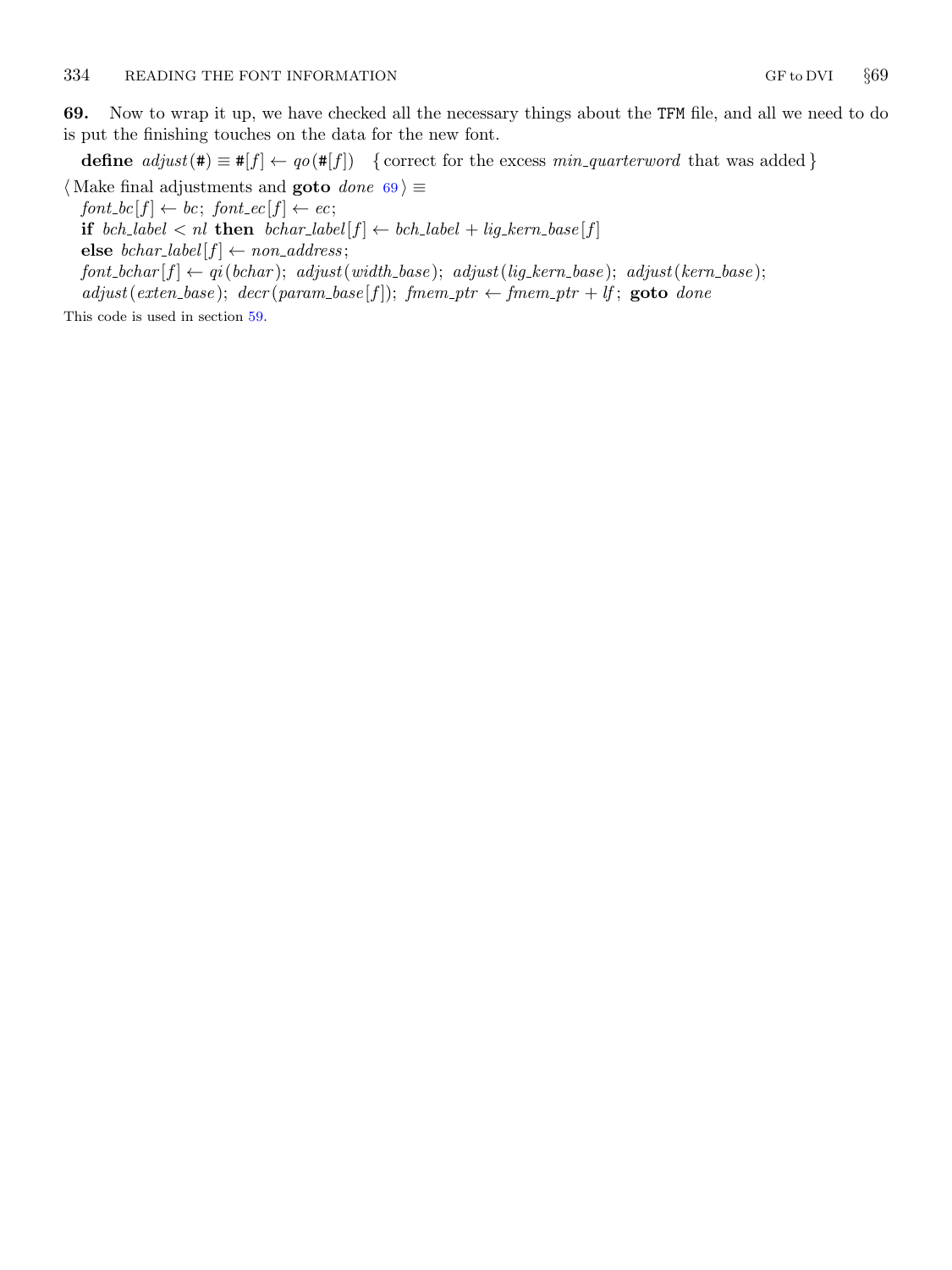**69.** Now to wrap it up, we have checked all the necessary things about the TFM file, and all we need to do is put the finishing touches on the data for the new font.

**define** *adjust*(#) ≡ #[*f*] ← *qo*(#[*f*])  { correct for the excess *min_quarterword* that was added }

⟨ Make final adjustments and **goto** *done* 69 ⟩ ≡

*font_bc*[*f*] ← *bc*; *font_ec*[*f*] ← *ec*;
**if** *bch_label* < *nl* **then** *bchar_label*[*f*] ← *bch_label* + *lig_kern_base*[*f*]
**else** *bchar_label*[*f*] ← *non_address*;
*font_bchar*[*f*] ← *qi*(*bchar*); *adjust*(*width_base*); *adjust*(*lig_kern_base*); *adjust*(*kern_base*);
*adjust*(*exten_base*); *decr*(*param_base*[*f*]); *fmem_ptr* ← *fmem_ptr* + *lf*; **goto** *done*

This code is used in section 59.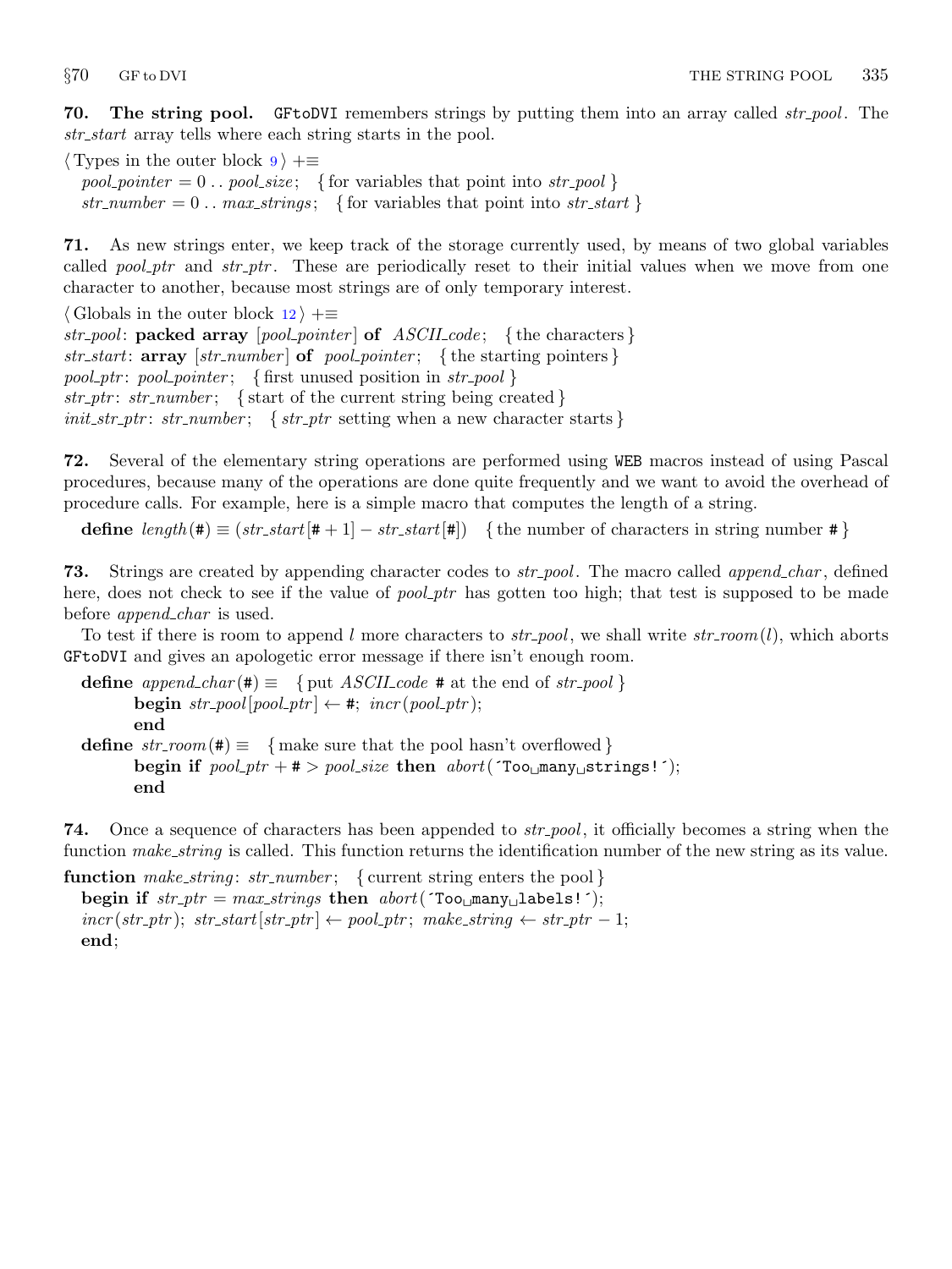**70. The string pool.** GFtoDVI remembers strings by putting them into an array called *str_pool*. The *str_start* array tells where each string starts in the pool.

⟨ Types in the outer block 9 ⟩ +≡
  *pool_pointer* = 0 .. *pool_size*;   { for variables that point into *str_pool* }
  *str_number* = 0 .. *max_strings*;   { for variables that point into *str_start* }

**71.** As new strings enter, we keep track of the storage currently used, by means of two global variables called *pool_ptr* and *str_ptr*. These are periodically reset to their initial values when we move from one character to another, because most strings are of only temporary interest.

⟨ Globals in the outer block 12 ⟩ +≡
*str_pool*: **packed array** [*pool_pointer*] **of** *ASCII_code*;   { the characters }
*str_start*: **array** [*str_number*] **of** *pool_pointer*;   { the starting pointers }
*pool_ptr*: *pool_pointer*;   { first unused position in *str_pool* }
*str_ptr*: *str_number*;   { start of the current string being created }
*init_str_ptr*: *str_number*;   { *str_ptr* setting when a new character starts }

**72.** Several of the elementary string operations are performed using WEB macros instead of using Pascal procedures, because many of the operations are done quite frequently and we want to avoid the overhead of procedure calls. For example, here is a simple macro that computes the length of a string.

  **define** *length*(#) ≡ (*str_start*[# + 1] − *str_start*[#])   { the number of characters in string number # }

**73.** Strings are created by appending character codes to *str_pool*. The macro called *append_char*, defined here, does not check to see if the value of *pool_ptr* has gotten too high; that test is supposed to be made before *append_char* is used.

To test if there is room to append $l$ more characters to *str_pool*, we shall write *str_room*($l$), which aborts GFtoDVI and gives an apologetic error message if there isn't enough room.

```
define append_char(#) ≡   { put ASCII_code # at the end of str_pool }
      begin str_pool[pool_ptr] ← #; incr(pool_ptr);
      end
define str_room(#) ≡   { make sure that the pool hasn't overflowed }
      begin if pool_ptr + # > pool_size then abort('Too␣many␣strings!');
      end
```

**74.** Once a sequence of characters has been appended to *str_pool*, it officially becomes a string when the function *make_string* is called. This function returns the identification number of the new string as its value.

```
function make_string: str_number;   { current string enters the pool }
  begin if str_ptr = max_strings then abort('Too␣many␣labels!');
  incr(str_ptr); str_start[str_ptr] ← pool_ptr; make_string ← str_ptr − 1;
  end;
```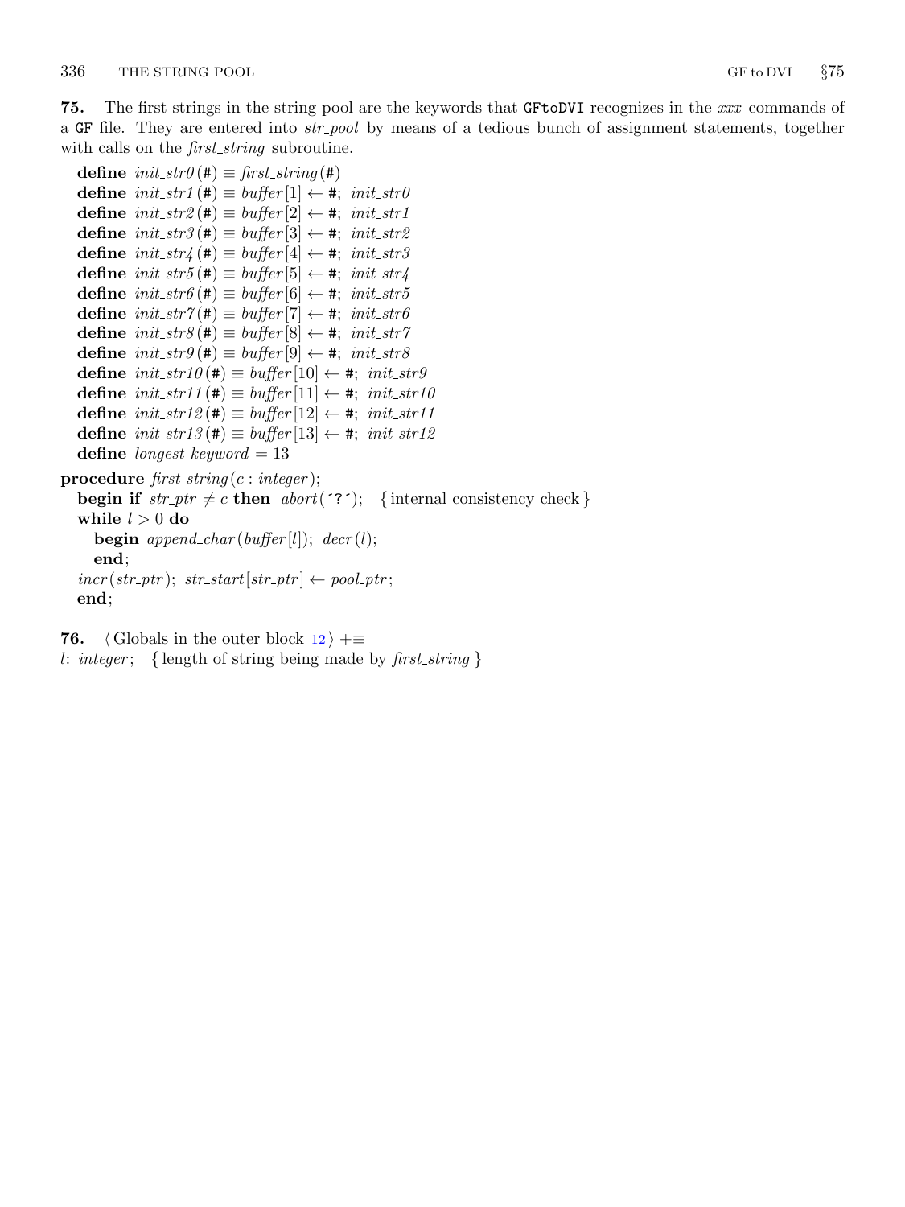**75.** The first strings in the string pool are the keywords that GFtoDVI recognizes in the *xxx* commands of a GF file. They are entered into *str_pool* by means of a tedious bunch of assignment statements, together with calls on the *first_string* subroutine.

```
define init_str0(#) ≡ first_string(#)
define init_str1(#) ≡ buffer[1] ← #; init_str0
define init_str2(#) ≡ buffer[2] ← #; init_str1
define init_str3(#) ≡ buffer[3] ← #; init_str2
define init_str4(#) ≡ buffer[4] ← #; init_str3
define init_str5(#) ≡ buffer[5] ← #; init_str4
define init_str6(#) ≡ buffer[6] ← #; init_str5
define init_str7(#) ≡ buffer[7] ← #; init_str6
define init_str8(#) ≡ buffer[8] ← #; init_str7
define init_str9(#) ≡ buffer[9] ← #; init_str8
define init_str10(#) ≡ buffer[10] ← #; init_str9
define init_str11(#) ≡ buffer[11] ← #; init_str10
define init_str12(#) ≡ buffer[12] ← #; init_str11
define init_str13(#) ≡ buffer[13] ← #; init_str12
define longest_keyword = 13

procedure first_string(c : integer);
  begin if str_ptr ≠ c then abort('?');   { internal consistency check }
  while l > 0 do
    begin append_char(buffer[l]); decr(l);
    end;
  incr(str_ptr); str_start[str_ptr] ← pool_ptr;
  end;
```

**76.** ⟨ Globals in the outer block 12 ⟩ +≡

```
l: integer;   { length of string being made by first_string }
```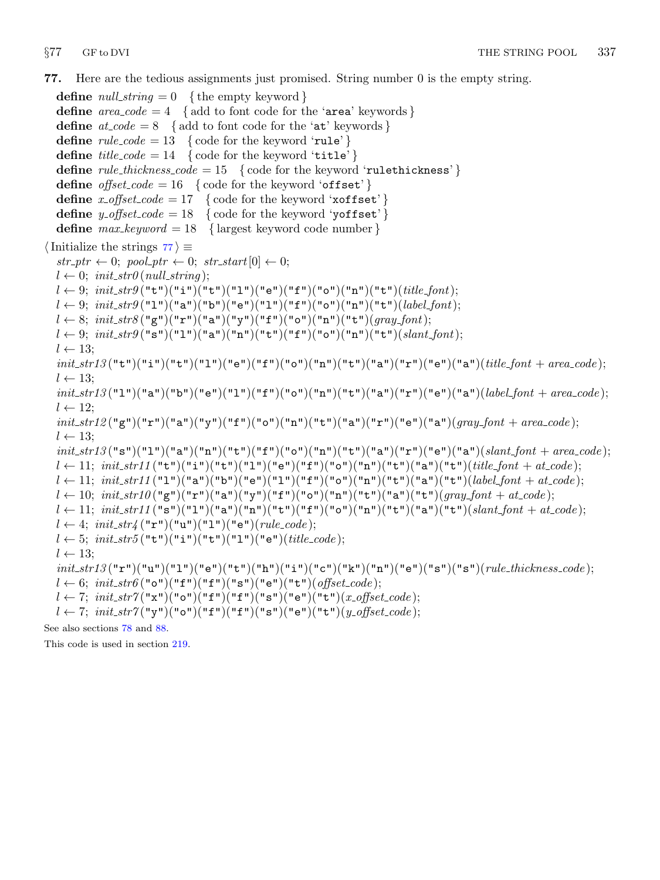**77.** Here are the tedious assignments just promised. String number 0 is the empty string.

**define** *null_string* = 0 { the empty keyword }
**define** *area_code* = 4 { add to font code for the 'area' keywords }
**define** *at_code* = 8 { add to font code for the 'at' keywords }
**define** *rule_code* = 13 { code for the keyword 'rule' }
**define** *title_code* = 14 { code for the keyword 'title' }
**define** *rule_thickness_code* = 15 { code for the keyword 'rulethickness' }
**define** *offset_code* = 16 { code for the keyword 'offset' }
**define** *x_offset_code* = 17 { code for the keyword 'xoffset' }
**define** *y_offset_code* = 18 { code for the keyword 'yoffset' }
**define** *max_keyword* = 18 { largest keyword code number }

⟨ Initialize the strings 77 ⟩ ≡

```
str_ptr ← 0; pool_ptr ← 0; str_start[0] ← 0;
l ← 0; init_str0(null_string);
l ← 9; init_str9("t")("i")("t")("l")("e")("f")("o")("n")("t")(title_font);
l ← 9; init_str9("l")("a")("b")("e")("l")("f")("o")("n")("t")(label_font);
l ← 8; init_str8("g")("r")("a")("y")("f")("o")("n")("t")(gray_font);
l ← 9; init_str9("s")("l")("a")("n")("t")("f")("o")("n")("t")(slant_font);
l ← 13;
init_str13("t")("i")("t")("l")("e")("f")("o")("n")("t")("a")("r")("e")("a")(title_font + area_code);
l ← 13;
init_str13("l")("a")("b")("e")("l")("f")("o")("n")("t")("a")("r")("e")("a")(label_font + area_code);
l ← 12;
init_str12("g")("r")("a")("y")("f")("o")("n")("t")("a")("r")("e")("a")(gray_font + area_code);
l ← 13;
init_str13("s")("l")("a")("n")("t")("f")("o")("n")("t")("a")("r")("e")("a")(slant_font + area_code);
l ← 11; init_str11("t")("i")("t")("l")("e")("f")("o")("n")("t")("a")("t")(title_font + at_code);
l ← 11; init_str11("l")("a")("b")("e")("l")("f")("o")("n")("t")("a")("t")(label_font + at_code);
l ← 10; init_str10("g")("r")("a")("y")("f")("o")("n")("t")("a")("t")(gray_font + at_code);
l ← 11; init_str11("s")("l")("a")("n")("t")("f")("o")("n")("t")("a")("t")(slant_font + at_code);
l ← 4; init_str4("r")("u")("l")("e")(rule_code);
l ← 5; init_str5("t")("i")("t")("l")("e")(title_code);
l ← 13;
init_str13("r")("u")("l")("e")("t")("h")("i")("c")("k")("n")("e")("s")("s")(rule_thickness_code);
l ← 6; init_str6("o")("f")("f")("s")("e")("t")(offset_code);
l ← 7; init_str7("x")("o")("f")("f")("s")("e")("t")(x_offset_code);
l ← 7; init_str7("y")("o")("f")("f")("s")("e")("t")(y_offset_code);
```

See also sections 78 and 88.

This code is used in section 219.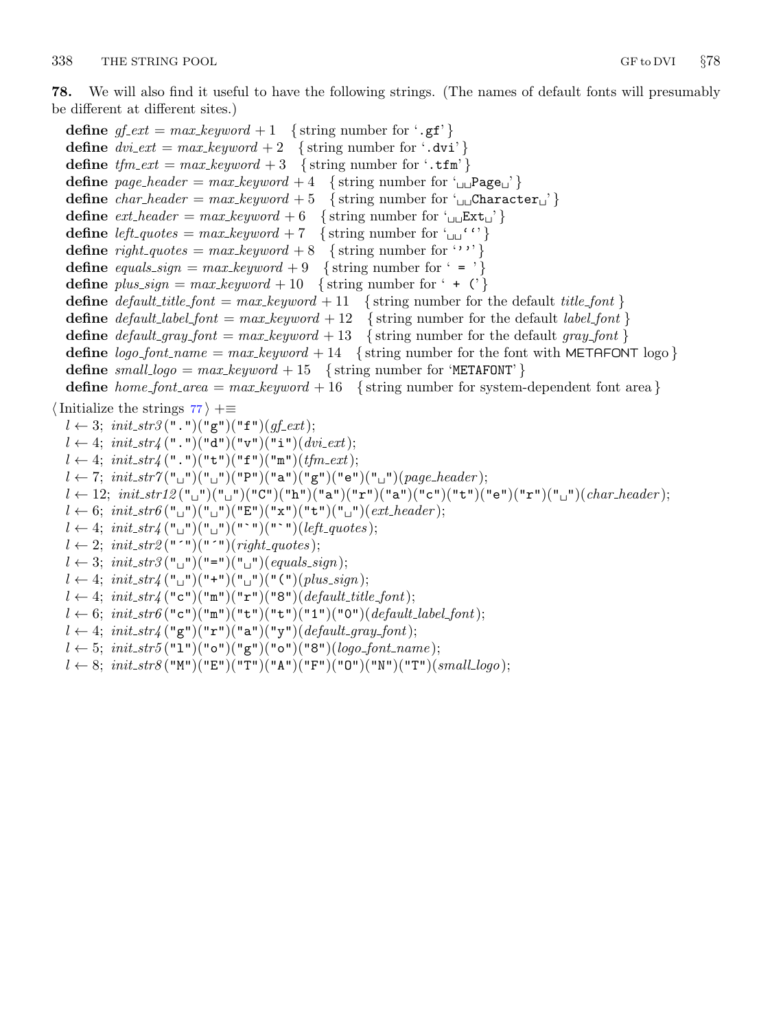**78.** We will also find it useful to have the following strings. (The names of default fonts will presumably be different at different sites.)

**define** *gf_ext* = *max_keyword* + 1 { string number for '.gf' }
**define** *dvi_ext* = *max_keyword* + 2 { string number for '.dvi' }
**define** *tfm_ext* = *max_keyword* + 3 { string number for '.tfm' }
**define** *page_header* = *max_keyword* + 4 { string number for '␣␣Page␣' }
**define** *char_header* = *max_keyword* + 5 { string number for '␣␣Character␣' }
**define** *ext_header* = *max_keyword* + 6 { string number for '␣␣Ext␣' }
**define** *left_quotes* = *max_keyword* + 7 { string number for '␣␣``' }
**define** *right_quotes* = *max_keyword* + 8 { string number for '''' }
**define** *equals_sign* = *max_keyword* + 9 { string number for ' = ' }
**define** *plus_sign* = *max_keyword* + 10 { string number for ' + (' }
**define** *default_title_font* = *max_keyword* + 11 { string number for the default *title_font* }
**define** *default_label_font* = *max_keyword* + 12 { string number for the default *label_font* }
**define** *default_gray_font* = *max_keyword* + 13 { string number for the default *gray_font* }
**define** *logo_font_name* = *max_keyword* + 14 { string number for the font with METAFONT logo }
**define** *small_logo* = *max_keyword* + 15 { string number for 'METAFONT' }
**define** *home_font_area* = *max_keyword* + 16 { string number for system-dependent font area }

⟨ Initialize the strings 77 ⟩ +≡

$l \leftarrow 3$; *init_str3* (".")("g")("f")(*gf_ext*);
$l \leftarrow 4$; *init_str4* (".")("d")("v")("i")(*dvi_ext*);
$l \leftarrow 4$; *init_str4* (".")("t")("f")("m")(*tfm_ext*);
$l \leftarrow 7$; *init_str7* ("␣")("␣")("P")("a")("g")("e")("␣")(*page_header*);
$l \leftarrow 12$; *init_str12* ("␣")("␣")("C")("h")("a")("r")("a")("c")("t")("e")("r")("␣")(*char_header*);
$l \leftarrow 6$; *init_str6* ("␣")("␣")("E")("x")("t")("␣")(*ext_header*);
$l \leftarrow 4$; *init_str4* ("␣")("␣")("`")("`")(*left_quotes*);
$l \leftarrow 2$; *init_str2* ("´")("´")(*right_quotes*);
$l \leftarrow 3$; *init_str3* ("␣")("=")("␣")(*equals_sign*);
$l \leftarrow 4$; *init_str4* ("␣")("+")("␣")("(")(*plus_sign*);
$l \leftarrow 4$; *init_str4* ("c")("m")("r")("8")(*default_title_font*);
$l \leftarrow 6$; *init_str6* ("c")("m")("t")("t")("1")("0")(*default_label_font*);
$l \leftarrow 4$; *init_str4* ("g")("r")("a")("y")(*default_gray_font*);
$l \leftarrow 5$; *init_str5* ("l")("o")("g")("o")("8")(*logo_font_name*);
$l \leftarrow 8$; *init_str8* ("M")("E")("T")("A")("F")("O")("N")("T")(*small_logo*);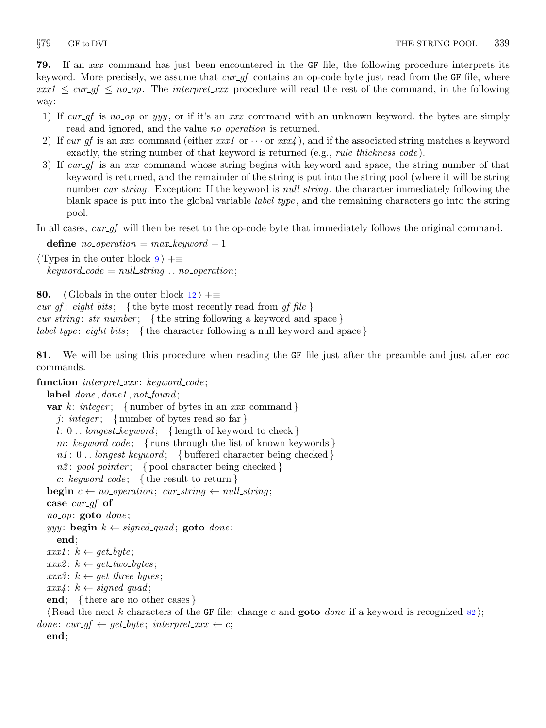**79.** If an *xxx* command has just been encountered in the GF file, the following procedure interprets its keyword. More precisely, we assume that *cur_gf* contains an op-code byte just read from the GF file, where $xxx1 \le cur\_gf \le no\_op$. The *interpret_xxx* procedure will read the rest of the command, in the following way:

1) If *cur_gf* is *no_op* or *yyy*, or if it's an *xxx* command with an unknown keyword, the bytes are simply read and ignored, and the value *no_operation* is returned.
2) If *cur_gf* is an *xxx* command (either *xxx1* or $\cdots$ or *xxx4*), and if the associated string matches a keyword exactly, the string number of that keyword is returned (e.g., *rule_thickness_code*).
3) If *cur_gf* is an *xxx* command whose string begins with keyword and space, the string number of that keyword is returned, and the remainder of the string is put into the string pool (where it will be string number *cur_string*. Exception: If the keyword is *null_string*, the character immediately following the blank space is put into the global variable *label_type*, and the remaining characters go into the string pool.

In all cases, *cur_gf* will then be reset to the op-code byte that immediately follows the original command.

```
define no_operation = max_keyword + 1

⟨Types in the outer block 9⟩ +≡
  keyword_code = null_string .. no_operation;
```

**80.** 
```
⟨Globals in the outer block 12⟩ +≡
cur_gf: eight_bits;   { the byte most recently read from gf_file }
cur_string: str_number;   { the string following a keyword and space }
label_type: eight_bits;   { the character following a null keyword and space }
```

**81.** We will be using this procedure when reading the GF file just after the preamble and just after *eoc* commands.

```
function interpret_xxx: keyword_code;
  label done, done1, not_found;
  var k: integer;   { number of bytes in an xxx command }
    j: integer;   { number of bytes read so far }
    l: 0 .. longest_keyword;   { length of keyword to check }
    m: keyword_code;   { runs through the list of known keywords }
    n1: 0 .. longest_keyword;   { buffered character being checked }
    n2: pool_pointer;   { pool character being checked }
    c: keyword_code;   { the result to return }
  begin c ← no_operation; cur_string ← null_string;
  case cur_gf of
  no_op: goto done;
  yyy: begin k ← signed_quad; goto done;
    end;
  xxx1: k ← get_byte;
  xxx2: k ← get_two_bytes;
  xxx3: k ← get_three_bytes;
  xxx4: k ← signed_quad;
  end;   { there are no other cases }
  ⟨Read the next k characters of the GF file; change c and goto done if a keyword is recognized 82⟩;
done: cur_gf ← get_byte; interpret_xxx ← c;
  end;
```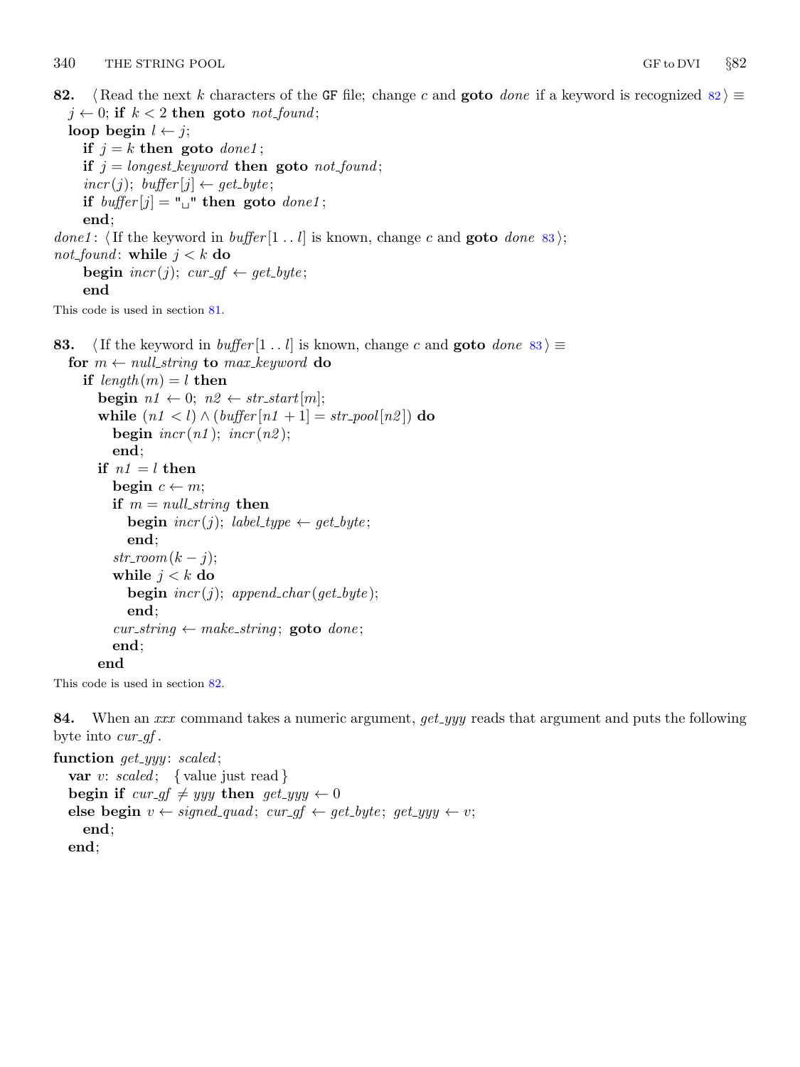**82.** ⟨Read the next $k$ characters of the GF file; change $c$ and **goto** *done* if a keyword is recognized 82⟩ ≡

```
j ← 0; if k < 2 then goto not_found;
loop begin l ← j;
  if j = k then goto done1;
  if j = longest_keyword then goto not_found;
  incr(j); buffer[j] ← get_byte;
  if buffer[j] = "␣" then goto done1;
  end;
done1: ⟨If the keyword in buffer[1 .. l] is known, change c and goto done 83⟩;
not_found: while j < k do
    begin incr(j); cur_gf ← get_byte;
    end
```

This code is used in section 81.

**83.** ⟨If the keyword in *buffer*[1 .. *l*] is known, change $c$ and **goto** *done* 83⟩ ≡

```
for m ← null_string to max_keyword do
  if length(m) = l then
    begin n1 ← 0; n2 ← str_start[m];
    while (n1 < l) ∧ (buffer[n1 + 1] = str_pool[n2]) do
      begin incr(n1); incr(n2);
      end;
    if n1 = l then
      begin c ← m;
      if m = null_string then
        begin incr(j); label_type ← get_byte;
        end;
      str_room(k − j);
      while j < k do
        begin incr(j); append_char(get_byte);
        end;
      cur_string ← make_string; goto done;
      end;
    end
```

This code is used in section 82.

**84.** When an *xxx* command takes a numeric argument, *get_yyy* reads that argument and puts the following byte into *cur_gf*.

```
function get_yyy: scaled;
  var v: scaled;  { value just read }
  begin if cur_gf ≠ yyy then get_yyy ← 0
  else begin v ← signed_quad; cur_gf ← get_byte; get_yyy ← v;
    end;
  end;
```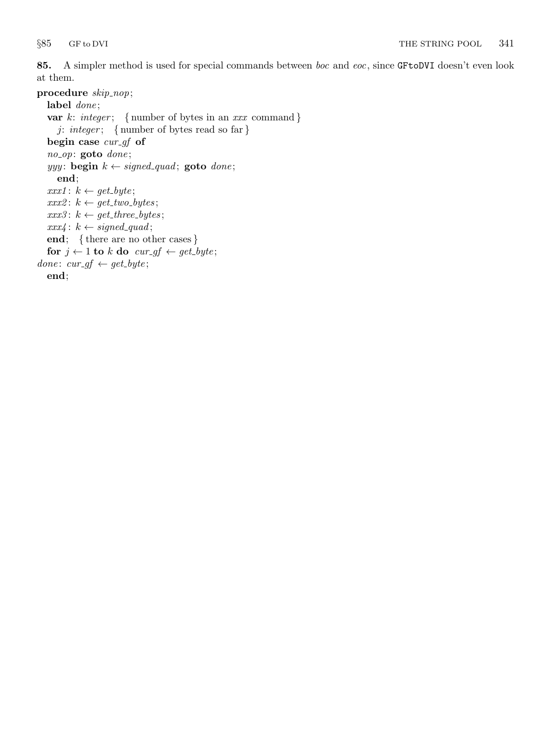**85.** A simpler method is used for special commands between *boc* and *eoc*, since `GFtoDVI` doesn't even look at them.

```
procedure skip_nop;
  label done;
  var k: integer;  { number of bytes in an xxx command }
    j: integer;  { number of bytes read so far }
  begin case cur_gf of
  no_op: goto done;
  yyy: begin k ← signed_quad; goto done;
    end;
  xxx1: k ← get_byte;
  xxx2: k ← get_two_bytes;
  xxx3: k ← get_three_bytes;
  xxx4: k ← signed_quad;
  end;  { there are no other cases }
  for j ← 1 to k do cur_gf ← get_byte;
done: cur_gf ← get_byte;
  end;
```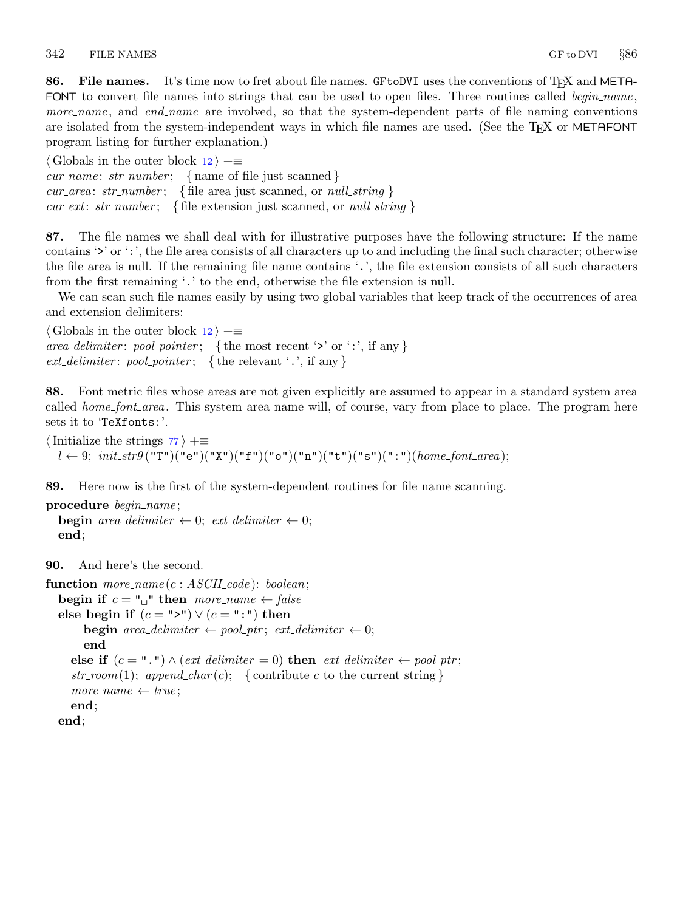**86. File names.** It's time now to fret about file names. GFtoDVI uses the conventions of TEX and METAFONT to convert file names into strings that can be used to open files. Three routines called *begin_name*, *more_name*, and *end_name* are involved, so that the system-dependent parts of file naming conventions are isolated from the system-independent ways in which file names are used. (See the TEX or METAFONT program listing for further explanation.)

⟨ Globals in the outer block 12 ⟩ +≡
*cur_name*: *str_number*;   { name of file just scanned }
*cur_area*: *str_number*;   { file area just scanned, or *null_string* }
*cur_ext*: *str_number*;   { file extension just scanned, or *null_string* }

**87.** The file names we shall deal with for illustrative purposes have the following structure: If the name contains '>' or ':', the file area consists of all characters up to and including the final such character; otherwise the file area is null. If the remaining file name contains '.', the file extension consists of all such characters from the first remaining '.' to the end, otherwise the file extension is null.

We can scan such file names easily by using two global variables that keep track of the occurrences of area and extension delimiters:

⟨ Globals in the outer block 12 ⟩ +≡
*area_delimiter*: *pool_pointer*;   { the most recent '>' or ':', if any }
*ext_delimiter*: *pool_pointer*;   { the relevant '.', if any }

**88.** Font metric files whose areas are not given explicitly are assumed to appear in a standard system area called *home_font_area*. This system area name will, of course, vary from place to place. The program here sets it to 'TeXfonts:'.

⟨ Initialize the strings 77 ⟩ +≡
  $l \leftarrow 9$; *init_str9*("T")("e")("X")("f")("o")("n")("t")("s")(":")(*home_font_area*);

**89.** Here now is the first of the system-dependent routines for file name scanning.

```
procedure begin_name;
  begin area_delimiter ← 0; ext_delimiter ← 0;
  end;
```

**90.** And here's the second.

```
function more_name(c : ASCII_code): boolean;
  begin if c = "␣" then more_name ← false
  else begin if (c = ">") ∨ (c = ":") then
        begin area_delimiter ← pool_ptr; ext_delimiter ← 0;
        end
    else if (c = ".") ∧ (ext_delimiter = 0) then ext_delimiter ← pool_ptr;
    str_room(1); append_char(c);   { contribute c to the current string }
    more_name ← true;
    end;
  end;
```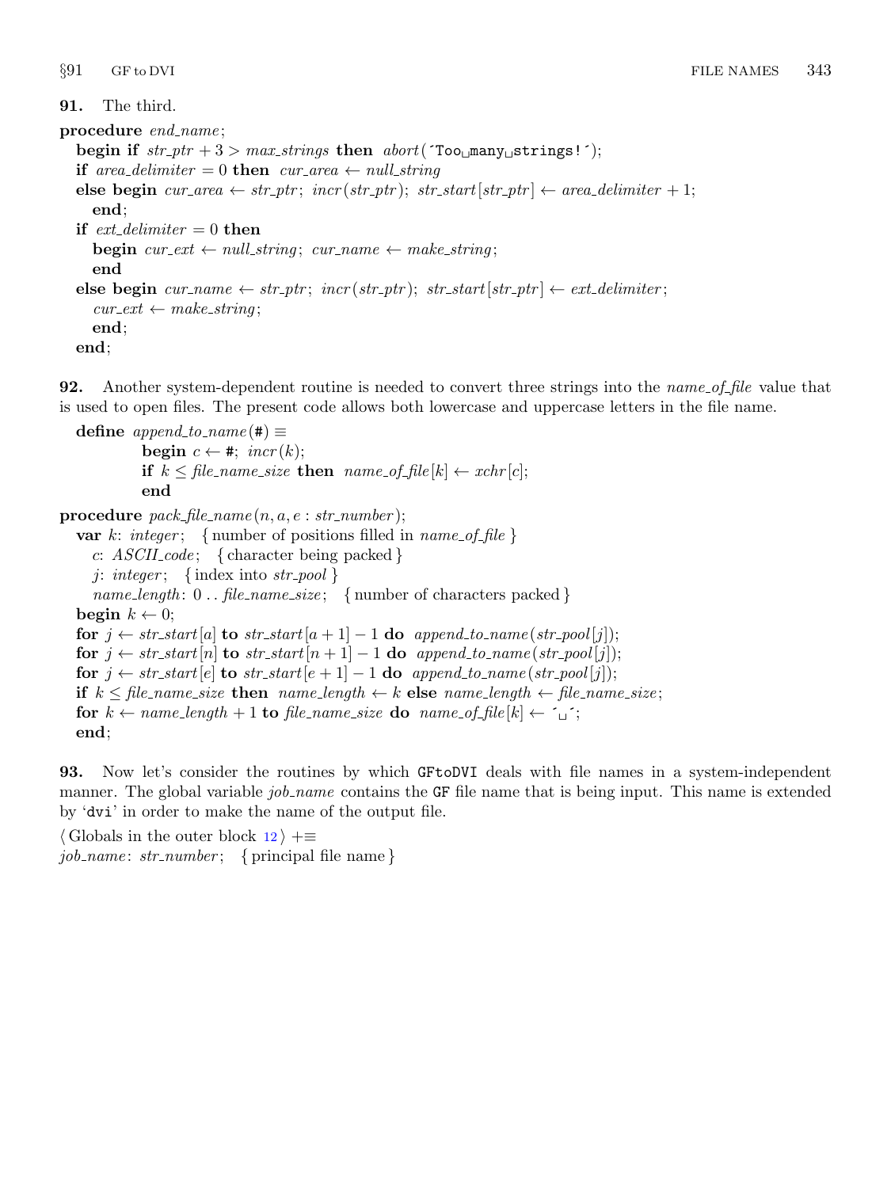**91.** The third.

```
procedure end_name;
  begin if str_ptr + 3 > max_strings then abort('Too many strings!');
  if area_delimiter = 0 then cur_area ← null_string
  else begin cur_area ← str_ptr; incr(str_ptr); str_start[str_ptr] ← area_delimiter + 1;
    end;
  if ext_delimiter = 0 then
    begin cur_ext ← null_string; cur_name ← make_string;
    end
  else begin cur_name ← str_ptr; incr(str_ptr); str_start[str_ptr] ← ext_delimiter;
    cur_ext ← make_string;
    end;
  end;
```

**92.** Another system-dependent routine is needed to convert three strings into the *name_of_file* value that is used to open files. The present code allows both lowercase and uppercase letters in the file name.

```
define append_to_name(#) ≡
          begin c ← #; incr(k);
          if k ≤ file_name_size then name_of_file[k] ← xchr[c];
          end

procedure pack_file_name(n, a, e : str_number);
  var k: integer;  { number of positions filled in name_of_file }
    c: ASCII_code;  { character being packed }
    j: integer;  { index into str_pool }
    name_length: 0 .. file_name_size;  { number of characters packed }
  begin k ← 0;
  for j ← str_start[a] to str_start[a + 1] − 1 do append_to_name(str_pool[j]);
  for j ← str_start[n] to str_start[n + 1] − 1 do append_to_name(str_pool[j]);
  for j ← str_start[e] to str_start[e + 1] − 1 do append_to_name(str_pool[j]);
  if k ≤ file_name_size then name_length ← k else name_length ← file_name_size;
  for k ← name_length + 1 to file_name_size do name_of_file[k] ← ' ';
  end;
```

**93.** Now let's consider the routines by which GFtoDVI deals with file names in a system-independent manner. The global variable *job_name* contains the GF file name that is being input. This name is extended by 'dvi' in order to make the name of the output file.

```
⟨ Globals in the outer block 12 ⟩ +≡
job_name: str_number;  { principal file name }
```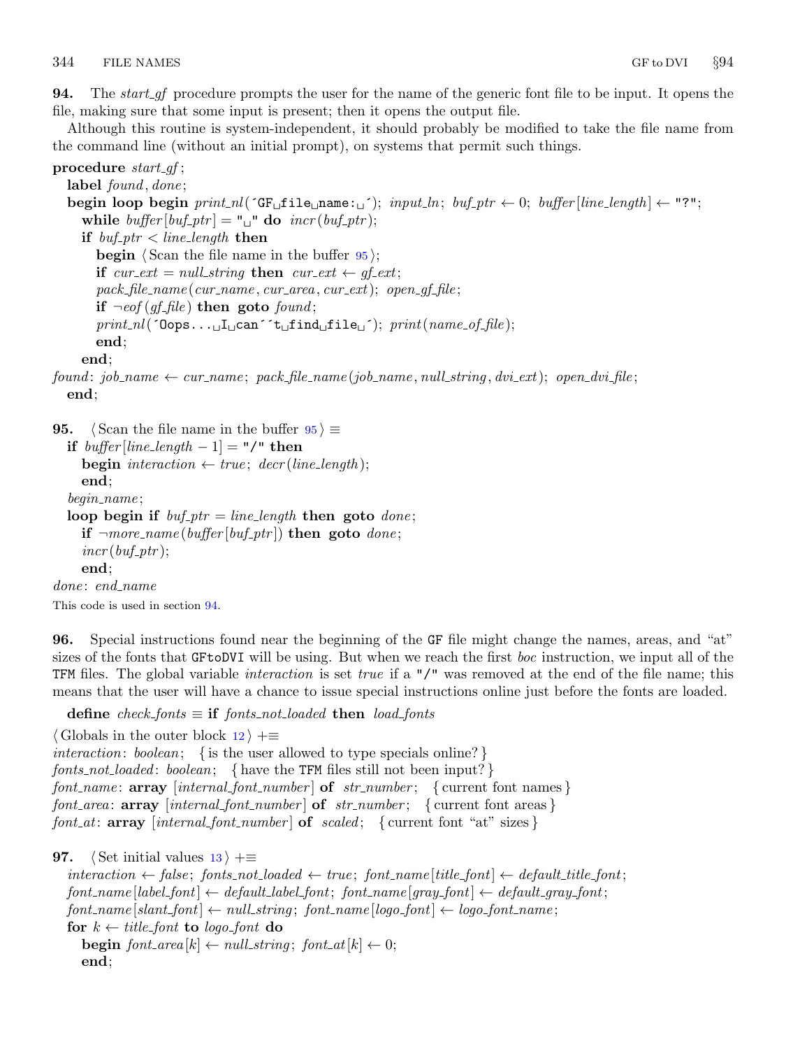**94.** The *start_gf* procedure prompts the user for the name of the generic font file to be input. It opens the file, making sure that some input is present; then it opens the output file.

Although this routine is system-independent, it should probably be modified to take the file name from the command line (without an initial prompt), on systems that permit such things.

```
procedure start_gf;
  label found, done;
  begin loop begin print_nl('GF file name: '); input_ln; buf_ptr ← 0; buffer[line_length] ← "?";
    while buffer[buf_ptr] = " " do incr(buf_ptr);
    if buf_ptr < line_length then
      begin ⟨Scan the file name in the buffer 95⟩;
      if cur_ext = null_string then cur_ext ← gf_ext;
      pack_file_name(cur_name, cur_area, cur_ext); open_gf_file;
      if ¬eof(gf_file) then goto found;
      print_nl('Oops... I can''t find file '); print(name_of_file);
      end;
    end;
found: job_name ← cur_name; pack_file_name(job_name, null_string, dvi_ext); open_dvi_file;
  end;
```

**95.** ⟨Scan the file name in the buffer 95⟩ ≡

```
  if buffer[line_length − 1] = "/" then
    begin interaction ← true; decr(line_length);
    end;
  begin_name;
  loop begin if buf_ptr = line_length then goto done;
    if ¬more_name(buffer[buf_ptr]) then goto done;
    incr(buf_ptr);
    end;
done: end_name
```

This code is used in section 94.

**96.** Special instructions found near the beginning of the GF file might change the names, areas, and "at" sizes of the fonts that GFtoDVI will be using. But when we reach the first *boc* instruction, we input all of the TFM files. The global variable *interaction* is set *true* if a "/" was removed at the end of the file name; this means that the user will have a chance to issue special instructions online just before the fonts are loaded.

```
  define check_fonts ≡ if fonts_not_loaded then load_fonts

⟨Globals in the outer block 12⟩ +≡
interaction: boolean;  { is the user allowed to type specials online? }
fonts_not_loaded: boolean;  { have the TFM files still not been input? }
font_name: array [internal_font_number] of str_number;  { current font names }
font_area: array [internal_font_number] of str_number;  { current font areas }
font_at: array [internal_font_number] of scaled;  { current font "at" sizes }
```

**97.** ⟨Set initial values 13⟩ +≡

```
  interaction ← false; fonts_not_loaded ← true; font_name[title_font] ← default_title_font;
  font_name[label_font] ← default_label_font; font_name[gray_font] ← default_gray_font;
  font_name[slant_font] ← null_string; font_name[logo_font] ← logo_font_name;
  for k ← title_font to logo_font do
    begin font_area[k] ← null_string; font_at[k] ← 0;
    end;
```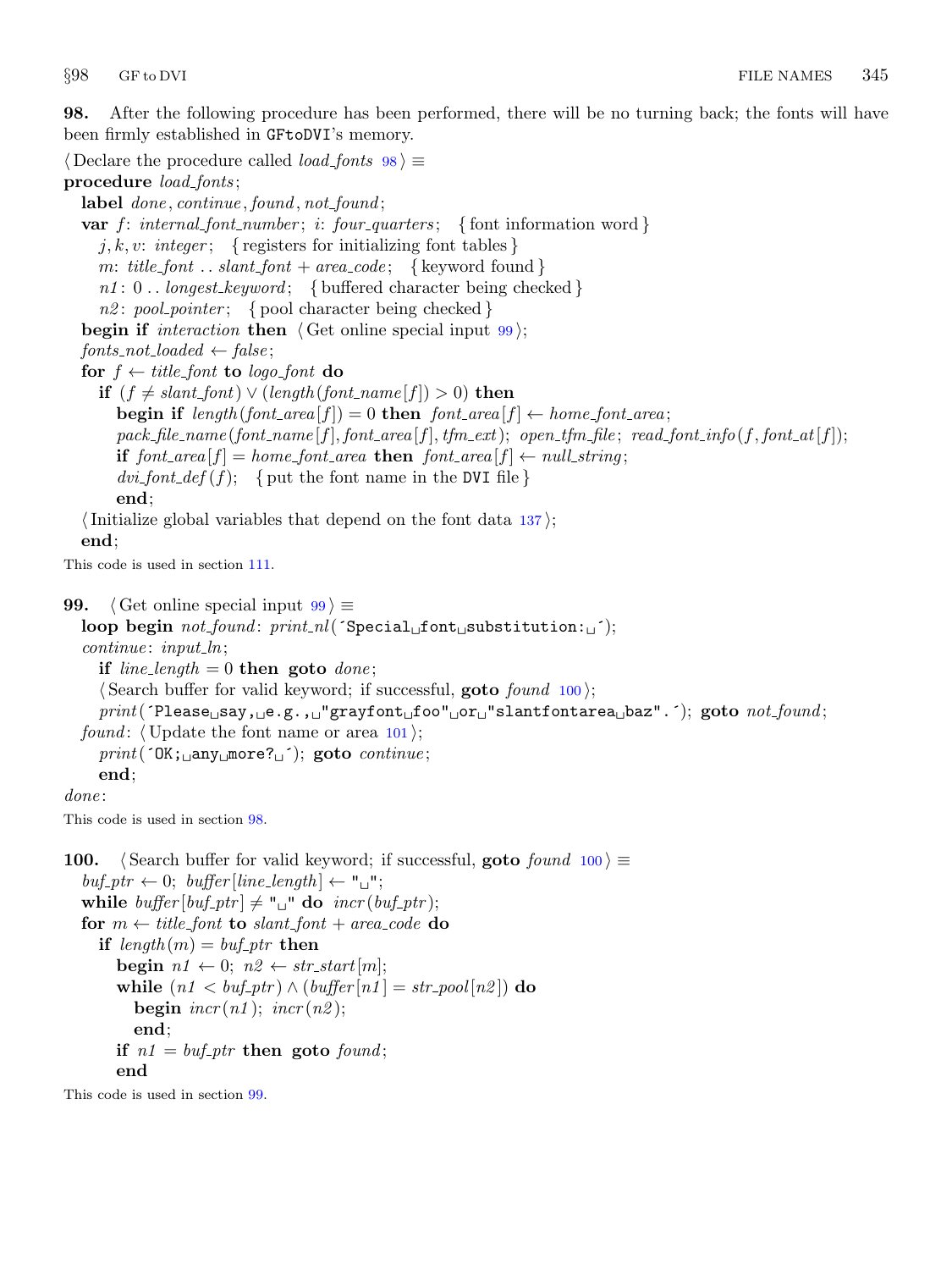**98.** After the following procedure has been performed, there will be no turning back; the fonts will have been firmly established in GFtoDVI's memory.

⟨ Declare the procedure called *load_fonts* 98 ⟩ ≡

```
procedure load_fonts;
  label done, continue, found, not_found;
  var f: internal_font_number; i: four_quarters;   { font information word }
    j, k, v: integer;   { registers for initializing font tables }
    m: title_font .. slant_font + area_code;   { keyword found }
    n1: 0 .. longest_keyword;   { buffered character being checked }
    n2: pool_pointer;   { pool character being checked }
  begin if interaction then ⟨ Get online special input 99 ⟩;
  fonts_not_loaded ← false;
  for f ← title_font to logo_font do
    if (f ≠ slant_font) ∨ (length(font_name[f]) > 0) then
      begin if length(font_area[f]) = 0 then font_area[f] ← home_font_area;
      pack_file_name(font_name[f], font_area[f], tfm_ext); open_tfm_file; read_font_info(f, font_at[f]);
      if font_area[f] = home_font_area then font_area[f] ← null_string;
      dvi_font_def(f);   { put the font name in the DVI file }
      end;
  ⟨ Initialize global variables that depend on the font data 137 ⟩;
  end;
```

This code is used in section 111.

**99.** ⟨ Get online special input 99 ⟩ ≡

```
  loop begin not_found: print_nl(´Special␣font␣substitution:␣´);
  continue: input_ln;
    if line_length = 0 then goto done;
    ⟨ Search buffer for valid keyword; if successful, goto found 100 ⟩;
    print(´Please␣say,␣e.g.,␣"grayfont␣foo"␣or␣"slantfontarea␣baz".´); goto not_found;
  found: ⟨ Update the font name or area 101 ⟩;
    print(´OK;␣any␣more?␣´); goto continue;
    end;
done:
```

This code is used in section 98.

**100.** ⟨ Search buffer for valid keyword; if successful, **goto** *found* 100 ⟩ ≡

```
  buf_ptr ← 0; buffer[line_length] ← "␣";
  while buffer[buf_ptr] ≠ "␣" do incr(buf_ptr);
  for m ← title_font to slant_font + area_code do
    if length(m) = buf_ptr then
      begin n1 ← 0; n2 ← str_start[m];
      while (n1 < buf_ptr) ∧ (buffer[n1] = str_pool[n2]) do
        begin incr(n1); incr(n2);
        end;
      if n1 = buf_ptr then goto found;
      end
```

This code is used in section 99.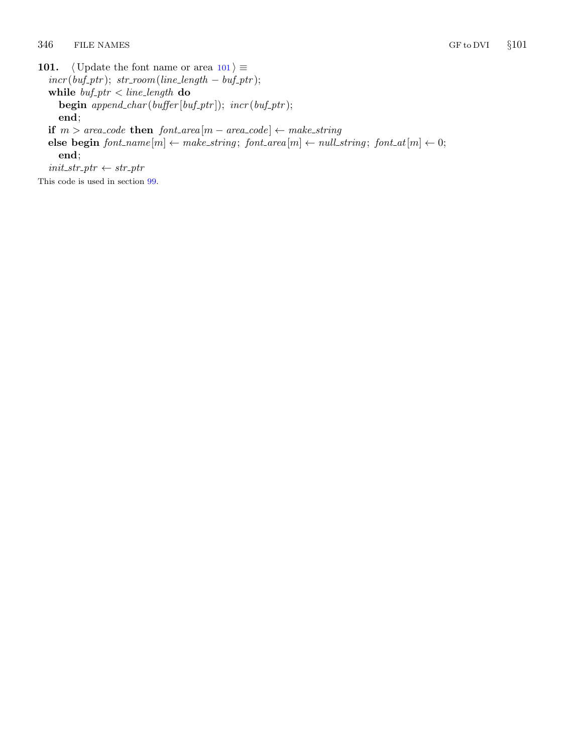**101.** ⟨ Update the font name or area 101 ⟩ ≡

```
incr(buf_ptr); str_room(line_length − buf_ptr);
while buf_ptr < line_length do
   begin append_char(buffer[buf_ptr]); incr(buf_ptr);
   end;
if m > area_code then font_area[m − area_code] ← make_string
else begin font_name[m] ← make_string; font_area[m] ← null_string; font_at[m] ← 0;
   end;
init_str_ptr ← str_ptr
```

This code is used in section 99.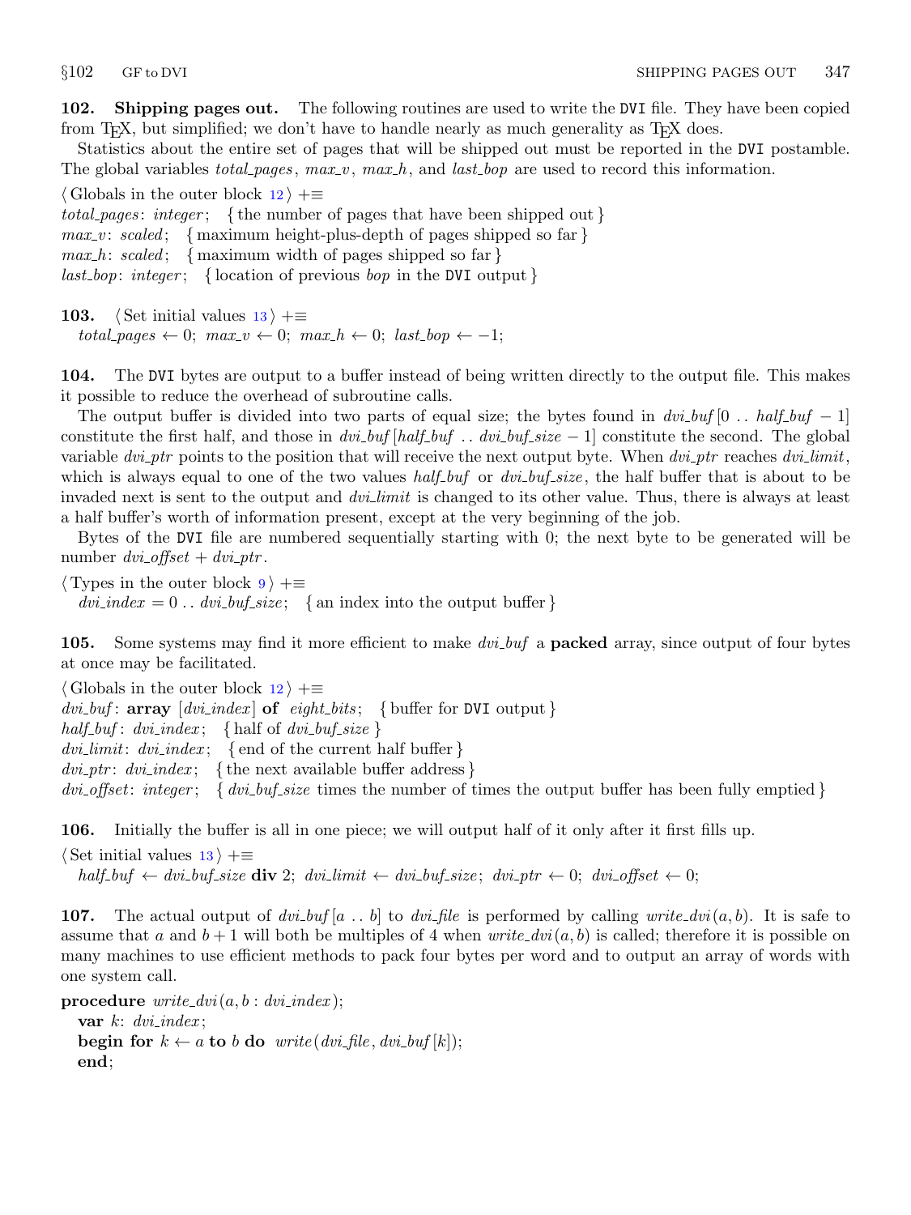**102. Shipping pages out.** The following routines are used to write the DVI file. They have been copied from TEX, but simplified; we don't have to handle nearly as much generality as TEX does.

Statistics about the entire set of pages that will be shipped out must be reported in the DVI postamble. The global variables *total_pages*, *max_v*, *max_h*, and *last_bop* are used to record this information.

⟨ Globals in the outer block 12 ⟩ +≡
*total_pages*: *integer*; { the number of pages that have been shipped out }
*max_v*: *scaled*; { maximum height-plus-depth of pages shipped so far }
*max_h*: *scaled*; { maximum width of pages shipped so far }
*last_bop*: *integer*; { location of previous *bop* in the DVI output }

**103.** ⟨ Set initial values 13 ⟩ +≡
*total_pages* ← 0; *max_v* ← 0; *max_h* ← 0; *last_bop* ← −1;

**104.** The DVI bytes are output to a buffer instead of being written directly to the output file. This makes it possible to reduce the overhead of subroutine calls.

The output buffer is divided into two parts of equal size; the bytes found in *dvi_buf* [0 .. *half_buf* − 1] constitute the first half, and those in *dvi_buf* [*half_buf* .. *dvi_buf_size* − 1] constitute the second. The global variable *dvi_ptr* points to the position that will receive the next output byte. When *dvi_ptr* reaches *dvi_limit*, which is always equal to one of the two values *half_buf* or *dvi_buf_size*, the half buffer that is about to be invaded next is sent to the output and *dvi_limit* is changed to its other value. Thus, there is always at least a half buffer's worth of information present, except at the very beginning of the job.

Bytes of the DVI file are numbered sequentially starting with 0; the next byte to be generated will be number *dvi_offset* + *dvi_ptr*.

⟨ Types in the outer block 9 ⟩ +≡
*dvi_index* = 0 .. *dvi_buf_size*; { an index into the output buffer }

**105.** Some systems may find it more efficient to make *dvi_buf* a **packed** array, since output of four bytes at once may be facilitated.

⟨ Globals in the outer block 12 ⟩ +≡
*dvi_buf*: **array** [*dvi_index*] **of** *eight_bits*; { buffer for DVI output }
*half_buf*: *dvi_index*; { half of *dvi_buf_size* }
*dvi_limit*: *dvi_index*; { end of the current half buffer }
*dvi_ptr*: *dvi_index*; { the next available buffer address }
*dvi_offset*: *integer*; { *dvi_buf_size* times the number of times the output buffer has been fully emptied }

**106.** Initially the buffer is all in one piece; we will output half of it only after it first fills up.

⟨ Set initial values 13 ⟩ +≡
*half_buf* ← *dvi_buf_size* **div** 2; *dvi_limit* ← *dvi_buf_size*; *dvi_ptr* ← 0; *dvi_offset* ← 0;

**107.** The actual output of *dvi_buf* [*a* .. *b*] to *dvi_file* is performed by calling *write_dvi*(*a*, *b*). It is safe to assume that *a* and *b* + 1 will both be multiples of 4 when *write_dvi*(*a*, *b*) is called; therefore it is possible on many machines to use efficient methods to pack four bytes per word and to output an array of words with one system call.

```
procedure write_dvi(a, b : dvi_index);
  var k: dvi_index;
  begin for k ← a to b do write(dvi_file, dvi_buf[k]);
  end;
```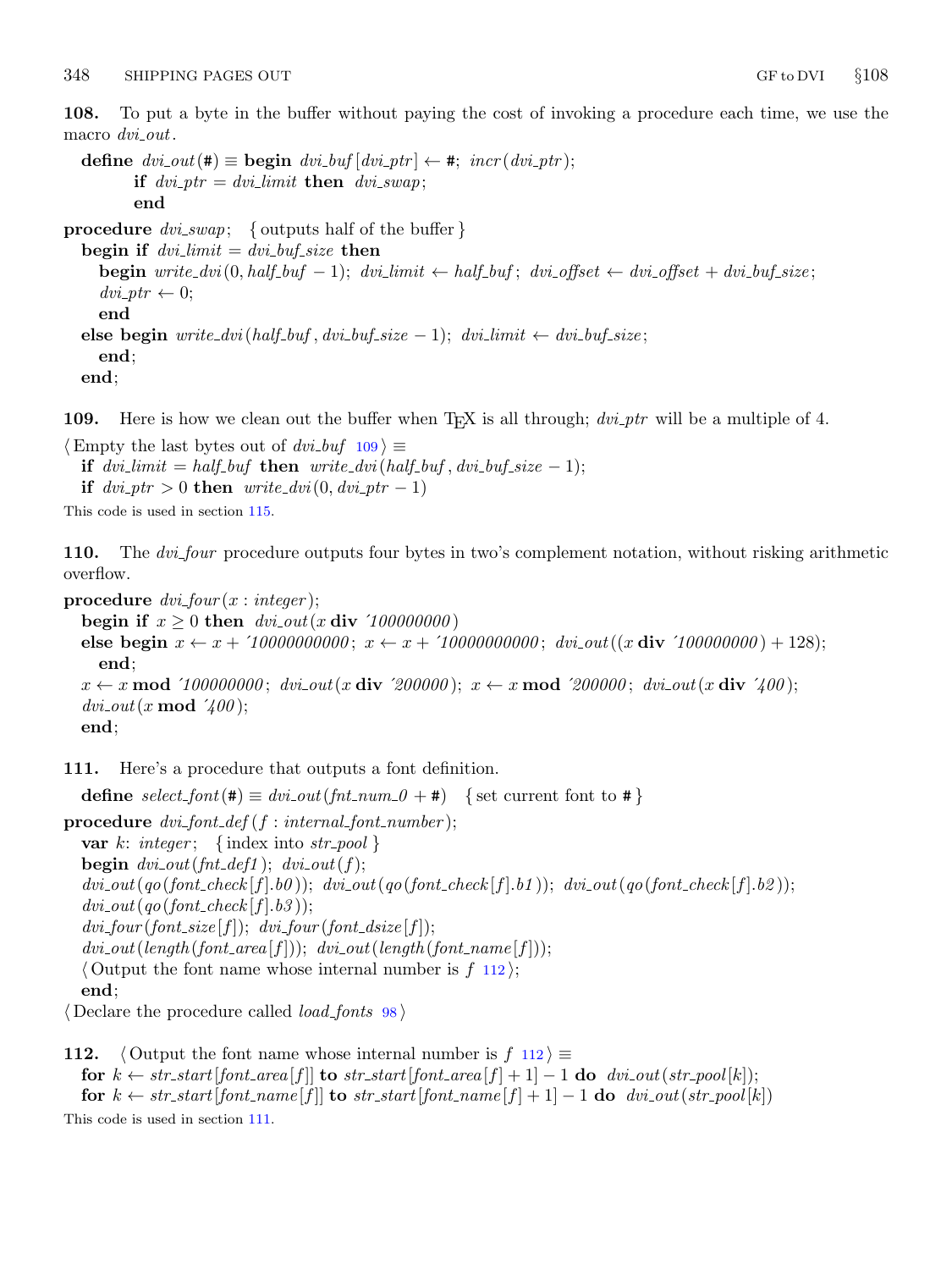**108.** To put a byte in the buffer without paying the cost of invoking a procedure each time, we use the macro *dvi_out*.

```
define dvi_out(#) ≡ begin dvi_buf[dvi_ptr] ← #; incr(dvi_ptr);
        if dvi_ptr = dvi_limit then dvi_swap;
        end
procedure dvi_swap; { outputs half of the buffer }
  begin if dvi_limit = dvi_buf_size then
    begin write_dvi(0, half_buf − 1); dvi_limit ← half_buf; dvi_offset ← dvi_offset + dvi_buf_size;
    dvi_ptr ← 0;
    end
  else begin write_dvi(half_buf, dvi_buf_size − 1); dvi_limit ← dvi_buf_size;
    end;
  end;
```

**109.** Here is how we clean out the buffer when TEX is all through; *dvi_ptr* will be a multiple of 4.

```
⟨Empty the last bytes out of dvi_buf 109⟩ ≡
  if dvi_limit = half_buf then write_dvi(half_buf, dvi_buf_size − 1);
  if dvi_ptr > 0 then write_dvi(0, dvi_ptr − 1)
```

This code is used in section 115.

**110.** The *dvi_four* procedure outputs four bytes in two's complement notation, without risking arithmetic overflow.

```
procedure dvi_four(x : integer);
  begin if x ≥ 0 then dvi_out(x div ´100000000)
  else begin x ← x + ´10000000000; x ← x + ´10000000000; dvi_out((x div ´100000000) + 128);
    end;
  x ← x mod ´100000000; dvi_out(x div ´200000); x ← x mod ´200000; dvi_out(x div ´400);
  dvi_out(x mod ´400);
  end;
```

**111.** Here's a procedure that outputs a font definition.

```
define select_font(#) ≡ dvi_out(fnt_num_0 + #)  { set current font to # }
procedure dvi_font_def(f : internal_font_number);
  var k: integer; { index into str_pool }
  begin dvi_out(fnt_def1); dvi_out(f);
  dvi_out(qo(font_check[f].b0)); dvi_out(qo(font_check[f].b1)); dvi_out(qo(font_check[f].b2));
  dvi_out(qo(font_check[f].b3));
  dvi_four(font_size[f]); dvi_four(font_dsize[f]);
  dvi_out(length(font_area[f])); dvi_out(length(font_name[f]));
  ⟨Output the font name whose internal number is f 112⟩;
  end;
⟨Declare the procedure called load_fonts 98⟩
```

**112.**

```
⟨Output the font name whose internal number is f 112⟩ ≡
  for k ← str_start[font_area[f]] to str_start[font_area[f] + 1] − 1 do dvi_out(str_pool[k]);
  for k ← str_start[font_name[f]] to str_start[font_name[f] + 1] − 1 do dvi_out(str_pool[k])
```

This code is used in section 111.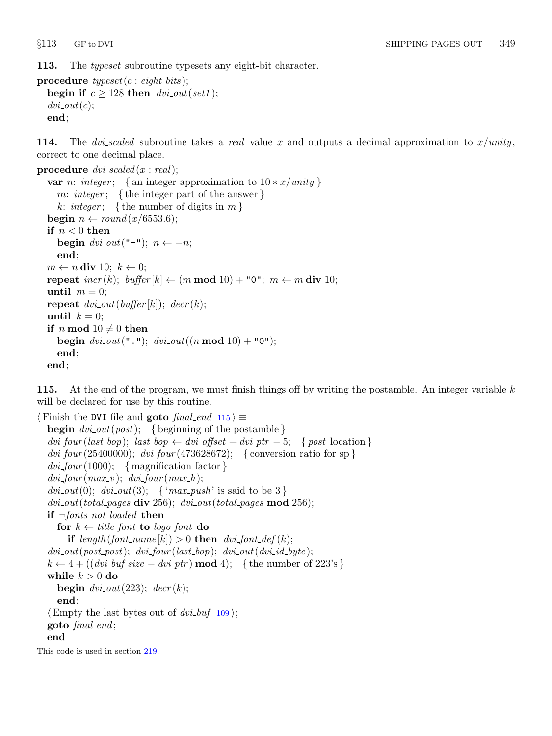**113.** The *typeset* subroutine typesets any eight-bit character.

```
procedure typeset(c : eight_bits);
  begin if c ≥ 128 then dvi_out(set1);
  dvi_out(c);
  end;
```

**114.** The *dvi_scaled* subroutine takes a *real* value $x$ and outputs a decimal approximation to $x/unity$, correct to one decimal place.

```
procedure dvi_scaled(x : real);
  var n: integer;  { an integer approximation to 10 * x/unity }
    m: integer;  { the integer part of the answer }
    k: integer;  { the number of digits in m }
  begin n ← round(x/6553.6);
  if n < 0 then
    begin dvi_out("-"); n ← −n;
    end;
  m ← n div 10; k ← 0;
  repeat incr(k); buffer[k] ← (m mod 10) + "0"; m ← m div 10;
  until m = 0;
  repeat dvi_out(buffer[k]); decr(k);
  until k = 0;
  if n mod 10 ≠ 0 then
    begin dvi_out("."); dvi_out((n mod 10) + "0");
    end;
  end;
```

**115.** At the end of the program, we must finish things off by writing the postamble. An integer variable $k$ will be declared for use by this routine.

```
⟨ Finish the DVI file and goto final_end 115 ⟩ ≡
  begin dvi_out(post);  { beginning of the postamble }
  dvi_four(last_bop); last_bop ← dvi_offset + dvi_ptr − 5;  { post location }
  dvi_four(25400000); dvi_four(473628672);  { conversion ratio for sp }
  dvi_four(1000);  { magnification factor }
  dvi_four(max_v); dvi_four(max_h);
  dvi_out(0); dvi_out(3);  { 'max_push' is said to be 3 }
  dvi_out(total_pages div 256); dvi_out(total_pages mod 256);
  if ¬fonts_not_loaded then
    for k ← title_font to logo_font do
      if length(font_name[k]) > 0 then dvi_font_def(k);
  dvi_out(post_post); dvi_four(last_bop); dvi_out(dvi_id_byte);
  k ← 4 + ((dvi_buf_size − dvi_ptr) mod 4);  { the number of 223's }
  while k > 0 do
    begin dvi_out(223); decr(k);
    end;
  ⟨ Empty the last bytes out of dvi_buf 109 ⟩;
  goto final_end;
  end
```

This code is used in section 219.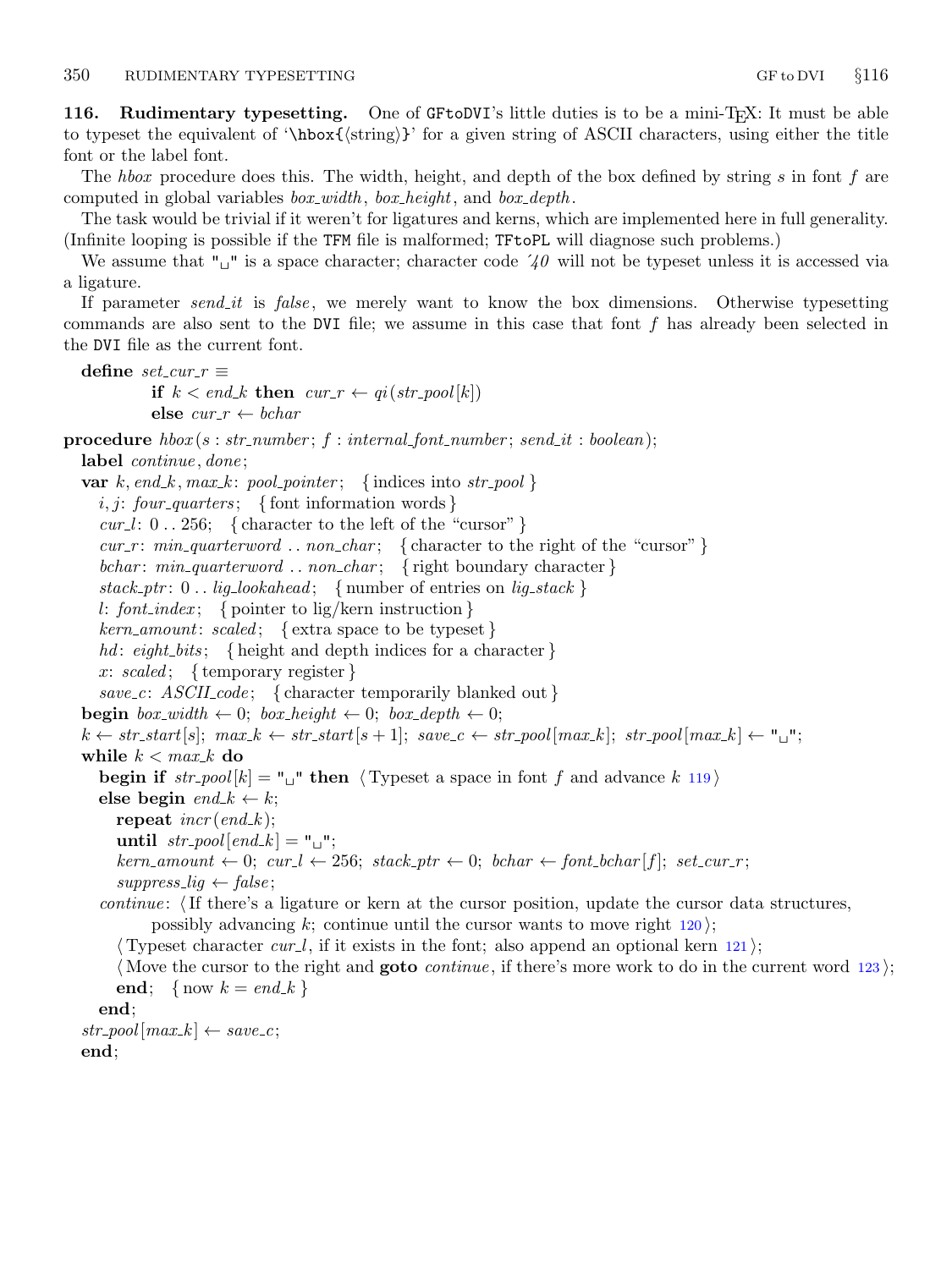**116. Rudimentary typesetting.** One of GFtoDVI's little duties is to be a mini-TeX: It must be able to typeset the equivalent of '\hbox{⟨string⟩}' for a given string of ASCII characters, using either the title font or the label font.

The *hbox* procedure does this. The width, height, and depth of the box defined by string *s* in font *f* are computed in global variables *box_width*, *box_height*, and *box_depth*.

The task would be trivial if it weren't for ligatures and kerns, which are implemented here in full generality. (Infinite looping is possible if the TFM file is malformed; TFtoPL will diagnose such problems.)

We assume that "␣" is a space character; character code ´40 will not be typeset unless it is accessed via a ligature.

If parameter *send_it* is *false*, we merely want to know the box dimensions. Otherwise typesetting commands are also sent to the DVI file; we assume in this case that font *f* has already been selected in the DVI file as the current font.

```
define set_cur_r ≡
        if k < end_k then cur_r ← qi(str_pool[k])
        else cur_r ← bchar

procedure hbox(s : str_number; f : internal_font_number; send_it : boolean);
  label continue, done;
  var k, end_k, max_k: pool_pointer;  { indices into str_pool }
    i, j: four_quarters;  { font information words }
    cur_l: 0 .. 256;  { character to the left of the "cursor" }
    cur_r: min_quarterword .. non_char;  { character to the right of the "cursor" }
    bchar: min_quarterword .. non_char;  { right boundary character }
    stack_ptr: 0 .. lig_lookahead;  { number of entries on lig_stack }
    l: font_index;  { pointer to lig/kern instruction }
    kern_amount: scaled;  { extra space to be typeset }
    hd: eight_bits;  { height and depth indices for a character }
    x: scaled;  { temporary register }
    save_c: ASCII_code;  { character temporarily blanked out }
  begin box_width ← 0; box_height ← 0; box_depth ← 0;
  k ← str_start[s]; max_k ← str_start[s + 1]; save_c ← str_pool[max_k]; str_pool[max_k] ← "␣";
  while k < max_k do
    begin if str_pool[k] = "␣" then ⟨Typeset a space in font f and advance k 119⟩
    else begin end_k ← k;
      repeat incr(end_k);
      until str_pool[end_k] = "␣";
      kern_amount ← 0; cur_l ← 256; stack_ptr ← 0; bchar ← font_bchar[f]; set_cur_r;
      suppress_lig ← false;
    continue: ⟨If there's a ligature or kern at the cursor position, update the cursor data structures,
          possibly advancing k; continue until the cursor wants to move right 120⟩;
      ⟨Typeset character cur_l, if it exists in the font; also append an optional kern 121⟩;
      ⟨Move the cursor to the right and goto continue, if there's more work to do in the current word 123⟩;
      end;  { now k = end_k }
    end;
  str_pool[max_k] ← save_c;
  end;
```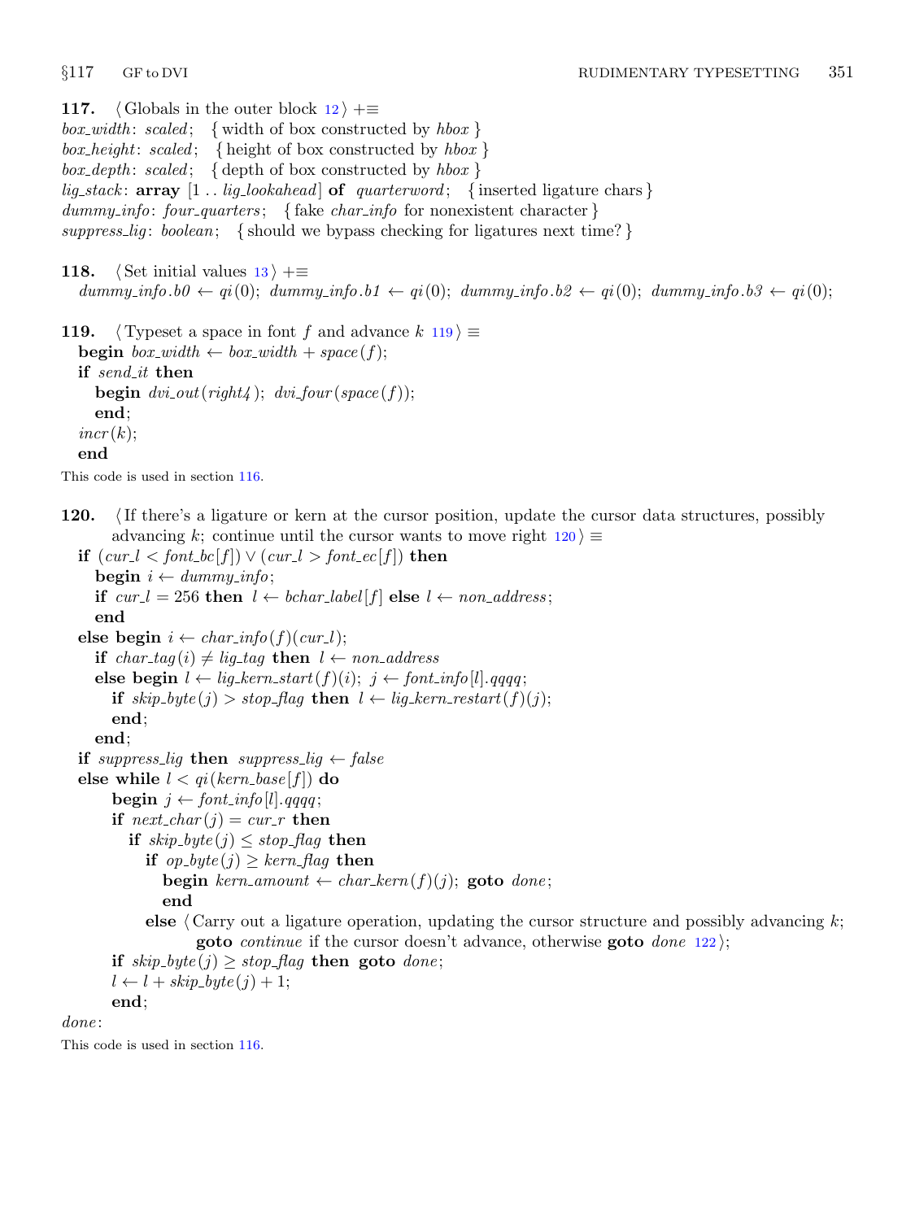**117.** ⟨ Globals in the outer block 12 ⟩ +≡
*box_width*: *scaled*; { width of box constructed by *hbox* }
*box_height*: *scaled*; { height of box constructed by *hbox* }
*box_depth*: *scaled*; { depth of box constructed by *hbox* }
*lig_stack*: **array** [1 .. *lig_lookahead*] **of** *quarterword*; { inserted ligature chars }
*dummy_info*: *four_quarters*; { fake *char_info* for nonexistent character }
*suppress_lig*: *boolean*; { should we bypass checking for ligatures next time? }

**118.** ⟨ Set initial values 13 ⟩ +≡
*dummy_info.b0* ← *qi*(0); *dummy_info.b1* ← *qi*(0); *dummy_info.b2* ← *qi*(0); *dummy_info.b3* ← *qi*(0);

**119.** ⟨ Typeset a space in font $f$ and advance $k$ 119 ⟩ ≡

```
begin box_width ← box_width + space(f);
if send_it then
   begin dvi_out(right4); dvi_four(space(f));
   end;
incr(k);
end
```

This code is used in section 116.

**120.** ⟨ If there's a ligature or kern at the cursor position, update the cursor data structures, possibly advancing $k$; continue until the cursor wants to move right 120 ⟩ ≡

```
if (cur_l < font_bc[f]) ∨ (cur_l > font_ec[f]) then
   begin i ← dummy_info;
   if cur_l = 256 then l ← bchar_label[f] else l ← non_address;
   end
else begin i ← char_info(f)(cur_l);
   if char_tag(i) ≠ lig_tag then l ← non_address
   else begin l ← lig_kern_start(f)(i); j ← font_info[l].qqqq;
      if skip_byte(j) > stop_flag then l ← lig_kern_restart(f)(j);
      end;
   end;
if suppress_lig then suppress_lig ← false
else while l < qi(kern_base[f]) do
      begin j ← font_info[l].qqqq;
      if next_char(j) = cur_r then
         if skip_byte(j) ≤ stop_flag then
            if op_byte(j) ≥ kern_flag then
               begin kern_amount ← char_kern(f)(j); goto done;
               end
            else ⟨ Carry out a ligature operation, updating the cursor structure and possibly advancing k;
                  goto continue if the cursor doesn't advance, otherwise goto done 122 ⟩;
      if skip_byte(j) ≥ stop_flag then goto done;
      l ← l + skip_byte(j) + 1;
      end;
done:
```

This code is used in section 116.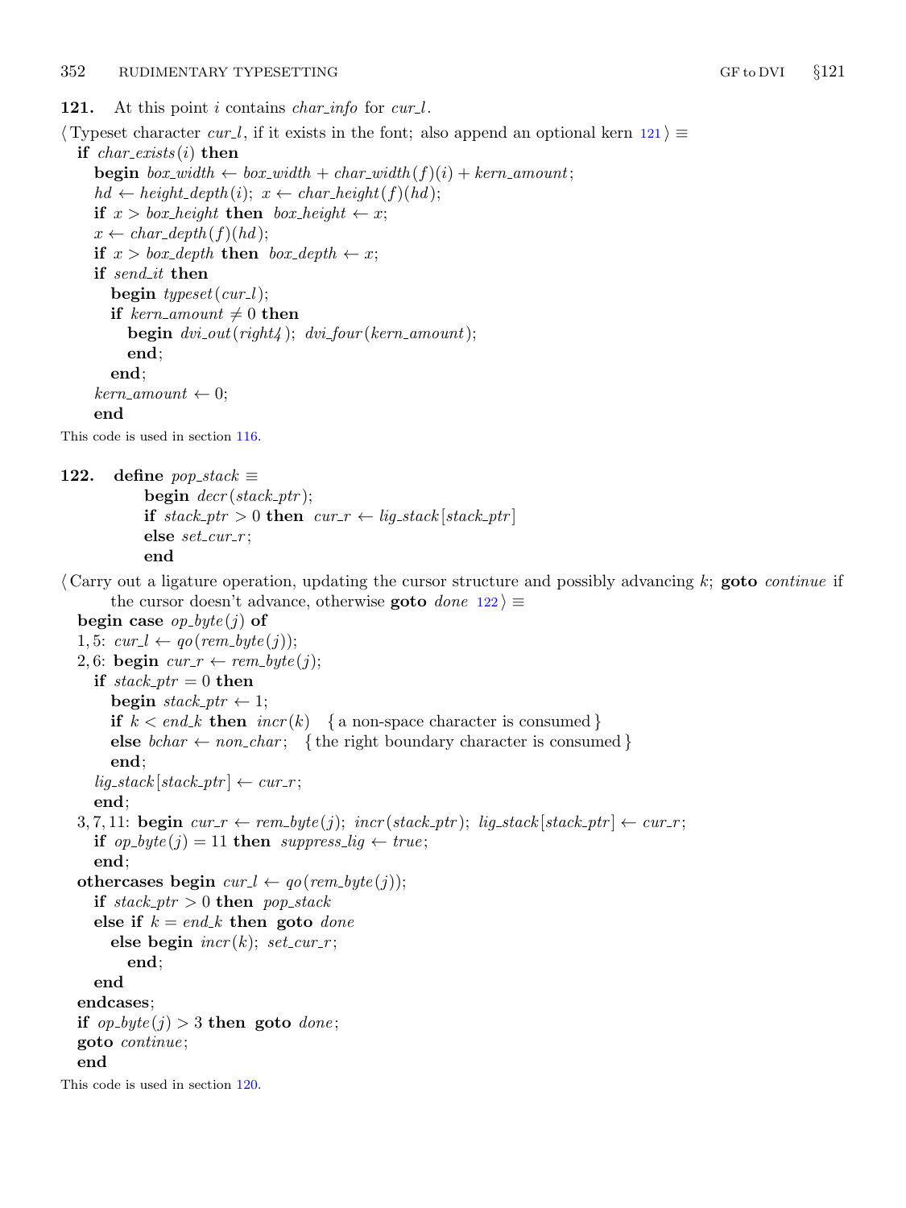**121.** At this point $i$ contains *char_info* for *cur_l*.

⟨ Typeset character *cur_l*, if it exists in the font; also append an optional kern 121 ⟩ ≡

```
if char_exists(i) then
  begin box_width ← box_width + char_width(f)(i) + kern_amount;
  hd ← height_depth(i); x ← char_height(f)(hd);
  if x > box_height then box_height ← x;
  x ← char_depth(f)(hd);
  if x > box_depth then box_depth ← x;
  if send_it then
    begin typeset(cur_l);
    if kern_amount ≠ 0 then
      begin dvi_out(right4); dvi_four(kern_amount);
      end;
    end;
  kern_amount ← 0;
  end
```

This code is used in section 116.

**122.** **define** *pop_stack* ≡

```
begin decr(stack_ptr);
if stack_ptr > 0 then cur_r ← lig_stack[stack_ptr]
else set_cur_r;
end
```

⟨ Carry out a ligature operation, updating the cursor structure and possibly advancing $k$; **goto** *continue* if the cursor doesn't advance, otherwise **goto** *done* 122 ⟩ ≡

```
begin case op_byte(j) of
1, 5: cur_l ← qo(rem_byte(j));
2, 6: begin cur_r ← rem_byte(j);
  if stack_ptr = 0 then
    begin stack_ptr ← 1;
    if k < end_k then incr(k)   { a non-space character is consumed }
    else bchar ← non_char;   { the right boundary character is consumed }
    end;
  lig_stack[stack_ptr] ← cur_r;
  end;
3, 7, 11: begin cur_r ← rem_byte(j); incr(stack_ptr); lig_stack[stack_ptr] ← cur_r;
  if op_byte(j) = 11 then suppress_lig ← true;
  end;
othercases begin cur_l ← qo(rem_byte(j));
  if stack_ptr > 0 then pop_stack
  else if k = end_k then goto done
    else begin incr(k); set_cur_r;
      end;
  end
endcases;
if op_byte(j) > 3 then goto done;
goto continue;
end
```

This code is used in section 120.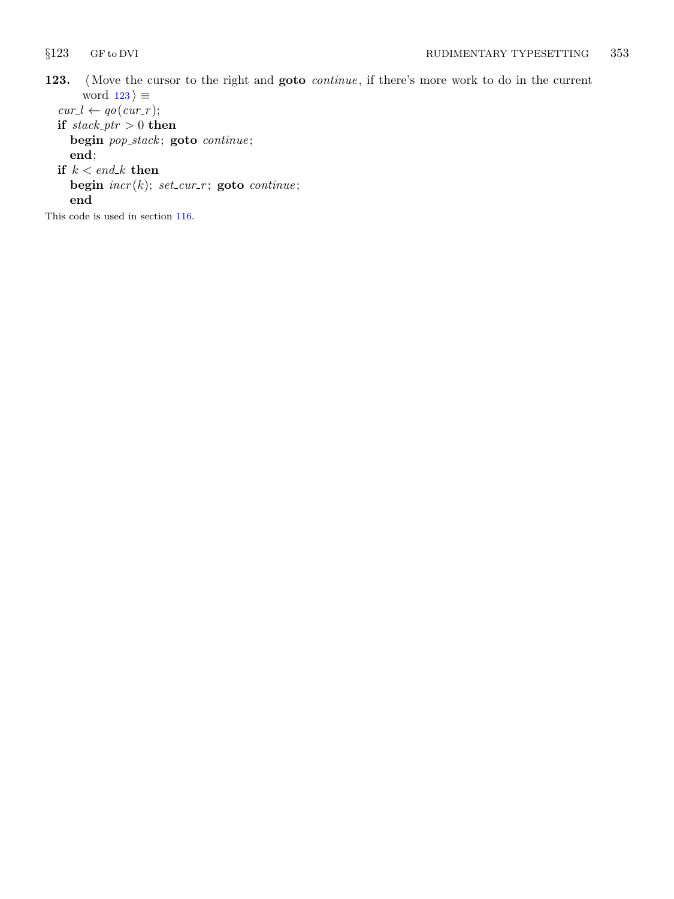**123.** ⟨ Move the cursor to the right and **goto** *continue*, if there's more work to do in the current word 123 ⟩ ≡

*cur_l* ← *qo*(*cur_r*);
**if** *stack_ptr* > 0 **then**
  **begin** *pop_stack*; **goto** *continue*;
  **end**;
**if** $k < end\_k$ **then**
  **begin** *incr*(*k*); *set_cur_r*; **goto** *continue*;
  **end**

This code is used in section 116.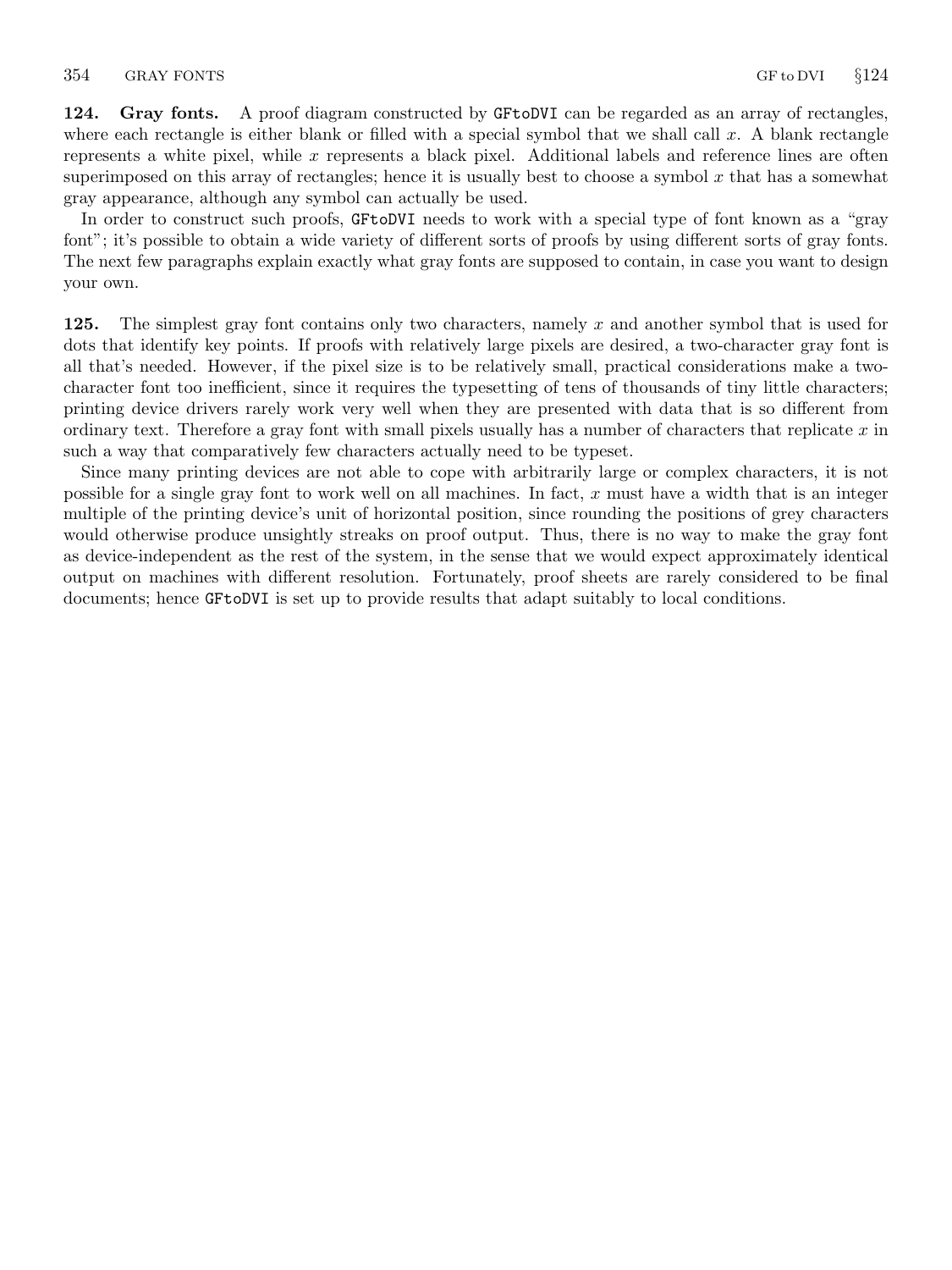**124. Gray fonts.** A proof diagram constructed by GFtoDVI can be regarded as an array of rectangles, where each rectangle is either blank or filled with a special symbol that we shall call $x$. A blank rectangle represents a white pixel, while $x$ represents a black pixel. Additional labels and reference lines are often superimposed on this array of rectangles; hence it is usually best to choose a symbol $x$ that has a somewhat gray appearance, although any symbol can actually be used.

In order to construct such proofs, GFtoDVI needs to work with a special type of font known as a "gray font"; it's possible to obtain a wide variety of different sorts of proofs by using different sorts of gray fonts. The next few paragraphs explain exactly what gray fonts are supposed to contain, in case you want to design your own.

**125.** The simplest gray font contains only two characters, namely $x$ and another symbol that is used for dots that identify key points. If proofs with relatively large pixels are desired, a two-character gray font is all that's needed. However, if the pixel size is to be relatively small, practical considerations make a two-character font too inefficient, since it requires the typesetting of tens of thousands of tiny little characters; printing device drivers rarely work very well when they are presented with data that is so different from ordinary text. Therefore a gray font with small pixels usually has a number of characters that replicate $x$ in such a way that comparatively few characters actually need to be typeset.

Since many printing devices are not able to cope with arbitrarily large or complex characters, it is not possible for a single gray font to work well on all machines. In fact, $x$ must have a width that is an integer multiple of the printing device's unit of horizontal position, since rounding the positions of grey characters would otherwise produce unsightly streaks on proof output. Thus, there is no way to make the gray font as device-independent as the rest of the system, in the sense that we would expect approximately identical output on machines with different resolution. Fortunately, proof sheets are rarely considered to be final documents; hence GFtoDVI is set up to provide results that adapt suitably to local conditions.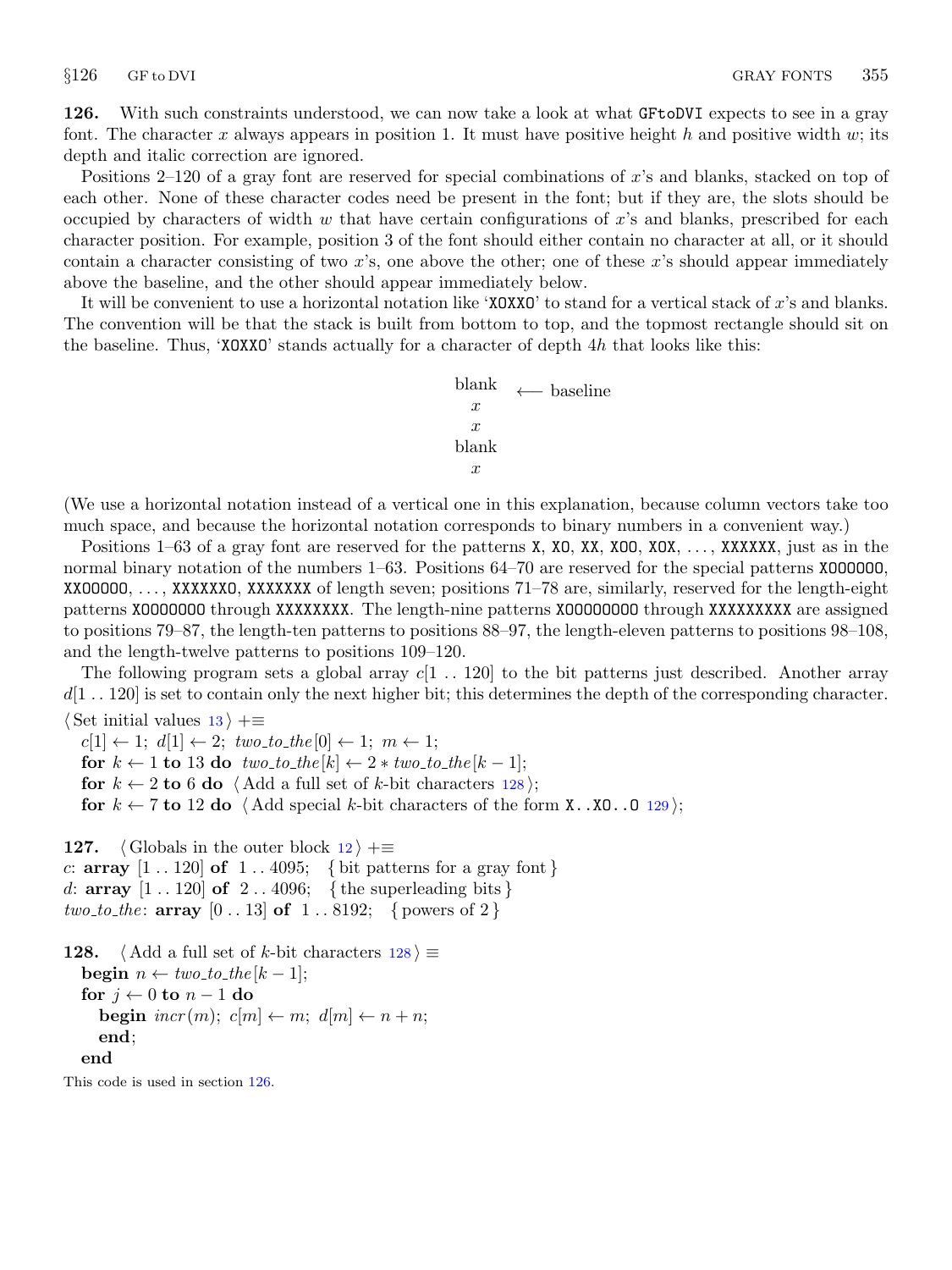**126.** With such constraints understood, we can now take a look at what `GFtoDVI` expects to see in a gray font. The character $x$ always appears in position 1. It must have positive height $h$ and positive width $w$; its depth and italic correction are ignored.

Positions 2–120 of a gray font are reserved for special combinations of $x$'s and blanks, stacked on top of each other. None of these character codes need be present in the font; but if they are, the slots should be occupied by characters of width $w$ that have certain configurations of $x$'s and blanks, prescribed for each character position. For example, position 3 of the font should either contain no character at all, or it should contain a character consisting of two $x$'s, one above the other; one of these $x$'s should appear immediately above the baseline, and the other should appear immediately below.

It will be convenient to use a horizontal notation like '`XOXXO`' to stand for a vertical stack of $x$'s and blanks. The convention will be that the stack is built from bottom to top, and the topmost rectangle should sit on the baseline. Thus, '`XOXXO`' stands actually for a character of depth $4h$ that looks like this:

```
blank  ⟵ baseline
  x
  x
blank
  x
```

(We use a horizontal notation instead of a vertical one in this explanation, because column vectors take too much space, and because the horizontal notation corresponds to binary numbers in a convenient way.)

Positions 1–63 of a gray font are reserved for the patterns `X`, `XO`, `XX`, `XOO`, `XOX`, ..., `XXXXXX`, just as in the normal binary notation of the numbers 1–63. Positions 64–70 are reserved for the special patterns `XOOOOOO`, `XXOOOOO`, ..., `XXXXXXO`, `XXXXXXX` of length seven; positions 71–78 are, similarly, reserved for the length-eight patterns `XOOOOOOO` through `XXXXXXXX`. The length-nine patterns `XOOOOOOOO` through `XXXXXXXXX` are assigned to positions 79–87, the length-ten patterns to positions 88–97, the length-eleven patterns to positions 98–108, and the length-twelve patterns to positions 109–120.

The following program sets a global array $c[1\,..\,120]$ to the bit patterns just described. Another array $d[1\,..\,120]$ is set to contain only the next higher bit; this determines the depth of the corresponding character.

```
⟨Set initial values 13⟩ +≡
  c[1] ← 1; d[1] ← 2; two_to_the[0] ← 1; m ← 1;
  for k ← 1 to 13 do two_to_the[k] ← 2 * two_to_the[k − 1];
  for k ← 2 to 6 do ⟨Add a full set of k-bit characters 128⟩;
  for k ← 7 to 12 do ⟨Add special k-bit characters of the form X..XO..O 129⟩;
```

**127.** ⟨Globals in the outer block 12⟩ +≡

```
c: array [1 .. 120] of 1 .. 4095;   { bit patterns for a gray font }
d: array [1 .. 120] of 2 .. 4096;   { the superleading bits }
two_to_the: array [0 .. 13] of 1 .. 8192;   { powers of 2 }
```

**128.** ⟨Add a full set of $k$-bit characters 128⟩ ≡

```
begin n ← two_to_the[k − 1];
for j ← 0 to n − 1 do
  begin incr(m); c[m] ← m; d[m] ← n + n;
  end;
end
```

This code is used in section 126.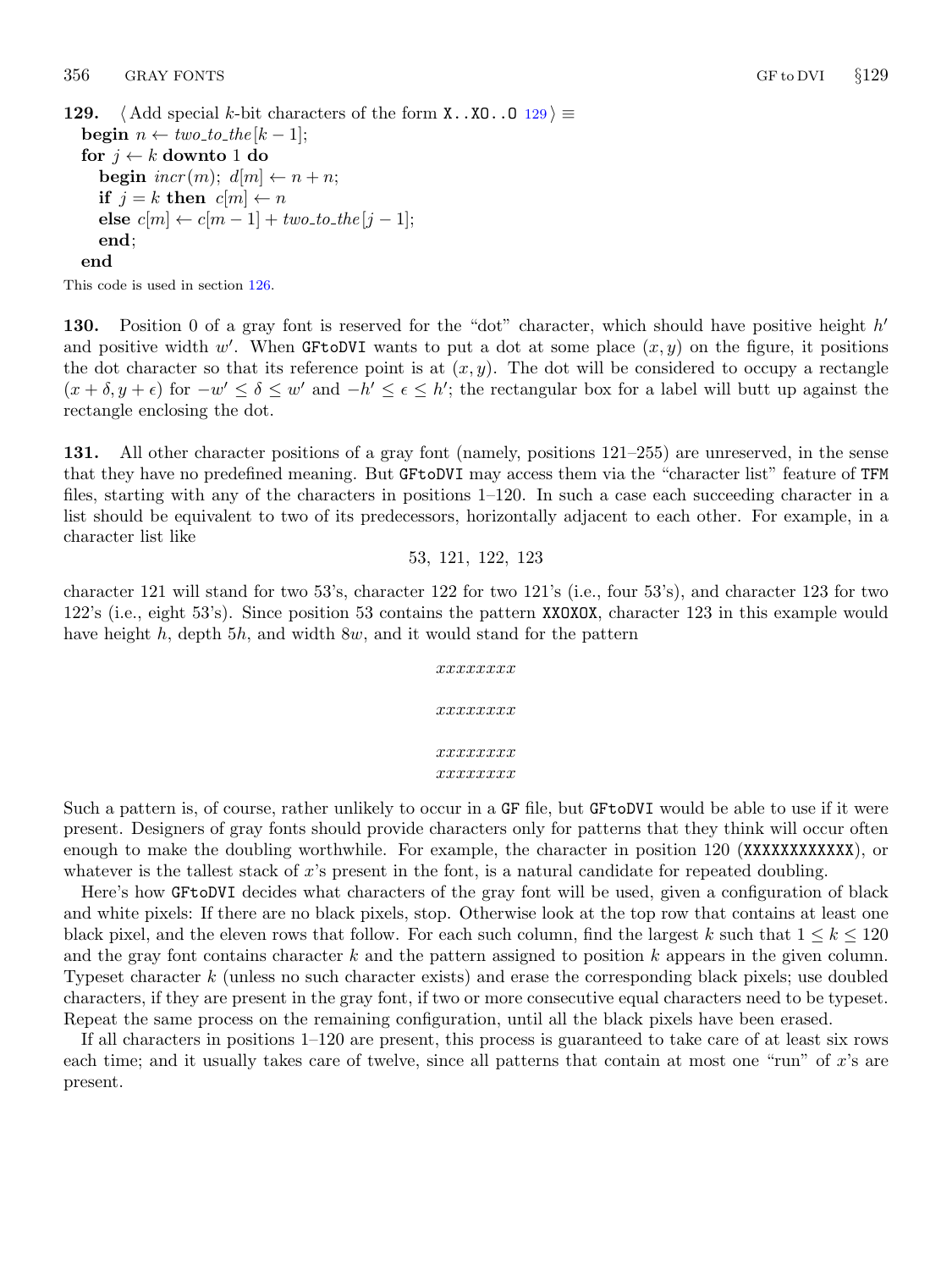**129.** ⟨ Add special $k$-bit characters of the form `X..XO..O` 129 ⟩ ≡

**begin** $n \leftarrow two\_to\_the[k-1]$;
**for** $j \leftarrow k$ **downto** 1 **do**
  **begin** $incr(m)$; $d[m] \leftarrow n + n$;
  **if** $j = k$ **then** $c[m] \leftarrow n$
  **else** $c[m] \leftarrow c[m-1] + two\_to\_the[j-1]$;
  **end**;
**end**

This code is used in section 126.

**130.** Position 0 of a gray font is reserved for the "dot" character, which should have positive height $h'$ and positive width $w'$. When `GFtoDVI` wants to put a dot at some place $(x, y)$ on the figure, it positions the dot character so that its reference point is at $(x, y)$. The dot will be considered to occupy a rectangle $(x + \delta, y + \epsilon)$ for $-w' \le \delta \le w'$ and $-h' \le \epsilon \le h'$; the rectangular box for a label will butt up against the rectangle enclosing the dot.

**131.** All other character positions of a gray font (namely, positions 121–255) are unreserved, in the sense that they have no predefined meaning. But `GFtoDVI` may access them via the "character list" feature of `TFM` files, starting with any of the characters in positions 1–120. In such a case each succeeding character in a list should be equivalent to two of its predecessors, horizontally adjacent to each other. For example, in a character list like

53, 121, 122, 123

character 121 will stand for two 53's, character 122 for two 121's (i.e., four 53's), and character 123 for two 122's (i.e., eight 53's). Since position 53 contains the pattern `XXOXOX`, character 123 in this example would have height $h$, depth $5h$, and width $8w$, and it would stand for the pattern

$$\begin{array}{c} xxxxxxxx \\ \\ xxxxxxxx \\ \\ xxxxxxxx \\ xxxxxxxx \end{array}$$

Such a pattern is, of course, rather unlikely to occur in a `GF` file, but `GFtoDVI` would be able to use if it were present. Designers of gray fonts should provide characters only for patterns that they think will occur often enough to make the doubling worthwhile. For example, the character in position 120 (`XXXXXXXXXXXX`), or whatever is the tallest stack of $x$'s present in the font, is a natural candidate for repeated doubling.

Here's how `GFtoDVI` decides what characters of the gray font will be used, given a configuration of black and white pixels: If there are no black pixels, stop. Otherwise look at the top row that contains at least one black pixel, and the eleven rows that follow. For each such column, find the largest $k$ such that $1 \le k \le 120$ and the gray font contains character $k$ and the pattern assigned to position $k$ appears in the given column. Typeset character $k$ (unless no such character exists) and erase the corresponding black pixels; use doubled characters, if they are present in the gray font, if two or more consecutive equal characters need to be typeset. Repeat the same process on the remaining configuration, until all the black pixels have been erased.

If all characters in positions 1–120 are present, this process is guaranteed to take care of at least six rows each time; and it usually takes care of twelve, since all patterns that contain at most one "run" of $x$'s are present.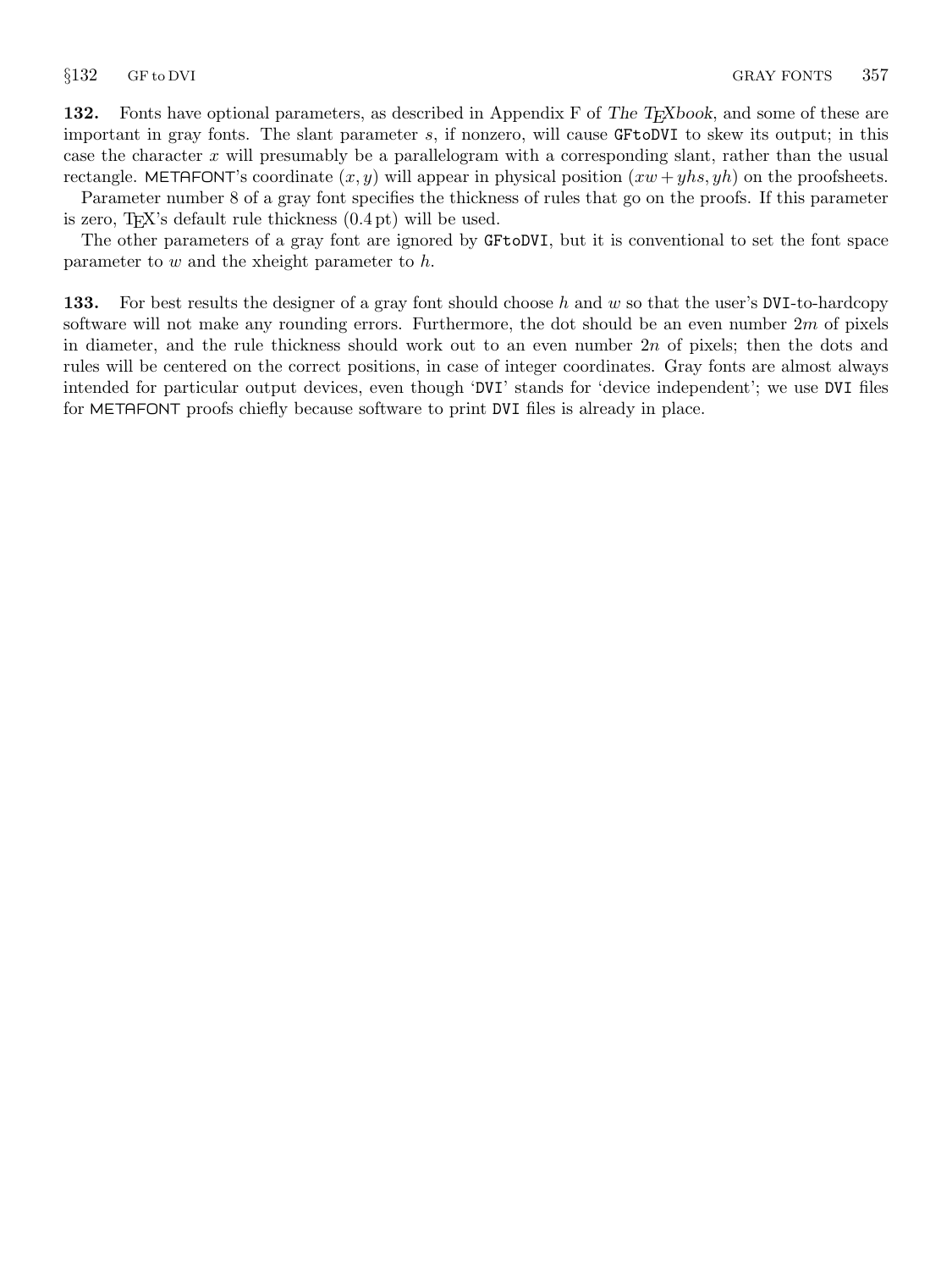**132.** Fonts have optional parameters, as described in Appendix F of *The TEXbook*, and some of these are important in gray fonts. The slant parameter $s$, if nonzero, will cause GFtoDVI to skew its output; in this case the character $x$ will presumably be a parallelogram with a corresponding slant, rather than the usual rectangle. METAFONT's coordinate $(x, y)$ will appear in physical position $(xw + yhs, yh)$ on the proofsheets.

Parameter number 8 of a gray font specifies the thickness of rules that go on the proofs. If this parameter is zero, TEX's default rule thickness (0.4 pt) will be used.

The other parameters of a gray font are ignored by GFtoDVI, but it is conventional to set the font space parameter to $w$ and the xheight parameter to $h$.

**133.** For best results the designer of a gray font should choose $h$ and $w$ so that the user's DVI-to-hardcopy software will not make any rounding errors. Furthermore, the dot should be an even number $2m$ of pixels in diameter, and the rule thickness should work out to an even number $2n$ of pixels; then the dots and rules will be centered on the correct positions, in case of integer coordinates. Gray fonts are almost always intended for particular output devices, even though 'DVI' stands for 'device independent'; we use DVI files for METAFONT proofs chiefly because software to print DVI files is already in place.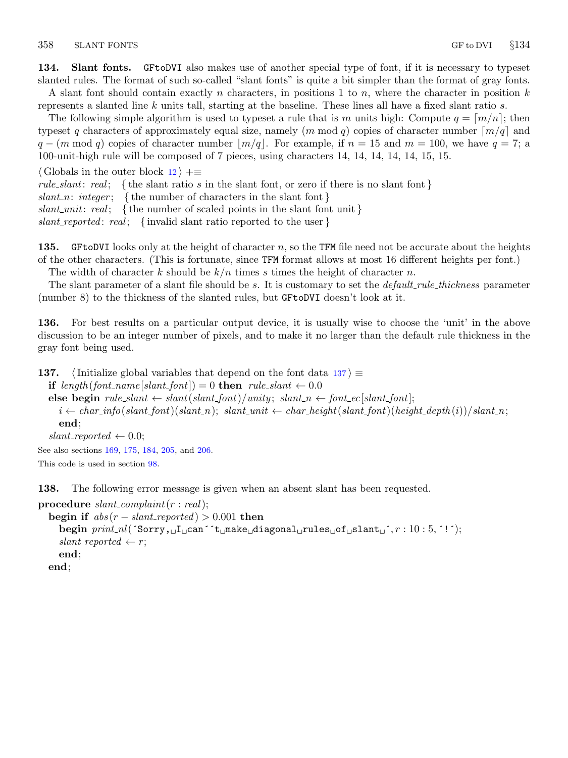**134. Slant fonts.** `GFtoDVI` also makes use of another special type of font, if it is necessary to typeset slanted rules. The format of such so-called "slant fonts" is quite a bit simpler than the format of gray fonts.

A slant font should contain exactly $n$ characters, in positions 1 to $n$, where the character in position $k$ represents a slanted line $k$ units tall, starting at the baseline. These lines all have a fixed slant ratio $s$.

The following simple algorithm is used to typeset a rule that is $m$ units high: Compute $q = \lceil m/n \rceil$; then typeset $q$ characters of approximately equal size, namely $(m \bmod q)$ copies of character number $\lceil m/q \rceil$ and $q - (m \bmod q)$ copies of character number $\lfloor m/q \rfloor$. For example, if $n = 15$ and $m = 100$, we have $q = 7$; a 100-unit-high rule will be composed of 7 pieces, using characters 14, 14, 14, 14, 14, 15, 15.

⟨Globals in the outer block 12⟩ +≡
*rule_slant*: *real*; { the slant ratio $s$ in the slant font, or zero if there is no slant font }
*slant_n*: *integer*; { the number of characters in the slant font }
*slant_unit*: *real*; { the number of scaled points in the slant font unit }
*slant_reported*: *real*; { invalid slant ratio reported to the user }

**135.** `GFtoDVI` looks only at the height of character $n$, so the `TFM` file need not be accurate about the heights of the other characters. (This is fortunate, since `TFM` format allows at most 16 different heights per font.)

The width of character $k$ should be $k/n$ times $s$ times the height of character $n$.

The slant parameter of a slant file should be $s$. It is customary to set the *default_rule_thickness* parameter (number 8) to the thickness of the slanted rules, but `GFtoDVI` doesn't look at it.

**136.** For best results on a particular output device, it is usually wise to choose the 'unit' in the above discussion to be an integer number of pixels, and to make it no larger than the default rule thickness in the gray font being used.

**137.** ⟨Initialize global variables that depend on the font data 137⟩ ≡

```
if length(font_name[slant_font]) = 0 then rule_slant ← 0.0
else begin rule_slant ← slant(slant_font)/unity; slant_n ← font_ec[slant_font];
  i ← char_info(slant_font)(slant_n); slant_unit ← char_height(slant_font)(height_depth(i))/slant_n;
  end;
slant_reported ← 0.0;
```

See also sections 169, 175, 184, 205, and 206.

This code is used in section 98.

**138.** The following error message is given when an absent slant has been requested.

```
procedure slant_complaint(r : real);
  begin if abs(r − slant_reported) > 0.001 then
    begin print_nl('Sorry, I can''t make diagonal rules of slant ', r : 10 : 5, '!');
    slant_reported ← r;
    end;
  end;
```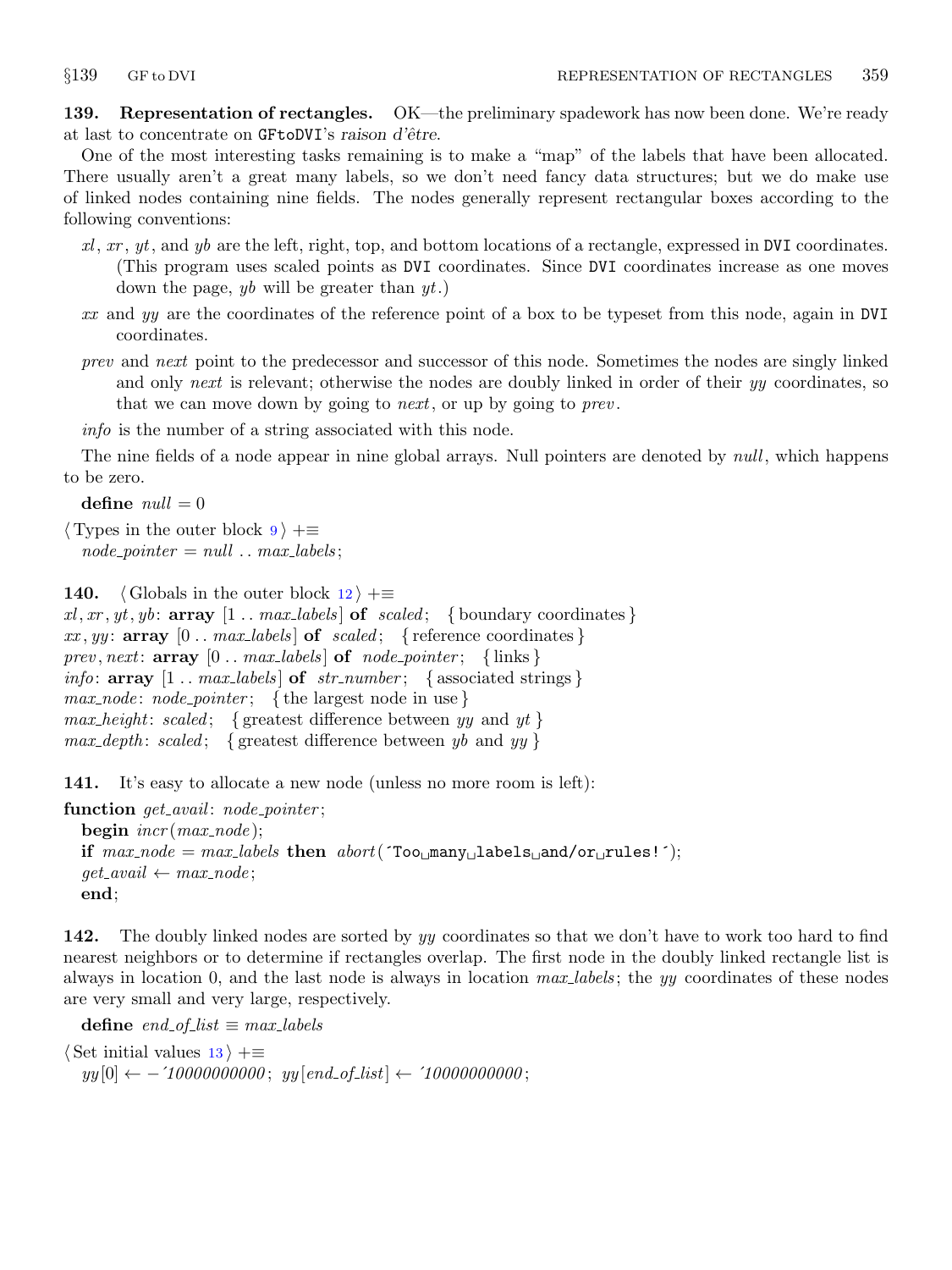**139. Representation of rectangles.** OK—the preliminary spadework has now been done. We're ready at last to concentrate on `GFtoDVI`'s *raison d'être*.

One of the most interesting tasks remaining is to make a "map" of the labels that have been allocated. There usually aren't a great many labels, so we don't need fancy data structures; but we do make use of linked nodes containing nine fields. The nodes generally represent rectangular boxes according to the following conventions:

*xl*, *xr*, *yt*, and *yb* are the left, right, top, and bottom locations of a rectangle, expressed in `DVI` coordinates. (This program uses scaled points as `DVI` coordinates. Since `DVI` coordinates increase as one moves down the page, *yb* will be greater than *yt*.)

*xx* and *yy* are the coordinates of the reference point of a box to be typeset from this node, again in `DVI` coordinates.

*prev* and *next* point to the predecessor and successor of this node. Sometimes the nodes are singly linked and only *next* is relevant; otherwise the nodes are doubly linked in order of their *yy* coordinates, so that we can move down by going to *next*, or up by going to *prev*.

*info* is the number of a string associated with this node.

The nine fields of a node appear in nine global arrays. Null pointers are denoted by *null*, which happens to be zero.

**define** *null* = 0

⟨Types in the outer block 9⟩ +≡
*node_pointer* = *null* .. *max_labels*;

**140.** ⟨Globals in the outer block 12⟩ +≡
*xl*, *xr*, *yt*, *yb*: **array** [1 .. *max_labels*] **of** *scaled*; { boundary coordinates }
*xx*, *yy*: **array** [0 .. *max_labels*] **of** *scaled*; { reference coordinates }
*prev*, *next*: **array** [0 .. *max_labels*] **of** *node_pointer*; { links }
*info*: **array** [1 .. *max_labels*] **of** *str_number*; { associated strings }
*max_node*: *node_pointer*; { the largest node in use }
*max_height*: *scaled*; { greatest difference between *yy* and *yt* }
*max_depth*: *scaled*; { greatest difference between *yb* and *yy* }

**141.** It's easy to allocate a new node (unless no more room is left):

**function** *get_avail*: *node_pointer*;
  **begin** *incr*(*max_node*);
  **if** *max_node* = *max_labels* **then** *abort*(´Too␣many␣labels␣and/or␣rules!´);
  *get_avail* ← *max_node*;
  **end**;

**142.** The doubly linked nodes are sorted by *yy* coordinates so that we don't have to work too hard to find nearest neighbors or to determine if rectangles overlap. The first node in the doubly linked rectangle list is always in location 0, and the last node is always in location *max_labels*; the *yy* coordinates of these nodes are very small and very large, respectively.

**define** *end_of_list* ≡ *max_labels*

⟨Set initial values 13⟩ +≡
*yy*[0] ← −´10000000000; *yy*[*end_of_list*] ← ´10000000000;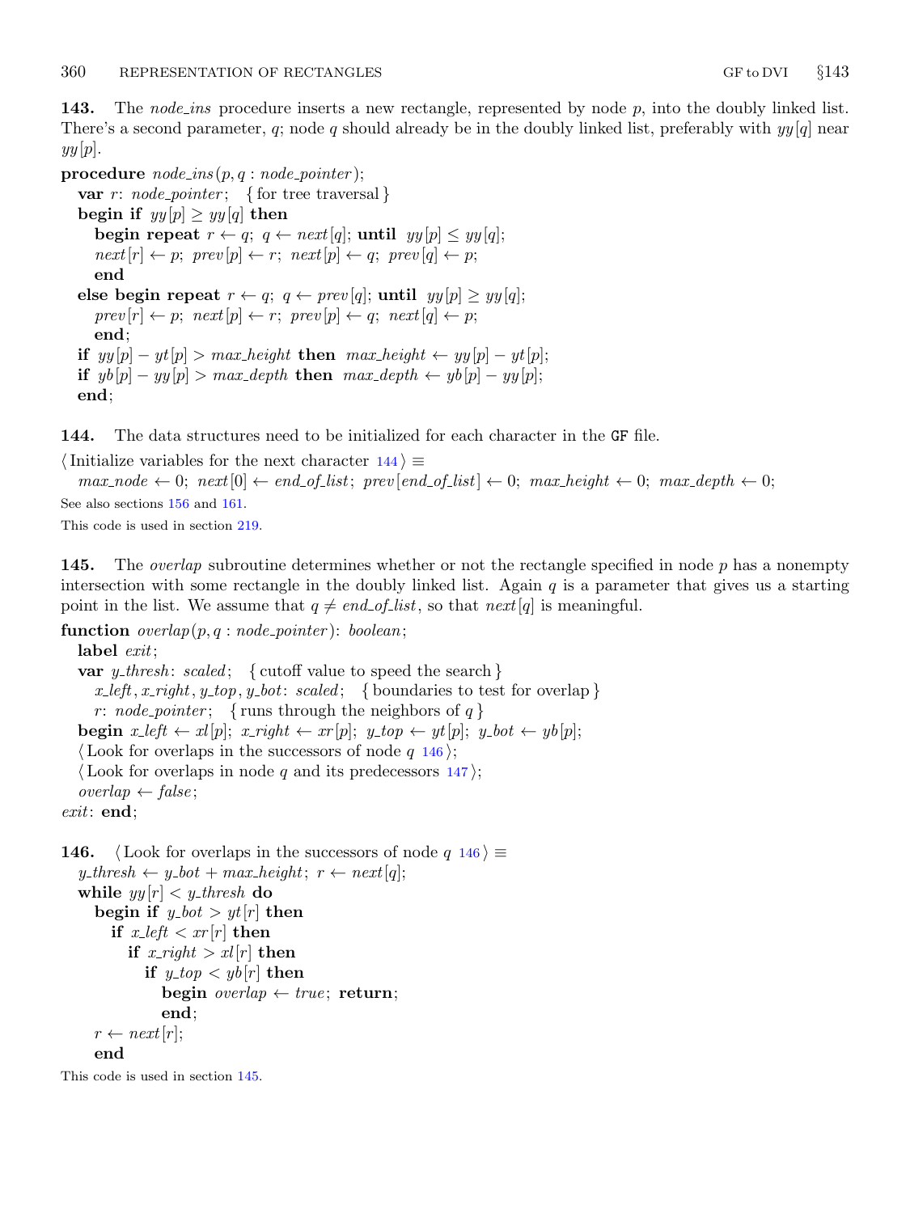**143.** The *node_ins* procedure inserts a new rectangle, represented by node $p$, into the doubly linked list. There's a second parameter, $q$; node $q$ should already be in the doubly linked list, preferably with $yy[q]$ near $yy[p]$.

```
procedure node_ins(p, q : node_pointer);
  var r: node_pointer;  { for tree traversal }
  begin if yy[p] ≥ yy[q] then
    begin repeat r ← q; q ← next[q]; until yy[p] ≤ yy[q];
    next[r] ← p; prev[p] ← r; next[p] ← q; prev[q] ← p;
    end
  else begin repeat r ← q; q ← prev[q]; until yy[p] ≥ yy[q];
    prev[r] ← p; next[p] ← r; prev[p] ← q; next[q] ← p;
    end;
  if yy[p] − yt[p] > max_height then max_height ← yy[p] − yt[p];
  if yb[p] − yy[p] > max_depth then max_depth ← yb[p] − yy[p];
  end;
```

**144.** The data structures need to be initialized for each character in the GF file.

⟨Initialize variables for the next character 144⟩ ≡
  *max_node* ← 0; *next*[0] ← *end_of_list*; *prev*[*end_of_list*] ← 0; *max_height* ← 0; *max_depth* ← 0;

See also sections 156 and 161.

This code is used in section 219.

**145.** The *overlap* subroutine determines whether or not the rectangle specified in node $p$ has a nonempty intersection with some rectangle in the doubly linked list. Again $q$ is a parameter that gives us a starting point in the list. We assume that $q \neq$ *end_of_list*, so that *next*[$q$] is meaningful.

```
function overlap(p, q : node_pointer): boolean;
  label exit;
  var y_thresh: scaled;  { cutoff value to speed the search }
    x_left, x_right, y_top, y_bot: scaled;  { boundaries to test for overlap }
    r: node_pointer;  { runs through the neighbors of q }
  begin x_left ← xl[p]; x_right ← xr[p]; y_top ← yt[p]; y_bot ← yb[p];
  ⟨Look for overlaps in the successors of node q 146⟩;
  ⟨Look for overlaps in node q and its predecessors 147⟩;
  overlap ← false;
exit: end;
```

**146.** ⟨Look for overlaps in the successors of node $q$ 146⟩ ≡

```
y_thresh ← y_bot + max_height; r ← next[q];
while yy[r] < y_thresh do
  begin if y_bot > yt[r] then
    if x_left < xr[r] then
      if x_right > xl[r] then
        if y_top < yb[r] then
          begin overlap ← true; return;
          end;
  r ← next[r];
  end
```

This code is used in section 145.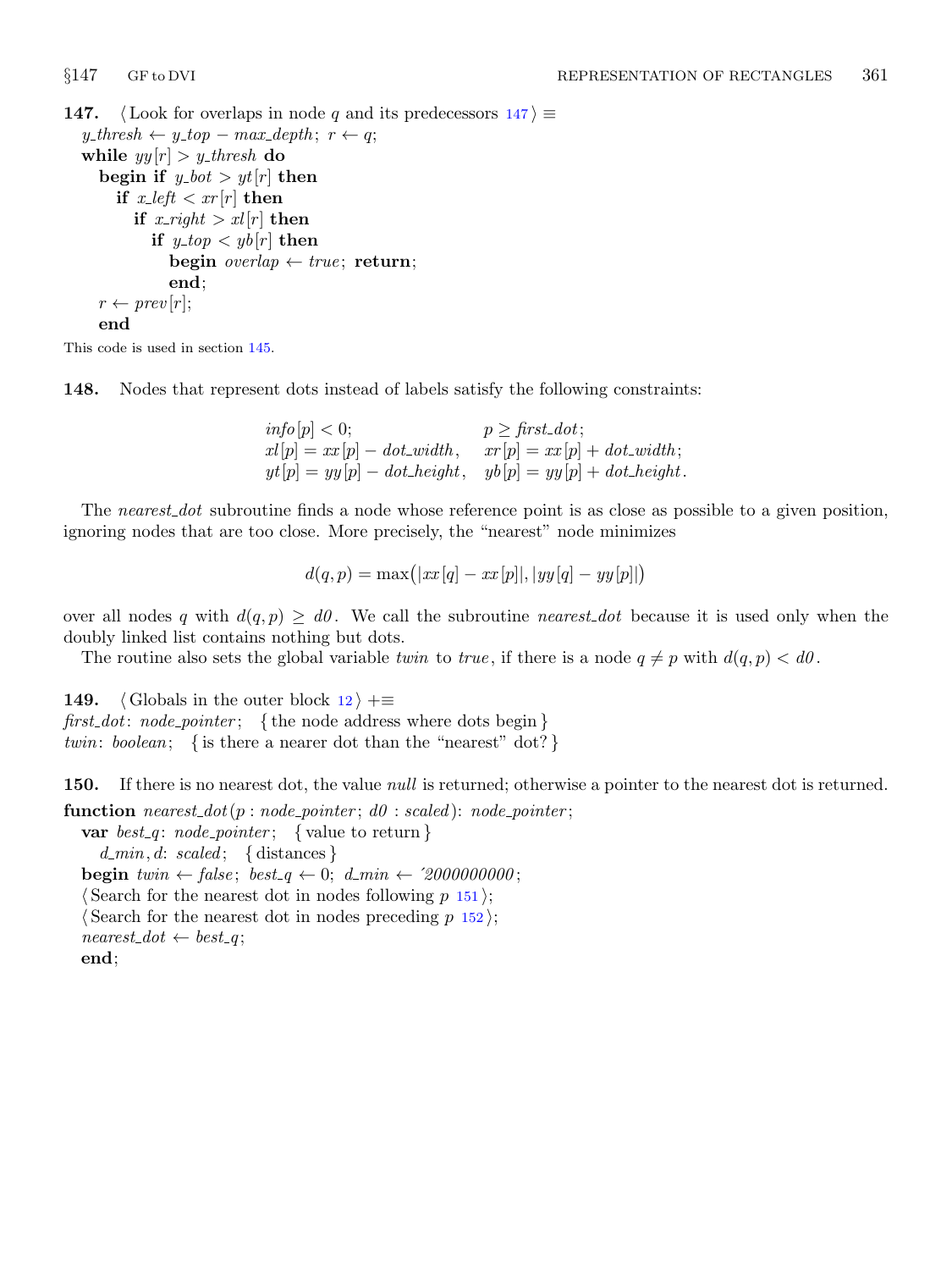**147.** ⟨ Look for overlaps in node $q$ and its predecessors 147 ⟩ ≡

```
y_thresh ← y_top − max_depth; r ← q;
while yy[r] > y_thresh do
  begin if y_bot > yt[r] then
    if x_left < xr[r] then
      if x_right > xl[r] then
        if y_top < yb[r] then
          begin overlap ← true; return;
          end;
  r ← prev[r];
  end
```

This code is used in section 145.

**148.** Nodes that represent dots instead of labels satisfy the following constraints:

$$\begin{array}{ll} info[p] < 0; & p \ge first\_dot; \\ xl[p] = xx[p] - dot\_width, & xr[p] = xx[p] + dot\_width; \\ yt[p] = yy[p] - dot\_height, & yb[p] = yy[p] + dot\_height. \end{array}$$

The *nearest_dot* subroutine finds a node whose reference point is as close as possible to a given position, ignoring nodes that are too close. More precisely, the "nearest" node minimizes

$$d(q,p) = \max\bigl(|xx[q] - xx[p]|, |yy[q] - yy[p]|\bigr)$$

over all nodes $q$ with $d(q,p) \ge d0$. We call the subroutine *nearest_dot* because it is used only when the doubly linked list contains nothing but dots.

The routine also sets the global variable *twin* to *true*, if there is a node $q \ne p$ with $d(q,p) < d0$.

**149.** ⟨ Globals in the outer block 12 ⟩ +≡

```
first_dot: node_pointer;  { the node address where dots begin }
twin: boolean;  { is there a nearer dot than the "nearest" dot? }
```

**150.** If there is no nearest dot, the value *null* is returned; otherwise a pointer to the nearest dot is returned.

```
function nearest_dot(p : node_pointer; d0 : scaled): node_pointer;
  var best_q: node_pointer;  { value to return }
    d_min, d: scaled;  { distances }
  begin twin ← false; best_q ← 0; d_min ← '2000000000;
  ⟨ Search for the nearest dot in nodes following p 151 ⟩;
  ⟨ Search for the nearest dot in nodes preceding p 152 ⟩;
  nearest_dot ← best_q;
  end;
```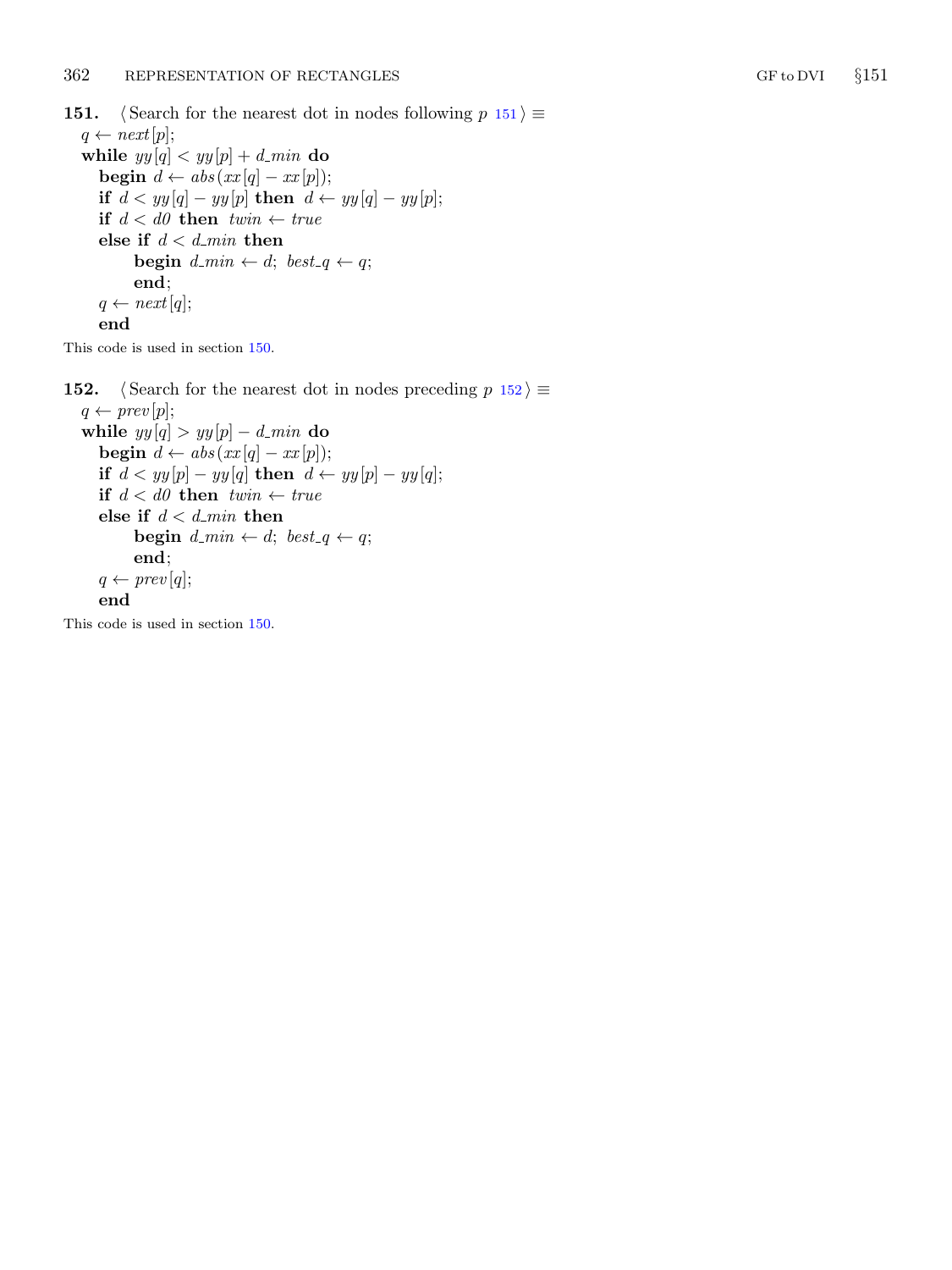**151.** ⟨ Search for the nearest dot in nodes following $p$ 151 ⟩ ≡

```
q ← next[p];
while yy[q] < yy[p] + d_min do
  begin d ← abs(xx[q] − xx[p]);
  if d < yy[q] − yy[p] then d ← yy[q] − yy[p];
  if d < d0 then twin ← true
  else if d < d_min then
      begin d_min ← d; best_q ← q;
      end;
  q ← next[q];
  end
```

This code is used in section 150.

**152.** ⟨ Search for the nearest dot in nodes preceding $p$ 152 ⟩ ≡

```
q ← prev[p];
while yy[q] > yy[p] − d_min do
  begin d ← abs(xx[q] − xx[p]);
  if d < yy[p] − yy[q] then d ← yy[p] − yy[q];
  if d < d0 then twin ← true
  else if d < d_min then
      begin d_min ← d; best_q ← q;
      end;
  q ← prev[q];
  end
```

This code is used in section 150.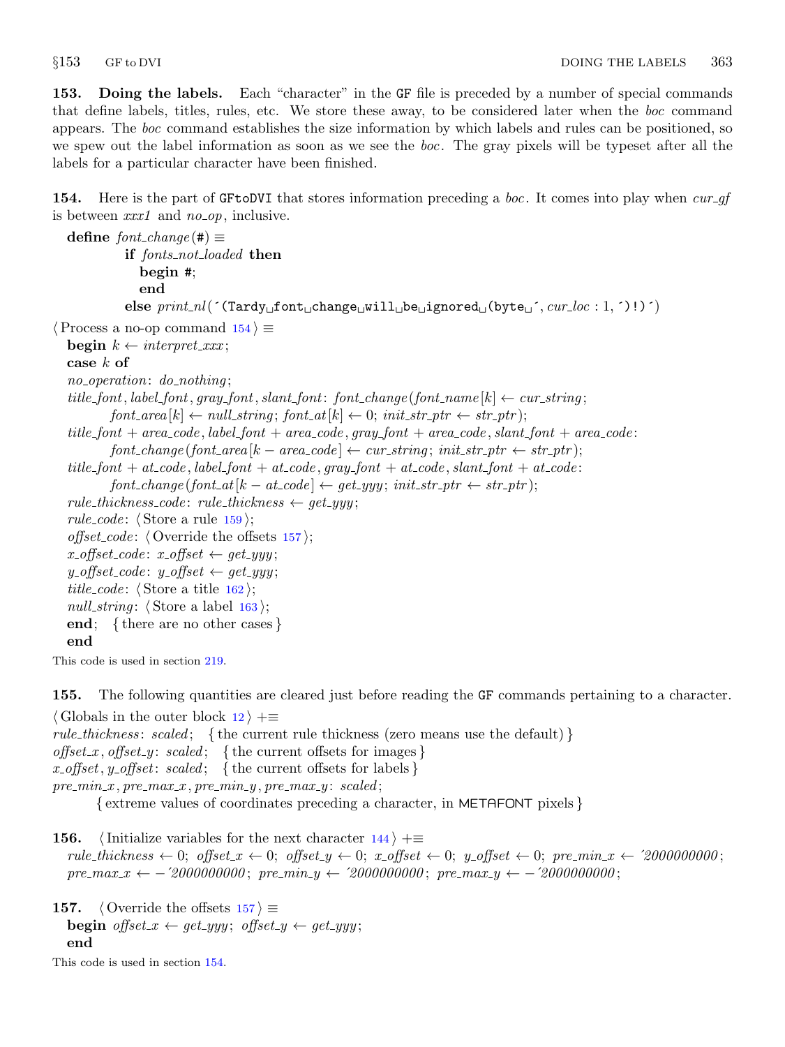**153. Doing the labels.** Each "character" in the GF file is preceded by a number of special commands that define labels, titles, rules, etc. We store these away, to be considered later when the *boc* command appears. The *boc* command establishes the size information by which labels and rules can be positioned, so we spew out the label information as soon as we see the *boc*. The gray pixels will be typeset after all the labels for a particular character have been finished.

**154.** Here is the part of GFtoDVI that stores information preceding a *boc*. It comes into play when *cur_gf* is between *xxx1* and *no_op*, inclusive.

```
define font_change(#) ≡
        if fonts_not_loaded then
          begin #;
          end
        else print_nl(´(Tardy␣font␣change␣will␣be␣ignored␣(byte␣´, cur_loc : 1, ´)!)´)

⟨Process a no-op command 154⟩ ≡
  begin k ← interpret_xxx;
  case k of
  no_operation: do_nothing;
  title_font, label_font, gray_font, slant_font: font_change(font_name[k] ← cur_string;
        font_area[k] ← null_string; font_at[k] ← 0; init_str_ptr ← str_ptr);
  title_font + area_code, label_font + area_code, gray_font + area_code, slant_font + area_code:
        font_change(font_area[k − area_code] ← cur_string; init_str_ptr ← str_ptr);
  title_font + at_code, label_font + at_code, gray_font + at_code, slant_font + at_code:
        font_change(font_at[k − at_code] ← get_yyy; init_str_ptr ← str_ptr);
  rule_thickness_code: rule_thickness ← get_yyy;
  rule_code: ⟨Store a rule 159⟩;
  offset_code: ⟨Override the offsets 157⟩;
  x_offset_code: x_offset ← get_yyy;
  y_offset_code: y_offset ← get_yyy;
  title_code: ⟨Store a title 162⟩;
  null_string: ⟨Store a label 163⟩;
  end; {there are no other cases}
  end
```

This code is used in section 219.

**155.** The following quantities are cleared just before reading the GF commands pertaining to a character.

```
⟨Globals in the outer block 12⟩ +≡
rule_thickness: scaled; {the current rule thickness (zero means use the default)}
offset_x, offset_y: scaled; {the current offsets for images}
x_offset, y_offset: scaled; {the current offsets for labels}
pre_min_x, pre_max_x, pre_min_y, pre_max_y: scaled;
      {extreme values of coordinates preceding a character, in METAFONT pixels}
```

**156.**

```
⟨Initialize variables for the next character 144⟩ +≡
  rule_thickness ← 0; offset_x ← 0; offset_y ← 0; x_offset ← 0; y_offset ← 0; pre_min_x ← ´2000000000;
  pre_max_x ← −´2000000000; pre_min_y ← ´2000000000; pre_max_y ← −´2000000000;
```

**157.**

```
⟨Override the offsets 157⟩ ≡
  begin offset_x ← get_yyy; offset_y ← get_yyy;
  end
```

This code is used in section 154.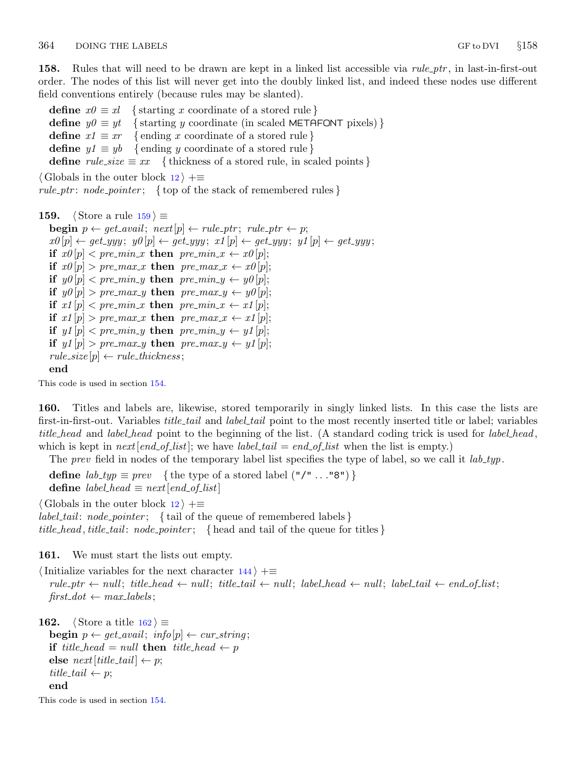**158.** Rules that will need to be drawn are kept in a linked list accessible via *rule_ptr*, in last-in-first-out order. The nodes of this list will never get into the doubly linked list, and indeed these nodes use different field conventions entirely (because rules may be slanted).

```
define x0 ≡ xl   { starting x coordinate of a stored rule }
define y0 ≡ yt   { starting y coordinate (in scaled METAFONT pixels) }
define x1 ≡ xr   { ending x coordinate of a stored rule }
define y1 ≡ yb   { ending y coordinate of a stored rule }
define rule_size ≡ xx   { thickness of a stored rule, in scaled points }
```

⟨ Globals in the outer block 12 ⟩ +≡
*rule_ptr*: *node_pointer*; { top of the stack of remembered rules }

**159.** ⟨ Store a rule 159 ⟩ ≡

```
begin p ← get_avail; next[p] ← rule_ptr; rule_ptr ← p;
x0[p] ← get_yyy; y0[p] ← get_yyy; x1[p] ← get_yyy; y1[p] ← get_yyy;
if x0[p] < pre_min_x then pre_min_x ← x0[p];
if x0[p] > pre_max_x then pre_max_x ← x0[p];
if y0[p] < pre_min_y then pre_min_y ← y0[p];
if y0[p] > pre_max_y then pre_max_y ← y0[p];
if x1[p] < pre_min_x then pre_min_x ← x1[p];
if x1[p] > pre_max_x then pre_max_x ← x1[p];
if y1[p] < pre_min_y then pre_min_y ← y1[p];
if y1[p] > pre_max_y then pre_max_y ← y1[p];
rule_size[p] ← rule_thickness;
end
```

This code is used in section 154.

**160.** Titles and labels are, likewise, stored temporarily in singly linked lists. In this case the lists are first-in-first-out. Variables *title_tail* and *label_tail* point to the most recently inserted title or label; variables *title_head* and *label_head* point to the beginning of the list. (A standard coding trick is used for *label_head*, which is kept in *next*[*end_of_list*]; we have *label_tail* = *end_of_list* when the list is empty.)

The *prev* field in nodes of the temporary label list specifies the type of label, so we call it *lab_typ*.

```
define lab_typ ≡ prev   { the type of a stored label ("/" . . ."8") }
define label_head ≡ next[end_of_list]
```

⟨ Globals in the outer block 12 ⟩ +≡
*label_tail*: *node_pointer*; { tail of the queue of remembered labels }
*title_head*, *title_tail*: *node_pointer*; { head and tail of the queue for titles }

**161.** We must start the lists out empty.

⟨ Initialize variables for the next character 144 ⟩ +≡

```
rule_ptr ← null; title_head ← null; title_tail ← null; label_head ← null; label_tail ← end_of_list;
first_dot ← max_labels;
```

**162.** ⟨ Store a title 162 ⟩ ≡

```
begin p ← get_avail; info[p] ← cur_string;
if title_head = null then title_head ← p
else next[title_tail] ← p;
title_tail ← p;
end
```

This code is used in section 154.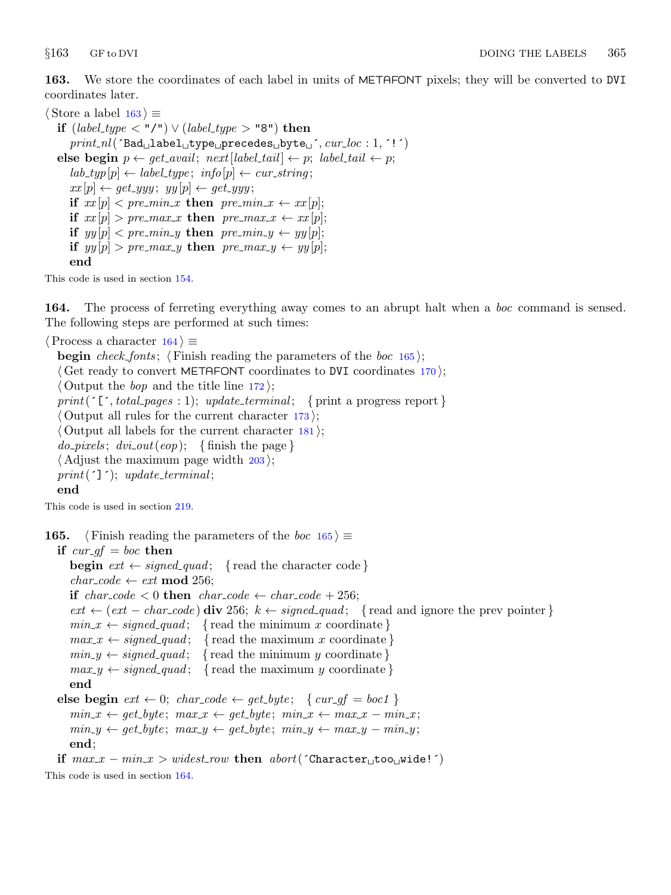**163.** We store the coordinates of each label in units of METAFONT pixels; they will be converted to DVI coordinates later.

⟨Store a label 163⟩ ≡

```
if (label_type < "/") ∨ (label_type > "8") then
   print_nl('Bad␣label␣type␣precedes␣byte␣', cur_loc : 1, '!')
else begin p ← get_avail; next[label_tail] ← p; label_tail ← p;
   lab_typ[p] ← label_type; info[p] ← cur_string;
   xx[p] ← get_yyy; yy[p] ← get_yyy;
   if xx[p] < pre_min_x then pre_min_x ← xx[p];
   if xx[p] > pre_max_x then pre_max_x ← xx[p];
   if yy[p] < pre_min_y then pre_min_y ← yy[p];
   if yy[p] > pre_max_y then pre_max_y ← yy[p];
   end
```

This code is used in section 154.

**164.** The process of ferreting everything away comes to an abrupt halt when a *boc* command is sensed. The following steps are performed at such times:

⟨Process a character 164⟩ ≡

```
begin check_fonts; ⟨Finish reading the parameters of the boc 165⟩;
⟨Get ready to convert METAFONT coordinates to DVI coordinates 170⟩;
⟨Output the bop and the title line 172⟩;
print('[', total_pages : 1); update_terminal;   { print a progress report }
⟨Output all rules for the current character 173⟩;
⟨Output all labels for the current character 181⟩;
do_pixels; dvi_out(eop);   { finish the page }
⟨Adjust the maximum page width 203⟩;
print(']'); update_terminal;
end
```

This code is used in section 219.

**165.** ⟨Finish reading the parameters of the *boc* 165⟩ ≡

```
if cur_gf = boc then
   begin ext ← signed_quad;   { read the character code }
   char_code ← ext mod 256;
   if char_code < 0 then char_code ← char_code + 256;
   ext ← (ext − char_code) div 256; k ← signed_quad;   { read and ignore the prev pointer }
   min_x ← signed_quad;   { read the minimum x coordinate }
   max_x ← signed_quad;   { read the maximum x coordinate }
   min_y ← signed_quad;   { read the minimum y coordinate }
   max_y ← signed_quad;   { read the maximum y coordinate }
   end
else begin ext ← 0; char_code ← get_byte;   { cur_gf = boc1 }
   min_x ← get_byte; max_x ← get_byte; min_x ← max_x − min_x;
   min_y ← get_byte; max_y ← get_byte; min_y ← max_y − min_y;
   end;
if max_x − min_x > widest_row then abort('Character␣too␣wide!')
```

This code is used in section 164.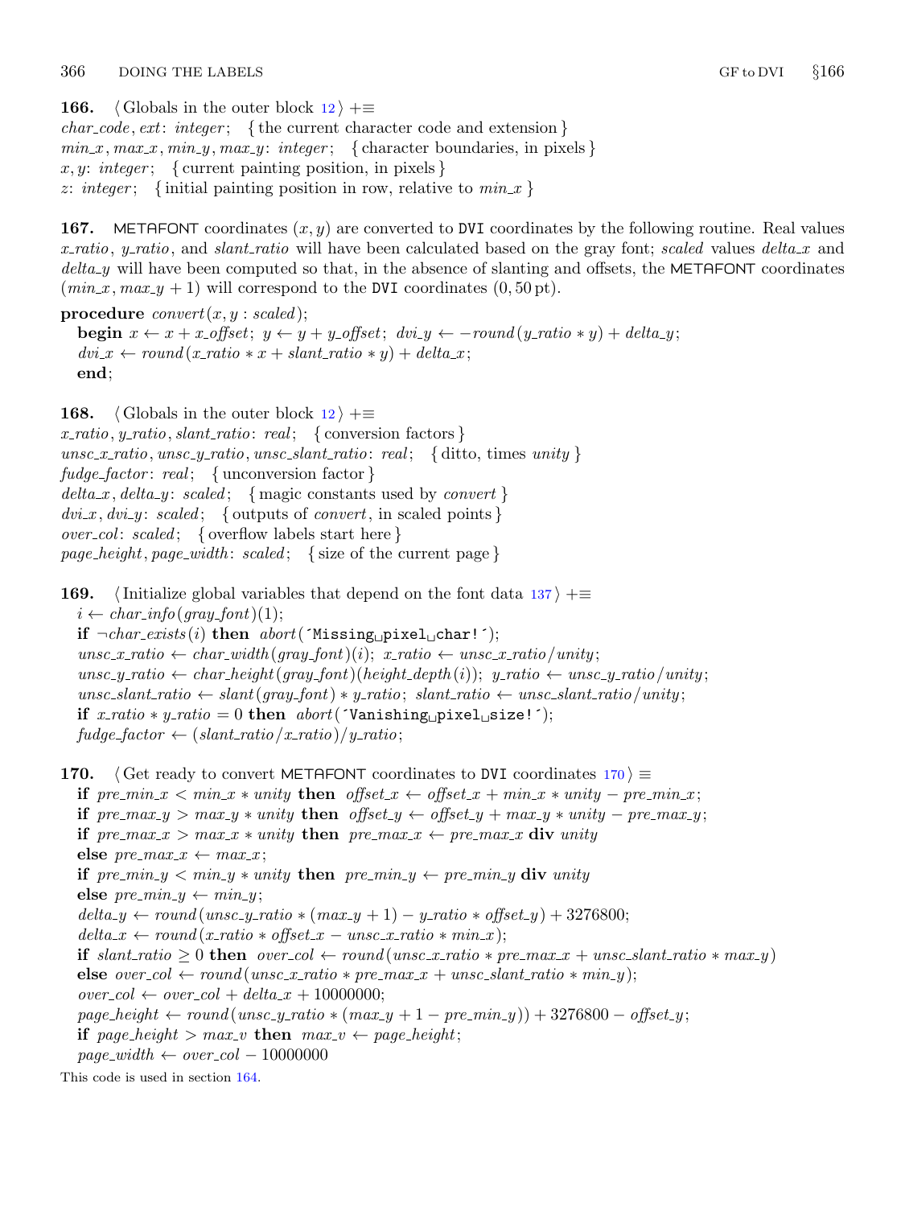**166.** ⟨ Globals in the outer block 12 ⟩ +≡
*char_code*, *ext*: *integer*; { the current character code and extension }
*min_x*, *max_x*, *min_y*, *max_y*: *integer*; { character boundaries, in pixels }
*x*, *y*: *integer*; { current painting position, in pixels }
*z*: *integer*; { initial painting position in row, relative to *min_x* }

**167.** METAFONT coordinates $(x, y)$ are converted to DVI coordinates by the following routine. Real values *x_ratio*, *y_ratio*, and *slant_ratio* will have been calculated based on the gray font; *scaled* values *delta_x* and *delta_y* will have been computed so that, in the absence of slanting and offsets, the METAFONT coordinates $(min\_x, max\_y + 1)$ will correspond to the DVI coordinates $(0, 50\,\text{pt})$.

```
procedure convert(x, y : scaled);
  begin x ← x + x_offset; y ← y + y_offset; dvi_y ← −round(y_ratio ∗ y) + delta_y;
  dvi_x ← round(x_ratio ∗ x + slant_ratio ∗ y) + delta_x;
  end;
```

**168.** ⟨ Globals in the outer block 12 ⟩ +≡
*x_ratio*, *y_ratio*, *slant_ratio*: *real*; { conversion factors }
*unsc_x_ratio*, *unsc_y_ratio*, *unsc_slant_ratio*: *real*; { ditto, times *unity* }
*fudge_factor*: *real*; { unconversion factor }
*delta_x*, *delta_y*: *scaled*; { magic constants used by *convert* }
*dvi_x*, *dvi_y*: *scaled*; { outputs of *convert*, in scaled points }
*over_col*: *scaled*; { overflow labels start here }
*page_height*, *page_width*: *scaled*; { size of the current page }

**169.** ⟨ Initialize global variables that depend on the font data 137 ⟩ +≡

```
i ← char_info(gray_font)(1);
if ¬char_exists(i) then abort(´Missing pixel char!´);
unsc_x_ratio ← char_width(gray_font)(i); x_ratio ← unsc_x_ratio/unity;
unsc_y_ratio ← char_height(gray_font)(height_depth(i)); y_ratio ← unsc_y_ratio/unity;
unsc_slant_ratio ← slant(gray_font) ∗ y_ratio; slant_ratio ← unsc_slant_ratio/unity;
if x_ratio ∗ y_ratio = 0 then abort(´Vanishing pixel size!´);
fudge_factor ← (slant_ratio/x_ratio)/y_ratio;
```

**170.** ⟨ Get ready to convert METAFONT coordinates to DVI coordinates 170 ⟩ ≡

```
if pre_min_x < min_x ∗ unity then offset_x ← offset_x + min_x ∗ unity − pre_min_x;
if pre_max_y > max_y ∗ unity then offset_y ← offset_y + max_y ∗ unity − pre_max_y;
if pre_max_x > max_x ∗ unity then pre_max_x ← pre_max_x div unity
else pre_max_x ← max_x;
if pre_min_y < min_y ∗ unity then pre_min_y ← pre_min_y div unity
else pre_min_y ← min_y;
delta_y ← round(unsc_y_ratio ∗ (max_y + 1) − y_ratio ∗ offset_y) + 3276800;
delta_x ← round(x_ratio ∗ offset_x − unsc_x_ratio ∗ min_x);
if slant_ratio ≥ 0 then over_col ← round(unsc_x_ratio ∗ pre_max_x + unsc_slant_ratio ∗ max_y)
else over_col ← round(unsc_x_ratio ∗ pre_max_x + unsc_slant_ratio ∗ min_y);
over_col ← over_col + delta_x + 10000000;
page_height ← round(unsc_y_ratio ∗ (max_y + 1 − pre_min_y)) + 3276800 − offset_y;
if page_height > max_v then max_v ← page_height;
page_width ← over_col − 10000000
```

This code is used in section 164.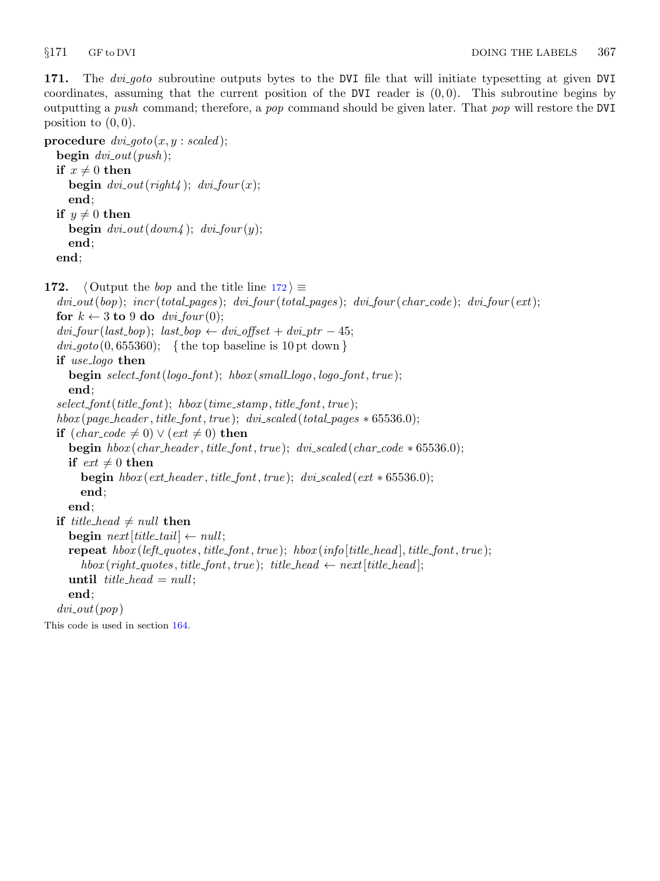**171.** The *dvi_goto* subroutine outputs bytes to the DVI file that will initiate typesetting at given DVI coordinates, assuming that the current position of the DVI reader is (0, 0). This subroutine begins by outputting a *push* command; therefore, a *pop* command should be given later. That *pop* will restore the DVI position to (0, 0).

```
procedure dvi_goto(x, y : scaled);
  begin dvi_out(push);
  if x ≠ 0 then
    begin dvi_out(right4); dvi_four(x);
    end;
  if y ≠ 0 then
    begin dvi_out(down4); dvi_four(y);
    end;
  end;
```

**172.** ⟨Output the *bop* and the title line 172⟩ ≡

```
  dvi_out(bop); incr(total_pages); dvi_four(total_pages); dvi_four(char_code); dvi_four(ext);
  for k ← 3 to 9 do dvi_four(0);
  dvi_four(last_bop); last_bop ← dvi_offset + dvi_ptr − 45;
  dvi_goto(0, 655360);  { the top baseline is 10 pt down }
  if use_logo then
    begin select_font(logo_font); hbox(small_logo, logo_font, true);
    end;
  select_font(title_font); hbox(time_stamp, title_font, true);
  hbox(page_header, title_font, true); dvi_scaled(total_pages * 65536.0);
  if (char_code ≠ 0) ∨ (ext ≠ 0) then
    begin hbox(char_header, title_font, true); dvi_scaled(char_code * 65536.0);
    if ext ≠ 0 then
      begin hbox(ext_header, title_font, true); dvi_scaled(ext * 65536.0);
      end;
    end;
  if title_head ≠ null then
    begin next[title_tail] ← null;
    repeat hbox(left_quotes, title_font, true); hbox(info[title_head], title_font, true);
      hbox(right_quotes, title_font, true); title_head ← next[title_head];
    until title_head = null;
    end;
  dvi_out(pop)
```

This code is used in section 164.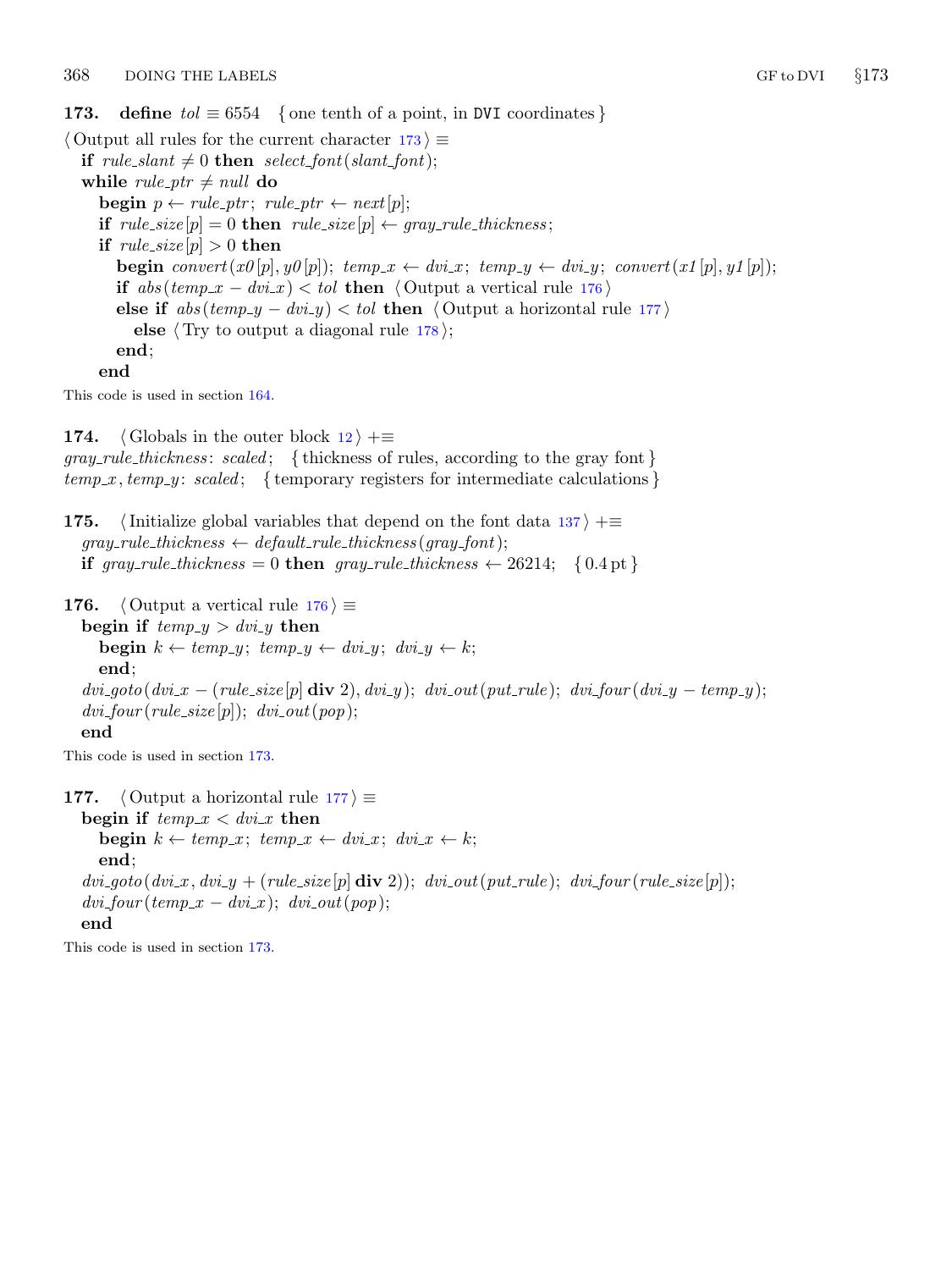**173.** **define** *tol* ≡ 6554 { one tenth of a point, in DVI coordinates }

⟨ Output all rules for the current character 173 ⟩ ≡

```
if rule_slant ≠ 0 then select_font(slant_font);
while rule_ptr ≠ null do
  begin p ← rule_ptr; rule_ptr ← next[p];
  if rule_size[p] = 0 then rule_size[p] ← gray_rule_thickness;
  if rule_size[p] > 0 then
    begin convert(x0[p], y0[p]); temp_x ← dvi_x; temp_y ← dvi_y; convert(x1[p], y1[p]);
    if abs(temp_x − dvi_x) < tol then ⟨ Output a vertical rule 176 ⟩
    else if abs(temp_y − dvi_y) < tol then ⟨ Output a horizontal rule 177 ⟩
      else ⟨ Try to output a diagonal rule 178 ⟩;
    end;
  end
```

This code is used in section 164.

**174.** ⟨ Globals in the outer block 12 ⟩ +≡

```
gray_rule_thickness: scaled;  { thickness of rules, according to the gray font }
temp_x, temp_y: scaled;  { temporary registers for intermediate calculations }
```

**175.** ⟨ Initialize global variables that depend on the font data 137 ⟩ +≡

```
gray_rule_thickness ← default_rule_thickness(gray_font);
if gray_rule_thickness = 0 then gray_rule_thickness ← 26214;  { 0.4 pt }
```

**176.** ⟨ Output a vertical rule 176 ⟩ ≡

```
begin if temp_y > dvi_y then
  begin k ← temp_y; temp_y ← dvi_y; dvi_y ← k;
  end;
dvi_goto(dvi_x − (rule_size[p] div 2), dvi_y); dvi_out(put_rule); dvi_four(dvi_y − temp_y);
dvi_four(rule_size[p]); dvi_out(pop);
end
```

This code is used in section 173.

**177.** ⟨ Output a horizontal rule 177 ⟩ ≡

```
begin if temp_x < dvi_x then
  begin k ← temp_x; temp_x ← dvi_x; dvi_x ← k;
  end;
dvi_goto(dvi_x, dvi_y + (rule_size[p] div 2)); dvi_out(put_rule); dvi_four(rule_size[p]);
dvi_four(temp_x − dvi_x); dvi_out(pop);
end
```

This code is used in section 173.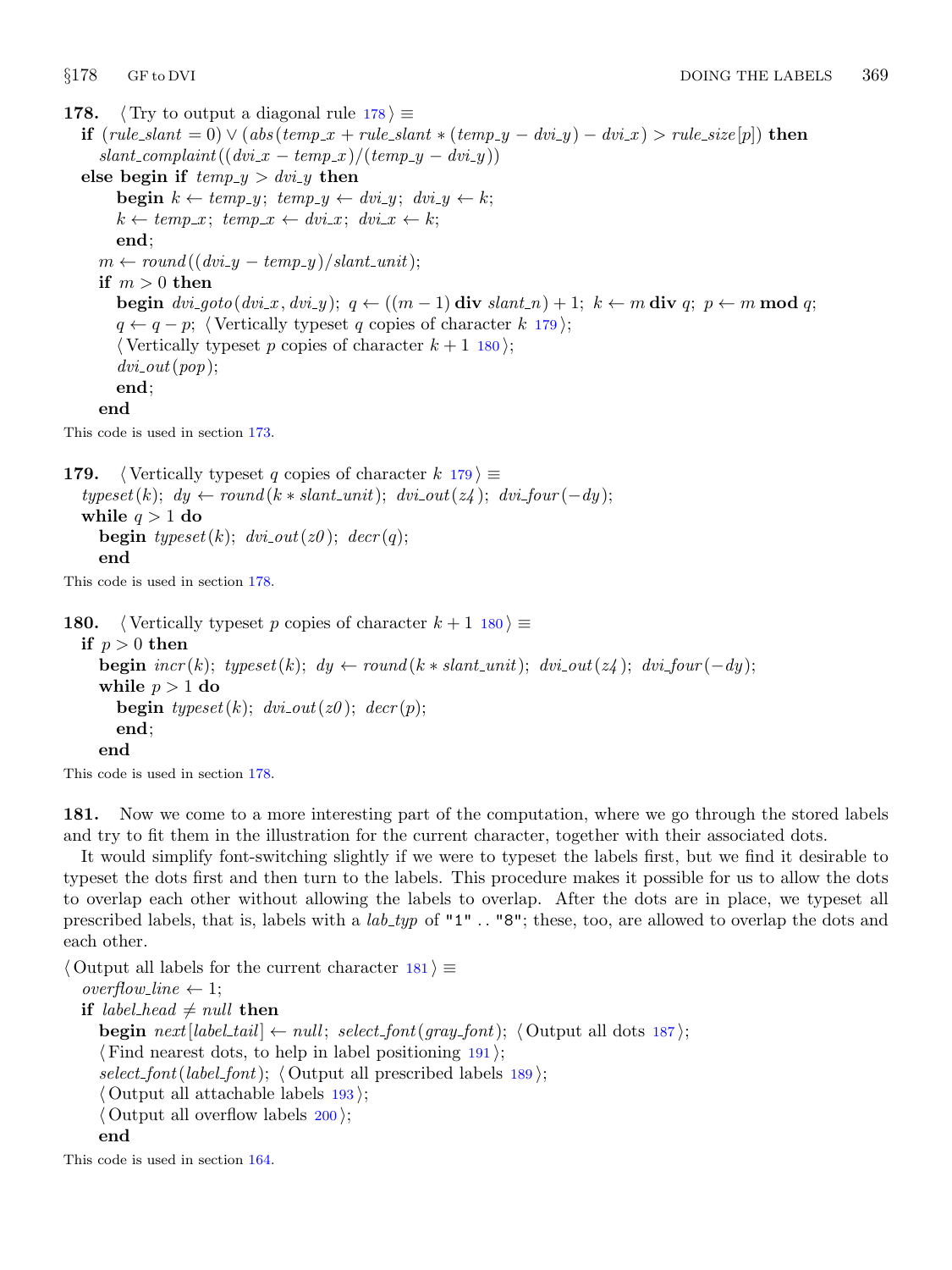**178.** ⟨ Try to output a diagonal rule 178 ⟩ ≡

**if** $(rule\_slant = 0) \lor (abs(temp\_x + rule\_slant * (temp\_y - dvi\_y) - dvi\_x) > rule\_size[p])$ **then**
  $slant\_complaint((dvi\_x - temp\_x)/(temp\_y - dvi\_y))$
**else begin if** $temp\_y > dvi\_y$ **then**
    **begin** $k \leftarrow temp\_y$; $temp\_y \leftarrow dvi\_y$; $dvi\_y \leftarrow k$;
    $k \leftarrow temp\_x$; $temp\_x \leftarrow dvi\_x$; $dvi\_x \leftarrow k$;
    **end**;
  $m \leftarrow round((dvi\_y - temp\_y)/slant\_unit)$;
  **if** $m > 0$ **then**
    **begin** $dvi\_goto(dvi\_x, dvi\_y)$; $q \leftarrow ((m - 1)$ **div** $slant\_n) + 1$; $k \leftarrow m$ **div** $q$; $p \leftarrow m$ **mod** $q$;
    $q \leftarrow q - p$; ⟨ Vertically typeset $q$ copies of character $k$ 179 ⟩;
    ⟨ Vertically typeset $p$ copies of character $k + 1$ 180 ⟩;
    $dvi\_out(pop)$;
    **end**;
  **end**

This code is used in section 173.

**179.** ⟨ Vertically typeset $q$ copies of character $k$ 179 ⟩ ≡

$typeset(k)$; $dy \leftarrow round(k * slant\_unit)$; $dvi\_out(z4)$; $dvi\_four(-dy)$;
**while** $q > 1$ **do**
  **begin** $typeset(k)$; $dvi\_out(z0)$; $decr(q)$;
  **end**

This code is used in section 178.

**180.** ⟨ Vertically typeset $p$ copies of character $k + 1$ 180 ⟩ ≡

**if** $p > 0$ **then**
  **begin** $incr(k)$; $typeset(k)$; $dy \leftarrow round(k * slant\_unit)$; $dvi\_out(z4)$; $dvi\_four(-dy)$;
  **while** $p > 1$ **do**
    **begin** $typeset(k)$; $dvi\_out(z0)$; $decr(p)$;
    **end**;
  **end**

This code is used in section 178.

**181.** Now we come to a more interesting part of the computation, where we go through the stored labels and try to fit them in the illustration for the current character, together with their associated dots.

It would simplify font-switching slightly if we were to typeset the labels first, but we find it desirable to typeset the dots first and then turn to the labels. This procedure makes it possible for us to allow the dots to overlap each other without allowing the labels to overlap. After the dots are in place, we typeset all prescribed labels, that is, labels with a *lab_typ* of "1" . . "8"; these, too, are allowed to overlap the dots and each other.

⟨ Output all labels for the current character 181 ⟩ ≡

$overflow\_line \leftarrow 1$;
**if** $label\_head \neq null$ **then**
  **begin** $next[label\_tail] \leftarrow null$; $select\_font(gray\_font)$; ⟨ Output all dots 187 ⟩;
  ⟨ Find nearest dots, to help in label positioning 191 ⟩;
  $select\_font(label\_font)$; ⟨ Output all prescribed labels 189 ⟩;
  ⟨ Output all attachable labels 193 ⟩;
  ⟨ Output all overflow labels 200 ⟩;
  **end**

This code is used in section 164.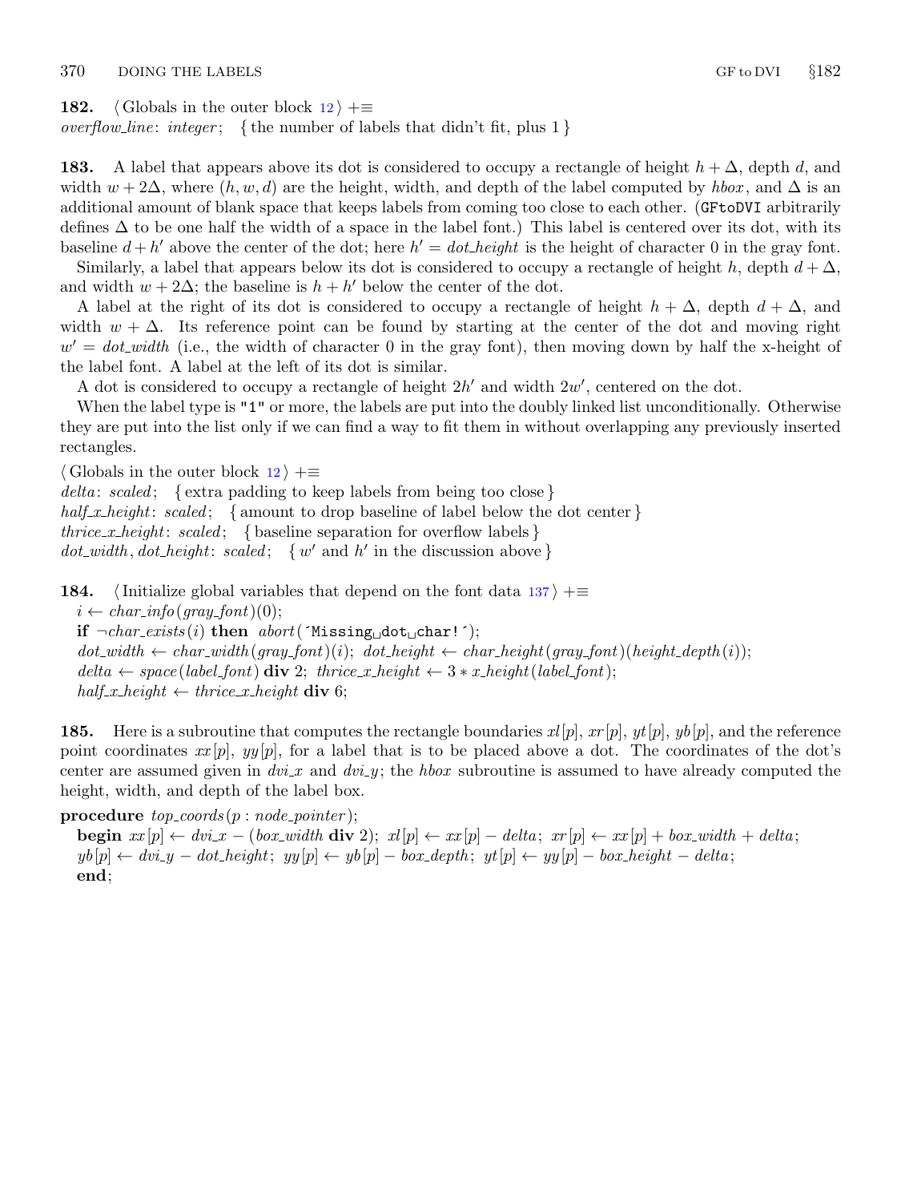**182.** ⟨ Globals in the outer block 12 ⟩ +≡
*overflow_line*: *integer*; { the number of labels that didn't fit, plus 1 }

**183.** A label that appears above its dot is considered to occupy a rectangle of height $h + \Delta$, depth $d$, and width $w + 2\Delta$, where $(h, w, d)$ are the height, width, and depth of the label computed by *hbox*, and $\Delta$ is an additional amount of blank space that keeps labels from coming too close to each other. (GFtoDVI arbitrarily defines $\Delta$ to be one half the width of a space in the label font.) This label is centered over its dot, with its baseline $d + h'$ above the center of the dot; here $h' = dot\_height$ is the height of character 0 in the gray font.

Similarly, a label that appears below its dot is considered to occupy a rectangle of height $h$, depth $d + \Delta$, and width $w + 2\Delta$; the baseline is $h + h'$ below the center of the dot.

A label at the right of its dot is considered to occupy a rectangle of height $h + \Delta$, depth $d + \Delta$, and width $w + \Delta$. Its reference point can be found by starting at the center of the dot and moving right $w' = dot\_width$ (i.e., the width of character 0 in the gray font), then moving down by half the x-height of the label font. A label at the left of its dot is similar.

A dot is considered to occupy a rectangle of height $2h'$ and width $2w'$, centered on the dot.

When the label type is "1" or more, the labels are put into the doubly linked list unconditionally. Otherwise they are put into the list only if we can find a way to fit them in without overlapping any previously inserted rectangles.

⟨ Globals in the outer block 12 ⟩ +≡
*delta*: *scaled*; { extra padding to keep labels from being too close }
*half_x_height*: *scaled*; { amount to drop baseline of label below the dot center }
*thrice_x_height*: *scaled*; { baseline separation for overflow labels }
*dot_width*, *dot_height*: *scaled*; { $w'$ and $h'$ in the discussion above }

**184.** ⟨ Initialize global variables that depend on the font data 137 ⟩ +≡

```
i ← char_info(gray_font)(0);
if ¬char_exists(i) then abort(´Missing dot char!´);
dot_width ← char_width(gray_font)(i); dot_height ← char_height(gray_font)(height_depth(i));
delta ← space(label_font) div 2; thrice_x_height ← 3 ∗ x_height(label_font);
half_x_height ← thrice_x_height div 6;
```

**185.** Here is a subroutine that computes the rectangle boundaries $xl[p]$, $xr[p]$, $yt[p]$, $yb[p]$, and the reference point coordinates $xx[p]$, $yy[p]$, for a label that is to be placed above a dot. The coordinates of the dot's center are assumed given in *dvi_x* and *dvi_y*; the *hbox* subroutine is assumed to have already computed the height, width, and depth of the label box.

```
procedure top_coords(p : node_pointer);
  begin xx[p] ← dvi_x − (box_width div 2); xl[p] ← xx[p] − delta; xr[p] ← xx[p] + box_width + delta;
  yb[p] ← dvi_y − dot_height; yy[p] ← yb[p] − box_depth; yt[p] ← yy[p] − box_height − delta;
  end;
```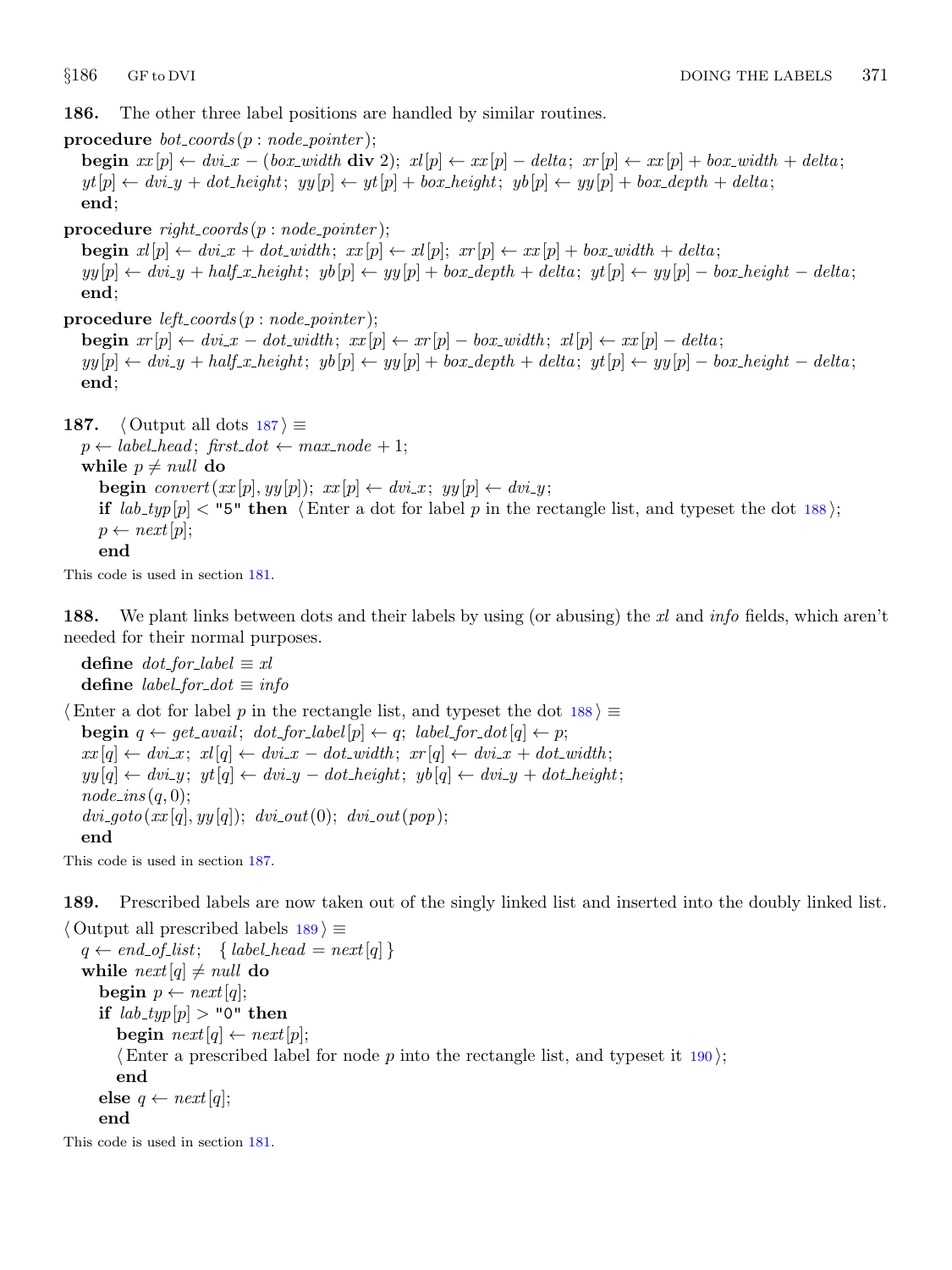**186.** The other three label positions are handled by similar routines.

```
procedure bot_coords(p : node_pointer);
  begin xx[p] ← dvi_x − (box_width div 2); xl[p] ← xx[p] − delta; xr[p] ← xx[p] + box_width + delta;
  yt[p] ← dvi_y + dot_height; yy[p] ← yt[p] + box_height; yb[p] ← yy[p] + box_depth + delta;
  end;
procedure right_coords(p : node_pointer);
  begin xl[p] ← dvi_x + dot_width; xx[p] ← xl[p]; xr[p] ← xx[p] + box_width + delta;
  yy[p] ← dvi_y + half_x_height; yb[p] ← yy[p] + box_depth + delta; yt[p] ← yy[p] − box_height − delta;
  end;
procedure left_coords(p : node_pointer);
  begin xr[p] ← dvi_x − dot_width; xx[p] ← xr[p] − box_width; xl[p] ← xx[p] − delta;
  yy[p] ← dvi_y + half_x_height; yb[p] ← yy[p] + box_depth + delta; yt[p] ← yy[p] − box_height − delta;
  end;
```

**187.** ⟨ Output all dots 187 ⟩ ≡

```
  p ← label_head; first_dot ← max_node + 1;
  while p ≠ null do
    begin convert(xx[p], yy[p]); xx[p] ← dvi_x; yy[p] ← dvi_y;
    if lab_typ[p] < "5" then ⟨ Enter a dot for label p in the rectangle list, and typeset the dot 188 ⟩;
    p ← next[p];
    end
```

This code is used in section 181.

**188.** We plant links between dots and their labels by using (or abusing) the *xl* and *info* fields, which aren't needed for their normal purposes.

```
  define dot_for_label ≡ xl
  define label_for_dot ≡ info
```

⟨ Enter a dot for label *p* in the rectangle list, and typeset the dot 188 ⟩ ≡

```
  begin q ← get_avail; dot_for_label[p] ← q; label_for_dot[q] ← p;
  xx[q] ← dvi_x; xl[q] ← dvi_x − dot_width; xr[q] ← dvi_x + dot_width;
  yy[q] ← dvi_y; yt[q] ← dvi_y − dot_height; yb[q] ← dvi_y + dot_height;
  node_ins(q, 0);
  dvi_goto(xx[q], yy[q]); dvi_out(0); dvi_out(pop);
  end
```

This code is used in section 187.

**189.** Prescribed labels are now taken out of the singly linked list and inserted into the doubly linked list.

⟨ Output all prescribed labels 189 ⟩ ≡

```
  q ← end_of_list; { label_head = next[q] }
  while next[q] ≠ null do
    begin p ← next[q];
    if lab_typ[p] > "0" then
      begin next[q] ← next[p];
      ⟨ Enter a prescribed label for node p into the rectangle list, and typeset it 190 ⟩;
      end
    else q ← next[q];
    end
```

This code is used in section 181.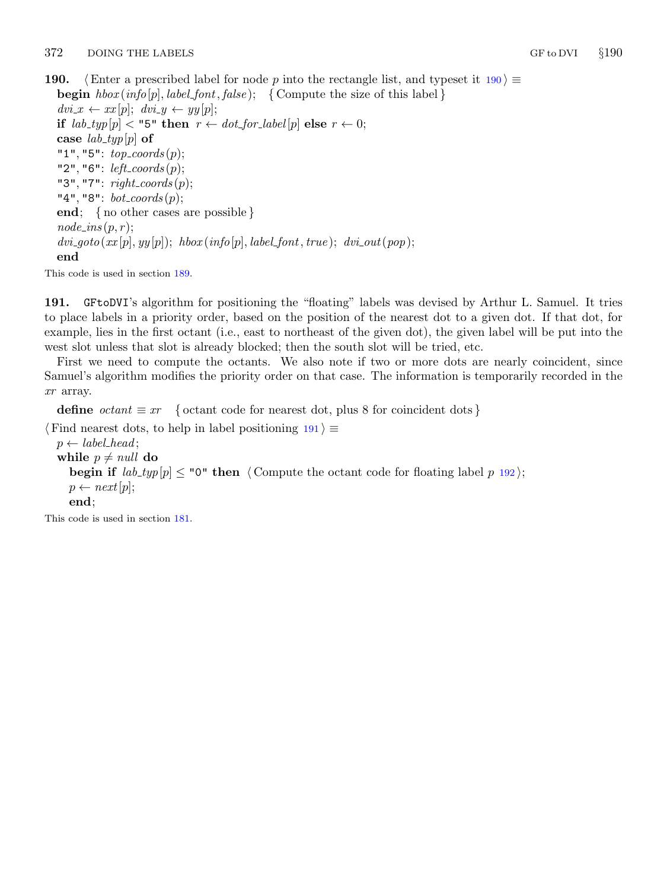**190.** ⟨Enter a prescribed label for node $p$ into the rectangle list, and typeset it 190⟩ ≡

```
begin hbox(info[p], label_font, false);  { Compute the size of this label }
dvi_x ← xx[p]; dvi_y ← yy[p];
if lab_typ[p] < "5" then r ← dot_for_label[p] else r ← 0;
case lab_typ[p] of
"1", "5": top_coords(p);
"2", "6": left_coords(p);
"3", "7": right_coords(p);
"4", "8": bot_coords(p);
end;  { no other cases are possible }
node_ins(p, r);
dvi_goto(xx[p], yy[p]); hbox(info[p], label_font, true); dvi_out(pop);
end
```

This code is used in section 189.

**191.** GFtoDVI's algorithm for positioning the "floating" labels was devised by Arthur L. Samuel. It tries to place labels in a priority order, based on the position of the nearest dot to a given dot. If that dot, for example, lies in the first octant (i.e., east to northeast of the given dot), the given label will be put into the west slot unless that slot is already blocked; then the south slot will be tried, etc.

First we need to compute the octants. We also note if two or more dots are nearly coincident, since Samuel's algorithm modifies the priority order on that case. The information is temporarily recorded in the *xr* array.

**define** *octant* ≡ *xr*  { octant code for nearest dot, plus 8 for coincident dots }

⟨Find nearest dots, to help in label positioning 191⟩ ≡

```
p ← label_head;
while p ≠ null do
  begin if lab_typ[p] ≤ "0" then ⟨Compute the octant code for floating label p 192⟩;
  p ← next[p];
  end;
```

This code is used in section 181.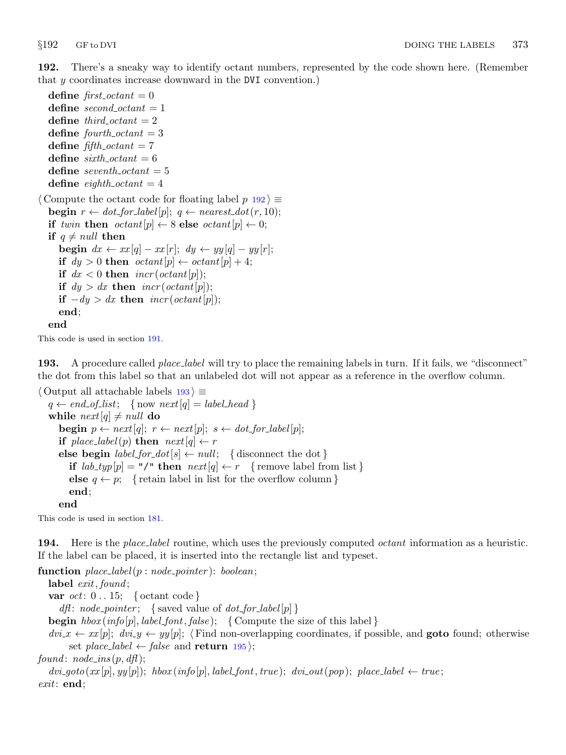**192.** There's a sneaky way to identify octant numbers, represented by the code shown here. (Remember that $y$ coordinates increase downward in the DVI convention.)

```
define first_octant = 0
define second_octant = 1
define third_octant = 2
define fourth_octant = 3
define fifth_octant = 7
define sixth_octant = 6
define seventh_octant = 5
define eighth_octant = 4
```

```
⟨Compute the octant code for floating label p 192⟩ ≡
  begin r ← dot_for_label[p]; q ← nearest_dot(r, 10);
  if twin then octant[p] ← 8 else octant[p] ← 0;
  if q ≠ null then
    begin dx ← xx[q] − xx[r]; dy ← yy[q] − yy[r];
    if dy > 0 then octant[p] ← octant[p] + 4;
    if dx < 0 then incr(octant[p]);
    if dy > dx then incr(octant[p]);
    if −dy > dx then incr(octant[p]);
    end;
  end
```

This code is used in section 191.

**193.** A procedure called *place_label* will try to place the remaining labels in turn. If it fails, we "disconnect" the dot from this label so that an unlabeled dot will not appear as a reference in the overflow column.

```
⟨Output all attachable labels 193⟩ ≡
  q ← end_of_list; { now next[q] = label_head }
  while next[q] ≠ null do
    begin p ← next[q]; r ← next[p]; s ← dot_for_label[p];
    if place_label(p) then next[q] ← r
    else begin label_for_dot[s] ← null; { disconnect the dot }
      if lab_typ[p] = "/" then next[q] ← r { remove label from list }
      else q ← p; { retain label in list for the overflow column }
      end;
    end
```

This code is used in section 181.

**194.** Here is the *place_label* routine, which uses the previously computed *octant* information as a heuristic. If the label can be placed, it is inserted into the rectangle list and typeset.

```
function place_label(p : node_pointer): boolean;
  label exit, found;
  var oct: 0 .. 15; { octant code }
    dfl: node_pointer; { saved value of dot_for_label[p] }
  begin hbox(info[p], label_font, false); { Compute the size of this label }
  dvi_x ← xx[p]; dvi_y ← yy[p]; ⟨Find non-overlapping coordinates, if possible, and goto found; otherwise
      set place_label ← false and return 195⟩;
found: node_ins(p, dfl);
  dvi_goto(xx[p], yy[p]); hbox(info[p], label_font, true); dvi_out(pop); place_label ← true;
exit: end;
```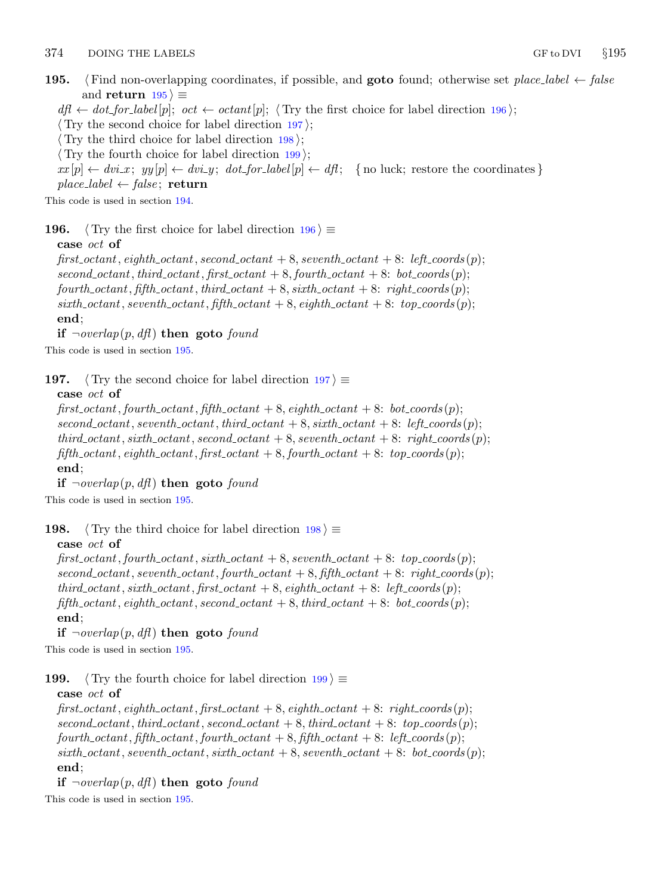**195.** ⟨ Find non-overlapping coordinates, if possible, and **goto** found; otherwise set *place_label* ← *false* and **return** 195 ⟩ ≡

*dfl* ← *dot_for_label*[*p*]; *oct* ← *octant*[*p*]; ⟨ Try the first choice for label direction 196 ⟩;
⟨ Try the second choice for label direction 197 ⟩;
⟨ Try the third choice for label direction 198 ⟩;
⟨ Try the fourth choice for label direction 199 ⟩;
*xx*[*p*] ← *dvi_x*; *yy*[*p*] ← *dvi_y*; *dot_for_label*[*p*] ← *dfl*; { no luck; restore the coordinates }
*place_label* ← *false*; **return**

This code is used in section 194.

**196.** ⟨ Try the first choice for label direction 196 ⟩ ≡

**case** *oct* **of**
*first_octant*, *eighth_octant*, *second_octant* + 8, *seventh_octant* + 8: *left_coords*(*p*);
*second_octant*, *third_octant*, *first_octant* + 8, *fourth_octant* + 8: *bot_coords*(*p*);
*fourth_octant*, *fifth_octant*, *third_octant* + 8, *sixth_octant* + 8: *right_coords*(*p*);
*sixth_octant*, *seventh_octant*, *fifth_octant* + 8, *eighth_octant* + 8: *top_coords*(*p*);
**end**;
**if** ¬*overlap*(*p*, *dfl*) **then goto** *found*

This code is used in section 195.

**197.** ⟨ Try the second choice for label direction 197 ⟩ ≡

**case** *oct* **of**
*first_octant*, *fourth_octant*, *fifth_octant* + 8, *eighth_octant* + 8: *bot_coords*(*p*);
*second_octant*, *seventh_octant*, *third_octant* + 8, *sixth_octant* + 8: *left_coords*(*p*);
*third_octant*, *sixth_octant*, *second_octant* + 8, *seventh_octant* + 8: *right_coords*(*p*);
*fifth_octant*, *eighth_octant*, *first_octant* + 8, *fourth_octant* + 8: *top_coords*(*p*);
**end**;
**if** ¬*overlap*(*p*, *dfl*) **then goto** *found*

This code is used in section 195.

**198.** ⟨ Try the third choice for label direction 198 ⟩ ≡

**case** *oct* **of**
*first_octant*, *fourth_octant*, *sixth_octant* + 8, *seventh_octant* + 8: *top_coords*(*p*);
*second_octant*, *seventh_octant*, *fourth_octant* + 8, *fifth_octant* + 8: *right_coords*(*p*);
*third_octant*, *sixth_octant*, *first_octant* + 8, *eighth_octant* + 8: *left_coords*(*p*);
*fifth_octant*, *eighth_octant*, *second_octant* + 8, *third_octant* + 8: *bot_coords*(*p*);
**end**;
**if** ¬*overlap*(*p*, *dfl*) **then goto** *found*

This code is used in section 195.

**199.** ⟨ Try the fourth choice for label direction 199 ⟩ ≡

**case** *oct* **of**
*first_octant*, *eighth_octant*, *first_octant* + 8, *eighth_octant* + 8: *right_coords*(*p*);
*second_octant*, *third_octant*, *second_octant* + 8, *third_octant* + 8: *top_coords*(*p*);
*fourth_octant*, *fifth_octant*, *fourth_octant* + 8, *fifth_octant* + 8: *left_coords*(*p*);
*sixth_octant*, *seventh_octant*, *sixth_octant* + 8, *seventh_octant* + 8: *bot_coords*(*p*);
**end**;
**if** ¬*overlap*(*p*, *dfl*) **then goto** *found*

This code is used in section 195.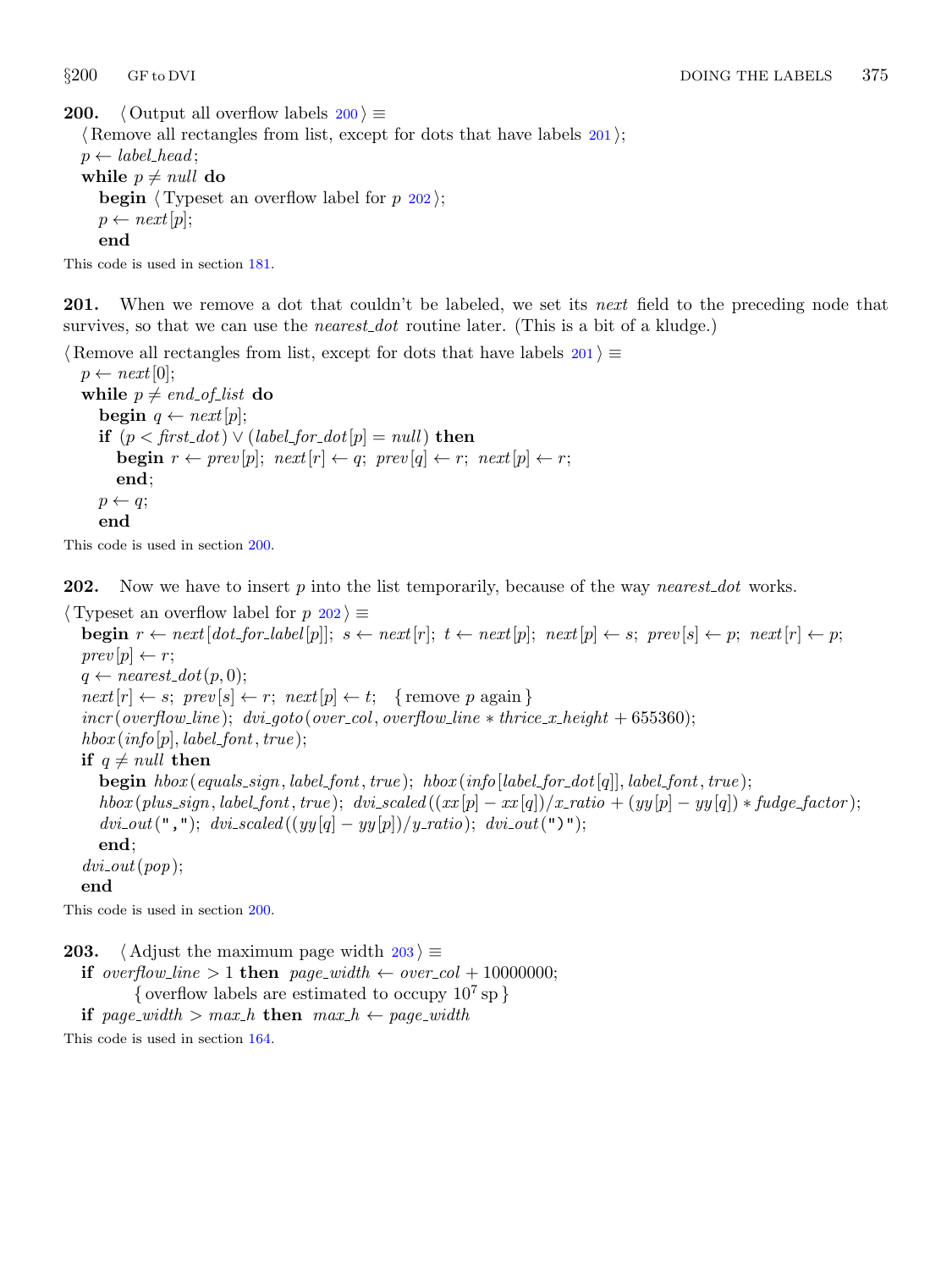**200.** ⟨ Output all overflow labels 200 ⟩ ≡
⟨ Remove all rectangles from list, except for dots that have labels 201 ⟩;
$p \leftarrow label\_head$;
**while** $p \neq null$ **do**
  **begin** ⟨ Typeset an overflow label for $p$ 202 ⟩;
  $p \leftarrow next[p]$;
  **end**

This code is used in section 181.

**201.** When we remove a dot that couldn't be labeled, we set its *next* field to the preceding node that survives, so that we can use the *nearest_dot* routine later. (This is a bit of a kludge.)

⟨ Remove all rectangles from list, except for dots that have labels 201 ⟩ ≡
$p \leftarrow next[0]$;
**while** $p \neq end\_of\_list$ **do**
  **begin** $q \leftarrow next[p]$;
  **if** $(p < first\_dot) \lor (label\_for\_dot[p] = null)$ **then**
    **begin** $r \leftarrow prev[p]$; $next[r] \leftarrow q$; $prev[q] \leftarrow r$; $next[p] \leftarrow r$;
    **end**;
  $p \leftarrow q$;
  **end**

This code is used in section 200.

**202.** Now we have to insert $p$ into the list temporarily, because of the way *nearest_dot* works.

⟨ Typeset an overflow label for $p$ 202 ⟩ ≡
**begin** $r \leftarrow next[dot\_for\_label[p]]$; $s \leftarrow next[r]$; $t \leftarrow next[p]$; $next[p] \leftarrow s$; $prev[s] \leftarrow p$; $next[r] \leftarrow p$;
$prev[p] \leftarrow r$;
$q \leftarrow nearest\_dot(p, 0)$;
$next[r] \leftarrow s$; $prev[s] \leftarrow r$; $next[p] \leftarrow t$;  { remove $p$ again }
$incr(overflow\_line)$; $dvi\_goto(over\_col, overflow\_line * thrice\_x\_height + 655360)$;
$hbox(info[p], label\_font, true)$;
**if** $q \neq null$ **then**
  **begin** $hbox(equals\_sign, label\_font, true)$; $hbox(info[label\_for\_dot[q]], label\_font, true)$;
  $hbox(plus\_sign, label\_font, true)$; $dvi\_scaled((xx[p] - xx[q])/x\_ratio + (yy[p] - yy[q]) * fudge\_factor)$;
  $dvi\_out$(","); $dvi\_scaled((yy[q] - yy[p])/y\_ratio)$; $dvi\_out$(")");
  **end**;
$dvi\_out(pop)$;
**end**

This code is used in section 200.

**203.** ⟨ Adjust the maximum page width 203 ⟩ ≡
**if** $overflow\_line > 1$ **then** $page\_width \leftarrow over\_col + 10000000$;
    { overflow labels are estimated to occupy $10^7$ sp }
**if** $page\_width > max\_h$ **then** $max\_h \leftarrow page\_width$

This code is used in section 164.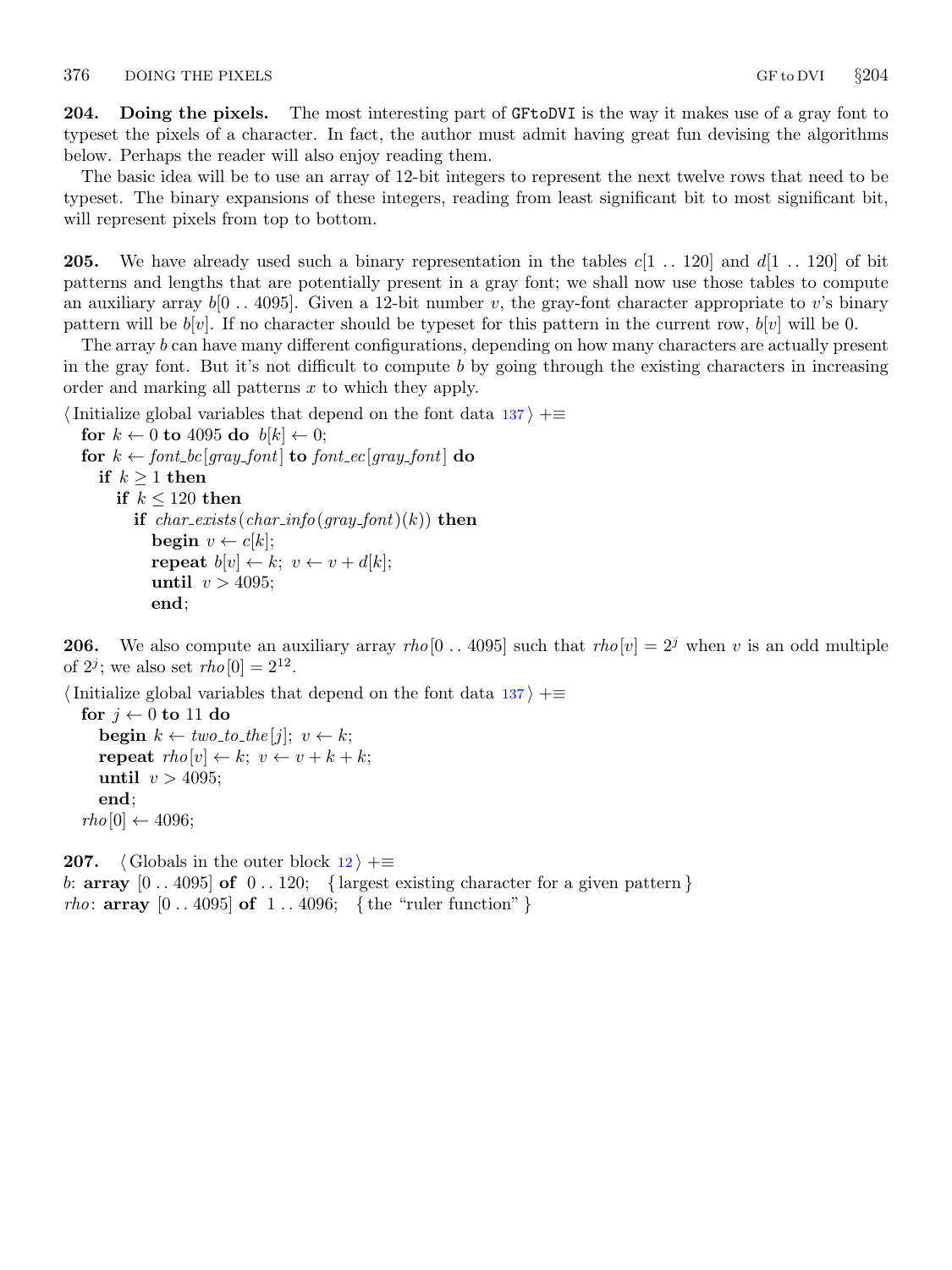**204. Doing the pixels.** The most interesting part of `GFtoDVI` is the way it makes use of a gray font to typeset the pixels of a character. In fact, the author must admit having great fun devising the algorithms below. Perhaps the reader will also enjoy reading them.

The basic idea will be to use an array of 12-bit integers to represent the next twelve rows that need to be typeset. The binary expansions of these integers, reading from least significant bit to most significant bit, will represent pixels from top to bottom.

**205.** We have already used such a binary representation in the tables $c[1 \,..\, 120]$ and $d[1 \,..\, 120]$ of bit patterns and lengths that are potentially present in a gray font; we shall now use those tables to compute an auxiliary array $b[0 \,..\, 4095]$. Given a 12-bit number $v$, the gray-font character appropriate to $v$'s binary pattern will be $b[v]$. If no character should be typeset for this pattern in the current row, $b[v]$ will be 0.

The array $b$ can have many different configurations, depending on how many characters are actually present in the gray font. But it's not difficult to compute $b$ by going through the existing characters in increasing order and marking all patterns $x$ to which they apply.

⟨Initialize global variables that depend on the font data 137⟩ +≡

```
for k ← 0 to 4095 do b[k] ← 0;
for k ← font_bc[gray_font] to font_ec[gray_font] do
  if k ≥ 1 then
    if k ≤ 120 then
      if char_exists(char_info(gray_font)(k)) then
        begin v ← c[k];
        repeat b[v] ← k; v ← v + d[k];
        until v > 4095;
        end;
```

**206.** We also compute an auxiliary array $rho[0 \,..\, 4095]$ such that $rho[v] = 2^j$ when $v$ is an odd multiple of $2^j$; we also set $rho[0] = 2^{12}$.

⟨Initialize global variables that depend on the font data 137⟩ +≡

```
for j ← 0 to 11 do
  begin k ← two_to_the[j]; v ← k;
  repeat rho[v] ← k; v ← v + k + k;
  until v > 4095;
  end;
rho[0] ← 4096;
```

**207.** ⟨Globals in the outer block 12⟩ +≡

```
b: array [0 .. 4095] of 0 .. 120;  { largest existing character for a given pattern }
rho: array [0 .. 4095] of 1 .. 4096;  { the "ruler function" }
```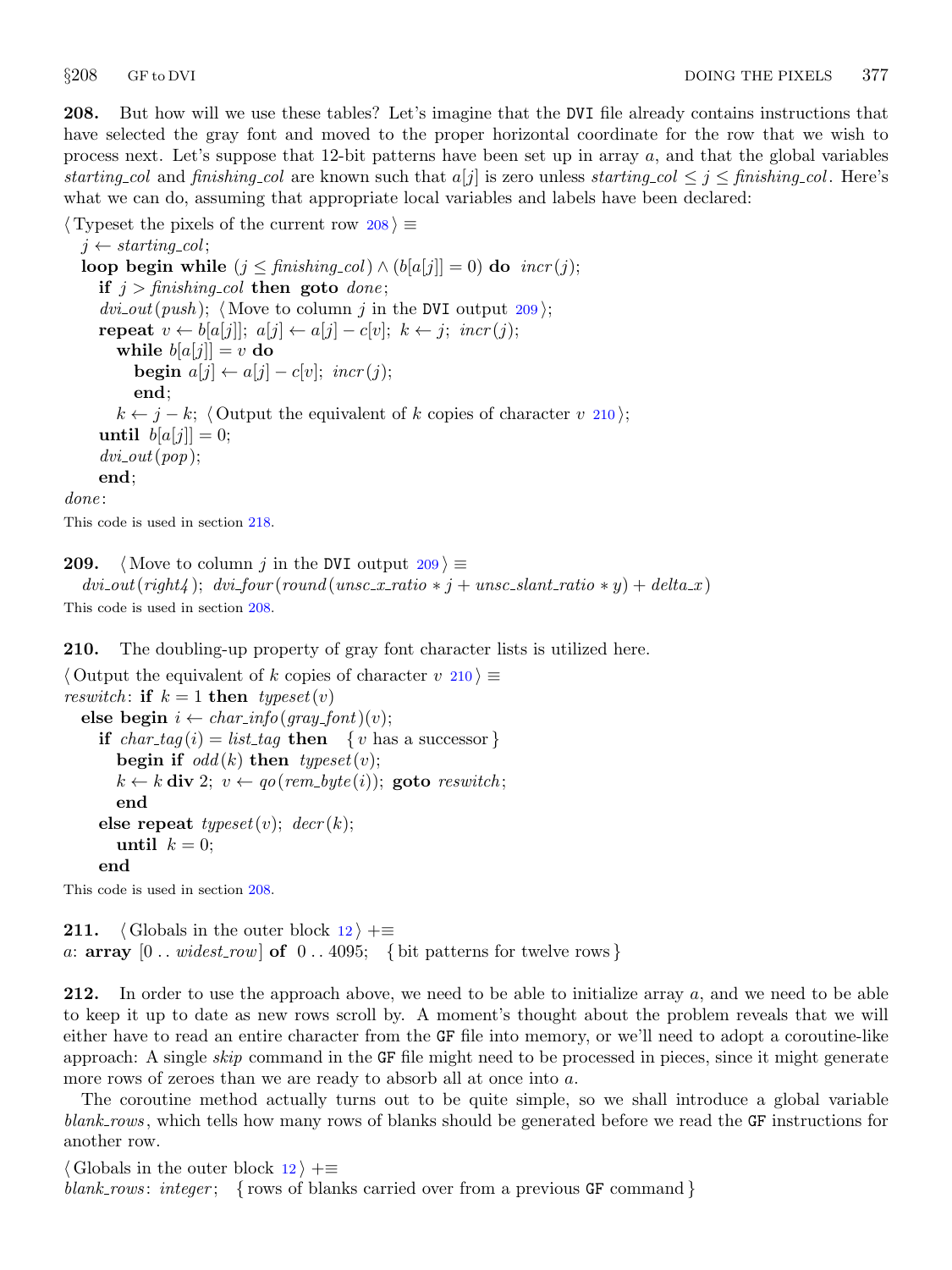**208.** But how will we use these tables? Let's imagine that the DVI file already contains instructions that have selected the gray font and moved to the proper horizontal coordinate for the row that we wish to process next. Let's suppose that 12-bit patterns have been set up in array $a$, and that the global variables *starting_col* and *finishing_col* are known such that $a[j]$ is zero unless $starting\_col \le j \le finishing\_col$. Here's what we can do, assuming that appropriate local variables and labels have been declared:

⟨Typeset the pixels of the current row 208⟩ ≡

```
j ← starting_col;
loop begin while (j ≤ finishing_col) ∧ (b[a[j]] = 0) do incr(j);
  if j > finishing_col then goto done;
  dvi_out(push); ⟨Move to column j in the DVI output 209⟩;
  repeat v ← b[a[j]]; a[j] ← a[j] − c[v]; k ← j; incr(j);
    while b[a[j]] = v do
      begin a[j] ← a[j] − c[v]; incr(j);
      end;
    k ← j − k; ⟨Output the equivalent of k copies of character v 210⟩;
  until b[a[j]] = 0;
  dvi_out(pop);
  end;
done:
```

This code is used in section 218.

**209.** ⟨Move to column $j$ in the DVI output 209⟩ ≡

```
dvi_out(right4); dvi_four(round(unsc_x_ratio ∗ j + unsc_slant_ratio ∗ y) + delta_x)
```

This code is used in section 208.

**210.** The doubling-up property of gray font character lists is utilized here.

⟨Output the equivalent of $k$ copies of character $v$ 210⟩ ≡

```
reswitch: if k = 1 then typeset(v)
  else begin i ← char_info(gray_font)(v);
    if char_tag(i) = list_tag then   { v has a successor }
      begin if odd(k) then typeset(v);
      k ← k div 2; v ← qo(rem_byte(i)); goto reswitch;
      end
    else repeat typeset(v); decr(k);
      until k = 0;
    end
```

This code is used in section 208.

**211.** ⟨Globals in the outer block 12⟩ +≡

```
a: array [0 .. widest_row] of 0 .. 4095;   { bit patterns for twelve rows }
```

**212.** In order to use the approach above, we need to be able to initialize array $a$, and we need to be able to keep it up to date as new rows scroll by. A moment's thought about the problem reveals that we will either have to read an entire character from the GF file into memory, or we'll need to adopt a coroutine-like approach: A single *skip* command in the GF file might need to be processed in pieces, since it might generate more rows of zeroes than we are ready to absorb all at once into $a$.

The coroutine method actually turns out to be quite simple, so we shall introduce a global variable *blank_rows*, which tells how many rows of blanks should be generated before we read the GF instructions for another row.

⟨Globals in the outer block 12⟩ +≡

```
blank_rows: integer;   { rows of blanks carried over from a previous GF command }
```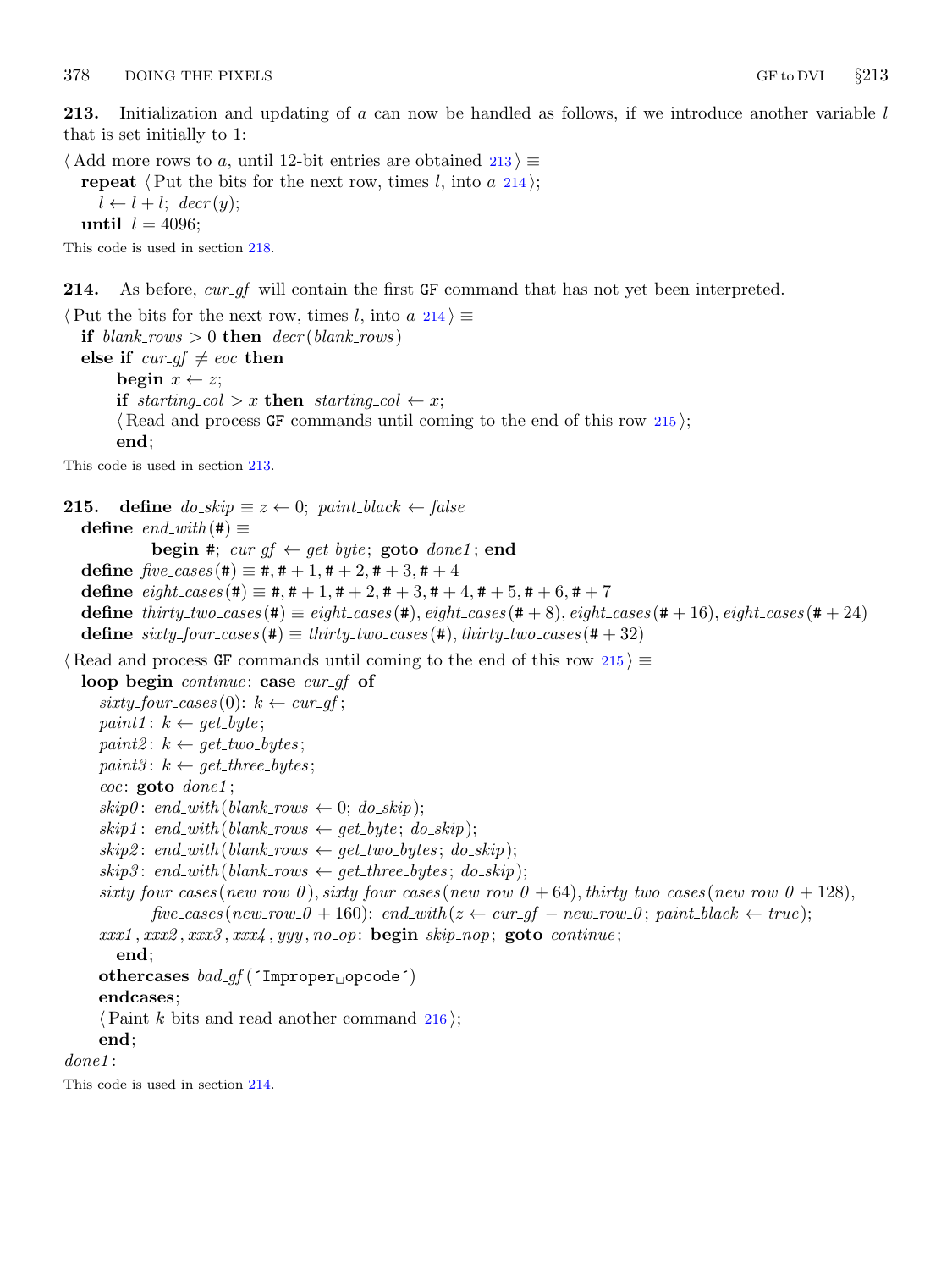**213.** Initialization and updating of $a$ can now be handled as follows, if we introduce another variable $l$ that is set initially to 1:

⟨Add more rows to $a$, until 12-bit entries are obtained 213⟩ ≡

```
repeat ⟨Put the bits for the next row, times l, into a 214⟩;
   l ← l + l; decr(y);
until l = 4096;
```

This code is used in section 218.

**214.** As before, *cur_gf* will contain the first GF command that has not yet been interpreted.

⟨Put the bits for the next row, times $l$, into $a$ 214⟩ ≡

```
if blank_rows > 0 then decr(blank_rows)
else if cur_gf ≠ eoc then
     begin x ← z;
     if starting_col > x then starting_col ← x;
     ⟨Read and process GF commands until coming to the end of this row 215⟩;
     end;
```

This code is used in section 213.

**215.**

```
define do_skip ≡ z ← 0; paint_black ← false
define end_with(#) ≡
          begin #; cur_gf ← get_byte; goto done1; end
define five_cases(#) ≡ #, # + 1, # + 2, # + 3, # + 4
define eight_cases(#) ≡ #, # + 1, # + 2, # + 3, # + 4, # + 5, # + 6, # + 7
define thirty_two_cases(#) ≡ eight_cases(#), eight_cases(# + 8), eight_cases(# + 16), eight_cases(# + 24)
define sixty_four_cases(#) ≡ thirty_two_cases(#), thirty_two_cases(# + 32)
```

⟨Read and process GF commands until coming to the end of this row 215⟩ ≡

```
loop begin continue: case cur_gf of
   sixty_four_cases(0): k ← cur_gf;
   paint1: k ← get_byte;
   paint2: k ← get_two_bytes;
   paint3: k ← get_three_bytes;
   eoc: goto done1;
   skip0: end_with(blank_rows ← 0; do_skip);
   skip1: end_with(blank_rows ← get_byte; do_skip);
   skip2: end_with(blank_rows ← get_two_bytes; do_skip);
   skip3: end_with(blank_rows ← get_three_bytes; do_skip);
   sixty_four_cases(new_row_0), sixty_four_cases(new_row_0 + 64), thirty_two_cases(new_row_0 + 128),
         five_cases(new_row_0 + 160): end_with(z ← cur_gf − new_row_0; paint_black ← true);
   xxx1, xxx2, xxx3, xxx4, yyy, no_op: begin skip_nop; goto continue;
      end;
   othercases bad_gf('Improper␣opcode')
   endcases;
   ⟨Paint k bits and read another command 216⟩;
   end;
done1:
```

This code is used in section 214.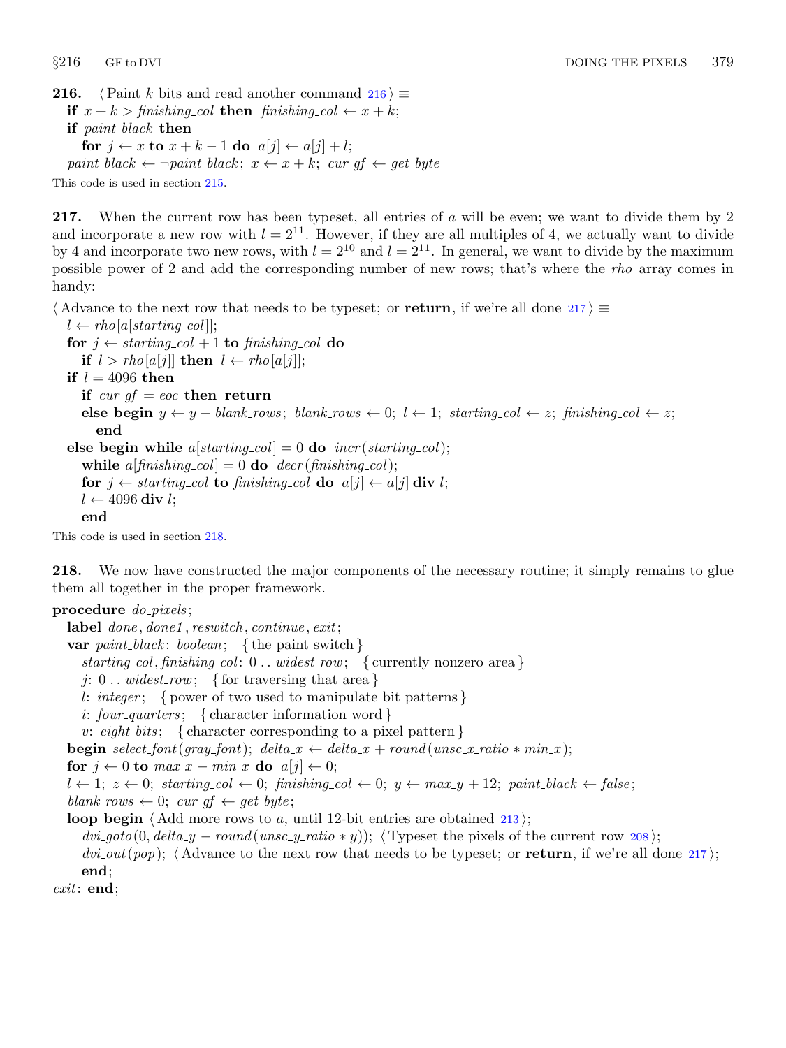**216.** ⟨Paint $k$ bits and read another command 216⟩ ≡

**if** $x + k > finishing\_col$ **then** $finishing\_col \leftarrow x + k$;
**if** $paint\_black$ **then**
  **for** $j \leftarrow x$ **to** $x + k - 1$ **do** $a[j] \leftarrow a[j] + l$;
$paint\_black \leftarrow \neg paint\_black$; $x \leftarrow x + k$; $cur\_gf \leftarrow get\_byte$

This code is used in section 215.

**217.** When the current row has been typeset, all entries of $a$ will be even; we want to divide them by 2 and incorporate a new row with $l = 2^{11}$. However, if they are all multiples of 4, we actually want to divide by 4 and incorporate two new rows, with $l = 2^{10}$ and $l = 2^{11}$. In general, we want to divide by the maximum possible power of 2 and add the corresponding number of new rows; that's where the *rho* array comes in handy:

⟨Advance to the next row that needs to be typeset; or **return**, if we're all done 217⟩ ≡

$l \leftarrow rho[a[starting\_col]]$;
**for** $j \leftarrow starting\_col + 1$ **to** $finishing\_col$ **do**
  **if** $l > rho[a[j]]$ **then** $l \leftarrow rho[a[j]]$;
**if** $l = 4096$ **then**
  **if** $cur\_gf = eoc$ **then return**
  **else begin** $y \leftarrow y - blank\_rows$; $blank\_rows \leftarrow 0$; $l \leftarrow 1$; $starting\_col \leftarrow z$; $finishing\_col \leftarrow z$;
    **end**
**else begin while** $a[starting\_col] = 0$ **do** $incr(starting\_col)$;
  **while** $a[finishing\_col] = 0$ **do** $decr(finishing\_col)$;
  **for** $j \leftarrow starting\_col$ **to** $finishing\_col$ **do** $a[j] \leftarrow a[j]$ **div** $l$;
  $l \leftarrow 4096$ **div** $l$;
  **end**

This code is used in section 218.

**218.** We now have constructed the major components of the necessary routine; it simply remains to glue them all together in the proper framework.

**procedure** *do_pixels*;
  **label** *done*, *done1*, *reswitch*, *continue*, *exit*;
  **var** *paint_black*: *boolean*;  { the paint switch }
    *starting_col*, *finishing_col*: 0 .. *widest_row*;  { currently nonzero area }
    *j*: 0 .. *widest_row*;  { for traversing that area }
    *l*: *integer*;  { power of two used to manipulate bit patterns }
    *i*: *four_quarters*;  { character information word }
    *v*: *eight_bits*;  { character corresponding to a pixel pattern }
  **begin** $select\_font(gray\_font)$; $delta\_x \leftarrow delta\_x + round(unsc\_x\_ratio * min\_x)$;
  **for** $j \leftarrow 0$ **to** $max\_x - min\_x$ **do** $a[j] \leftarrow 0$;
  $l \leftarrow 1$; $z \leftarrow 0$; $starting\_col \leftarrow 0$; $finishing\_col \leftarrow 0$; $y \leftarrow max\_y + 12$; $paint\_black \leftarrow false$;
  $blank\_rows \leftarrow 0$; $cur\_gf \leftarrow get\_byte$;
  **loop begin** ⟨Add more rows to $a$, until 12-bit entries are obtained 213⟩;
    $dvi\_goto(0, delta\_y - round(unsc\_y\_ratio * y))$; ⟨Typeset the pixels of the current row 208⟩;
    $dvi\_out(pop)$; ⟨Advance to the next row that needs to be typeset; or **return**, if we're all done 217⟩;
    **end**;
*exit*: **end**;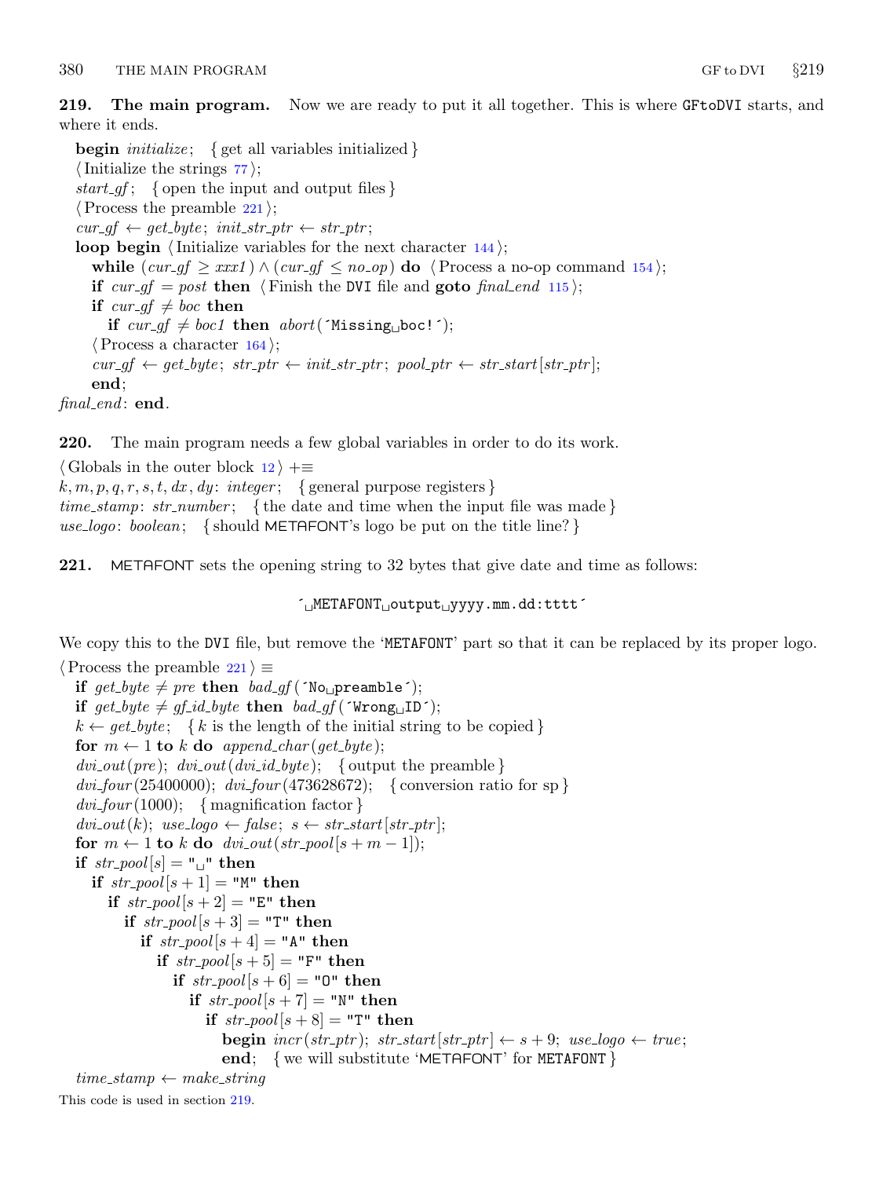**219. The main program.** Now we are ready to put it all together. This is where GFtoDVI starts, and where it ends.

```
begin initialize; { get all variables initialized }
⟨Initialize the strings 77⟩;
start_gf; { open the input and output files }
⟨Process the preamble 221⟩;
cur_gf ← get_byte; init_str_ptr ← str_ptr;
loop begin ⟨Initialize variables for the next character 144⟩;
  while (cur_gf ≥ xxx1) ∧ (cur_gf ≤ no_op) do ⟨Process a no-op command 154⟩;
  if cur_gf = post then ⟨Finish the DVI file and goto final_end 115⟩;
  if cur_gf ≠ boc then
    if cur_gf ≠ boc1 then abort(´Missing␣boc!´);
  ⟨Process a character 164⟩;
  cur_gf ← get_byte; str_ptr ← init_str_ptr; pool_ptr ← str_start[str_ptr];
  end;
final_end: end.
```

**220.** The main program needs a few global variables in order to do its work.

```
⟨Globals in the outer block 12⟩ +≡
k, m, p, q, r, s, t, dx, dy: integer; { general purpose registers }
time_stamp: str_number; { the date and time when the input file was made }
use_logo: boolean; { should METAFONT's logo be put on the title line? }
```

**221.** METAFONT sets the opening string to 32 bytes that give date and time as follows:

´␣METAFONT␣output␣yyyy.mm.dd:tttt´

We copy this to the DVI file, but remove the 'METAFONT' part so that it can be replaced by its proper logo.

```
⟨Process the preamble 221⟩ ≡
  if get_byte ≠ pre then bad_gf(´No␣preamble´);
  if get_byte ≠ gf_id_byte then bad_gf(´Wrong␣ID´);
  k ← get_byte; { k is the length of the initial string to be copied }
  for m ← 1 to k do append_char(get_byte);
  dvi_out(pre); dvi_out(dvi_id_byte); { output the preamble }
  dvi_four(25400000); dvi_four(473628672); { conversion ratio for sp }
  dvi_four(1000); { magnification factor }
  dvi_out(k); use_logo ← false; s ← str_start[str_ptr];
  for m ← 1 to k do dvi_out(str_pool[s + m − 1]);
  if str_pool[s] = "␣" then
    if str_pool[s + 1] = "M" then
      if str_pool[s + 2] = "E" then
        if str_pool[s + 3] = "T" then
          if str_pool[s + 4] = "A" then
            if str_pool[s + 5] = "F" then
              if str_pool[s + 6] = "O" then
                if str_pool[s + 7] = "N" then
                  if str_pool[s + 8] = "T" then
                    begin incr(str_ptr); str_start[str_ptr] ← s + 9; use_logo ← true;
                    end; { we will substitute 'METAFONT' for METAFONT }
  time_stamp ← make_string
```

This code is used in section 219.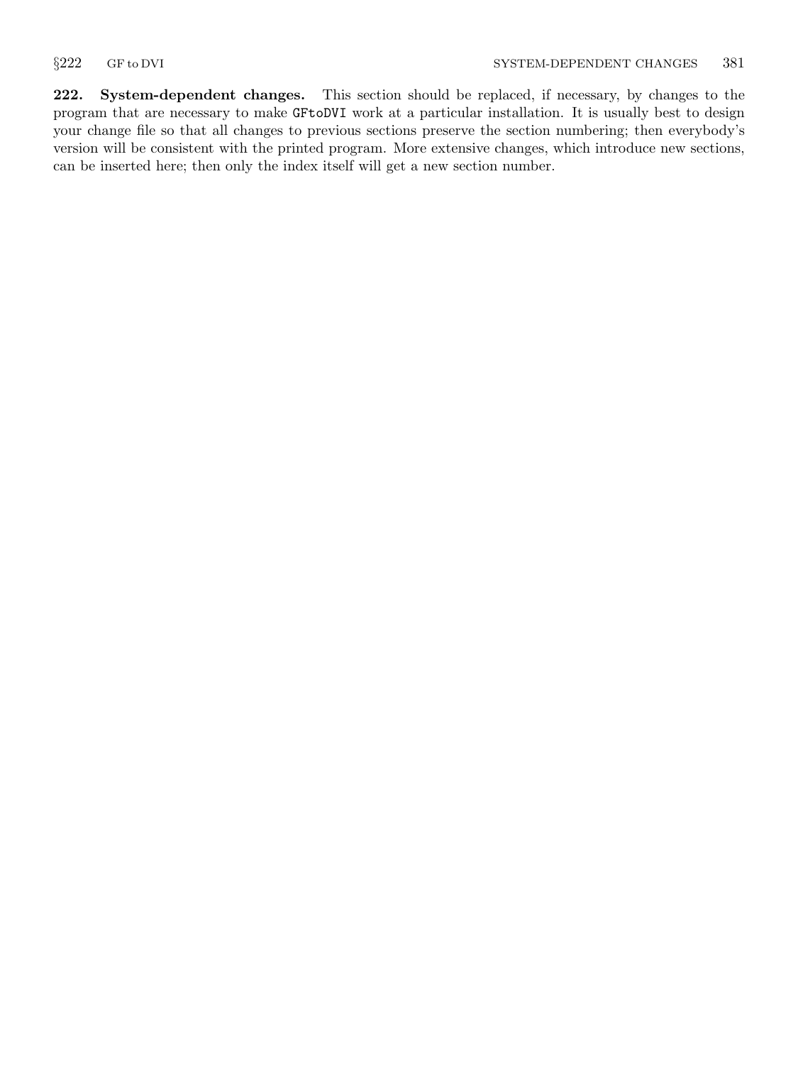**222. System-dependent changes.** This section should be replaced, if necessary, by changes to the program that are necessary to make `GFtoDVI` work at a particular installation. It is usually best to design your change file so that all changes to previous sections preserve the section numbering; then everybody's version will be consistent with the printed program. More extensive changes, which introduce new sections, can be inserted here; then only the index itself will get a new section number.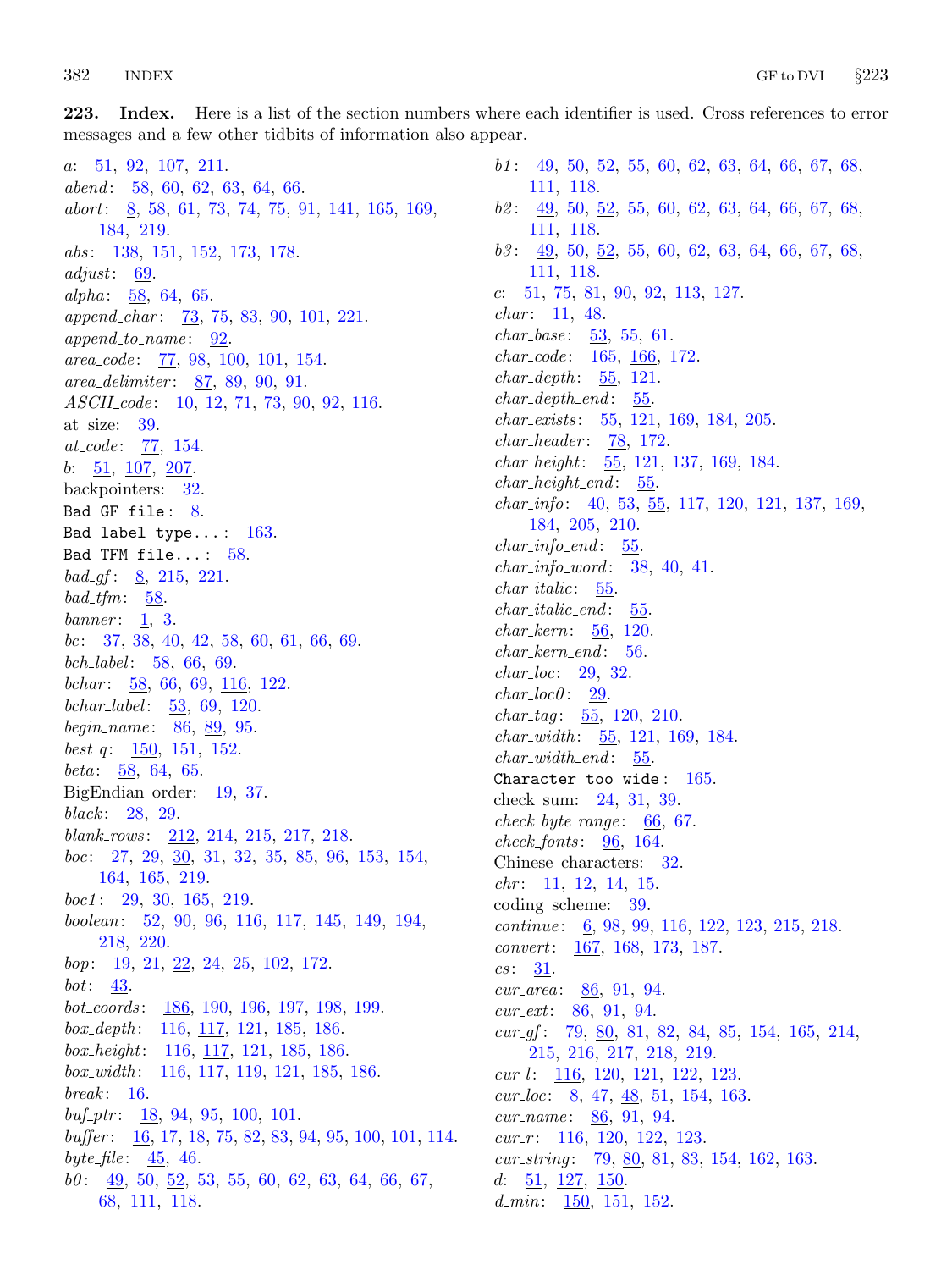**223. Index.** Here is a list of the section numbers where each identifier is used. Cross references to error messages and a few other tidbits of information also appear.

*a*: 51, 92, 107, 211.
*abend*: 58, 60, 62, 63, 64, 66.
*abort*: 8, 58, 61, 73, 74, 75, 91, 141, 165, 169, 184, 219.
*abs*: 138, 151, 152, 173, 178.
*adjust*: 69.
*alpha*: 58, 64, 65.
*append_char*: 73, 75, 83, 90, 101, 221.
*append_to_name*: 92.
*area_code*: 77, 98, 100, 101, 154.
*area_delimiter*: 87, 89, 90, 91.
*ASCII_code*: 10, 12, 71, 73, 90, 92, 116.
at size: 39.
*at_code*: 77, 154.
*b*: 51, 107, 207.
backpointers: 32.
`Bad GF file`: 8.
`Bad label type...`: 163.
`Bad TFM file...`: 58.
*bad_gf*: 8, 215, 221.
*bad_tfm*: 58.
*banner*: 1, 3.
*bc*: 37, 38, 40, 42, 58, 60, 61, 66, 69.
*bch_label*: 58, 66, 69.
*bchar*: 58, 66, 69, 116, 122.
*bchar_label*: 53, 69, 120.
*begin_name*: 86, 89, 95.
*best_q*: 150, 151, 152.
*beta*: 58, 64, 65.
BigEndian order: 19, 37.
*black*: 28, 29.
*blank_rows*: 212, 214, 215, 217, 218.
*boc*: 27, 29, 30, 31, 32, 35, 85, 96, 153, 154, 164, 165, 219.
*boc1*: 29, 30, 165, 219.
*boolean*: 52, 90, 96, 116, 117, 145, 149, 194, 218, 220.
*bop*: 19, 21, 22, 24, 25, 102, 172.
*bot*: 43.
*bot_coords*: 186, 190, 196, 197, 198, 199.
*box_depth*: 116, 117, 121, 185, 186.
*box_height*: 116, 117, 121, 185, 186.
*box_width*: 116, 117, 119, 121, 185, 186.
*break*: 16.
*buf_ptr*: 18, 94, 95, 100, 101.
*buffer*: 16, 17, 18, 75, 82, 83, 94, 95, 100, 101, 114.
*byte_file*: 45, 46.
*b0*: 49, 50, 52, 53, 55, 60, 62, 63, 64, 66, 67, 68, 111, 118.
*b1*: 49, 50, 52, 55, 60, 62, 63, 64, 66, 67, 68, 111, 118.
*b2*: 49, 50, 52, 55, 60, 62, 63, 64, 66, 67, 68, 111, 118.
*b3*: 49, 50, 52, 55, 60, 62, 63, 64, 66, 67, 68, 111, 118.
*c*: 51, 75, 81, 90, 92, 113, 127.
*char*: 11, 48.
*char_base*: 53, 55, 61.
*char_code*: 165, 166, 172.
*char_depth*: 55, 121.
*char_depth_end*: 55.
*char_exists*: 55, 121, 169, 184, 205.
*char_header*: 78, 172.
*char_height*: 55, 121, 137, 169, 184.
*char_height_end*: 55.
*char_info*: 40, 53, 55, 117, 120, 121, 137, 169, 184, 205, 210.
*char_info_end*: 55.
*char_info_word*: 38, 40, 41.
*char_italic*: 55.
*char_italic_end*: 55.
*char_kern*: 56, 120.
*char_kern_end*: 56.
*char_loc*: 29, 32.
*char_loc0*: 29.
*char_tag*: 55, 120, 210.
*char_width*: 55, 121, 169, 184.
*char_width_end*: 55.
`Character too wide`: 165.
check sum: 24, 31, 39.
*check_byte_range*: 66, 67.
*check_fonts*: 96, 164.
Chinese characters: 32.
*chr*: 11, 12, 14, 15.
coding scheme: 39.
*continue*: 6, 98, 99, 116, 122, 123, 215, 218.
*convert*: 167, 168, 173, 187.
*cs*: 31.
*cur_area*: 86, 91, 94.
*cur_ext*: 86, 91, 94.
*cur_gf*: 79, 80, 81, 82, 84, 85, 154, 165, 214, 215, 216, 217, 218, 219.
*cur_l*: 116, 120, 121, 122, 123.
*cur_loc*: 8, 47, 48, 51, 154, 163.
*cur_name*: 86, 91, 94.
*cur_r*: 116, 120, 122, 123.
*cur_string*: 79, 80, 81, 83, 154, 162, 163.
*d*: 51, 127, 150.
*d_min*: 150, 151, 152.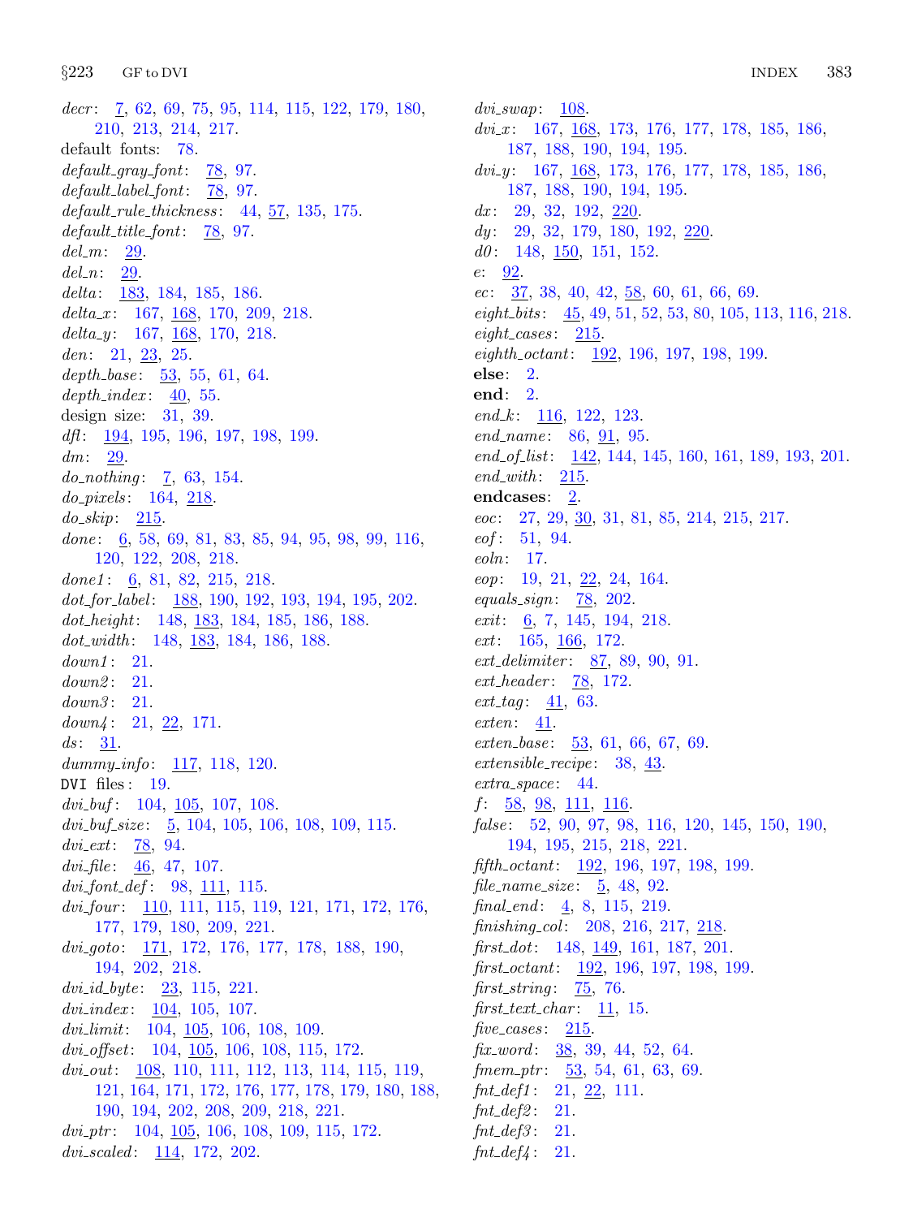*decr*: 7, 62, 69, 75, 95, 114, 115, 122, 179, 180, 210, 213, 214, 217.
default fonts: 78.
*default_gray_font*: 78, 97.
*default_label_font*: 78, 97.
*default_rule_thickness*: 44, 57, 135, 175.
*default_title_font*: 78, 97.
*del_m*: 29.
*del_n*: 29.
*delta*: 183, 184, 185, 186.
*delta_x*: 167, 168, 170, 209, 218.
*delta_y*: 167, 168, 170, 218.
*den*: 21, 23, 25.
*depth_base*: 53, 55, 61, 64.
*depth_index*: 40, 55.
design size: 31, 39.
*dfl*: 194, 195, 196, 197, 198, 199.
*dm*: 29.
*do_nothing*: 7, 63, 154.
*do_pixels*: 164, 218.
*do_skip*: 215.
*done*: 6, 58, 69, 81, 83, 85, 94, 95, 98, 99, 116, 120, 122, 208, 218.
*done1*: 6, 81, 82, 215, 218.
*dot_for_label*: 188, 190, 192, 193, 194, 195, 202.
*dot_height*: 148, 183, 184, 185, 186, 188.
*dot_width*: 148, 183, 184, 186, 188.
*down1*: 21.
*down2*: 21.
*down3*: 21.
*down4*: 21, 22, 171.
*ds*: 31.
*dummy_info*: 117, 118, 120.
DVI files: 19.
*dvi_buf*: 104, 105, 107, 108.
*dvi_buf_size*: 5, 104, 105, 106, 108, 109, 115.
*dvi_ext*: 78, 94.
*dvi_file*: 46, 47, 107.
*dvi_font_def*: 98, 111, 115.
*dvi_four*: 110, 111, 115, 119, 121, 171, 172, 176, 177, 179, 180, 209, 221.
*dvi_goto*: 171, 172, 176, 177, 178, 188, 190, 194, 202, 218.
*dvi_id_byte*: 23, 115, 221.
*dvi_index*: 104, 105, 107.
*dvi_limit*: 104, 105, 106, 108, 109.
*dvi_offset*: 104, 105, 106, 108, 115, 172.
*dvi_out*: 108, 110, 111, 112, 113, 114, 115, 119, 121, 164, 171, 172, 176, 177, 178, 179, 180, 188, 190, 194, 202, 208, 209, 218, 221.
*dvi_ptr*: 104, 105, 106, 108, 109, 115, 172.
*dvi_scaled*: 114, 172, 202.
*dvi_swap*: 108.
*dvi_x*: 167, 168, 173, 176, 177, 178, 185, 186, 187, 188, 190, 194, 195.
*dvi_y*: 167, 168, 173, 176, 177, 178, 185, 186, 187, 188, 190, 194, 195.
*dx*: 29, 32, 192, 220.
*dy*: 29, 32, 179, 180, 192, 220.
*d0*: 148, 150, 151, 152.
*e*: 92.
*ec*: 37, 38, 40, 42, 58, 60, 61, 66, 69.
*eight_bits*: 45, 49, 51, 52, 53, 80, 105, 113, 116, 218.
*eight_cases*: 215.
*eighth_octant*: 192, 196, 197, 198, 199.
**else**: 2.
**end**: 2.
*end_k*: 116, 122, 123.
*end_name*: 86, 91, 95.
*end_of_list*: 142, 144, 145, 160, 161, 189, 193, 201.
*end_with*: 215.
**endcases**: 2.
*eoc*: 27, 29, 30, 31, 81, 85, 214, 215, 217.
*eof*: 51, 94.
*eoln*: 17.
*eop*: 19, 21, 22, 24, 164.
*equals_sign*: 78, 202.
*exit*: 6, 7, 145, 194, 218.
*ext*: 165, 166, 172.
*ext_delimiter*: 87, 89, 90, 91.
*ext_header*: 78, 172.
*ext_tag*: 41, 63.
*exten*: 41.
*exten_base*: 53, 61, 66, 67, 69.
*extensible_recipe*: 38, 43.
*extra_space*: 44.
*f*: 58, 98, 111, 116.
*false*: 52, 90, 97, 98, 116, 120, 145, 150, 190, 194, 195, 215, 218, 221.
*fifth_octant*: 192, 196, 197, 198, 199.
*file_name_size*: 5, 48, 92.
*final_end*: 4, 8, 115, 219.
*finishing_col*: 208, 216, 217, 218.
*first_dot*: 148, 149, 161, 187, 201.
*first_octant*: 192, 196, 197, 198, 199.
*first_string*: 75, 76.
*first_text_char*: 11, 15.
*five_cases*: 215.
*fix_word*: 38, 39, 44, 52, 64.
*fmem_ptr*: 53, 54, 61, 63, 69.
*fnt_def1*: 21, 22, 111.
*fnt_def2*: 21.
*fnt_def3*: 21.
*fnt_def4*: 21.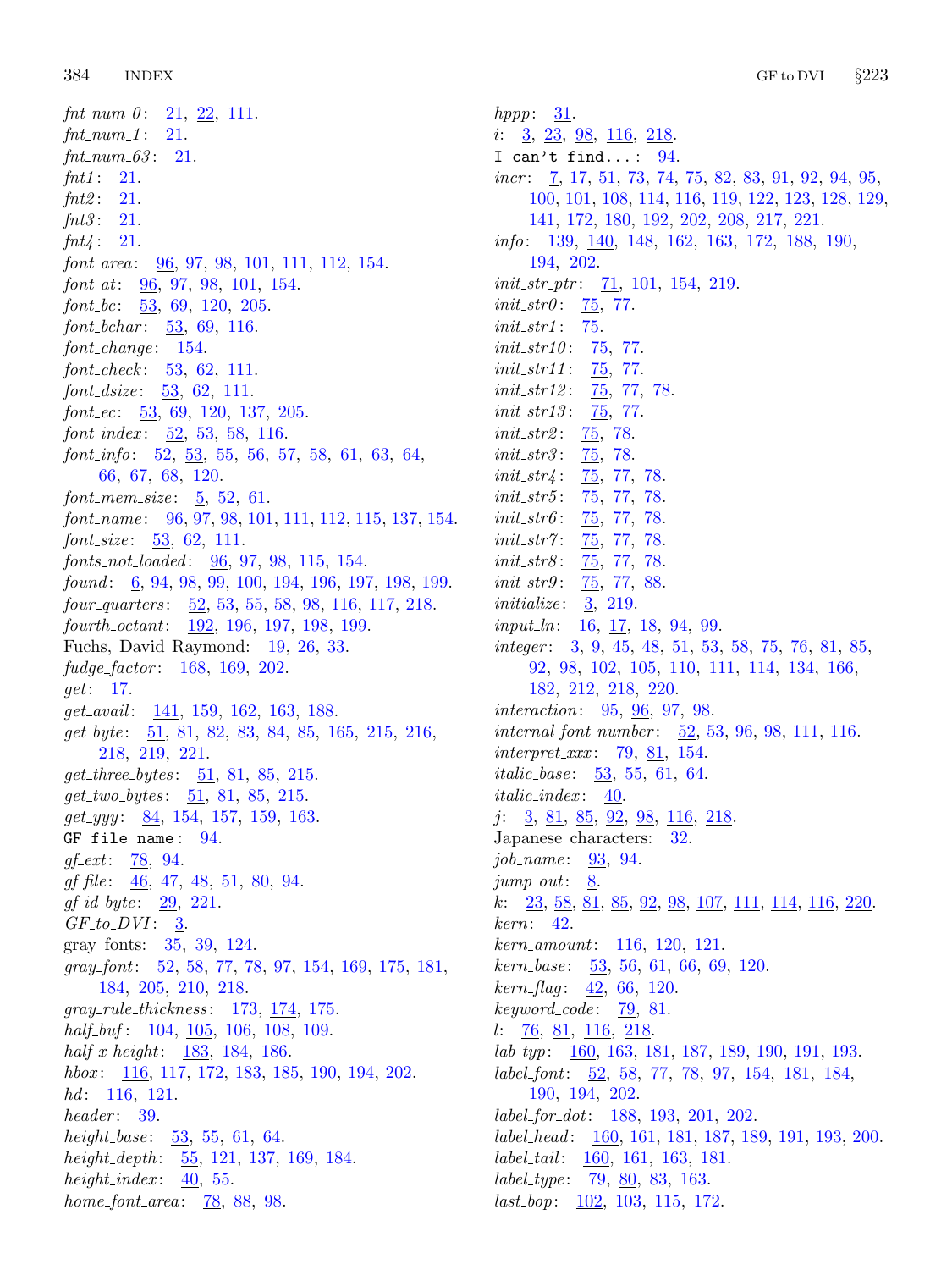*fnt_num_0*: 21, 22, 111.
*fnt_num_1*: 21.
*fnt_num_63*: 21.
*fnt1*: 21.
*fnt2*: 21.
*fnt3*: 21.
*fnt4*: 21.
*font_area*: 96, 97, 98, 101, 111, 112, 154.
*font_at*: 96, 97, 98, 101, 154.
*font_bc*: 53, 69, 120, 205.
*font_bchar*: 53, 69, 116.
*font_change*: 154.
*font_check*: 53, 62, 111.
*font_dsize*: 53, 62, 111.
*font_ec*: 53, 69, 120, 137, 205.
*font_index*: 52, 53, 58, 116.
*font_info*: 52, 53, 55, 56, 57, 58, 61, 63, 64, 66, 67, 68, 120.
*font_mem_size*: 5, 52, 61.
*font_name*: 96, 97, 98, 101, 111, 112, 115, 137, 154.
*font_size*: 53, 62, 111.
*fonts_not_loaded*: 96, 97, 98, 115, 154.
*found*: 6, 94, 98, 99, 100, 194, 196, 197, 198, 199.
*four_quarters*: 52, 53, 55, 58, 98, 116, 117, 218.
*fourth_octant*: 192, 196, 197, 198, 199.
Fuchs, David Raymond: 19, 26, 33.
*fudge_factor*: 168, 169, 202.
*get*: 17.
*get_avail*: 141, 159, 162, 163, 188.
*get_byte*: 51, 81, 82, 83, 84, 85, 165, 215, 216, 218, 219, 221.
*get_three_bytes*: 51, 81, 85, 215.
*get_two_bytes*: 51, 81, 85, 215.
*get_yyy*: 84, 154, 157, 159, 163.
`GF file name`: 94.
*gf_ext*: 78, 94.
*gf_file*: 46, 47, 48, 51, 80, 94.
*gf_id_byte*: 29, 221.
*GF_to_DVI*: 3.
gray fonts: 35, 39, 124.
*gray_font*: 52, 58, 77, 78, 97, 154, 169, 175, 181, 184, 205, 210, 218.
*gray_rule_thickness*: 173, 174, 175.
*half_buf*: 104, 105, 106, 108, 109.
*half_x_height*: 183, 184, 186.
*hbox*: 116, 117, 172, 183, 185, 190, 194, 202.
*hd*: 116, 121.
*header*: 39.
*height_base*: 53, 55, 61, 64.
*height_depth*: 55, 121, 137, 169, 184.
*height_index*: 40, 55.
*home_font_area*: 78, 88, 98.
*hppp*: 31.
*i*: 3, 23, 98, 116, 218.
`I can't find...`: 94.
*incr*: 7, 17, 51, 73, 74, 75, 82, 83, 91, 92, 94, 95, 100, 101, 108, 114, 116, 119, 122, 123, 128, 129, 141, 172, 180, 192, 202, 208, 217, 221.
*info*: 139, 140, 148, 162, 163, 172, 188, 190, 194, 202.
*init_str_ptr*: 71, 101, 154, 219.
*init_str0*: 75, 77.
*init_str1*: 75.
*init_str10*: 75, 77.
*init_str11*: 75, 77.
*init_str12*: 75, 77, 78.
*init_str13*: 75, 77.
*init_str2*: 75, 78.
*init_str3*: 75, 78.
*init_str4*: 75, 77, 78.
*init_str5*: 75, 77, 78.
*init_str6*: 75, 77, 78.
*init_str7*: 75, 77, 78.
*init_str8*: 75, 77, 78.
*init_str9*: 75, 77, 88.
*initialize*: 3, 219.
*input_ln*: 16, 17, 18, 94, 99.
*integer*: 3, 9, 45, 48, 51, 53, 58, 75, 76, 81, 85, 92, 98, 102, 105, 110, 111, 114, 134, 166, 182, 212, 218, 220.
*interaction*: 95, 96, 97, 98.
*internal_font_number*: 52, 53, 96, 98, 111, 116.
*interpret_xxx*: 79, 81, 154.
*italic_base*: 53, 55, 61, 64.
*italic_index*: 40.
*j*: 3, 81, 85, 92, 98, 116, 218.
Japanese characters: 32.
*job_name*: 93, 94.
*jump_out*: 8.
*k*: 23, 58, 81, 85, 92, 98, 107, 111, 114, 116, 220.
*kern*: 42.
*kern_amount*: 116, 120, 121.
*kern_base*: 53, 56, 61, 66, 69, 120.
*kern_flag*: 42, 66, 120.
*keyword_code*: 79, 81.
*l*: 76, 81, 116, 218.
*lab_typ*: 160, 163, 181, 187, 189, 190, 191, 193.
*label_font*: 52, 58, 77, 78, 97, 154, 181, 184, 190, 194, 202.
*label_for_dot*: 188, 193, 201, 202.
*label_head*: 160, 161, 181, 187, 189, 191, 193, 200.
*label_tail*: 160, 161, 163, 181.
*label_type*: 79, 80, 83, 163.
*last_bop*: 102, 103, 115, 172.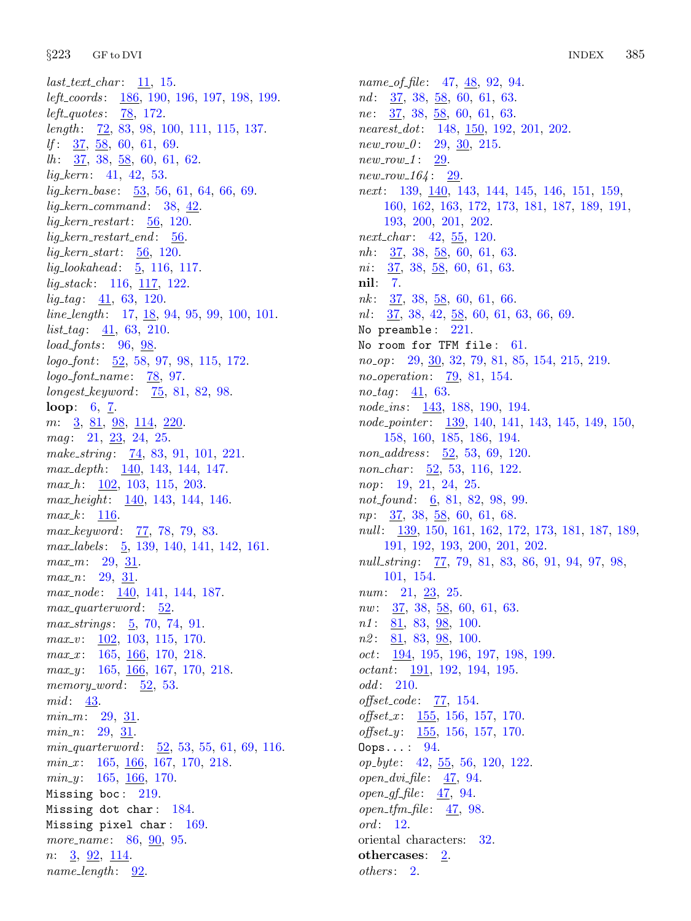*last_text_char*: 11, 15.
*left_coords*: 186, 190, 196, 197, 198, 199.
*left_quotes*: 78, 172.
*length*: 72, 83, 98, 100, 111, 115, 137.
*lf*: 37, 58, 60, 61, 69.
*lh*: 37, 38, 58, 60, 61, 62.
*lig_kern*: 41, 42, 53.
*lig_kern_base*: 53, 56, 61, 64, 66, 69.
*lig_kern_command*: 38, 42.
*lig_kern_restart*: 56, 120.
*lig_kern_restart_end*: 56.
*lig_kern_start*: 56, 120.
*lig_lookahead*: 5, 116, 117.
*lig_stack*: 116, 117, 122.
*lig_tag*: 41, 63, 120.
*line_length*: 17, 18, 94, 95, 99, 100, 101.
*list_tag*: 41, 63, 210.
*load_fonts*: 96, 98.
*logo_font*: 52, 58, 97, 98, 115, 172.
*logo_font_name*: 78, 97.
*longest_keyword*: 75, 81, 82, 98.
**loop**: 6, 7.
*m*: 3, 81, 98, 114, 220.
*mag*: 21, 23, 24, 25.
*make_string*: 74, 83, 91, 101, 221.
*max_depth*: 140, 143, 144, 147.
*max_h*: 102, 103, 115, 203.
*max_height*: 140, 143, 144, 146.
*max_k*: 116.
*max_keyword*: 77, 78, 79, 83.
*max_labels*: 5, 139, 140, 141, 142, 161.
*max_m*: 29, 31.
*max_n*: 29, 31.
*max_node*: 140, 141, 144, 187.
*max_quarterword*: 52.
*max_strings*: 5, 70, 74, 91.
*max_v*: 102, 103, 115, 170.
*max_x*: 165, 166, 170, 218.
*max_y*: 165, 166, 167, 170, 218.
*memory_word*: 52, 53.
*mid*: 43.
*min_m*: 29, 31.
*min_n*: 29, 31.
*min_quarterword*: 52, 53, 55, 61, 69, 116.
*min_x*: 165, 166, 167, 170, 218.
*min_y*: 165, 166, 170.
`Missing boc`: 219.
`Missing dot char`: 184.
`Missing pixel char`: 169.
*more_name*: 86, 90, 95.
*n*: 3, 92, 114.
*name_length*: 92.
*name_of_file*: 47, 48, 92, 94.
*nd*: 37, 38, 58, 60, 61, 63.
*ne*: 37, 38, 58, 60, 61, 63.
*nearest_dot*: 148, 150, 192, 201, 202.
*new_row_0*: 29, 30, 215.
*new_row_1*: 29.
*new_row_164*: 29.
*next*: 139, 140, 143, 144, 145, 146, 151, 159, 160, 162, 163, 172, 173, 181, 187, 189, 191, 193, 200, 201, 202.
*next_char*: 42, 55, 120.
*nh*: 37, 38, 58, 60, 61, 63.
*ni*: 37, 38, 58, 60, 61, 63.
**nil**: 7.
*nk*: 37, 38, 58, 60, 61, 66.
*nl*: 37, 38, 42, 58, 60, 61, 63, 66, 69.
`No preamble`: 221.
`No room for TFM file`: 61.
*no_op*: 29, 30, 32, 79, 81, 85, 154, 215, 219.
*no_operation*: 79, 81, 154.
*no_tag*: 41, 63.
*node_ins*: 143, 188, 190, 194.
*node_pointer*: 139, 140, 141, 143, 145, 149, 150, 158, 160, 185, 186, 194.
*non_address*: 52, 53, 69, 120.
*non_char*: 52, 53, 116, 122.
*nop*: 19, 21, 24, 25.
*not_found*: 6, 81, 82, 98, 99.
*np*: 37, 38, 58, 60, 61, 68.
*null*: 139, 150, 161, 162, 172, 173, 181, 187, 189, 191, 192, 193, 200, 201, 202.
*null_string*: 77, 79, 81, 83, 86, 91, 94, 97, 98, 101, 154.
*num*: 21, 23, 25.
*nw*: 37, 38, 58, 60, 61, 63.
*n1*: 81, 83, 98, 100.
*n2*: 81, 83, 98, 100.
*oct*: 194, 195, 196, 197, 198, 199.
*octant*: 191, 192, 194, 195.
*odd*: 210.
*offset_code*: 77, 154.
*offset_x*: 155, 156, 157, 170.
*offset_y*: 155, 156, 157, 170.
`Oops...`: 94.
*op_byte*: 42, 55, 56, 120, 122.
*open_dvi_file*: 47, 94.
*open_gf_file*: 47, 94.
*open_tfm_file*: 47, 98.
*ord*: 12.
oriental characters: 32.
**othercases**: 2.
*others*: 2.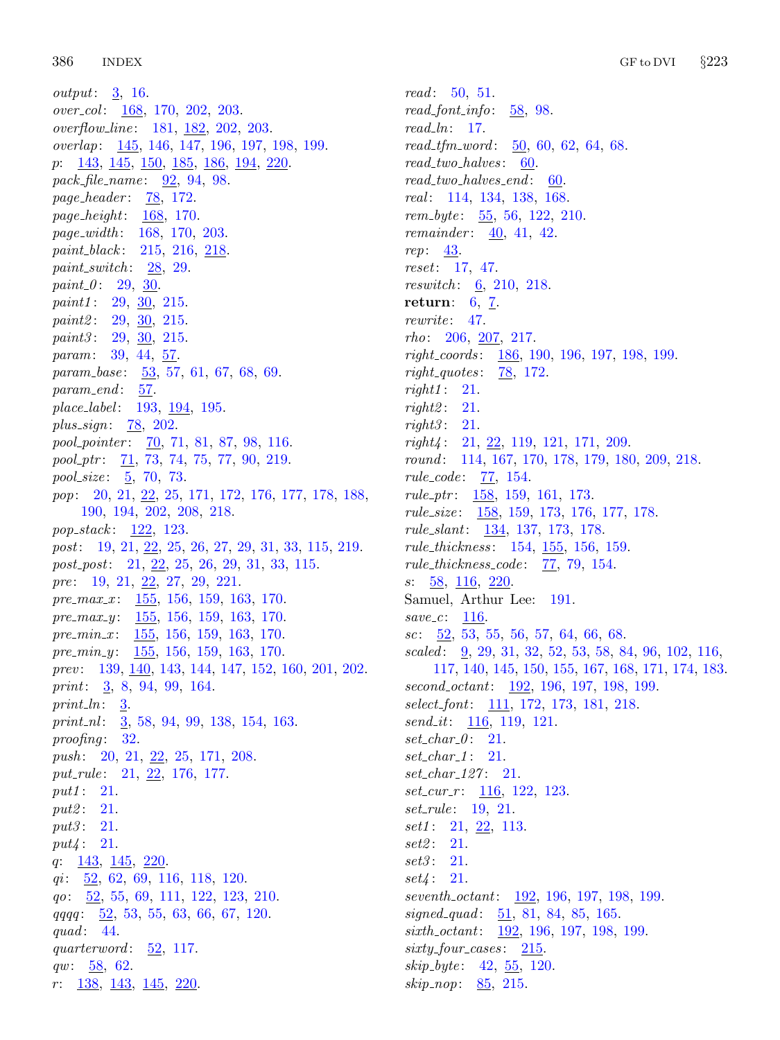*output*: 3, 16.
*over_col*: 168, 170, 202, 203.
*overflow_line*: 181, 182, 202, 203.
*overlap*: 145, 146, 147, 196, 197, 198, 199.
*p*: 143, 145, 150, 185, 186, 194, 220.
*pack_file_name*: 92, 94, 98.
*page_header*: 78, 172.
*page_height*: 168, 170.
*page_width*: 168, 170, 203.
*paint_black*: 215, 216, 218.
*paint_switch*: 28, 29.
*paint_0*: 29, 30.
*paint1*: 29, 30, 215.
*paint2*: 29, 30, 215.
*paint3*: 29, 30, 215.
*param*: 39, 44, 57.
*param_base*: 53, 57, 61, 67, 68, 69.
*param_end*: 57.
*place_label*: 193, 194, 195.
*plus_sign*: 78, 202.
*pool_pointer*: 70, 71, 81, 87, 98, 116.
*pool_ptr*: 71, 73, 74, 75, 77, 90, 219.
*pool_size*: 5, 70, 73.
*pop*: 20, 21, 22, 25, 171, 172, 176, 177, 178, 188, 190, 194, 202, 208, 218.
*pop_stack*: 122, 123.
*post*: 19, 21, 22, 25, 26, 27, 29, 31, 33, 115, 219.
*post_post*: 21, 22, 25, 26, 29, 31, 33, 115.
*pre*: 19, 21, 22, 27, 29, 221.
*pre_max_x*: 155, 156, 159, 163, 170.
*pre_max_y*: 155, 156, 159, 163, 170.
*pre_min_x*: 155, 156, 159, 163, 170.
*pre_min_y*: 155, 156, 159, 163, 170.
*prev*: 139, 140, 143, 144, 147, 152, 160, 201, 202.
*print*: 3, 8, 94, 99, 164.
*print_ln*: 3.
*print_nl*: 3, 58, 94, 99, 138, 154, 163.
*proofing*: 32.
*push*: 20, 21, 22, 25, 171, 208.
*put_rule*: 21, 22, 176, 177.
*put1*: 21.
*put2*: 21.
*put3*: 21.
*put4*: 21.
*q*: 143, 145, 220.
*qi*: 52, 62, 69, 116, 118, 120.
*qo*: 52, 55, 69, 111, 122, 123, 210.
*qqqq*: 52, 53, 55, 63, 66, 67, 120.
*quad*: 44.
*quarterword*: 52, 117.
*qw*: 58, 62.
*r*: 138, 143, 145, 220.
*read*: 50, 51.
*read_font_info*: 58, 98.
*read_ln*: 17.
*read_tfm_word*: 50, 60, 62, 64, 68.
*read_two_halves*: 60.
*read_two_halves_end*: 60.
*real*: 114, 134, 138, 168.
*rem_byte*: 55, 56, 122, 210.
*remainder*: 40, 41, 42.
*rep*: 43.
*reset*: 17, 47.
*reswitch*: 6, 210, 218.
**return**: 6, 7.
*rewrite*: 47.
*rho*: 206, 207, 217.
*right_coords*: 186, 190, 196, 197, 198, 199.
*right_quotes*: 78, 172.
*right1*: 21.
*right2*: 21.
*right3*: 21.
*right4*: 21, 22, 119, 121, 171, 209.
*round*: 114, 167, 170, 178, 179, 180, 209, 218.
*rule_code*: 77, 154.
*rule_ptr*: 158, 159, 161, 173.
*rule_size*: 158, 159, 173, 176, 177, 178.
*rule_slant*: 134, 137, 173, 178.
*rule_thickness*: 154, 155, 156, 159.
*rule_thickness_code*: 77, 79, 154.
*s*: 58, 116, 220.
Samuel, Arthur Lee: 191.
*save_c*: 116.
*sc*: 52, 53, 55, 56, 57, 64, 66, 68.
*scaled*: 9, 29, 31, 32, 52, 53, 58, 84, 96, 102, 116, 117, 140, 145, 150, 155, 167, 168, 171, 174, 183.
*second_octant*: 192, 196, 197, 198, 199.
*select_font*: 111, 172, 173, 181, 218.
*send_it*: 116, 119, 121.
*set_char_0*: 21.
*set_char_1*: 21.
*set_char_127*: 21.
*set_cur_r*: 116, 122, 123.
*set_rule*: 19, 21.
*set1*: 21, 22, 113.
*set2*: 21.
*set3*: 21.
*set4*: 21.
*seventh_octant*: 192, 196, 197, 198, 199.
*signed_quad*: 51, 81, 84, 85, 165.
*sixth_octant*: 192, 196, 197, 198, 199.
*sixty_four_cases*: 215.
*skip_byte*: 42, 55, 120.
*skip_nop*: 85, 215.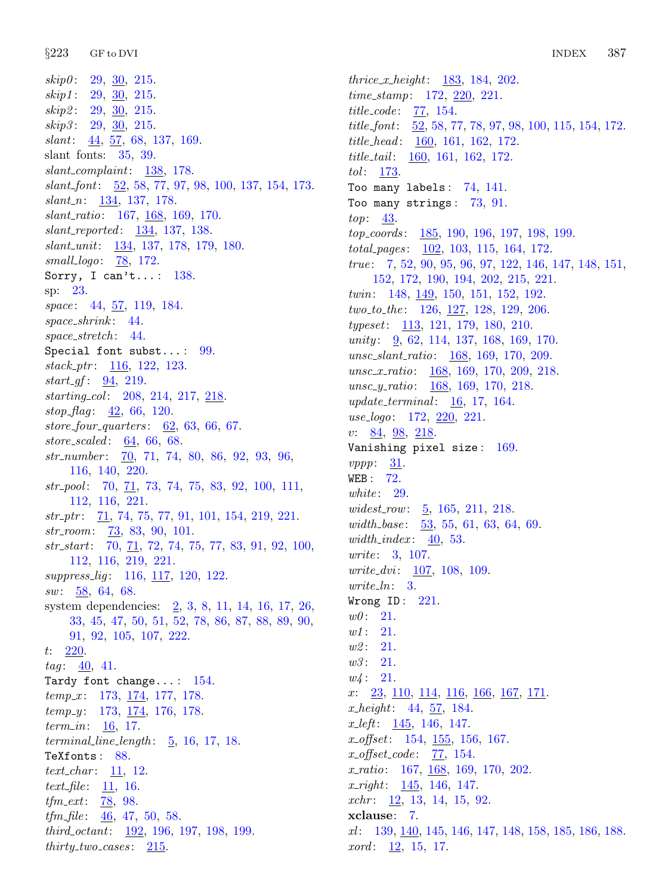*skip0*: 29, 30, 215.
*skip1*: 29, 30, 215.
*skip2*: 29, 30, 215.
*skip3*: 29, 30, 215.
*slant*: 44, 57, 68, 137, 169.
slant fonts: 35, 39.
*slant_complaint*: 138, 178.
*slant_font*: 52, 58, 77, 97, 98, 100, 137, 154, 173.
*slant_n*: 134, 137, 178.
*slant_ratio*: 167, 168, 169, 170.
*slant_reported*: 134, 137, 138.
*slant_unit*: 134, 137, 178, 179, 180.
*small_logo*: 78, 172.
`Sorry, I can't...`: 138.
sp: 23.
*space*: 44, 57, 119, 184.
*space_shrink*: 44.
*space_stretch*: 44.
`Special font subst...`: 99.
*stack_ptr*: 116, 122, 123.
*start_gf*: 94, 219.
*starting_col*: 208, 214, 217, 218.
*stop_flag*: 42, 66, 120.
*store_four_quarters*: 62, 63, 66, 67.
*store_scaled*: 64, 66, 68.
*str_number*: 70, 71, 74, 80, 86, 92, 93, 96, 116, 140, 220.
*str_pool*: 70, 71, 73, 74, 75, 83, 92, 100, 111, 112, 116, 221.
*str_ptr*: 71, 74, 75, 77, 91, 101, 154, 219, 221.
*str_room*: 73, 83, 90, 101.
*str_start*: 70, 71, 72, 74, 75, 77, 83, 91, 92, 100, 112, 116, 219, 221.
*suppress_lig*: 116, 117, 120, 122.
*sw*: 58, 64, 68.
system dependencies: 2, 3, 8, 11, 14, 16, 17, 26, 33, 45, 47, 50, 51, 52, 78, 86, 87, 88, 89, 90, 91, 92, 105, 107, 222.
*t*: 220.
*tag*: 40, 41.
`Tardy font change...`: 154.
*temp_x*: 173, 174, 177, 178.
*temp_y*: 173, 174, 176, 178.
*term_in*: 16, 17.
*terminal_line_length*: 5, 16, 17, 18.
`TeXfonts`: 88.
*text_char*: 11, 12.
*text_file*: 11, 16.
*tfm_ext*: 78, 98.
*tfm_file*: 46, 47, 50, 58.
*third_octant*: 192, 196, 197, 198, 199.
*thirty_two_cases*: 215.
*thrice_x_height*: 183, 184, 202.
*time_stamp*: 172, 220, 221.
*title_code*: 77, 154.
*title_font*: 52, 58, 77, 78, 97, 98, 100, 115, 154, 172.
*title_head*: 160, 161, 162, 172.
*title_tail*: 160, 161, 162, 172.
*tol*: 173.
`Too many labels`: 74, 141.
`Too many strings`: 73, 91.
*top*: 43.
*top_coords*: 185, 190, 196, 197, 198, 199.
*total_pages*: 102, 103, 115, 164, 172.
*true*: 7, 52, 90, 95, 96, 97, 122, 146, 147, 148, 151, 152, 172, 190, 194, 202, 215, 221.
*twin*: 148, 149, 150, 151, 152, 192.
*two_to_the*: 126, 127, 128, 129, 206.
*typeset*: 113, 121, 179, 180, 210.
*unity*: 9, 62, 114, 137, 168, 169, 170.
*unsc_slant_ratio*: 168, 169, 170, 209.
*unsc_x_ratio*: 168, 169, 170, 209, 218.
*unsc_y_ratio*: 168, 169, 170, 218.
*update_terminal*: 16, 17, 164.
*use_logo*: 172, 220, 221.
*v*: 84, 98, 218.
`Vanishing pixel size`: 169.
*vppp*: 31.
`WEB`: 72.
*white*: 29.
*widest_row*: 5, 165, 211, 218.
*width_base*: 53, 55, 61, 63, 64, 69.
*width_index*: 40, 53.
*write*: 3, 107.
*write_dvi*: 107, 108, 109.
*write_ln*: 3.
`Wrong ID`: 221.
*w0*: 21.
*w1*: 21.
*w2*: 21.
*w3*: 21.
*w4*: 21.
*x*: 23, 110, 114, 116, 166, 167, 171.
*x_height*: 44, 57, 184.
*x_left*: 145, 146, 147.
*x_offset*: 154, 155, 156, 167.
*x_offset_code*: 77, 154.
*x_ratio*: 167, 168, 169, 170, 202.
*x_right*: 145, 146, 147.
*xchr*: 12, 13, 14, 15, 92.
**xclause**: 7.
*xl*: 139, 140, 145, 146, 147, 148, 158, 185, 186, 188.
*xord*: 12, 15, 17.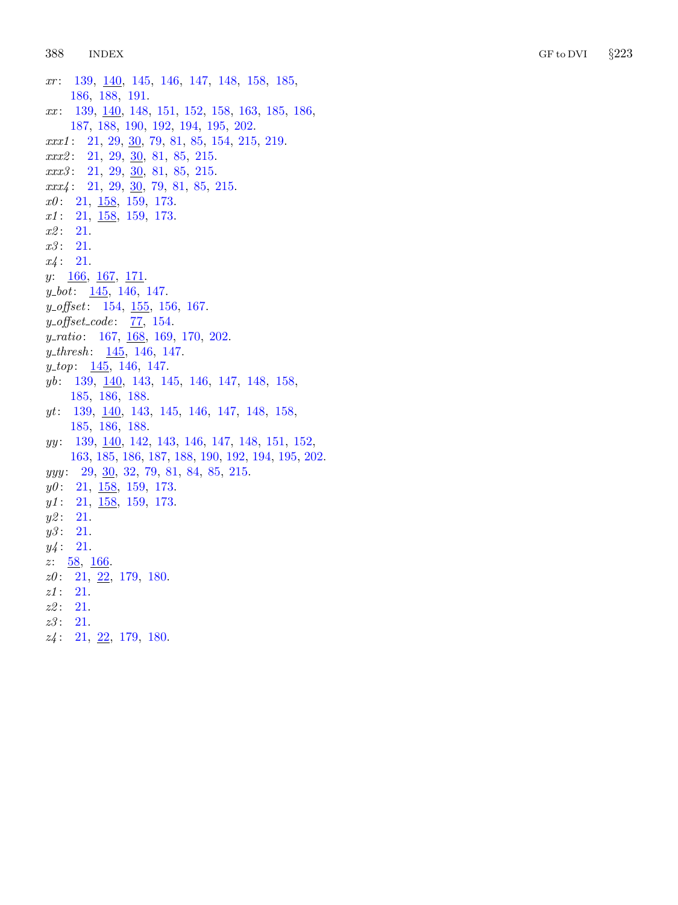*xr*: 139, <u>140</u>, 145, 146, 147, 148, 158, 185, 186, 188, 191.
*xx*: 139, <u>140</u>, 148, 151, 152, 158, 163, 185, 186, 187, 188, 190, 192, 194, 195, 202.
*xxx1*: 21, 29, <u>30</u>, 79, 81, 85, 154, 215, 219.
*xxx2*: 21, 29, <u>30</u>, 81, 85, 215.
*xxx3*: 21, 29, <u>30</u>, 81, 85, 215.
*xxx4*: 21, 29, <u>30</u>, 79, 81, 85, 215.
*x0*: 21, <u>158</u>, 159, 173.
*x1*: 21, <u>158</u>, 159, 173.
*x2*: 21.
*x3*: 21.
*x4*: 21.
*y*: <u>166</u>, <u>167</u>, <u>171</u>.
*y_bot*: <u>145</u>, 146, 147.
*y_offset*: 154, <u>155</u>, 156, 167.
*y_offset_code*: <u>77</u>, 154.
*y_ratio*: 167, <u>168</u>, 169, 170, 202.
*y_thresh*: <u>145</u>, 146, 147.
*y_top*: <u>145</u>, 146, 147.
*yb*: 139, <u>140</u>, 143, 145, 146, 147, 148, 158, 185, 186, 188.
*yt*: 139, <u>140</u>, 143, 145, 146, 147, 148, 158, 185, 186, 188.
*yy*: 139, <u>140</u>, 142, 143, 146, 147, 148, 151, 152, 163, 185, 186, 187, 188, 190, 192, 194, 195, 202.
*yyy*: 29, <u>30</u>, 32, 79, 81, 84, 85, 215.
*y0*: 21, <u>158</u>, 159, 173.
*y1*: 21, <u>158</u>, 159, 173.
*y2*: 21.
*y3*: 21.
*y4*: 21.
*z*: <u>58</u>, <u>166</u>.
*z0*: 21, <u>22</u>, 179, 180.
*z1*: 21.
*z2*: 21.
*z3*: 21.
*z4*: 21, <u>22</u>, 179, 180.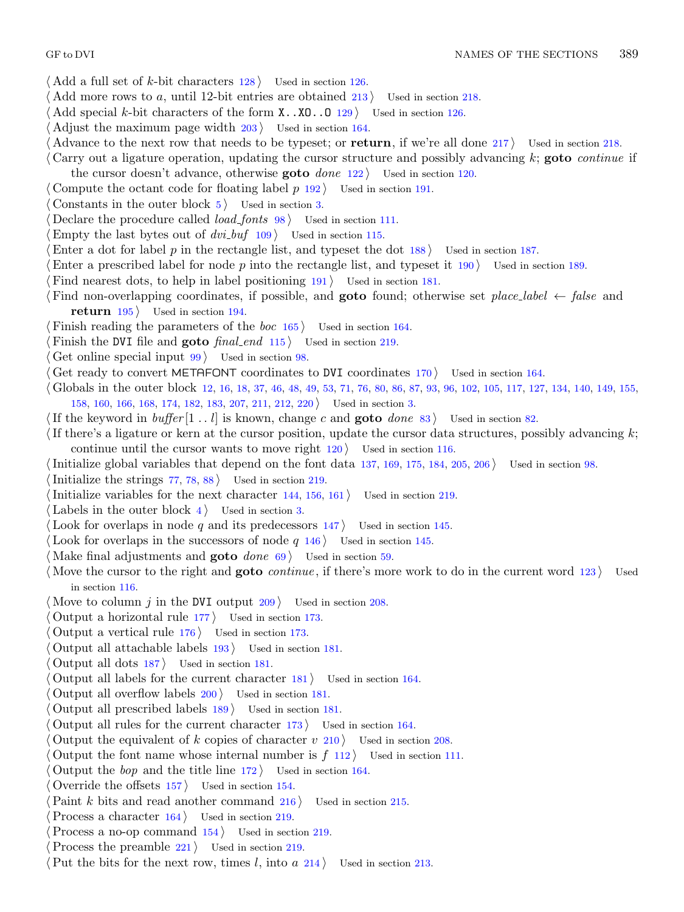⟨ Add a full set of $k$-bit characters 128 ⟩ Used in section 126.

⟨ Add more rows to $a$, until 12-bit entries are obtained 213 ⟩ Used in section 218.

⟨ Add special $k$-bit characters of the form `X..XO..O` 129 ⟩ Used in section 126.

⟨ Adjust the maximum page width 203 ⟩ Used in section 164.

⟨ Advance to the next row that needs to be typeset; or **return**, if we're all done 217 ⟩ Used in section 218.

⟨ Carry out a ligature operation, updating the cursor structure and possibly advancing $k$; **goto** *continue* if the cursor doesn't advance, otherwise **goto** *done* 122 ⟩ Used in section 120.

⟨ Compute the octant code for floating label $p$ 192 ⟩ Used in section 191.

⟨ Constants in the outer block 5 ⟩ Used in section 3.

⟨ Declare the procedure called *load_fonts* 98 ⟩ Used in section 111.

⟨ Empty the last bytes out of *dvi_buf* 109 ⟩ Used in section 115.

⟨ Enter a dot for label $p$ in the rectangle list, and typeset the dot 188 ⟩ Used in section 187.

⟨ Enter a prescribed label for node $p$ into the rectangle list, and typeset it 190 ⟩ Used in section 189.

⟨ Find nearest dots, to help in label positioning 191 ⟩ Used in section 181.

⟨ Find non-overlapping coordinates, if possible, and **goto** found; otherwise set *place_label* ← *false* and **return** 195 ⟩ Used in section 194.

⟨ Finish reading the parameters of the *boc* 165 ⟩ Used in section 164.

⟨ Finish the DVI file and **goto** *final_end* 115 ⟩ Used in section 219.

⟨ Get online special input 99 ⟩ Used in section 98.

⟨ Get ready to convert METAFONT coordinates to DVI coordinates 170 ⟩ Used in section 164.

⟨ Globals in the outer block 12, 16, 18, 37, 46, 48, 49, 53, 71, 76, 80, 86, 87, 93, 96, 102, 105, 117, 127, 134, 140, 149, 155, 158, 160, 166, 168, 174, 182, 183, 207, 211, 212, 220 ⟩ Used in section 3.

⟨ If the keyword in *buffer*[1 .. $l$] is known, change $c$ and **goto** *done* 83 ⟩ Used in section 82.

⟨ If there's a ligature or kern at the cursor position, update the cursor data structures, possibly advancing $k$; continue until the cursor wants to move right 120 ⟩ Used in section 116.

⟨ Initialize global variables that depend on the font data 137, 169, 175, 184, 205, 206 ⟩ Used in section 98.

⟨ Initialize the strings 77, 78, 88 ⟩ Used in section 219.

⟨ Initialize variables for the next character 144, 156, 161 ⟩ Used in section 219.

⟨ Labels in the outer block 4 ⟩ Used in section 3.

⟨ Look for overlaps in node $q$ and its predecessors 147 ⟩ Used in section 145.

⟨ Look for overlaps in the successors of node $q$ 146 ⟩ Used in section 145.

⟨ Make final adjustments and **goto** *done* 69 ⟩ Used in section 59.

⟨ Move the cursor to the right and **goto** *continue*, if there's more work to do in the current word 123 ⟩ Used in section 116.

⟨ Move to column $j$ in the DVI output 209 ⟩ Used in section 208.

⟨ Output a horizontal rule 177 ⟩ Used in section 173.

⟨ Output a vertical rule 176 ⟩ Used in section 173.

⟨ Output all attachable labels 193 ⟩ Used in section 181.

⟨ Output all dots 187 ⟩ Used in section 181.

⟨ Output all labels for the current character 181 ⟩ Used in section 164.

⟨ Output all overflow labels 200 ⟩ Used in section 181.

⟨ Output all prescribed labels 189 ⟩ Used in section 181.

⟨ Output all rules for the current character 173 ⟩ Used in section 164.

⟨ Output the equivalent of $k$ copies of character $v$ 210 ⟩ Used in section 208.

⟨ Output the font name whose internal number is $f$ 112 ⟩ Used in section 111.

⟨ Output the *bop* and the title line 172 ⟩ Used in section 164.

⟨ Override the offsets 157 ⟩ Used in section 154.

⟨ Paint $k$ bits and read another command 216 ⟩ Used in section 215.

⟨ Process a character 164 ⟩ Used in section 219.

⟨ Process a no-op command 154 ⟩ Used in section 219.

⟨ Process the preamble 221 ⟩ Used in section 219.

⟨ Put the bits for the next row, times $l$, into $a$ 214 ⟩ Used in section 213.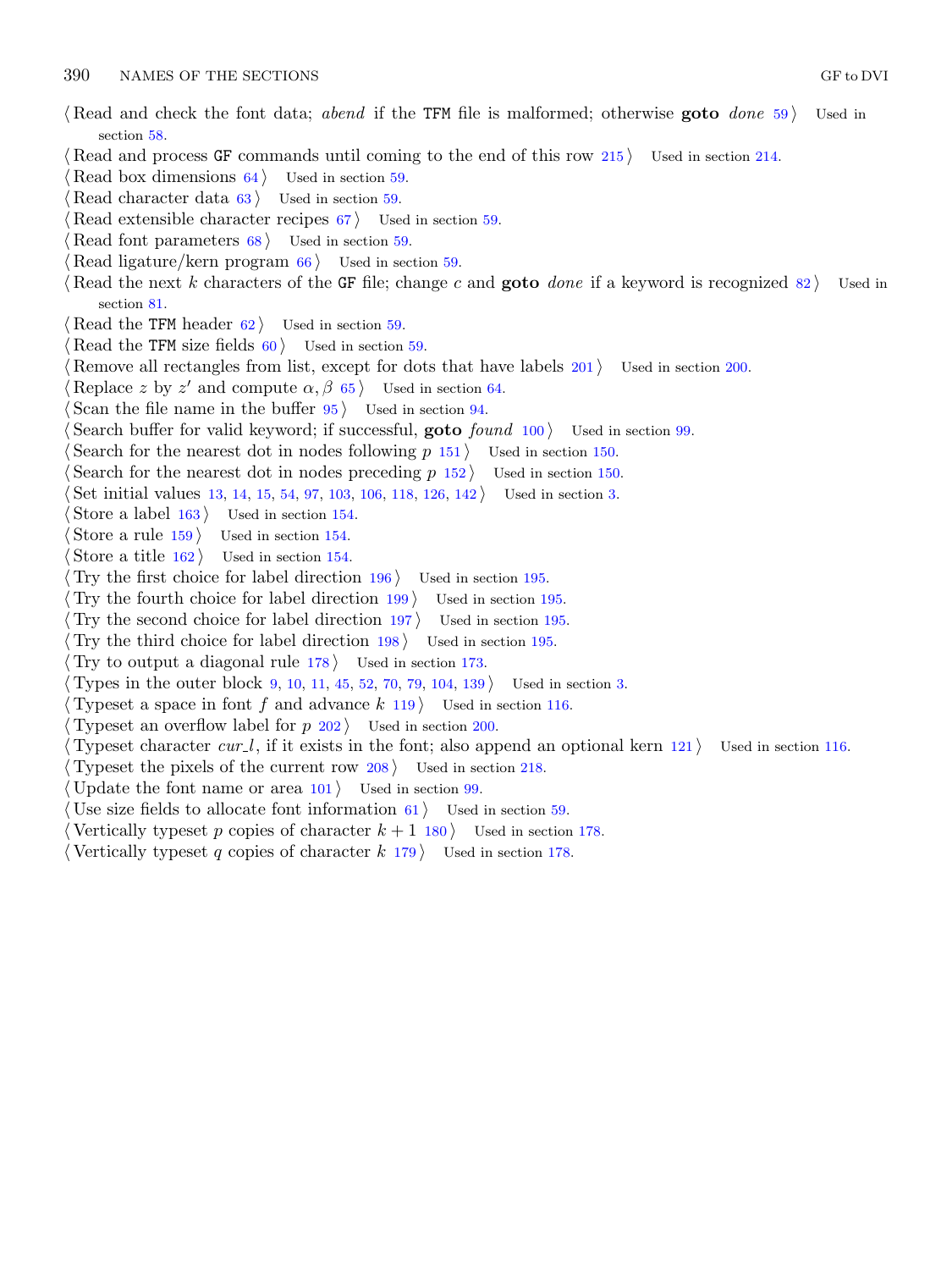⟨ Read and check the font data; *abend* if the TFM file is malformed; otherwise **goto** *done* 59 ⟩ Used in section 58.
⟨ Read and process GF commands until coming to the end of this row 215 ⟩ Used in section 214.
⟨ Read box dimensions 64 ⟩ Used in section 59.
⟨ Read character data 63 ⟩ Used in section 59.
⟨ Read extensible character recipes 67 ⟩ Used in section 59.
⟨ Read font parameters 68 ⟩ Used in section 59.
⟨ Read ligature/kern program 66 ⟩ Used in section 59.
⟨ Read the next $k$ characters of the GF file; change $c$ and **goto** *done* if a keyword is recognized 82 ⟩ Used in section 81.
⟨ Read the TFM header 62 ⟩ Used in section 59.
⟨ Read the TFM size fields 60 ⟩ Used in section 59.
⟨ Remove all rectangles from list, except for dots that have labels 201 ⟩ Used in section 200.
⟨ Replace $z$ by $z'$ and compute $\alpha, \beta$ 65 ⟩ Used in section 64.
⟨ Scan the file name in the buffer 95 ⟩ Used in section 94.
⟨ Search buffer for valid keyword; if successful, **goto** *found* 100 ⟩ Used in section 99.
⟨ Search for the nearest dot in nodes following $p$ 151 ⟩ Used in section 150.
⟨ Search for the nearest dot in nodes preceding $p$ 152 ⟩ Used in section 150.
⟨ Set initial values 13, 14, 15, 54, 97, 103, 106, 118, 126, 142 ⟩ Used in section 3.
⟨ Store a label 163 ⟩ Used in section 154.
⟨ Store a rule 159 ⟩ Used in section 154.
⟨ Store a title 162 ⟩ Used in section 154.
⟨ Try the first choice for label direction 196 ⟩ Used in section 195.
⟨ Try the fourth choice for label direction 199 ⟩ Used in section 195.
⟨ Try the second choice for label direction 197 ⟩ Used in section 195.
⟨ Try the third choice for label direction 198 ⟩ Used in section 195.
⟨ Try to output a diagonal rule 178 ⟩ Used in section 173.
⟨ Types in the outer block 9, 10, 11, 45, 52, 70, 79, 104, 139 ⟩ Used in section 3.
⟨ Typeset a space in font $f$ and advance $k$ 119 ⟩ Used in section 116.
⟨ Typeset an overflow label for $p$ 202 ⟩ Used in section 200.
⟨ Typeset character *cur_l*, if it exists in the font; also append an optional kern 121 ⟩ Used in section 116.
⟨ Typeset the pixels of the current row 208 ⟩ Used in section 218.
⟨ Update the font name or area 101 ⟩ Used in section 99.
⟨ Use size fields to allocate font information 61 ⟩ Used in section 59.
⟨ Vertically typeset $p$ copies of character $k + 1$ 180 ⟩ Used in section 178.
⟨ Vertically typeset $q$ copies of character $k$ 179 ⟩ Used in section 178.